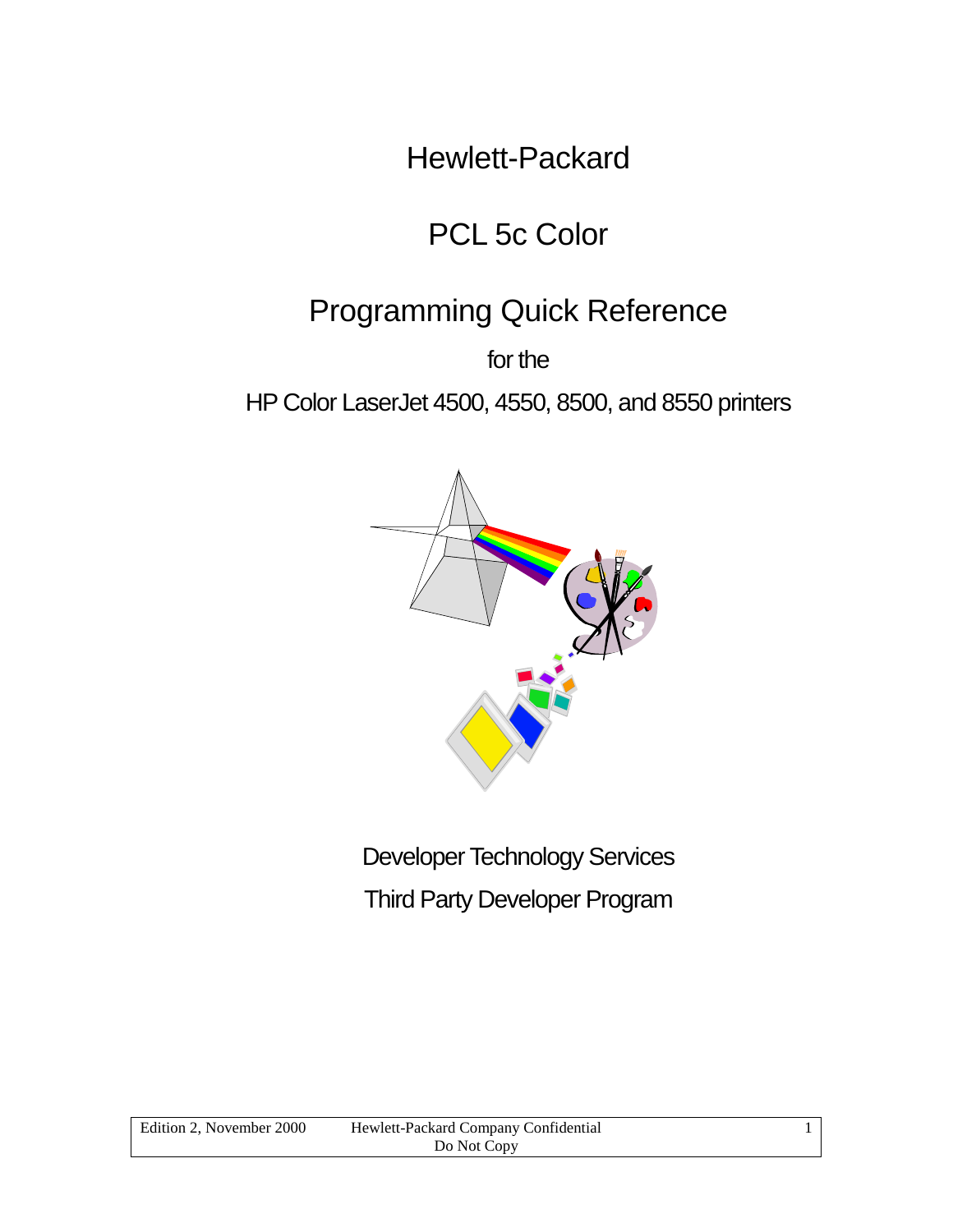# Hewlett-Packard

# PCL 5c Color

# Programming Quick Reference

for the

HP Color LaserJet 4500, 4550, 8500, and 8550 printers

Developer Technology Services

Third Party Developer Program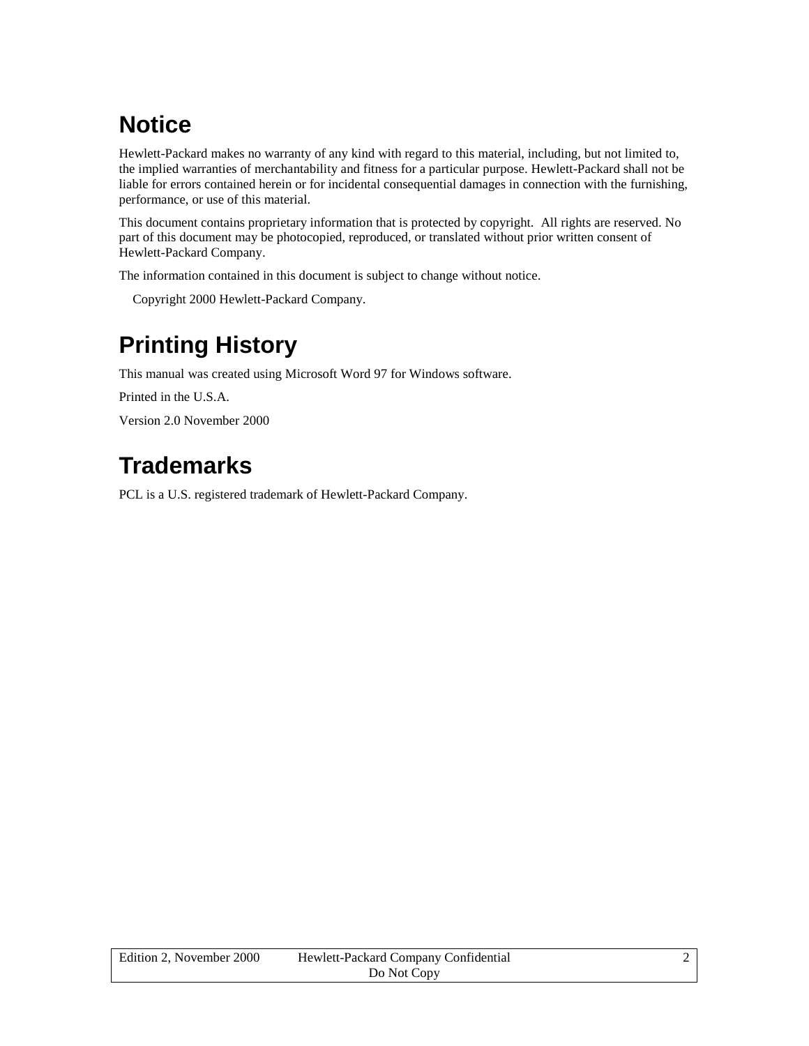# Notice

Hewlett-Packard makes no warranty of any kind with regard to this material, including, but not limited to, the implied warranties of merchantability and fitness for a particular purpose. Hewlett-Packard shall not be liable for errors contained herein or for incidental consequential damages in connection with the furnishing, performance, or use of this material.

This document contains proprietary information that is protected by copyright. All rights are reserved. No part of this document may be photocopied, reproduced, or translated without prior written consent of Hewlett-Packard Company.

The information contained in this document is subject to change without notice.

Copyright 2000 Hewlett-Packard Company.

# Printing History

This manual was created using Microsoft Word 97 for Windows software.

Printed in the U.S.A.

Version 2.0 November 2000

# Trademarks

PCL is a U.S. registered trademark of Hewlett-Packard Company.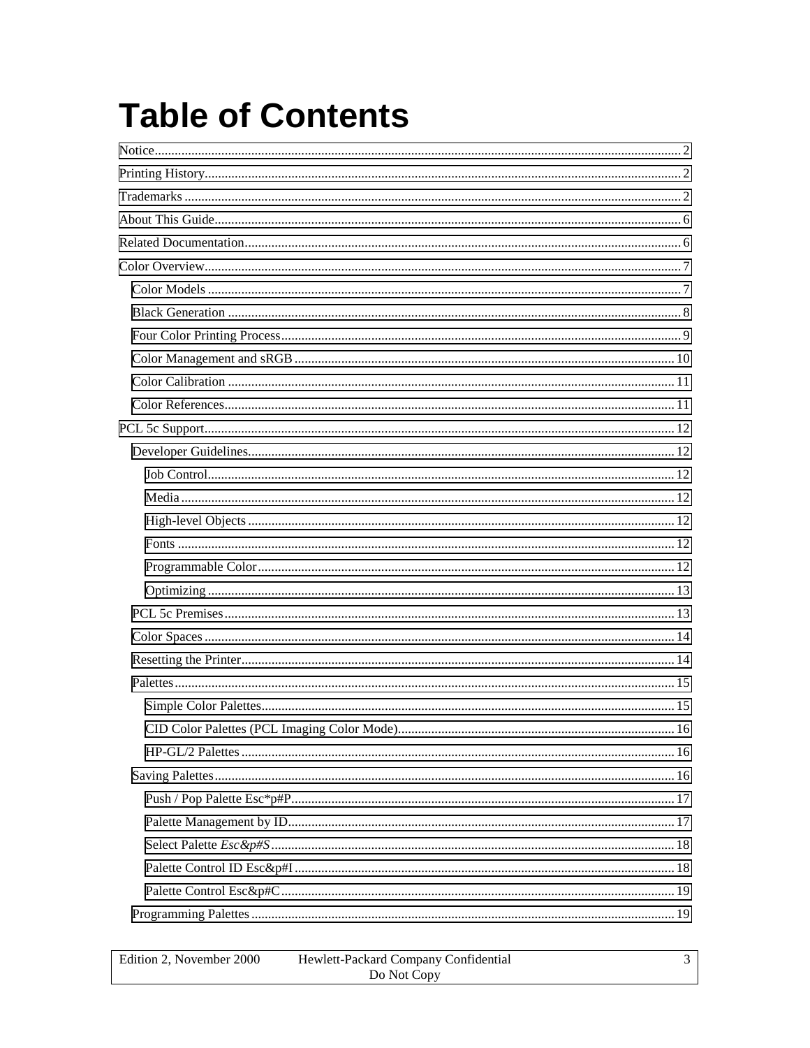# Table of Contents

- Notice ........ 2
- Printing History ........ 2
- Trademarks ........ 2
- About This Guide ........ 6
- Related Documentation ........ 6
- Color Overview ........ 7
  - Color Models ........ 7
  - Black Generation ........ 8
  - Four Color Printing Process ........ 9
  - Color Management and sRGB ........ 10
  - Color Calibration ........ 11
  - Color References ........ 11
- PCL 5c Support ........ 12
  - Developer Guidelines ........ 12
    - Job Control ........ 12
    - Media ........ 12
    - High-level Objects ........ 12
    - Fonts ........ 12
    - Programmable Color ........ 12
    - Optimizing ........ 13
  - PCL 5c Premises ........ 13
  - Color Spaces ........ 14
  - Resetting the Printer ........ 14
  - Palettes ........ 15
    - Simple Color Palettes ........ 15
    - CID Color Palettes (PCL Imaging Color Mode) ........ 16
    - HP-GL/2 Palettes ........ 16
  - Saving Palettes ........ 16
    - Push / Pop Palette Esc*p#P ........ 17
    - Palette Management by ID ........ 17
    - Select Palette *Esc&p#S* ........ 18
    - Palette Control ID Esc&p#I ........ 18
    - Palette Control Esc&p#C ........ 19
  - Programming Palettes ........ 19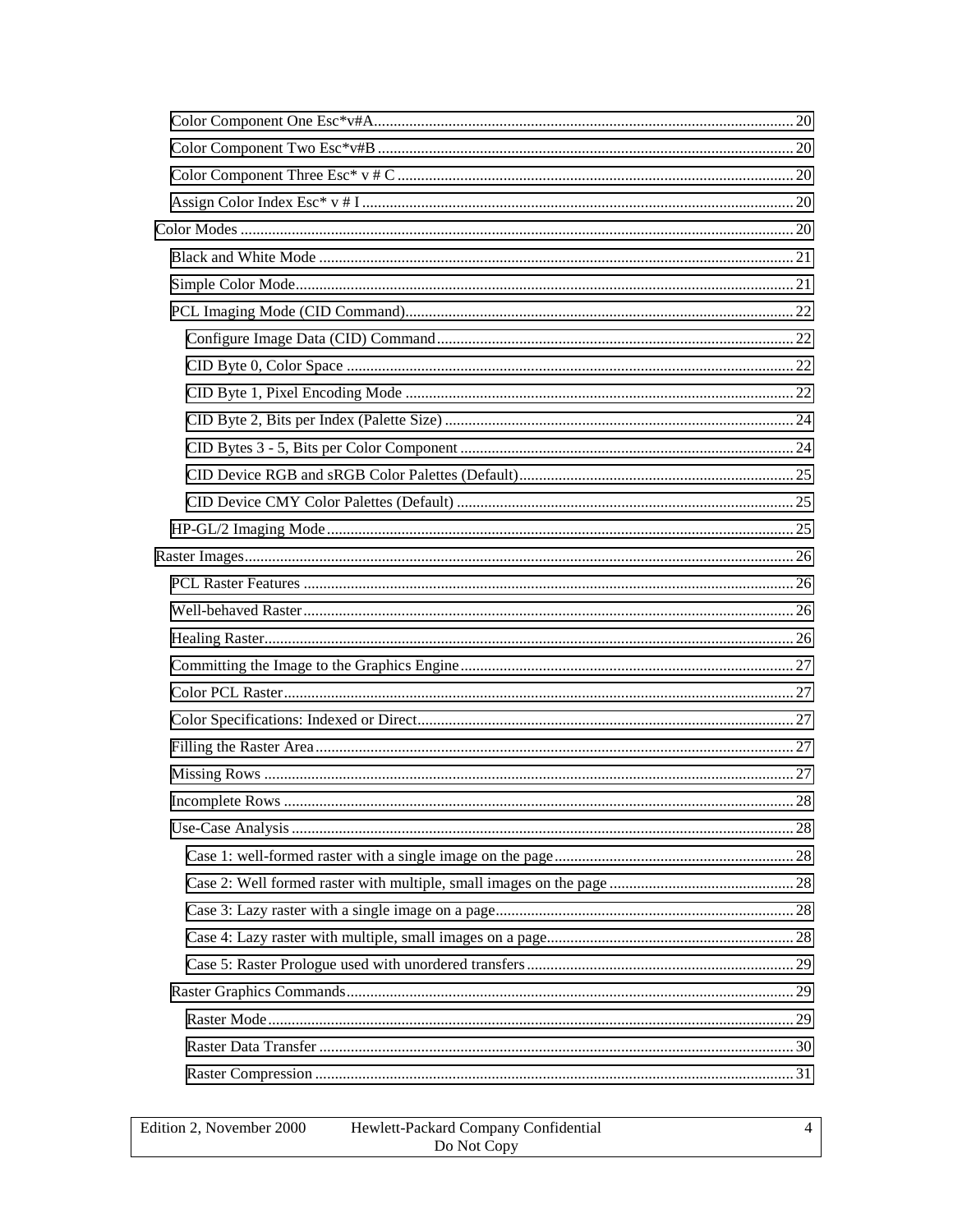- Color Component One Esc*v#A ... 20
- Color Component Two Esc*v#B ... 20
- Color Component Three Esc* v # C ... 20
- Assign Color Index Esc* v # I ... 20

Color Modes ... 20

- Black and White Mode ... 21
- Simple Color Mode ... 21
- PCL Imaging Mode (CID Command) ... 22
  - Configure Image Data (CID) Command ... 22
  - CID Byte 0, Color Space ... 22
  - CID Byte 1, Pixel Encoding Mode ... 22
  - CID Byte 2, Bits per Index (Palette Size) ... 24
  - CID Bytes 3 - 5, Bits per Color Component ... 24
  - CID Device RGB and sRGB Color Palettes (Default) ... 25
  - CID Device CMY Color Palettes (Default) ... 25
- HP-GL/2 Imaging Mode ... 25

Raster Images ... 26

- PCL Raster Features ... 26
- Well-behaved Raster ... 26
- Healing Raster ... 26
- Committing the Image to the Graphics Engine ... 27
- Color PCL Raster ... 27
- Color Specifications: Indexed or Direct ... 27
- Filling the Raster Area ... 27
- Missing Rows ... 27
- Incomplete Rows ... 28
- Use-Case Analysis ... 28
  - Case 1: well-formed raster with a single image on the page ... 28
  - Case 2: Well formed raster with multiple, small images on the page ... 28
  - Case 3: Lazy raster with a single image on a page ... 28
  - Case 4: Lazy raster with multiple, small images on a page ... 28
  - Case 5: Raster Prologue used with unordered transfers ... 29
- Raster Graphics Commands ... 29
  - Raster Mode ... 29
  - Raster Data Transfer ... 30
  - Raster Compression ... 31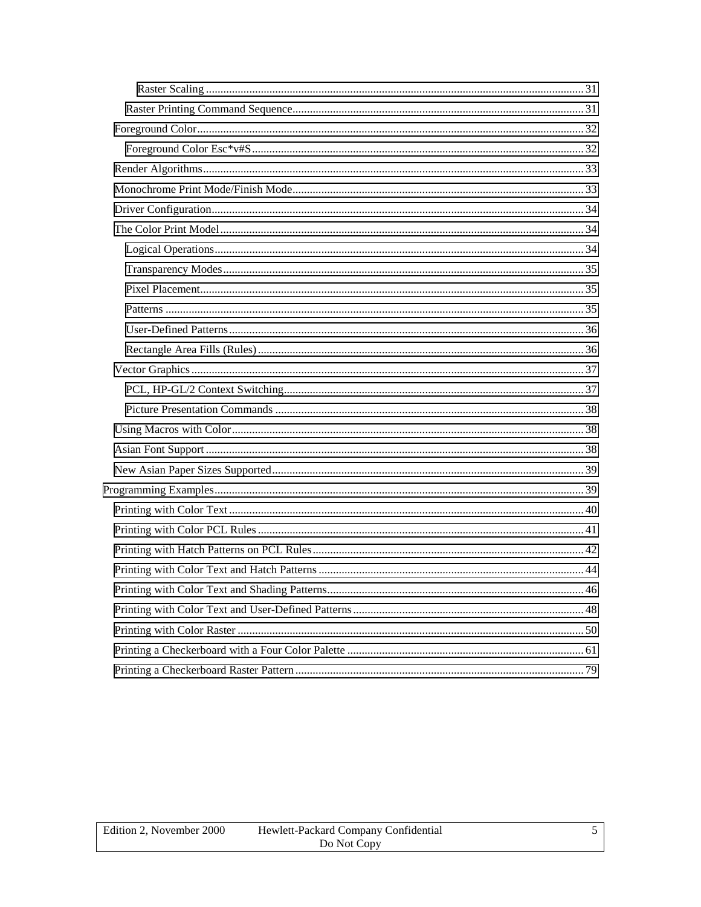- Raster Scaling ..... 31
- Raster Printing Command Sequence ..... 31
- Foreground Color ..... 32
  - Foreground Color Esc*v#S ..... 32
- Render Algorithms ..... 33
- Monochrome Print Mode/Finish Mode ..... 33
- Driver Configuration ..... 34
- The Color Print Model ..... 34
  - Logical Operations ..... 34
  - Transparency Modes ..... 35
  - Pixel Placement ..... 35
  - Patterns ..... 35
  - User-Defined Patterns ..... 36
  - Rectangle Area Fills (Rules) ..... 36
- Vector Graphics ..... 37
  - PCL, HP-GL/2 Context Switching ..... 37
  - Picture Presentation Commands ..... 38
- Using Macros with Color ..... 38
- Asian Font Support ..... 38
- New Asian Paper Sizes Supported ..... 39

Programming Examples ..... 39

- Printing with Color Text ..... 40
- Printing with Color PCL Rules ..... 41
- Printing with Hatch Patterns on PCL Rules ..... 42
- Printing with Color Text and Hatch Patterns ..... 44
- Printing with Color Text and Shading Patterns ..... 46
- Printing with Color Text and User-Defined Patterns ..... 48
- Printing with Color Raster ..... 50
- Printing a Checkerboard with a Four Color Palette ..... 61
- Printing a Checkerboard Raster Pattern ..... 79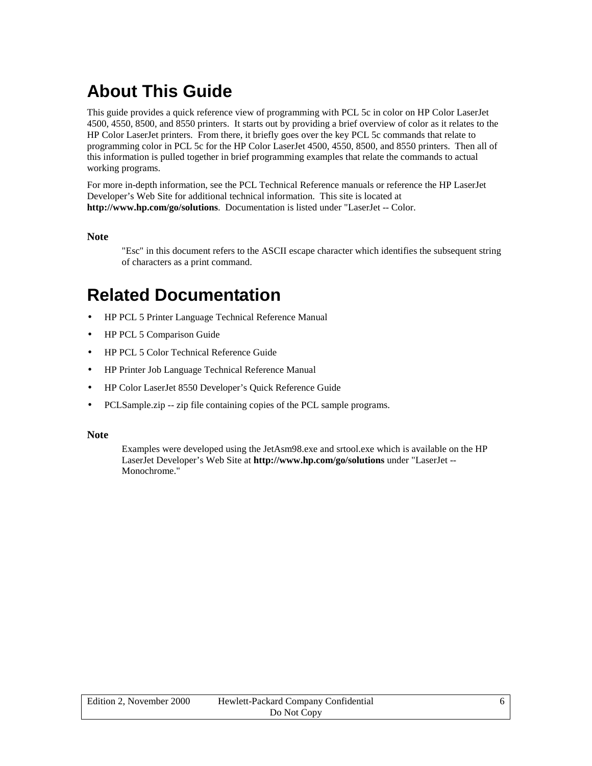# About This Guide

This guide provides a quick reference view of programming with PCL 5c in color on HP Color LaserJet 4500, 4550, 8500, and 8550 printers. It starts out by providing a brief overview of color as it relates to the HP Color LaserJet printers. From there, it briefly goes over the key PCL 5c commands that relate to programming color in PCL 5c for the HP Color LaserJet 4500, 4550, 8500, and 8550 printers. Then all of this information is pulled together in brief programming examples that relate the commands to actual working programs.

For more in-depth information, see the PCL Technical Reference manuals or reference the HP LaserJet Developer's Web Site for additional technical information. This site is located at **http://www.hp.com/go/solutions**. Documentation is listed under "LaserJet -- Color.

**Note**

> "Esc" in this document refers to the ASCII escape character which identifies the subsequent string of characters as a print command.

# Related Documentation

- HP PCL 5 Printer Language Technical Reference Manual
- HP PCL 5 Comparison Guide
- HP PCL 5 Color Technical Reference Guide
- HP Printer Job Language Technical Reference Manual
- HP Color LaserJet 8550 Developer's Quick Reference Guide
- PCLSample.zip -- zip file containing copies of the PCL sample programs.

**Note**

> Examples were developed using the JetAsm98.exe and srtool.exe which is available on the HP LaserJet Developer's Web Site at **http://www.hp.com/go/solutions** under "LaserJet -- Monochrome."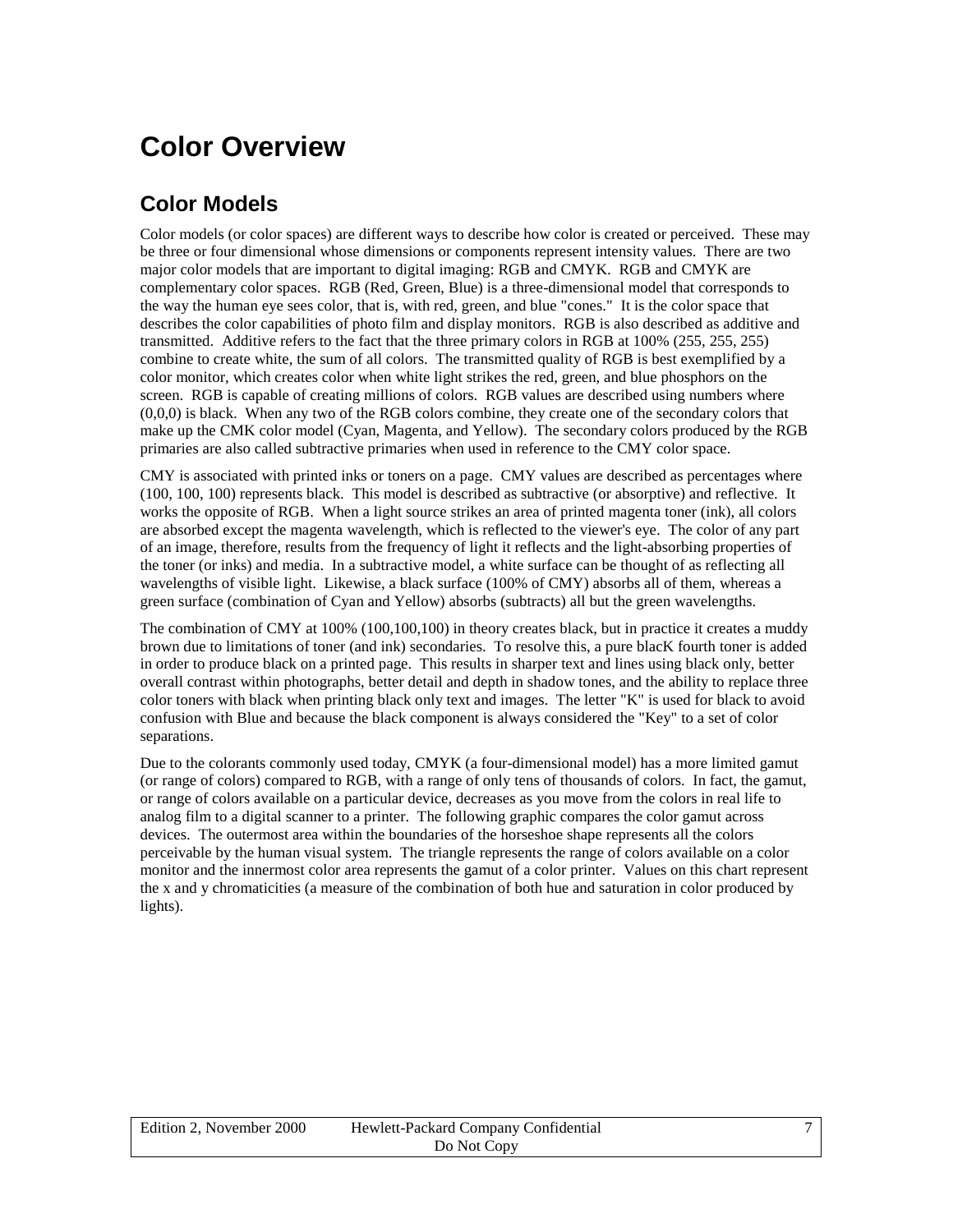# Color Overview

## Color Models

Color models (or color spaces) are different ways to describe how color is created or perceived. These may be three or four dimensional whose dimensions or components represent intensity values. There are two major color models that are important to digital imaging: RGB and CMYK. RGB and CMYK are complementary color spaces. RGB (Red, Green, Blue) is a three-dimensional model that corresponds to the way the human eye sees color, that is, with red, green, and blue "cones." It is the color space that describes the color capabilities of photo film and display monitors. RGB is also described as additive and transmitted. Additive refers to the fact that the three primary colors in RGB at 100% (255, 255, 255) combine to create white, the sum of all colors. The transmitted quality of RGB is best exemplified by a color monitor, which creates color when white light strikes the red, green, and blue phosphors on the screen. RGB is capable of creating millions of colors. RGB values are described using numbers where (0,0,0) is black. When any two of the RGB colors combine, they create one of the secondary colors that make up the CMK color model (Cyan, Magenta, and Yellow). The secondary colors produced by the RGB primaries are also called subtractive primaries when used in reference to the CMY color space.

CMY is associated with printed inks or toners on a page. CMY values are described as percentages where (100, 100, 100) represents black. This model is described as subtractive (or absorptive) and reflective. It works the opposite of RGB. When a light source strikes an area of printed magenta toner (ink), all colors are absorbed except the magenta wavelength, which is reflected to the viewer's eye. The color of any part of an image, therefore, results from the frequency of light it reflects and the light-absorbing properties of the toner (or inks) and media. In a subtractive model, a white surface can be thought of as reflecting all wavelengths of visible light. Likewise, a black surface (100% of CMY) absorbs all of them, whereas a green surface (combination of Cyan and Yellow) absorbs (subtracts) all but the green wavelengths.

The combination of CMY at 100% (100,100,100) in theory creates black, but in practice it creates a muddy brown due to limitations of toner (and ink) secondaries. To resolve this, a pure blacK fourth toner is added in order to produce black on a printed page. This results in sharper text and lines using black only, better overall contrast within photographs, better detail and depth in shadow tones, and the ability to replace three color toners with black when printing black only text and images. The letter "K" is used for black to avoid confusion with Blue and because the black component is always considered the "Key" to a set of color separations.

Due to the colorants commonly used today, CMYK (a four-dimensional model) has a more limited gamut (or range of colors) compared to RGB, with a range of only tens of thousands of colors. In fact, the gamut, or range of colors available on a particular device, decreases as you move from the colors in real life to analog film to a digital scanner to a printer. The following graphic compares the color gamut across devices. The outermost area within the boundaries of the horseshoe shape represents all the colors perceivable by the human visual system. The triangle represents the range of colors available on a color monitor and the innermost color area represents the gamut of a color printer. Values on this chart represent the x and y chromaticities (a measure of the combination of both hue and saturation in color produced by lights).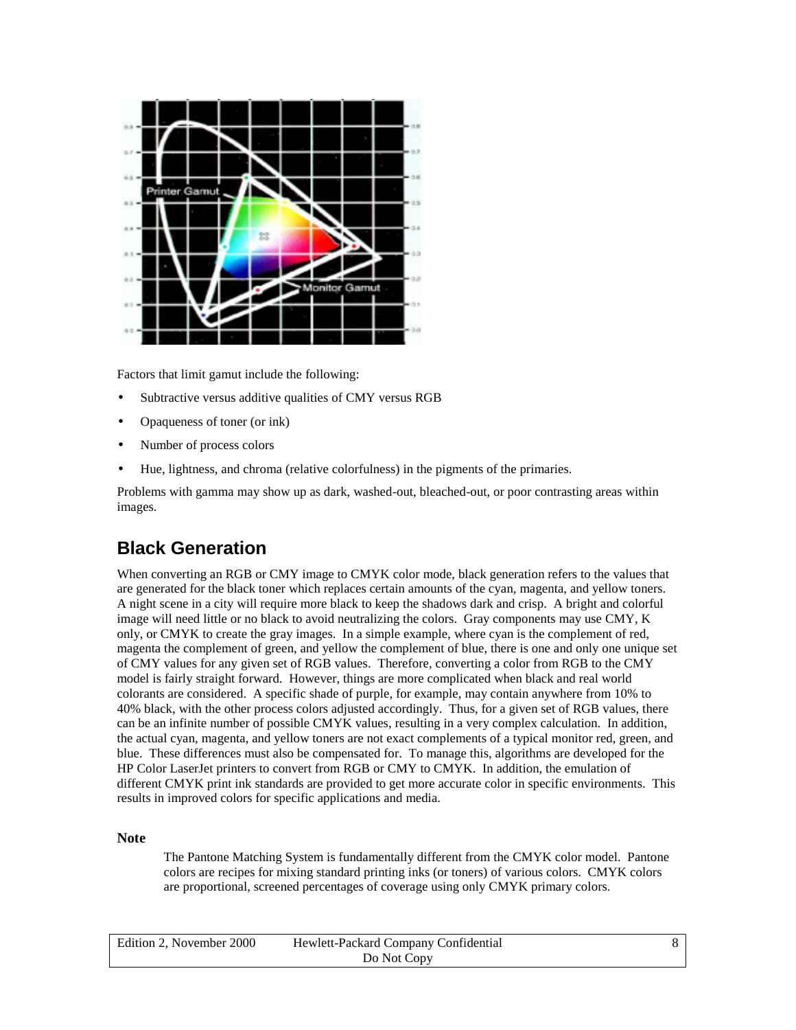Factors that limit gamut include the following:

- Subtractive versus additive qualities of CMY versus RGB
- Opaqueness of toner (or ink)
- Number of process colors
- Hue, lightness, and chroma (relative colorfulness) in the pigments of the primaries.

Problems with gamma may show up as dark, washed-out, bleached-out, or poor contrasting areas within images.

## Black Generation

When converting an RGB or CMY image to CMYK color mode, black generation refers to the values that are generated for the black toner which replaces certain amounts of the cyan, magenta, and yellow toners. A night scene in a city will require more black to keep the shadows dark and crisp. A bright and colorful image will need little or no black to avoid neutralizing the colors. Gray components may use CMY, K only, or CMYK to create the gray images. In a simple example, where cyan is the complement of red, magenta the complement of green, and yellow the complement of blue, there is one and only one unique set of CMY values for any given set of RGB values. Therefore, converting a color from RGB to the CMY model is fairly straight forward. However, things are more complicated when black and real world colorants are considered. A specific shade of purple, for example, may contain anywhere from 10% to 40% black, with the other process colors adjusted accordingly. Thus, for a given set of RGB values, there can be an infinite number of possible CMYK values, resulting in a very complex calculation. In addition, the actual cyan, magenta, and yellow toners are not exact complements of a typical monitor red, green, and blue. These differences must also be compensated for. To manage this, algorithms are developed for the HP Color LaserJet printers to convert from RGB or CMY to CMYK. In addition, the emulation of different CMYK print ink standards are provided to get more accurate color in specific environments. This results in improved colors for specific applications and media.

**Note**

> The Pantone Matching System is fundamentally different from the CMYK color model. Pantone colors are recipes for mixing standard printing inks (or toners) of various colors. CMYK colors are proportional, screened percentages of coverage using only CMYK primary colors.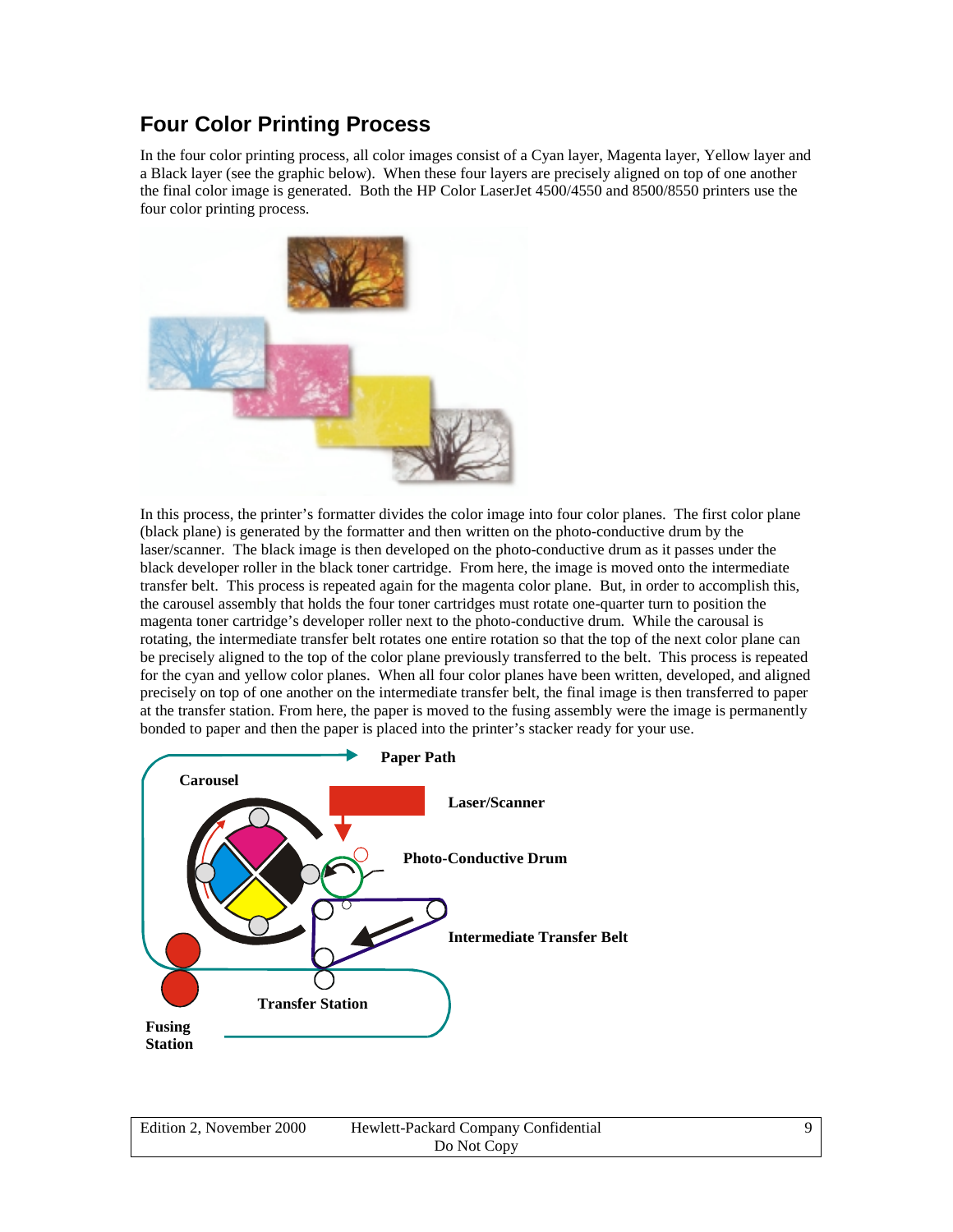## Four Color Printing Process

In the four color printing process, all color images consist of a Cyan layer, Magenta layer, Yellow layer and a Black layer (see the graphic below). When these four layers are precisely aligned on top of one another the final color image is generated. Both the HP Color LaserJet 4500/4550 and 8500/8550 printers use the four color printing process.

In this process, the printer's formatter divides the color image into four color planes. The first color plane (black plane) is generated by the formatter and then written on the photo-conductive drum by the laser/scanner. The black image is then developed on the photo-conductive drum as it passes under the black developer roller in the black toner cartridge. From here, the image is moved onto the intermediate transfer belt. This process is repeated again for the magenta color plane. But, in order to accomplish this, the carousel assembly that holds the four toner cartridges must rotate one-quarter turn to position the magenta toner cartridge's developer roller next to the photo-conductive drum. While the carousal is rotating, the intermediate transfer belt rotates one entire rotation so that the top of the next color plane can be precisely aligned to the top of the color plane previously transferred to the belt. This process is repeated for the cyan and yellow color planes. When all four color planes have been written, developed, and aligned precisely on top of one another on the intermediate transfer belt, the final image is then transferred to paper at the transfer station. From here, the paper is moved to the fusing assembly were the image is permanently bonded to paper and then the paper is placed into the printer's stacker ready for your use.

Paper Path

Carousel

Laser/Scanner

Photo-Conductive Drum

Intermediate Transfer Belt

Transfer Station

Fusing Station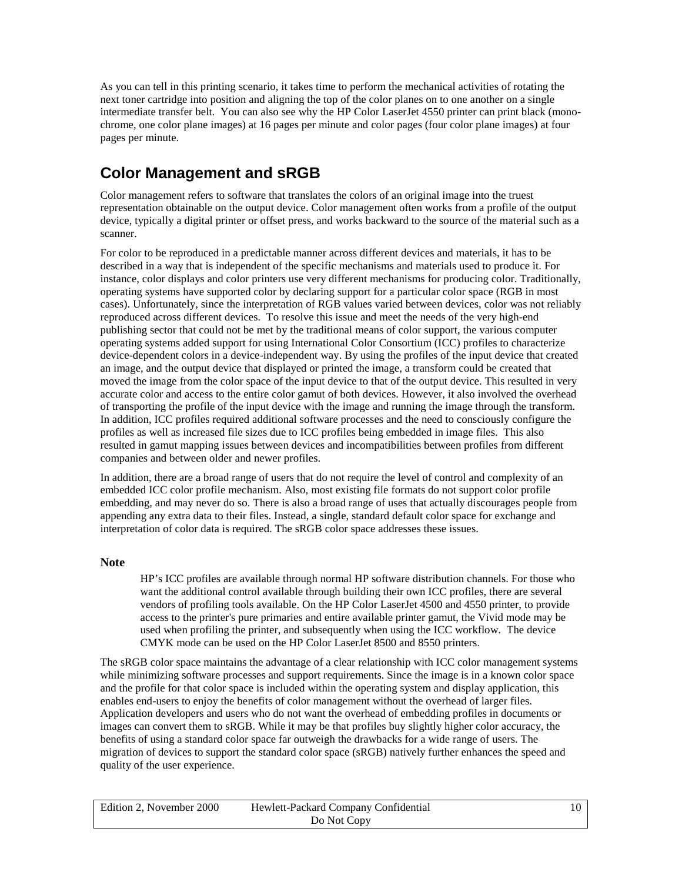As you can tell in this printing scenario, it takes time to perform the mechanical activities of rotating the next toner cartridge into position and aligning the top of the color planes on to one another on a single intermediate transfer belt. You can also see why the HP Color LaserJet 4550 printer can print black (mono-chrome, one color plane images) at 16 pages per minute and color pages (four color plane images) at four pages per minute.

## Color Management and sRGB

Color management refers to software that translates the colors of an original image into the truest representation obtainable on the output device. Color management often works from a profile of the output device, typically a digital printer or offset press, and works backward to the source of the material such as a scanner.

For color to be reproduced in a predictable manner across different devices and materials, it has to be described in a way that is independent of the specific mechanisms and materials used to produce it. For instance, color displays and color printers use very different mechanisms for producing color. Traditionally, operating systems have supported color by declaring support for a particular color space (RGB in most cases). Unfortunately, since the interpretation of RGB values varied between devices, color was not reliably reproduced across different devices. To resolve this issue and meet the needs of the very high-end publishing sector that could not be met by the traditional means of color support, the various computer operating systems added support for using International Color Consortium (ICC) profiles to characterize device-dependent colors in a device-independent way. By using the profiles of the input device that created an image, and the output device that displayed or printed the image, a transform could be created that moved the image from the color space of the input device to that of the output device. This resulted in very accurate color and access to the entire color gamut of both devices. However, it also involved the overhead of transporting the profile of the input device with the image and running the image through the transform. In addition, ICC profiles required additional software processes and the need to consciously configure the profiles as well as increased file sizes due to ICC profiles being embedded in image files. This also resulted in gamut mapping issues between devices and incompatibilities between profiles from different companies and between older and newer profiles.

In addition, there are a broad range of users that do not require the level of control and complexity of an embedded ICC color profile mechanism. Also, most existing file formats do not support color profile embedding, and may never do so. There is also a broad range of uses that actually discourages people from appending any extra data to their files. Instead, a single, standard default color space for exchange and interpretation of color data is required. The sRGB color space addresses these issues.

**Note**

> HP's ICC profiles are available through normal HP software distribution channels. For those who want the additional control available through building their own ICC profiles, there are several vendors of profiling tools available. On the HP Color LaserJet 4500 and 4550 printer, to provide access to the printer's pure primaries and entire available printer gamut, the Vivid mode may be used when profiling the printer, and subsequently when using the ICC workflow. The device CMYK mode can be used on the HP Color LaserJet 8500 and 8550 printers.

The sRGB color space maintains the advantage of a clear relationship with ICC color management systems while minimizing software processes and support requirements. Since the image is in a known color space and the profile for that color space is included within the operating system and display application, this enables end-users to enjoy the benefits of color management without the overhead of larger files. Application developers and users who do not want the overhead of embedding profiles in documents or images can convert them to sRGB. While it may be that profiles buy slightly higher color accuracy, the benefits of using a standard color space far outweigh the drawbacks for a wide range of users. The migration of devices to support the standard color space (sRGB) natively further enhances the speed and quality of the user experience.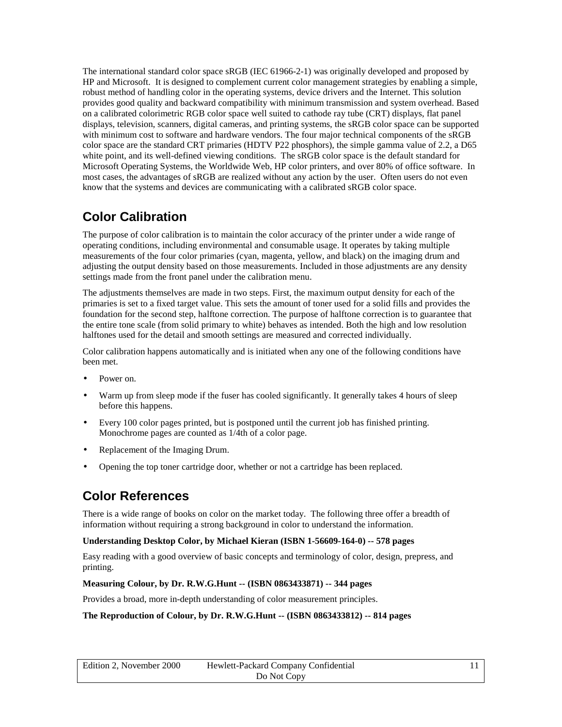The international standard color space sRGB (IEC 61966-2-1) was originally developed and proposed by HP and Microsoft. It is designed to complement current color management strategies by enabling a simple, robust method of handling color in the operating systems, device drivers and the Internet. This solution provides good quality and backward compatibility with minimum transmission and system overhead. Based on a calibrated colorimetric RGB color space well suited to cathode ray tube (CRT) displays, flat panel displays, television, scanners, digital cameras, and printing systems, the sRGB color space can be supported with minimum cost to software and hardware vendors. The four major technical components of the sRGB color space are the standard CRT primaries (HDTV P22 phosphors), the simple gamma value of 2.2, a D65 white point, and its well-defined viewing conditions. The sRGB color space is the default standard for Microsoft Operating Systems, the Worldwide Web, HP color printers, and over 80% of office software. In most cases, the advantages of sRGB are realized without any action by the user. Often users do not even know that the systems and devices are communicating with a calibrated sRGB color space.

## Color Calibration

The purpose of color calibration is to maintain the color accuracy of the printer under a wide range of operating conditions, including environmental and consumable usage. It operates by taking multiple measurements of the four color primaries (cyan, magenta, yellow, and black) on the imaging drum and adjusting the output density based on those measurements. Included in those adjustments are any density settings made from the front panel under the calibration menu.

The adjustments themselves are made in two steps. First, the maximum output density for each of the primaries is set to a fixed target value. This sets the amount of toner used for a solid fills and provides the foundation for the second step, halftone correction. The purpose of halftone correction is to guarantee that the entire tone scale (from solid primary to white) behaves as intended. Both the high and low resolution halftones used for the detail and smooth settings are measured and corrected individually.

Color calibration happens automatically and is initiated when any one of the following conditions have been met.

- Power on.
- Warm up from sleep mode if the fuser has cooled significantly. It generally takes 4 hours of sleep before this happens.
- Every 100 color pages printed, but is postponed until the current job has finished printing. Monochrome pages are counted as 1/4th of a color page.
- Replacement of the Imaging Drum.
- Opening the top toner cartridge door, whether or not a cartridge has been replaced.

## Color References

There is a wide range of books on color on the market today. The following three offer a breadth of information without requiring a strong background in color to understand the information.

**Understanding Desktop Color, by Michael Kieran (ISBN 1-56609-164-0) -- 578 pages**

Easy reading with a good overview of basic concepts and terminology of color, design, prepress, and printing.

**Measuring Colour, by Dr. R.W.G.Hunt -- (ISBN 0863433871) -- 344 pages**

Provides a broad, more in-depth understanding of color measurement principles.

**The Reproduction of Colour, by Dr. R.W.G.Hunt -- (ISBN 0863433812) -- 814 pages**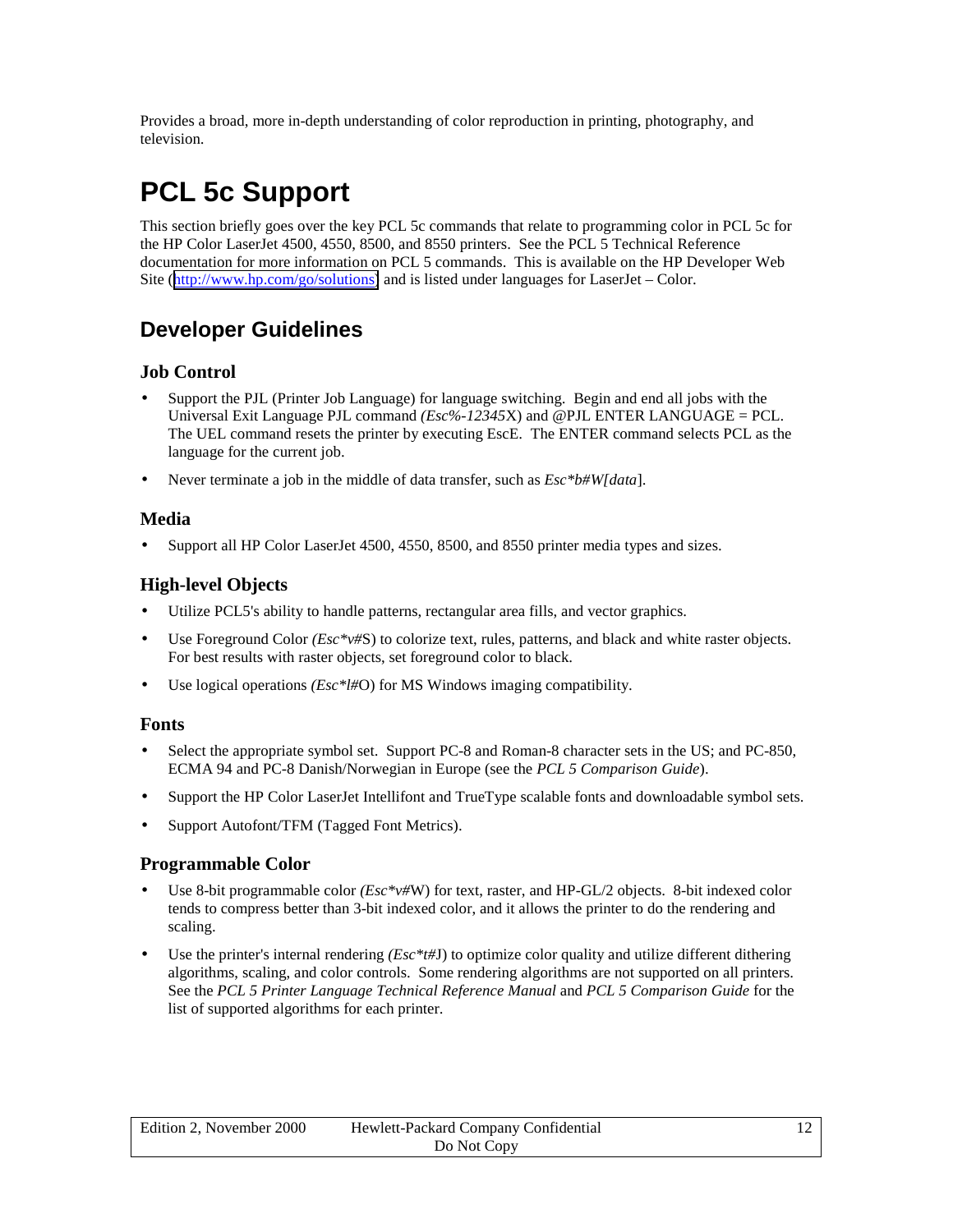Provides a broad, more in-depth understanding of color reproduction in printing, photography, and television.

# PCL 5c Support

This section briefly goes over the key PCL 5c commands that relate to programming color in PCL 5c for the HP Color LaserJet 4500, 4550, 8500, and 8550 printers. See the PCL 5 Technical Reference documentation for more information on PCL 5 commands. This is available on the HP Developer Web Site (http://www.hp.com/go/solutions) and is listed under languages for LaserJet – Color.

## Developer Guidelines

### Job Control

- Support the PJL (Printer Job Language) for language switching. Begin and end all jobs with the Universal Exit Language PJL command *(Esc%-12345*X) and @PJL ENTER LANGUAGE = PCL. The UEL command resets the printer by executing EscE. The ENTER command selects PCL as the language for the current job.
- Never terminate a job in the middle of data transfer, such as *Esc*b#W[data*].

### Media

- Support all HP Color LaserJet 4500, 4550, 8500, and 8550 printer media types and sizes.

### High-level Objects

- Utilize PCL5's ability to handle patterns, rectangular area fills, and vector graphics.
- Use Foreground Color *(Esc*v#*S) to colorize text, rules, patterns, and black and white raster objects. For best results with raster objects, set foreground color to black.
- Use logical operations *(Esc*l#*O) for MS Windows imaging compatibility.

### Fonts

- Select the appropriate symbol set. Support PC-8 and Roman-8 character sets in the US; and PC-850, ECMA 94 and PC-8 Danish/Norwegian in Europe (see the *PCL 5 Comparison Guide*).
- Support the HP Color LaserJet Intellifont and TrueType scalable fonts and downloadable symbol sets.
- Support Autofont/TFM (Tagged Font Metrics).

### Programmable Color

- Use 8-bit programmable color *(Esc*v#*W) for text, raster, and HP-GL/2 objects. 8-bit indexed color tends to compress better than 3-bit indexed color, and it allows the printer to do the rendering and scaling.
- Use the printer's internal rendering *(Esc*t#*J) to optimize color quality and utilize different dithering algorithms, scaling, and color controls. Some rendering algorithms are not supported on all printers. See the *PCL 5 Printer Language Technical Reference Manual* and *PCL 5 Comparison Guide* for the list of supported algorithms for each printer.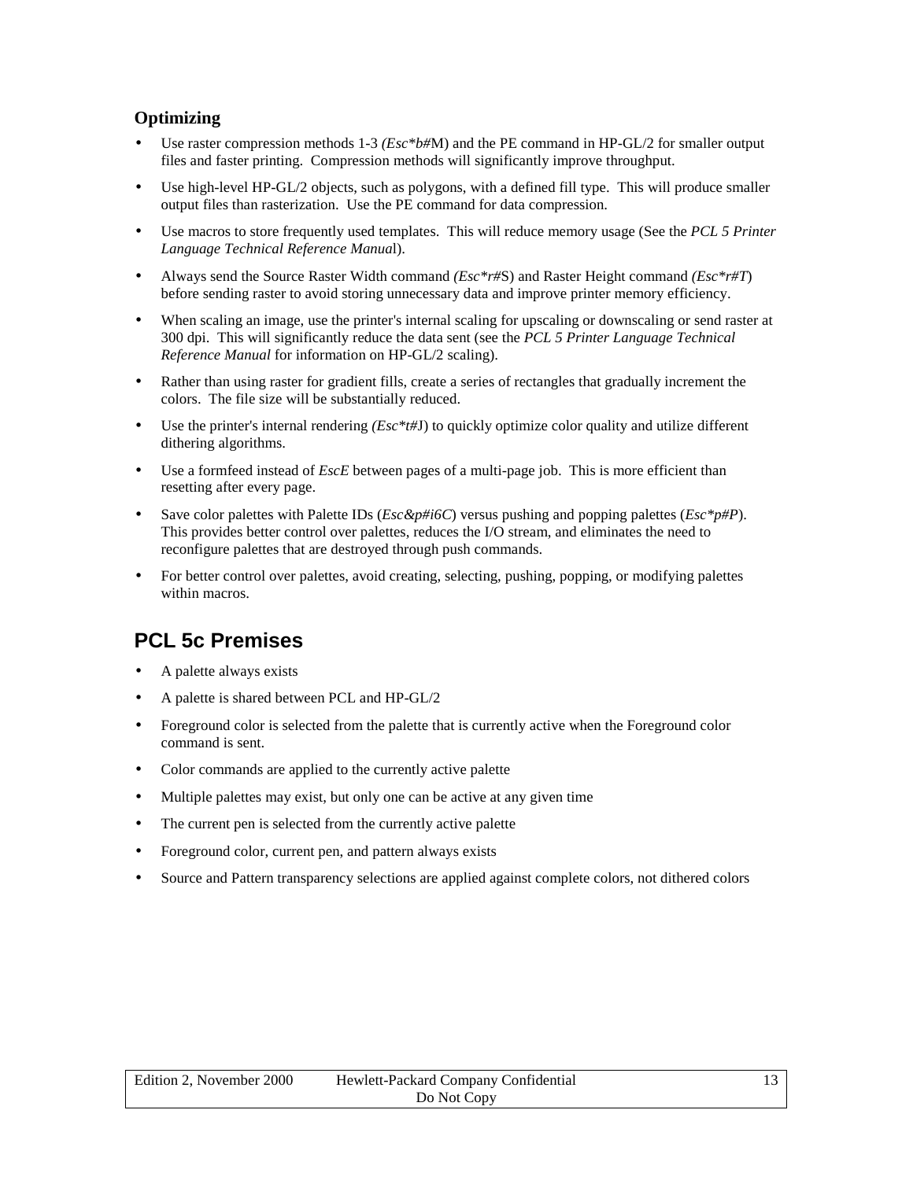### Optimizing

- Use raster compression methods 1-3 *(Esc*b#*M) and the PE command in HP-GL/2 for smaller output files and faster printing. Compression methods will significantly improve throughput.
- Use high-level HP-GL/2 objects, such as polygons, with a defined fill type. This will produce smaller output files than rasterization. Use the PE command for data compression.
- Use macros to store frequently used templates. This will reduce memory usage (See the *PCL 5 Printer Language Technical Reference Manua*l).
- Always send the Source Raster Width command *(Esc*r#*S) and Raster Height command *(Esc*r#T*) before sending raster to avoid storing unnecessary data and improve printer memory efficiency.
- When scaling an image, use the printer's internal scaling for upscaling or downscaling or send raster at 300 dpi. This will significantly reduce the data sent (see the *PCL 5 Printer Language Technical Reference Manual* for information on HP-GL/2 scaling).
- Rather than using raster for gradient fills, create a series of rectangles that gradually increment the colors. The file size will be substantially reduced.
- Use the printer's internal rendering *(Esc*t#*J) to quickly optimize color quality and utilize different dithering algorithms.
- Use a formfeed instead of *EscE* between pages of a multi-page job. This is more efficient than resetting after every page.
- Save color palettes with Palette IDs (*Esc&p#i6C*) versus pushing and popping palettes (*Esc*p#P*). This provides better control over palettes, reduces the I/O stream, and eliminates the need to reconfigure palettes that are destroyed through push commands.
- For better control over palettes, avoid creating, selecting, pushing, popping, or modifying palettes within macros.

## PCL 5c Premises

- A palette always exists
- A palette is shared between PCL and HP-GL/2
- Foreground color is selected from the palette that is currently active when the Foreground color command is sent.
- Color commands are applied to the currently active palette
- Multiple palettes may exist, but only one can be active at any given time
- The current pen is selected from the currently active palette
- Foreground color, current pen, and pattern always exists
- Source and Pattern transparency selections are applied against complete colors, not dithered colors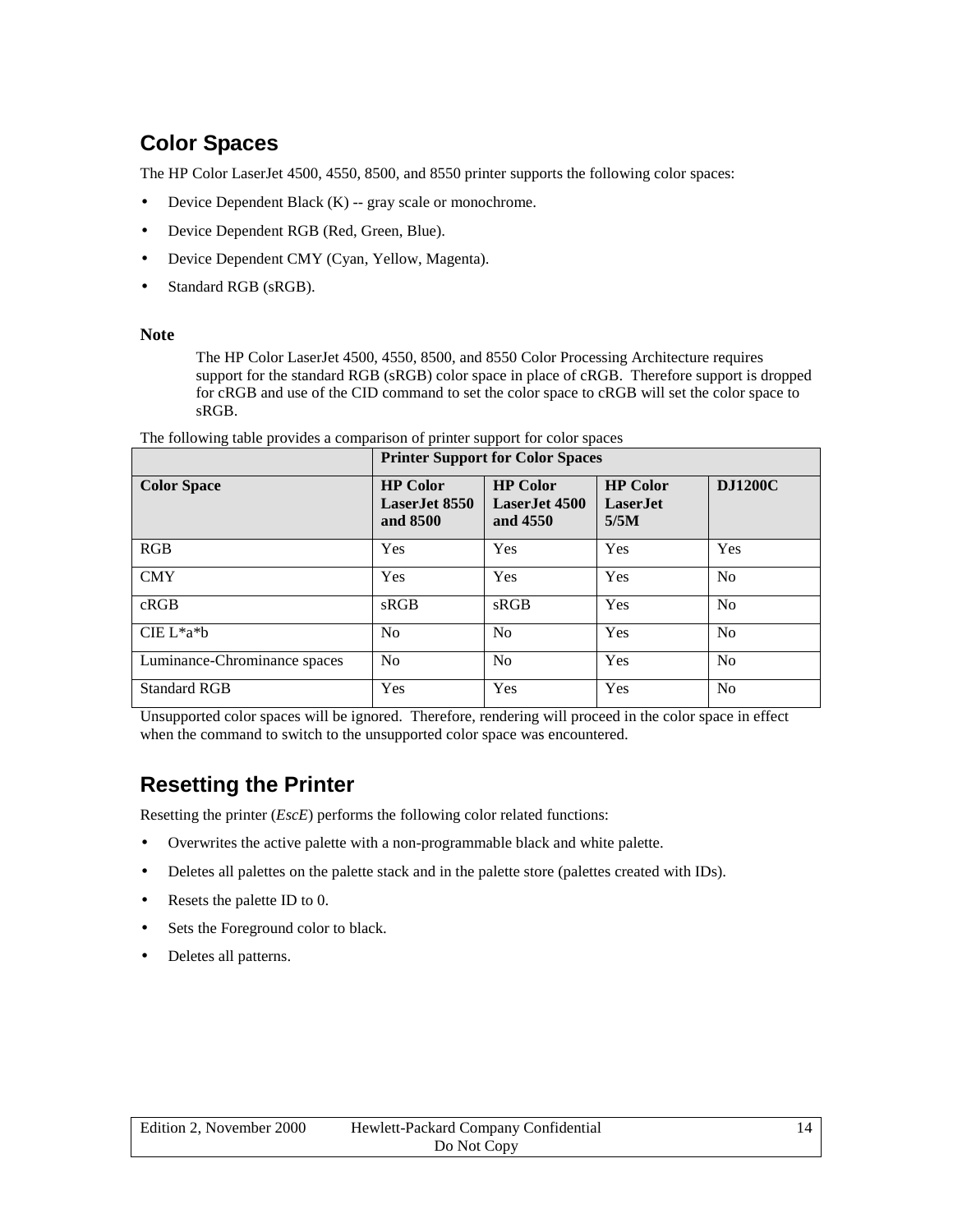## Color Spaces

The HP Color LaserJet 4500, 4550, 8500, and 8550 printer supports the following color spaces:

- Device Dependent Black (K) -- gray scale or monochrome.
- Device Dependent RGB (Red, Green, Blue).
- Device Dependent CMY (Cyan, Yellow, Magenta).
- Standard RGB (sRGB).

**Note**

> The HP Color LaserJet 4500, 4550, 8500, and 8550 Color Processing Architecture requires support for the standard RGB (sRGB) color space in place of cRGB. Therefore support is dropped for cRGB and use of the CID command to set the color space to cRGB will set the color space to sRGB.

The following table provides a comparison of printer support for color spaces

| | **Printer Support for Color Spaces** | | | |
|---|---|---|---|---|
| **Color Space** | **HP Color LaserJet 8550 and 8500** | **HP Color LaserJet 4500 and 4550** | **HP Color LaserJet 5/5M** | **DJ1200C** |
| RGB | Yes | Yes | Yes | Yes |
| CMY | Yes | Yes | Yes | No |
| cRGB | sRGB | sRGB | Yes | No |
| CIE L*a*b | No | No | Yes | No |
| Luminance-Chrominance spaces | No | No | Yes | No |
| Standard RGB | Yes | Yes | Yes | No |

Unsupported color spaces will be ignored. Therefore, rendering will proceed in the color space in effect when the command to switch to the unsupported color space was encountered.

## Resetting the Printer

Resetting the printer (*EscE*) performs the following color related functions:

- Overwrites the active palette with a non-programmable black and white palette.
- Deletes all palettes on the palette stack and in the palette store (palettes created with IDs).
- Resets the palette ID to 0.
- Sets the Foreground color to black.
- Deletes all patterns.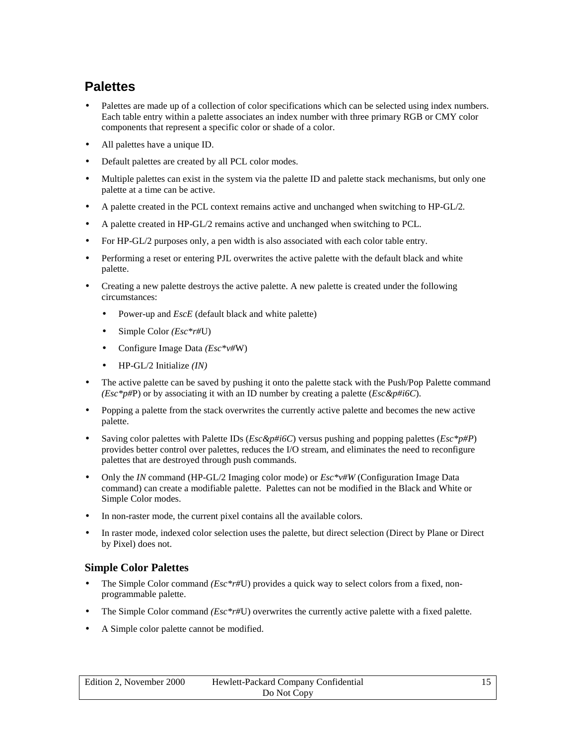## Palettes

- Palettes are made up of a collection of color specifications which can be selected using index numbers. Each table entry within a palette associates an index number with three primary RGB or CMY color components that represent a specific color or shade of a color.
- All palettes have a unique ID.
- Default palettes are created by all PCL color modes.
- Multiple palettes can exist in the system via the palette ID and palette stack mechanisms, but only one palette at a time can be active.
- A palette created in the PCL context remains active and unchanged when switching to HP-GL/2.
- A palette created in HP-GL/2 remains active and unchanged when switching to PCL.
- For HP-GL/2 purposes only, a pen width is also associated with each color table entry.
- Performing a reset or entering PJL overwrites the active palette with the default black and white palette.
- Creating a new palette destroys the active palette. A new palette is created under the following circumstances:
  - Power-up and *EscE* (default black and white palette)
  - Simple Color *(Esc*r#*U)
  - Configure Image Data *(Esc*v#*W)
  - HP-GL/2 Initialize *(IN)*
- The active palette can be saved by pushing it onto the palette stack with the Push/Pop Palette command *(Esc*p#*P) or by associating it with an ID number by creating a palette (*Esc&p#i6C*).
- Popping a palette from the stack overwrites the currently active palette and becomes the new active palette.
- Saving color palettes with Palette IDs (*Esc&p#i6C*) versus pushing and popping palettes (*Esc*p#P*) provides better control over palettes, reduces the I/O stream, and eliminates the need to reconfigure palettes that are destroyed through push commands.
- Only the *IN* command (HP-GL/2 Imaging color mode) or *Esc*v#W* (Configuration Image Data command) can create a modifiable palette. Palettes can not be modified in the Black and White or Simple Color modes.
- In non-raster mode, the current pixel contains all the available colors.
- In raster mode, indexed color selection uses the palette, but direct selection (Direct by Plane or Direct by Pixel) does not.

### Simple Color Palettes

- The Simple Color command *(Esc*r#*U) provides a quick way to select colors from a fixed, non-programmable palette.
- The Simple Color command *(Esc*r#*U) overwrites the currently active palette with a fixed palette.
- A Simple color palette cannot be modified.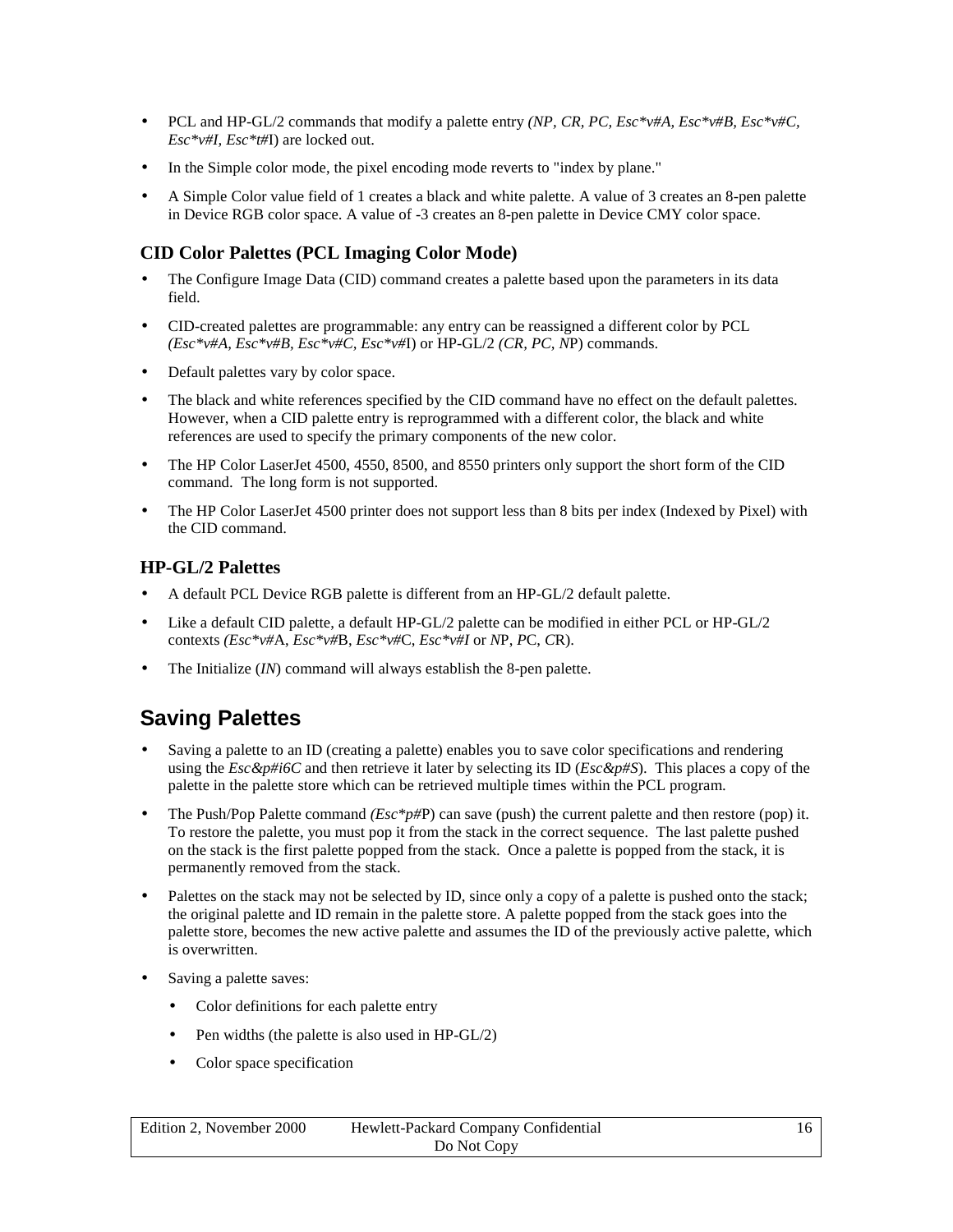- PCL and HP-GL/2 commands that modify a palette entry *(NP, CR, PC, Esc*v#A, Esc*v#B, Esc*v#C, Esc*v#I, Esc*t#*I) are locked out.
- In the Simple color mode, the pixel encoding mode reverts to "index by plane."
- A Simple Color value field of 1 creates a black and white palette. A value of 3 creates an 8-pen palette in Device RGB color space. A value of -3 creates an 8-pen palette in Device CMY color space.

### CID Color Palettes (PCL Imaging Color Mode)

- The Configure Image Data (CID) command creates a palette based upon the parameters in its data field.
- CID-created palettes are programmable: any entry can be reassigned a different color by PCL *(Esc*v#A, Esc*v#B, Esc*v#C, Esc*v#*I) or HP-GL/2 *(CR, PC, N*P) commands.
- Default palettes vary by color space.
- The black and white references specified by the CID command have no effect on the default palettes. However, when a CID palette entry is reprogrammed with a different color, the black and white references are used to specify the primary components of the new color.
- The HP Color LaserJet 4500, 4550, 8500, and 8550 printers only support the short form of the CID command. The long form is not supported.
- The HP Color LaserJet 4500 printer does not support less than 8 bits per index (Indexed by Pixel) with the CID command.

### HP-GL/2 Palettes

- A default PCL Device RGB palette is different from an HP-GL/2 default palette.
- Like a default CID palette, a default HP-GL/2 palette can be modified in either PCL or HP-GL/2 contexts *(Esc*v#*A, *Esc*v#*B, *Esc*v#*C, *Esc*v#I* or *N*P, *P*C, *C*R).
- The Initialize (*IN*) command will always establish the 8-pen palette.

## Saving Palettes

- Saving a palette to an ID (creating a palette) enables you to save color specifications and rendering using the *Esc&p#i6C* and then retrieve it later by selecting its ID (*Esc&p#S*). This places a copy of the palette in the palette store which can be retrieved multiple times within the PCL program.
- The Push/Pop Palette command *(Esc*p#*P) can save (push) the current palette and then restore (pop) it. To restore the palette, you must pop it from the stack in the correct sequence. The last palette pushed on the stack is the first palette popped from the stack. Once a palette is popped from the stack, it is permanently removed from the stack.
- Palettes on the stack may not be selected by ID, since only a copy of a palette is pushed onto the stack; the original palette and ID remain in the palette store. A palette popped from the stack goes into the palette store, becomes the new active palette and assumes the ID of the previously active palette, which is overwritten.
- Saving a palette saves:
  - Color definitions for each palette entry
  - Pen widths (the palette is also used in HP-GL/2)
  - Color space specification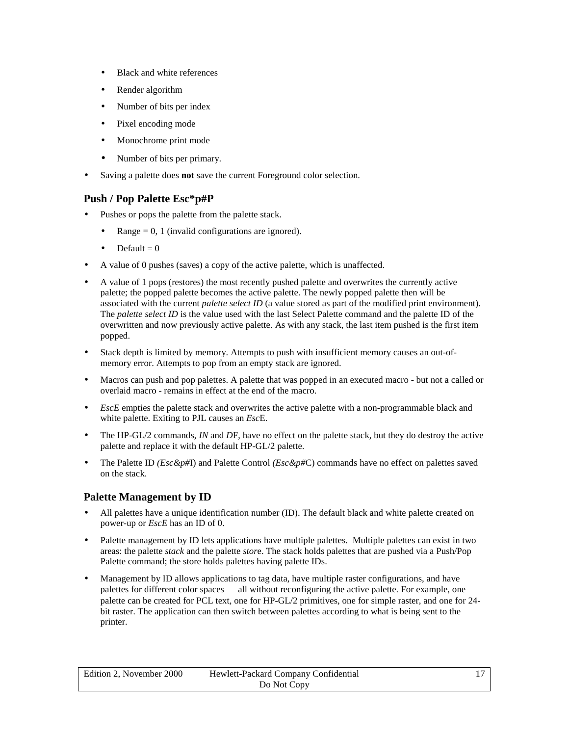- Black and white references
- Render algorithm
- Number of bits per index
- Pixel encoding mode
- Monochrome print mode
- Number of bits per primary.

- Saving a palette does **not** save the current Foreground color selection.

### Push / Pop Palette Esc*p#P

- Pushes or pops the palette from the palette stack.
  - Range = 0, 1 (invalid configurations are ignored).
  - Default = 0
- A value of 0 pushes (saves) a copy of the active palette, which is unaffected.
- A value of 1 pops (restores) the most recently pushed palette and overwrites the currently active palette; the popped palette becomes the active palette. The newly popped palette then will be associated with the current *palette select ID* (a value stored as part of the modified print environment). The *palette select ID* is the value used with the last Select Palette command and the palette ID of the overwritten and now previously active palette. As with any stack, the last item pushed is the first item popped.
- Stack depth is limited by memory. Attempts to push with insufficient memory causes an out-of-memory error. Attempts to pop from an empty stack are ignored.
- Macros can push and pop palettes. A palette that was popped in an executed macro - but not a called or overlaid macro - remains in effect at the end of the macro.
- *EscE* empties the palette stack and overwrites the active palette with a non-programmable black and white palette. Exiting to PJL causes an *Esc*E.
- The HP-GL/2 commands, *IN* and *D*F, have no effect on the palette stack, but they do destroy the active palette and replace it with the default HP-GL/2 palette.
- The Palette ID *(Esc&p#*I) and Palette Control *(Esc&p#*C) commands have no effect on palettes saved on the stack.

### Palette Management by ID

- All palettes have a unique identification number (ID). The default black and white palette created on power-up or *EscE* has an ID of 0.
- Palette management by ID lets applications have multiple palettes. Multiple palettes can exist in two areas: the palette *stack* and the palette *stor*e. The stack holds palettes that are pushed via a Push/Pop Palette command; the store holds palettes having palette IDs.
- Management by ID allows applications to tag data, have multiple raster configurations, and have palettes for different color spaces all without reconfiguring the active palette. For example, one palette can be created for PCL text, one for HP-GL/2 primitives, one for simple raster, and one for 24-bit raster. The application can then switch between palettes according to what is being sent to the printer.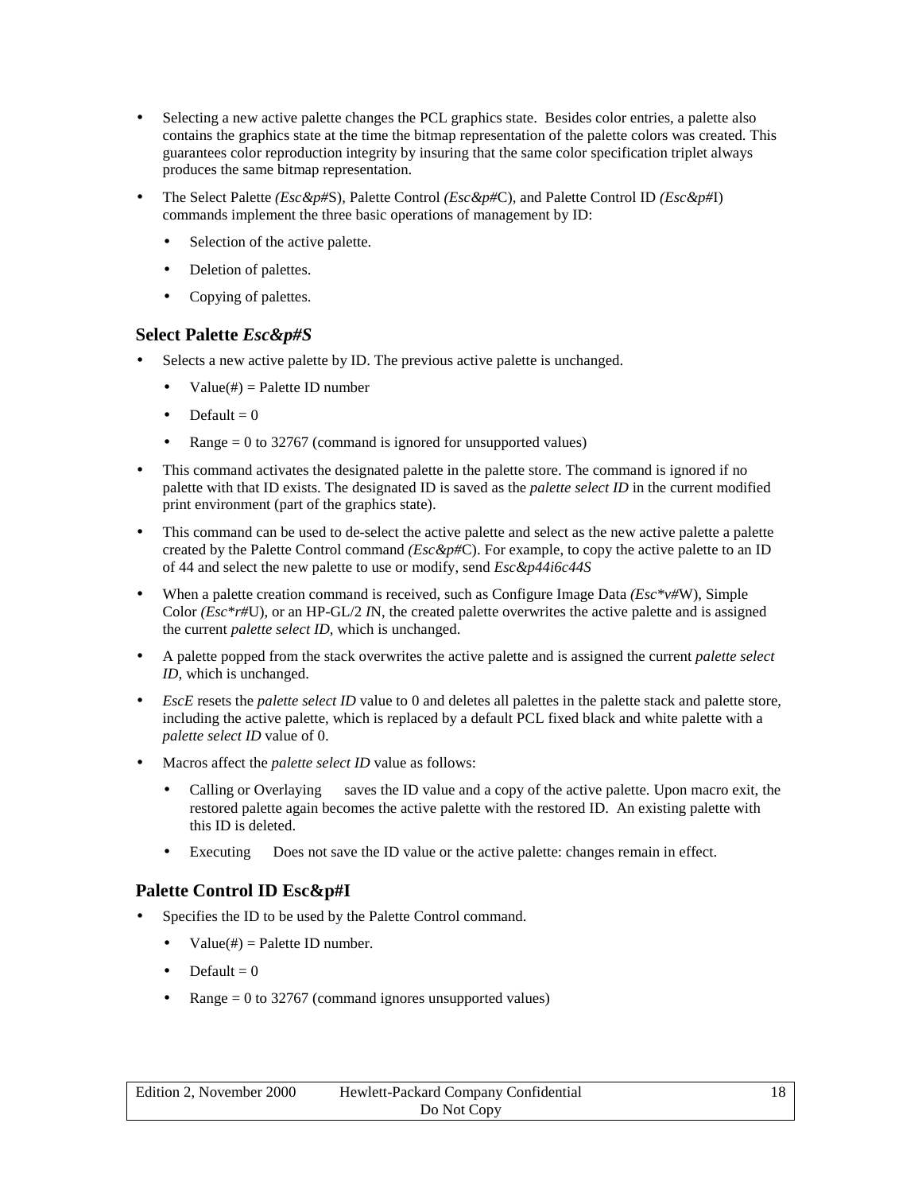- Selecting a new active palette changes the PCL graphics state. Besides color entries, a palette also contains the graphics state at the time the bitmap representation of the palette colors was created. This guarantees color reproduction integrity by insuring that the same color specification triplet always produces the same bitmap representation.
- The Select Palette *(Esc&p#*S), Palette Control *(Esc&p#*C), and Palette Control ID *(Esc&p#*I) commands implement the three basic operations of management by ID:
  - Selection of the active palette.
  - Deletion of palettes.
  - Copying of palettes.

### Select Palette *Esc&p#S*

- Selects a new active palette by ID. The previous active palette is unchanged.
  - Value(#) = Palette ID number
  - Default = 0
  - Range = 0 to 32767 (command is ignored for unsupported values)
- This command activates the designated palette in the palette store. The command is ignored if no palette with that ID exists. The designated ID is saved as the *palette select ID* in the current modified print environment (part of the graphics state).
- This command can be used to de-select the active palette and select as the new active palette a palette created by the Palette Control command *(Esc&p#*C). For example, to copy the active palette to an ID of 44 and select the new palette to use or modify, send *Esc&p44i6c44S*
- When a palette creation command is received, such as Configure Image Data *(Esc*v#*W), Simple Color *(Esc*r#*U), or an HP-GL/2 *I*N, the created palette overwrites the active palette and is assigned the current *palette select ID*, which is unchanged.
- A palette popped from the stack overwrites the active palette and is assigned the current *palette select ID*, which is unchanged.
- *EscE* resets the *palette select ID* value to 0 and deletes all palettes in the palette stack and palette store, including the active palette, which is replaced by a default PCL fixed black and white palette with a *palette select ID* value of 0.
- Macros affect the *palette select ID* value as follows:
  - Calling or Overlaying saves the ID value and a copy of the active palette. Upon macro exit, the restored palette again becomes the active palette with the restored ID. An existing palette with this ID is deleted.
  - Executing Does not save the ID value or the active palette: changes remain in effect.

### Palette Control ID Esc&p#I

- Specifies the ID to be used by the Palette Control command.
  - Value(#) = Palette ID number.
  - Default = 0
  - Range = 0 to 32767 (command ignores unsupported values)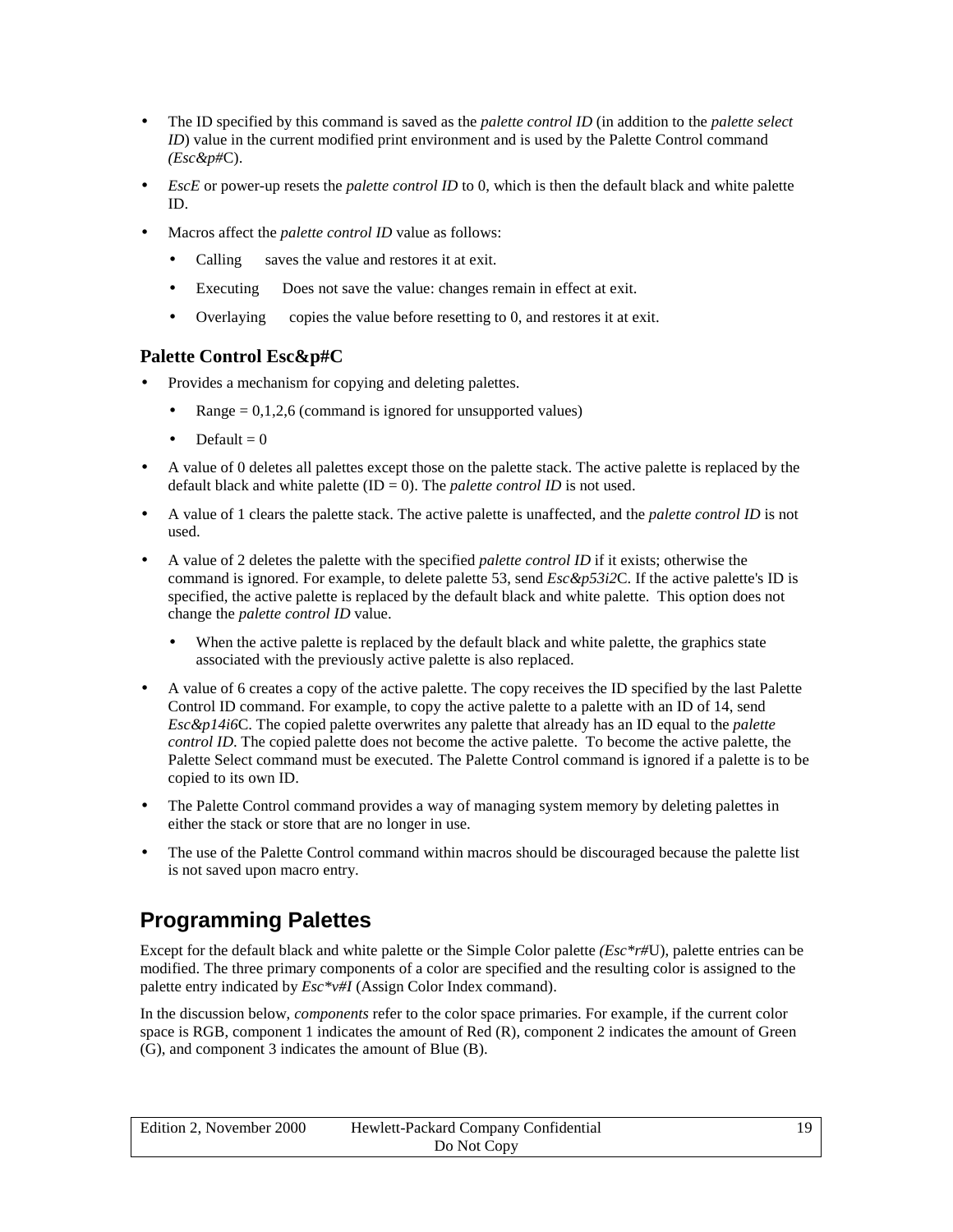- The ID specified by this command is saved as the *palette control ID* (in addition to the *palette select ID*) value in the current modified print environment and is used by the Palette Control command *(Esc&p#*C).
- *EscE* or power-up resets the *palette control ID* to 0, which is then the default black and white palette ID.
- Macros affect the *palette control ID* value as follows:
  - Calling     saves the value and restores it at exit.
  - Executing     Does not save the value: changes remain in effect at exit.
  - Overlaying     copies the value before resetting to 0, and restores it at exit.

### Palette Control Esc&p#C

- Provides a mechanism for copying and deleting palettes.
  - Range = 0,1,2,6 (command is ignored for unsupported values)
  - Default = 0
- A value of 0 deletes all palettes except those on the palette stack. The active palette is replaced by the default black and white palette (ID = 0). The *palette control ID* is not used.
- A value of 1 clears the palette stack. The active palette is unaffected, and the *palette control ID* is not used.
- A value of 2 deletes the palette with the specified *palette control ID* if it exists; otherwise the command is ignored. For example, to delete palette 53, send *Esc&p53i2*C. If the active palette's ID is specified, the active palette is replaced by the default black and white palette. This option does not change the *palette control ID* value.
  - When the active palette is replaced by the default black and white palette, the graphics state associated with the previously active palette is also replaced.
- A value of 6 creates a copy of the active palette. The copy receives the ID specified by the last Palette Control ID command. For example, to copy the active palette to a palette with an ID of 14, send *Esc&p14i6*C. The copied palette overwrites any palette that already has an ID equal to the *palette control ID*. The copied palette does not become the active palette. To become the active palette, the Palette Select command must be executed. The Palette Control command is ignored if a palette is to be copied to its own ID.
- The Palette Control command provides a way of managing system memory by deleting palettes in either the stack or store that are no longer in use.
- The use of the Palette Control command within macros should be discouraged because the palette list is not saved upon macro entry.

## Programming Palettes

Except for the default black and white palette or the Simple Color palette *(Esc*r#*U), palette entries can be modified. The three primary components of a color are specified and the resulting color is assigned to the palette entry indicated by *Esc*v#I* (Assign Color Index command).

In the discussion below, *components* refer to the color space primaries. For example, if the current color space is RGB, component 1 indicates the amount of Red (R), component 2 indicates the amount of Green (G), and component 3 indicates the amount of Blue (B).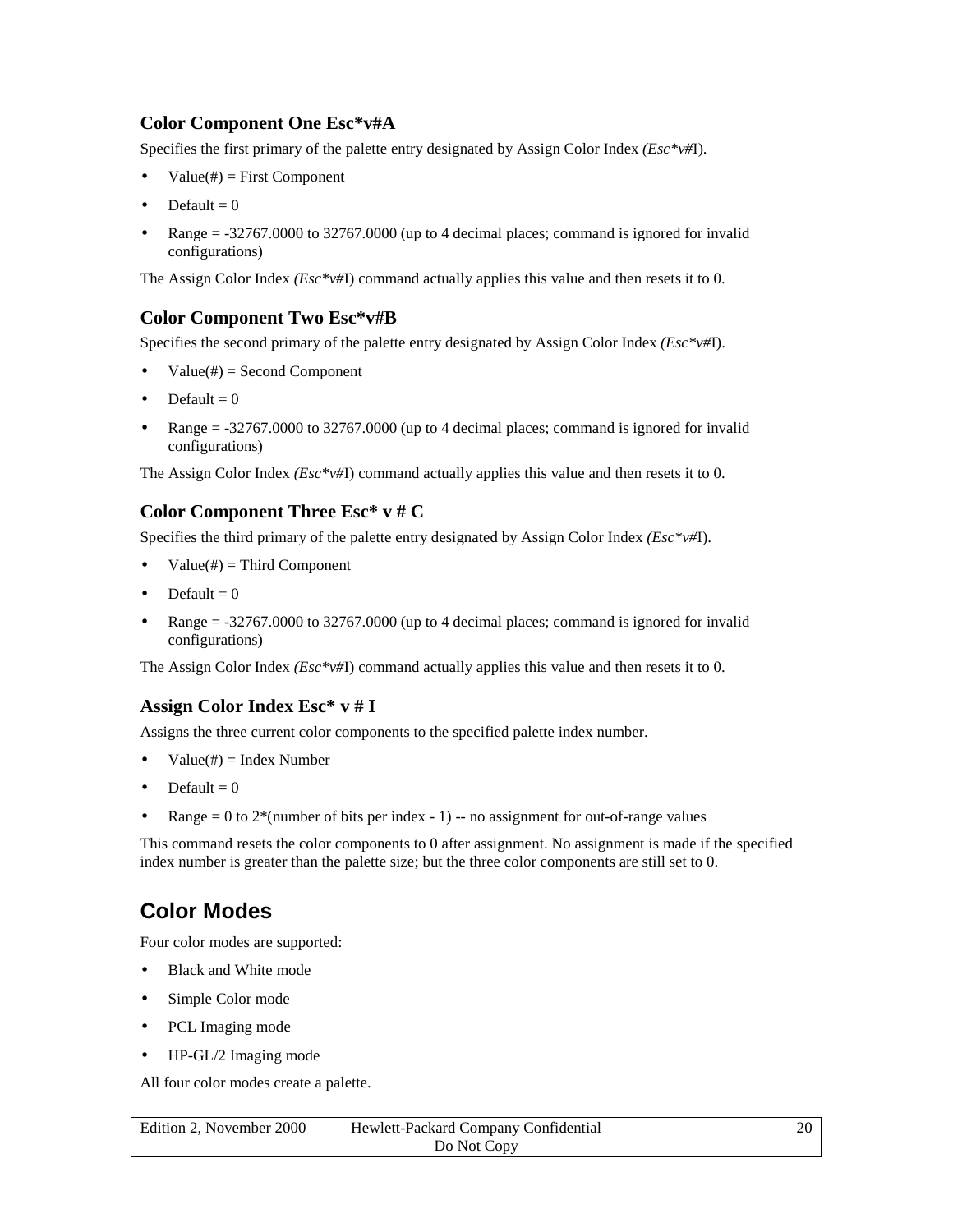### Color Component One Esc*v#A

Specifies the first primary of the palette entry designated by Assign Color Index *(Esc*v#*I).

- Value(#) = First Component
- Default = 0
- Range = -32767.0000 to 32767.0000 (up to 4 decimal places; command is ignored for invalid configurations)

The Assign Color Index *(Esc*v#*I) command actually applies this value and then resets it to 0.

### Color Component Two Esc*v#B

Specifies the second primary of the palette entry designated by Assign Color Index *(Esc*v#*I).

- Value(#) = Second Component
- Default = 0
- Range = -32767.0000 to 32767.0000 (up to 4 decimal places; command is ignored for invalid configurations)

The Assign Color Index *(Esc*v#*I) command actually applies this value and then resets it to 0.

### Color Component Three Esc* v # C

Specifies the third primary of the palette entry designated by Assign Color Index *(Esc*v#*I).

- Value(#) = Third Component
- Default = 0
- Range = -32767.0000 to 32767.0000 (up to 4 decimal places; command is ignored for invalid configurations)

The Assign Color Index *(Esc*v#*I) command actually applies this value and then resets it to 0.

### Assign Color Index Esc* v # I

Assigns the three current color components to the specified palette index number.

- Value(#) = Index Number
- Default = 0
- Range = 0 to 2*(number of bits per index - 1) -- no assignment for out-of-range values

This command resets the color components to 0 after assignment. No assignment is made if the specified index number is greater than the palette size; but the three color components are still set to 0.

## Color Modes

Four color modes are supported:

- Black and White mode
- Simple Color mode
- PCL Imaging mode
- HP-GL/2 Imaging mode

All four color modes create a palette.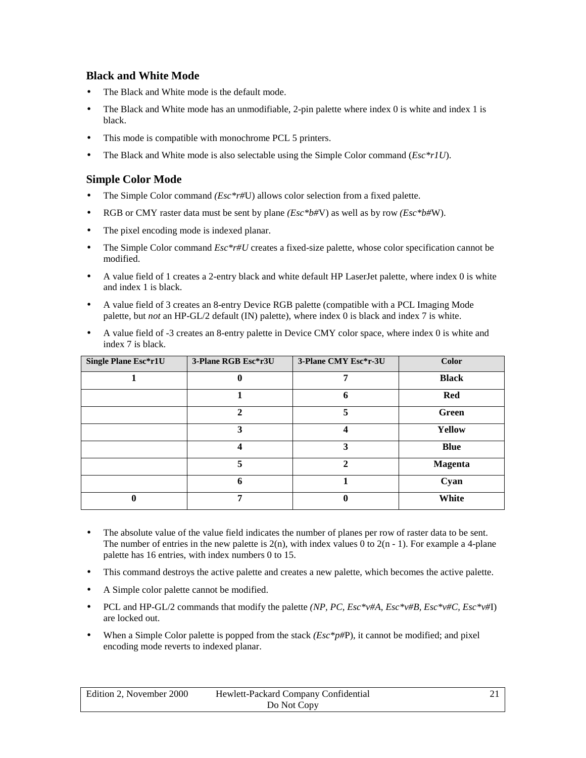### Black and White Mode

- The Black and White mode is the default mode.
- The Black and White mode has an unmodifiable, 2-pin palette where index 0 is white and index 1 is black.
- This mode is compatible with monochrome PCL 5 printers.
- The Black and White mode is also selectable using the Simple Color command (*Esc*r1U*).

### Simple Color Mode

- The Simple Color command *(Esc*r#*U) allows color selection from a fixed palette.
- RGB or CMY raster data must be sent by plane *(Esc*b#*V) as well as by row *(Esc*b#*W).
- The pixel encoding mode is indexed planar.
- The Simple Color command *Esc*r#U* creates a fixed-size palette, whose color specification cannot be modified.
- A value field of 1 creates a 2-entry black and white default HP LaserJet palette, where index 0 is white and index 1 is black.
- A value field of 3 creates an 8-entry Device RGB palette (compatible with a PCL Imaging Mode palette, but *not* an HP-GL/2 default (IN) palette), where index 0 is black and index 7 is white.
- A value field of -3 creates an 8-entry palette in Device CMY color space, where index 0 is white and index 7 is black.

| Single Plane Esc*r1U | 3-Plane RGB Esc*r3U | 3-Plane CMY Esc*r-3U | Color |
|---|---|---|---|
| **1** | **0** | **7** | **Black** |
| | **1** | **6** | **Red** |
| | **2** | **5** | **Green** |
| | **3** | **4** | **Yellow** |
| | **4** | **3** | **Blue** |
| | **5** | **2** | **Magenta** |
| | **6** | **1** | **Cyan** |
| **0** | **7** | **0** | **White** |

- The absolute value of the value field indicates the number of planes per row of raster data to be sent. The number of entries in the new palette is 2(n), with index values 0 to 2(n - 1). For example a 4-plane palette has 16 entries, with index numbers 0 to 15.
- This command destroys the active palette and creates a new palette, which becomes the active palette.
- A Simple color palette cannot be modified.
- PCL and HP-GL/2 commands that modify the palette *(NP, PC, Esc*v#A, Esc*v#B, Esc*v#C, Esc*v#*I) are locked out.
- When a Simple Color palette is popped from the stack *(Esc*p#*P), it cannot be modified; and pixel encoding mode reverts to indexed planar.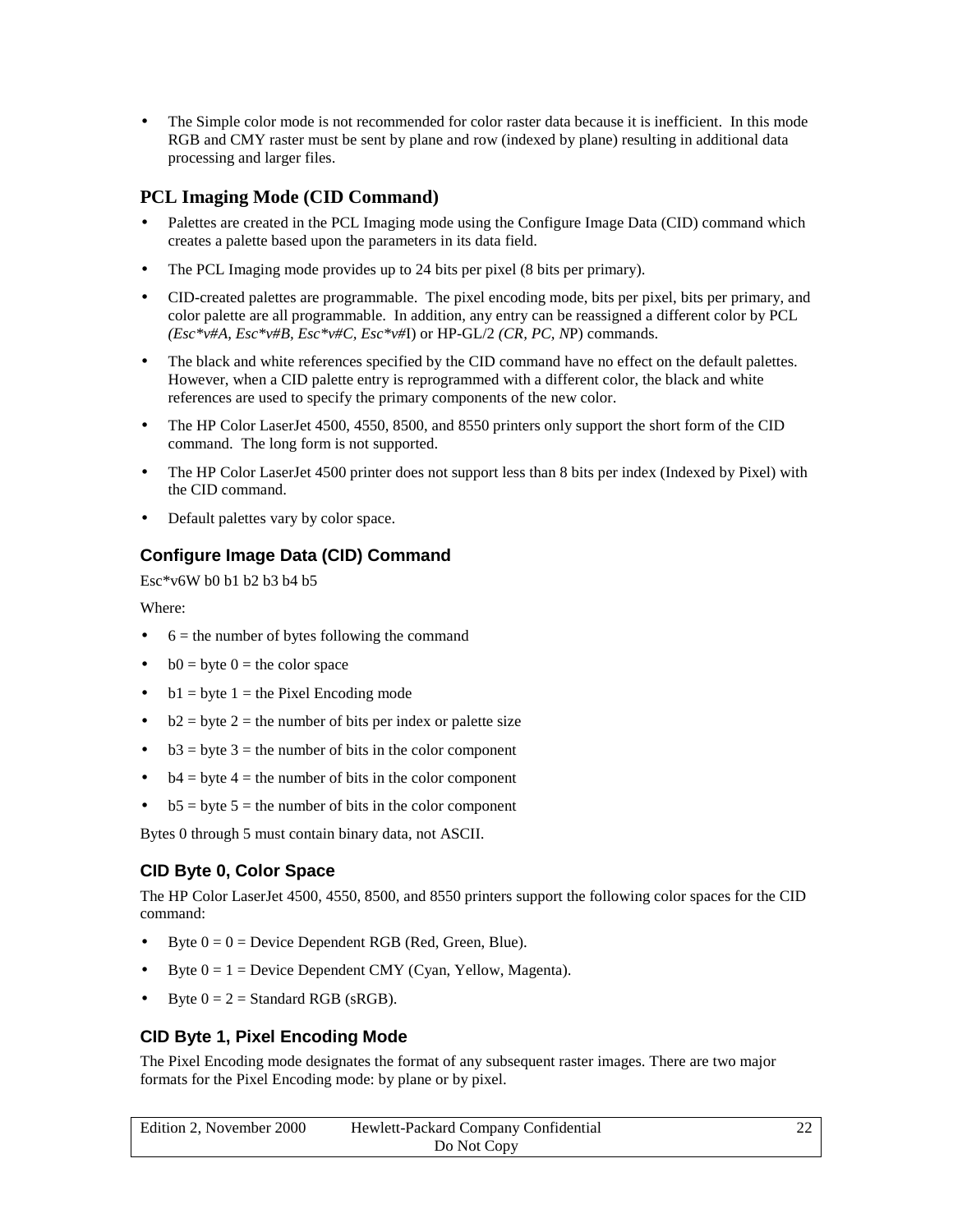- The Simple color mode is not recommended for color raster data because it is inefficient. In this mode RGB and CMY raster must be sent by plane and row (indexed by plane) resulting in additional data processing and larger files.

### PCL Imaging Mode (CID Command)

- Palettes are created in the PCL Imaging mode using the Configure Image Data (CID) command which creates a palette based upon the parameters in its data field.
- The PCL Imaging mode provides up to 24 bits per pixel (8 bits per primary).
- CID-created palettes are programmable. The pixel encoding mode, bits per pixel, bits per primary, and color palette are all programmable. In addition, any entry can be reassigned a different color by PCL *(Esc*v#A, Esc*v#B, Esc*v#C, Esc*v#*I) or HP-GL/2 *(CR, PC, N*P) commands.
- The black and white references specified by the CID command have no effect on the default palettes. However, when a CID palette entry is reprogrammed with a different color, the black and white references are used to specify the primary components of the new color.
- The HP Color LaserJet 4500, 4550, 8500, and 8550 printers only support the short form of the CID command. The long form is not supported.
- The HP Color LaserJet 4500 printer does not support less than 8 bits per index (Indexed by Pixel) with the CID command.
- Default palettes vary by color space.

### Configure Image Data (CID) Command

Esc*v6W b0 b1 b2 b3 b4 b5

Where:

- 6 = the number of bytes following the command
- b0 = byte 0 = the color space
- b1 = byte 1 = the Pixel Encoding mode
- b2 = byte 2 = the number of bits per index or palette size
- b3 = byte 3 = the number of bits in the color component
- b4 = byte 4 = the number of bits in the color component
- b5 = byte 5 = the number of bits in the color component

Bytes 0 through 5 must contain binary data, not ASCII.

### CID Byte 0, Color Space

The HP Color LaserJet 4500, 4550, 8500, and 8550 printers support the following color spaces for the CID command:

- Byte 0 = 0 = Device Dependent RGB (Red, Green, Blue).
- Byte 0 = 1 = Device Dependent CMY (Cyan, Yellow, Magenta).
- Byte 0 = 2 = Standard RGB (sRGB).

### CID Byte 1, Pixel Encoding Mode

The Pixel Encoding mode designates the format of any subsequent raster images. There are two major formats for the Pixel Encoding mode: by plane or by pixel.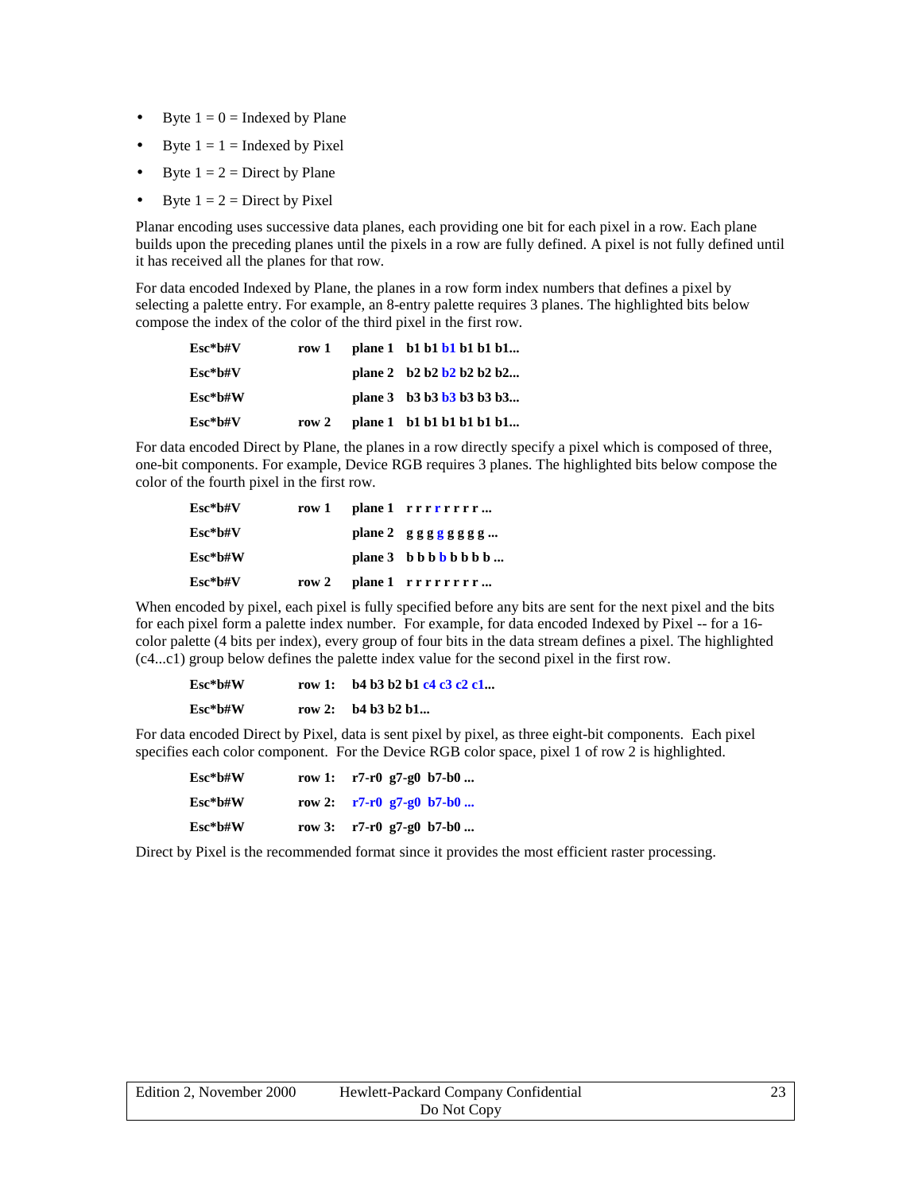- Byte 1 = 0 = Indexed by Plane
- Byte 1 = 1 = Indexed by Pixel
- Byte 1 = 2 = Direct by Plane
- Byte 1 = 2 = Direct by Pixel

Planar encoding uses successive data planes, each providing one bit for each pixel in a row. Each plane builds upon the preceding planes until the pixels in a row are fully defined. A pixel is not fully defined until it has received all the planes for that row.

For data encoded Indexed by Plane, the planes in a row form index numbers that defines a pixel by selecting a palette entry. For example, an 8-entry palette requires 3 planes. The highlighted bits below compose the index of the color of the third pixel in the first row.

| | | | |
|---|---|---|---|
| **Esc*b#V** | **row 1** | **plane 1** | **b1 b1 b1 b1 b1 b1...** |
| **Esc*b#V** | | **plane 2** | **b2 b2 b2 b2 b2 b2...** |
| **Esc*b#W** | | **plane 3** | **b3 b3 b3 b3 b3 b3...** |
| **Esc*b#V** | **row 2** | **plane 1** | **b1 b1 b1 b1 b1 b1...** |

For data encoded Direct by Plane, the planes in a row directly specify a pixel which is composed of three, one-bit components. For example, Device RGB requires 3 planes. The highlighted bits below compose the color of the fourth pixel in the first row.

| | | | |
|---|---|---|---|
| **Esc*b#V** | **row 1** | **plane 1** | **r r r r r r r r ...** |
| **Esc*b#V** | | **plane 2** | **g g g g g g g g ...** |
| **Esc*b#W** | | **plane 3** | **b b b b b b b b ...** |
| **Esc*b#V** | **row 2** | **plane 1** | **r r r r r r r r ...** |

When encoded by pixel, each pixel is fully specified before any bits are sent for the next pixel and the bits for each pixel form a palette index number. For example, for data encoded Indexed by Pixel -- for a 16-color palette (4 bits per index), every group of four bits in the data stream defines a pixel. The highlighted (c4...c1) group below defines the palette index value for the second pixel in the first row.

| | | |
|---|---|---|
| **Esc*b#W** | **row 1:** | **b4 b3 b2 b1 c4 c3 c2 c1...** |
| **Esc*b#W** | **row 2:** | **b4 b3 b2 b1...** |

For data encoded Direct by Pixel, data is sent pixel by pixel, as three eight-bit components. Each pixel specifies each color component. For the Device RGB color space, pixel 1 of row 2 is highlighted.

| | | |
|---|---|---|
| **Esc*b#W** | **row 1:** | **r7-r0 g7-g0 b7-b0 ...** |
| **Esc*b#W** | **row 2:** | **r7-r0 g7-g0 b7-b0 ...** |
| **Esc*b#W** | **row 3:** | **r7-r0 g7-g0 b7-b0 ...** |

Direct by Pixel is the recommended format since it provides the most efficient raster processing.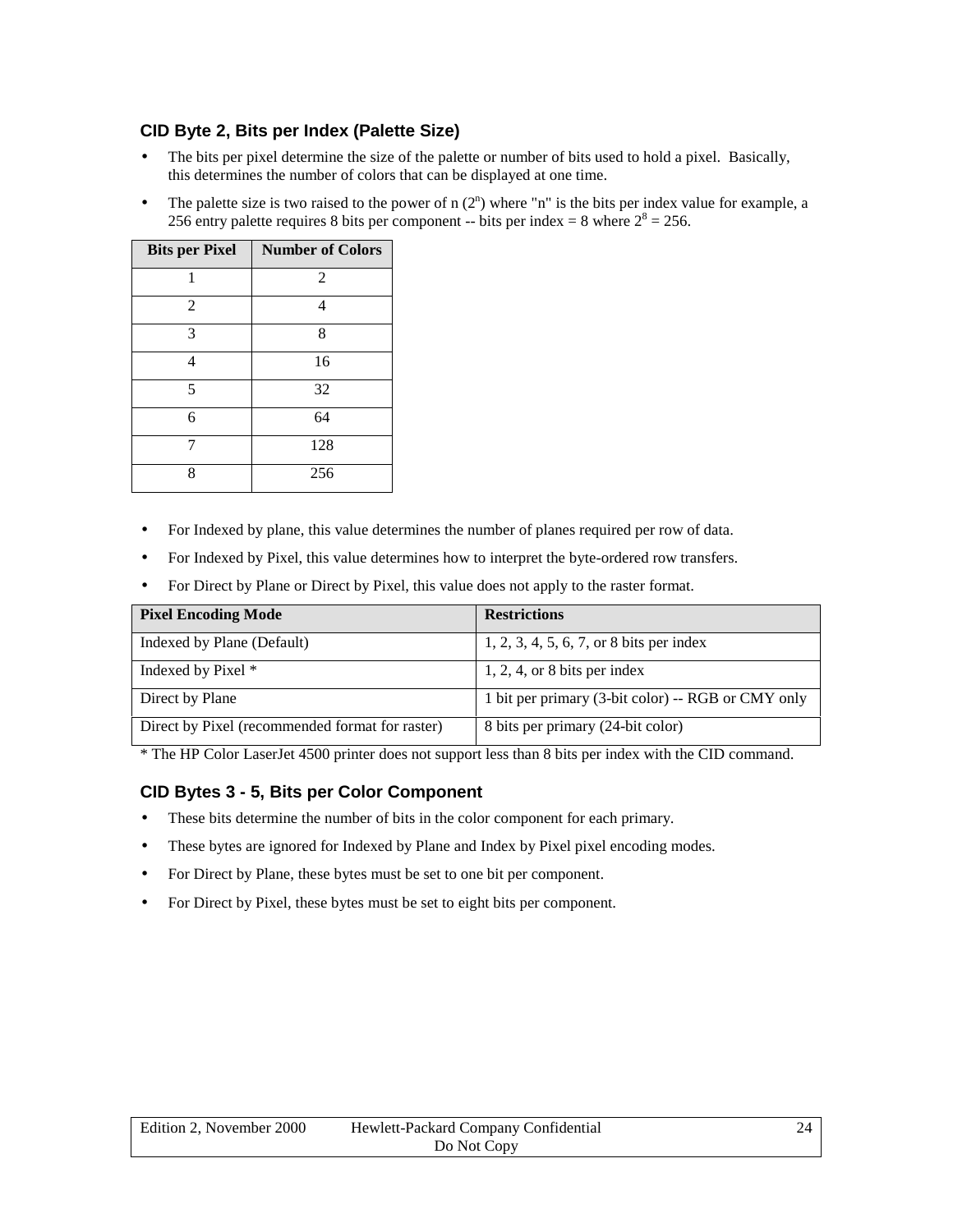### CID Byte 2, Bits per Index (Palette Size)

- The bits per pixel determine the size of the palette or number of bits used to hold a pixel. Basically, this determines the number of colors that can be displayed at one time.
- The palette size is two raised to the power of n ($2^n$) where "n" is the bits per index value for example, a 256 entry palette requires 8 bits per component -- bits per index = 8 where $2^8 = 256$.

| Bits per Pixel | Number of Colors |
|---|---|
| 1 | 2 |
| 2 | 4 |
| 3 | 8 |
| 4 | 16 |
| 5 | 32 |
| 6 | 64 |
| 7 | 128 |
| 8 | 256 |

- For Indexed by plane, this value determines the number of planes required per row of data.
- For Indexed by Pixel, this value determines how to interpret the byte-ordered row transfers.
- For Direct by Plane or Direct by Pixel, this value does not apply to the raster format.

| Pixel Encoding Mode | Restrictions |
|---|---|
| Indexed by Plane (Default) | 1, 2, 3, 4, 5, 6, 7, or 8 bits per index |
| Indexed by Pixel * | 1, 2, 4, or 8 bits per index |
| Direct by Plane | 1 bit per primary (3-bit color) -- RGB or CMY only |
| Direct by Pixel (recommended format for raster) | 8 bits per primary (24-bit color) |

* The HP Color LaserJet 4500 printer does not support less than 8 bits per index with the CID command.

### CID Bytes 3 - 5, Bits per Color Component

- These bits determine the number of bits in the color component for each primary.
- These bytes are ignored for Indexed by Plane and Index by Pixel pixel encoding modes.
- For Direct by Plane, these bytes must be set to one bit per component.
- For Direct by Pixel, these bytes must be set to eight bits per component.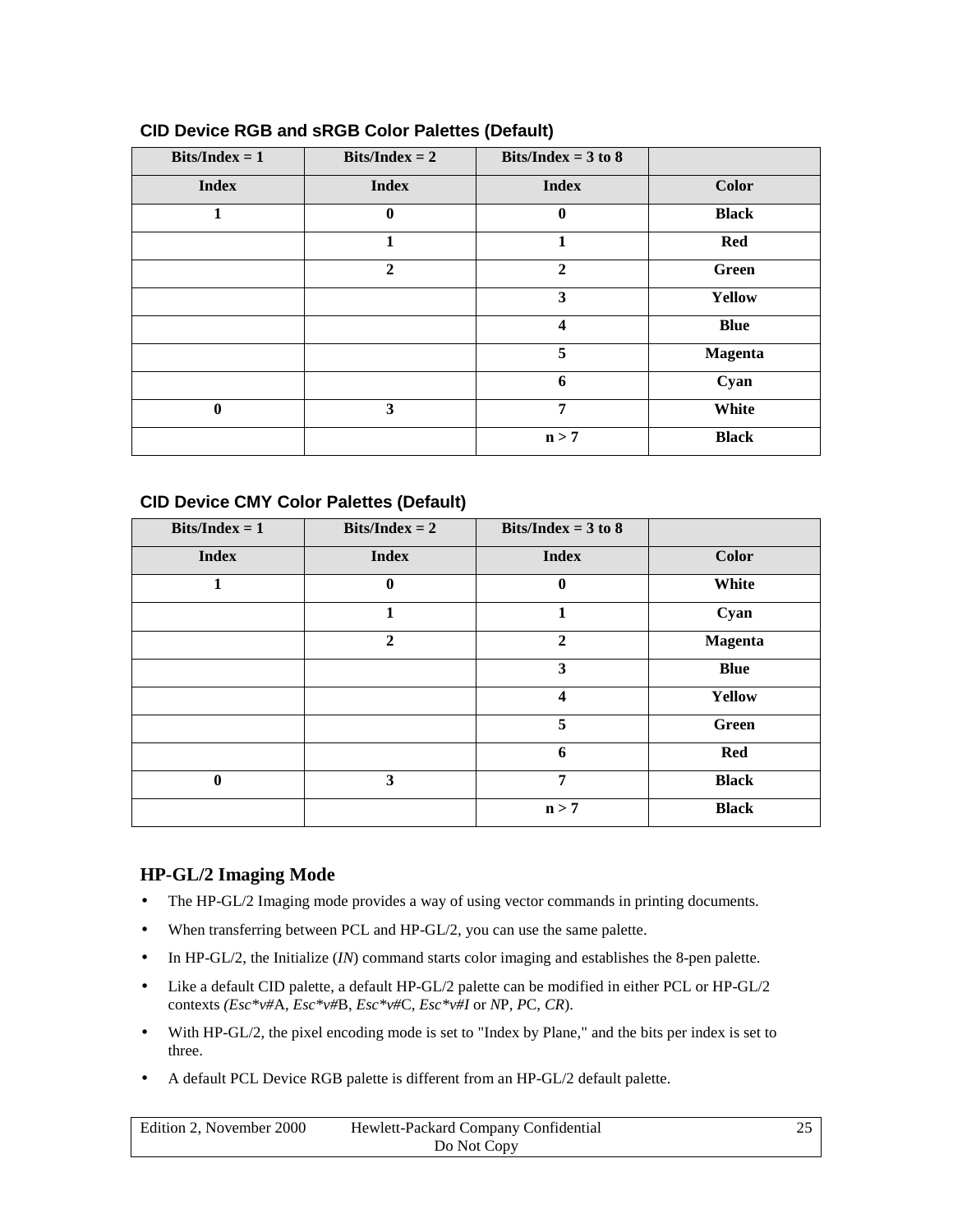### CID Device RGB and sRGB Color Palettes (Default)

| Bits/Index = 1 | Bits/Index = 2 | Bits/Index = 3 to 8 | |
|---|---|---|---|
| **Index** | **Index** | **Index** | **Color** |
| **1** | **0** | **0** | **Black** |
| | **1** | **1** | **Red** |
| | **2** | **2** | **Green** |
| | | **3** | **Yellow** |
| | | **4** | **Blue** |
| | | **5** | **Magenta** |
| | | **6** | **Cyan** |
| **0** | **3** | **7** | **White** |
| | | **n > 7** | **Black** |

### CID Device CMY Color Palettes (Default)

| Bits/Index = 1 | Bits/Index = 2 | Bits/Index = 3 to 8 | |
|---|---|---|---|
| **Index** | **Index** | **Index** | **Color** |
| **1** | **0** | **0** | **White** |
| | **1** | **1** | **Cyan** |
| | **2** | **2** | **Magenta** |
| | | **3** | **Blue** |
| | | **4** | **Yellow** |
| | | **5** | **Green** |
| | | **6** | **Red** |
| **0** | **3** | **7** | **Black** |
| | | **n > 7** | **Black** |

## HP-GL/2 Imaging Mode

- The HP-GL/2 Imaging mode provides a way of using vector commands in printing documents.
- When transferring between PCL and HP-GL/2, you can use the same palette.
- In HP-GL/2, the Initialize (*IN*) command starts color imaging and establishes the 8-pen palette.
- Like a default CID palette, a default HP-GL/2 palette can be modified in either PCL or HP-GL/2 contexts *(Esc*v#*A, *Esc*v#*B, *Esc*v#*C, *Esc*v#I* or *N*P, *P*C, *CR*).
- With HP-GL/2, the pixel encoding mode is set to "Index by Plane," and the bits per index is set to three.
- A default PCL Device RGB palette is different from an HP-GL/2 default palette.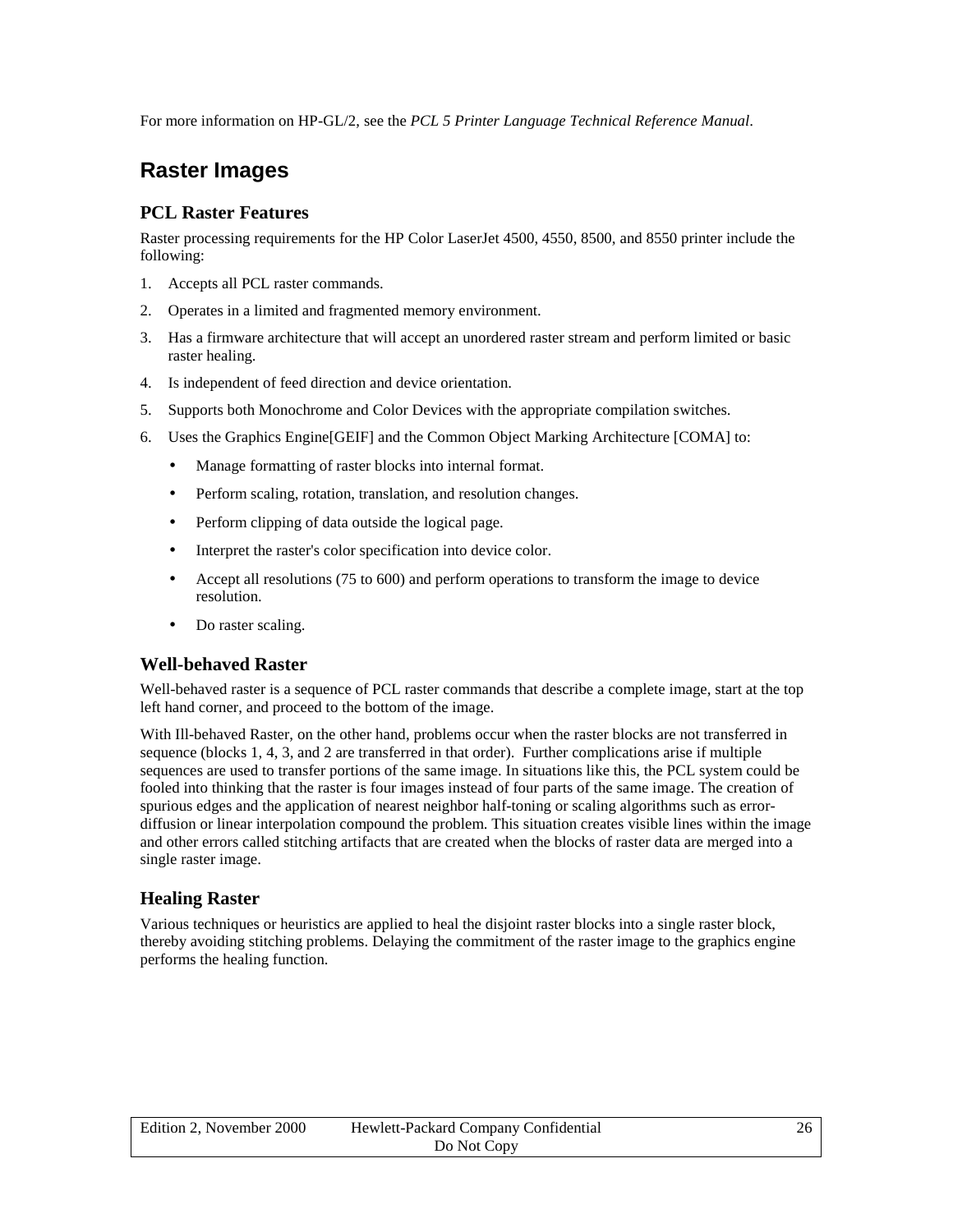For more information on HP-GL/2, see the *PCL 5 Printer Language Technical Reference Manual*.

## Raster Images

### PCL Raster Features

Raster processing requirements for the HP Color LaserJet 4500, 4550, 8500, and 8550 printer include the following:

1. Accepts all PCL raster commands.
2. Operates in a limited and fragmented memory environment.
3. Has a firmware architecture that will accept an unordered raster stream and perform limited or basic raster healing.
4. Is independent of feed direction and device orientation.
5. Supports both Monochrome and Color Devices with the appropriate compilation switches.
6. Uses the Graphics Engine[GEIF] and the Common Object Marking Architecture [COMA] to:
   - Manage formatting of raster blocks into internal format.
   - Perform scaling, rotation, translation, and resolution changes.
   - Perform clipping of data outside the logical page.
   - Interpret the raster's color specification into device color.
   - Accept all resolutions (75 to 600) and perform operations to transform the image to device resolution.
   - Do raster scaling.

### Well-behaved Raster

Well-behaved raster is a sequence of PCL raster commands that describe a complete image, start at the top left hand corner, and proceed to the bottom of the image.

With Ill-behaved Raster, on the other hand, problems occur when the raster blocks are not transferred in sequence (blocks 1, 4, 3, and 2 are transferred in that order). Further complications arise if multiple sequences are used to transfer portions of the same image. In situations like this, the PCL system could be fooled into thinking that the raster is four images instead of four parts of the same image. The creation of spurious edges and the application of nearest neighbor half-toning or scaling algorithms such as error-diffusion or linear interpolation compound the problem. This situation creates visible lines within the image and other errors called stitching artifacts that are created when the blocks of raster data are merged into a single raster image.

### Healing Raster

Various techniques or heuristics are applied to heal the disjoint raster blocks into a single raster block, thereby avoiding stitching problems. Delaying the commitment of the raster image to the graphics engine performs the healing function.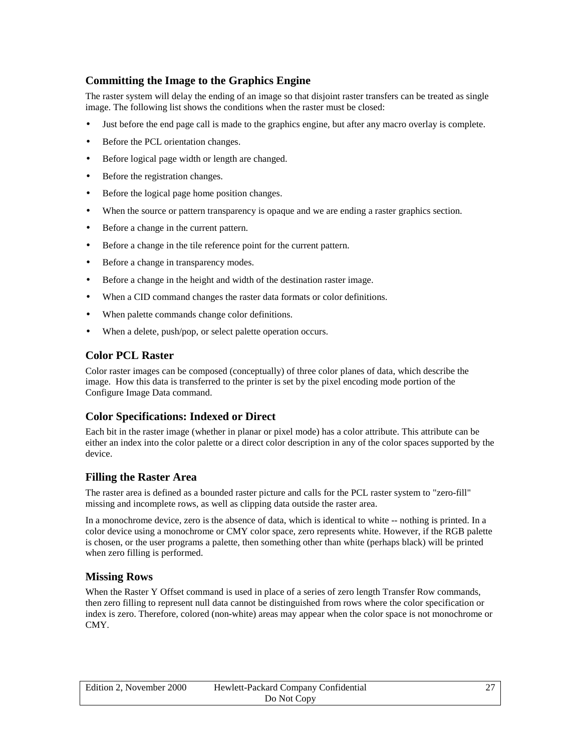### Committing the Image to the Graphics Engine

The raster system will delay the ending of an image so that disjoint raster transfers can be treated as single image. The following list shows the conditions when the raster must be closed:

- Just before the end page call is made to the graphics engine, but after any macro overlay is complete.
- Before the PCL orientation changes.
- Before logical page width or length are changed.
- Before the registration changes.
- Before the logical page home position changes.
- When the source or pattern transparency is opaque and we are ending a raster graphics section.
- Before a change in the current pattern.
- Before a change in the tile reference point for the current pattern.
- Before a change in transparency modes.
- Before a change in the height and width of the destination raster image.
- When a CID command changes the raster data formats or color definitions.
- When palette commands change color definitions.
- When a delete, push/pop, or select palette operation occurs.

### Color PCL Raster

Color raster images can be composed (conceptually) of three color planes of data, which describe the image. How this data is transferred to the printer is set by the pixel encoding mode portion of the Configure Image Data command.

### Color Specifications: Indexed or Direct

Each bit in the raster image (whether in planar or pixel mode) has a color attribute. This attribute can be either an index into the color palette or a direct color description in any of the color spaces supported by the device.

### Filling the Raster Area

The raster area is defined as a bounded raster picture and calls for the PCL raster system to "zero-fill" missing and incomplete rows, as well as clipping data outside the raster area.

In a monochrome device, zero is the absence of data, which is identical to white -- nothing is printed. In a color device using a monochrome or CMY color space, zero represents white. However, if the RGB palette is chosen, or the user programs a palette, then something other than white (perhaps black) will be printed when zero filling is performed.

### Missing Rows

When the Raster Y Offset command is used in place of a series of zero length Transfer Row commands, then zero filling to represent null data cannot be distinguished from rows where the color specification or index is zero. Therefore, colored (non-white) areas may appear when the color space is not monochrome or CMY.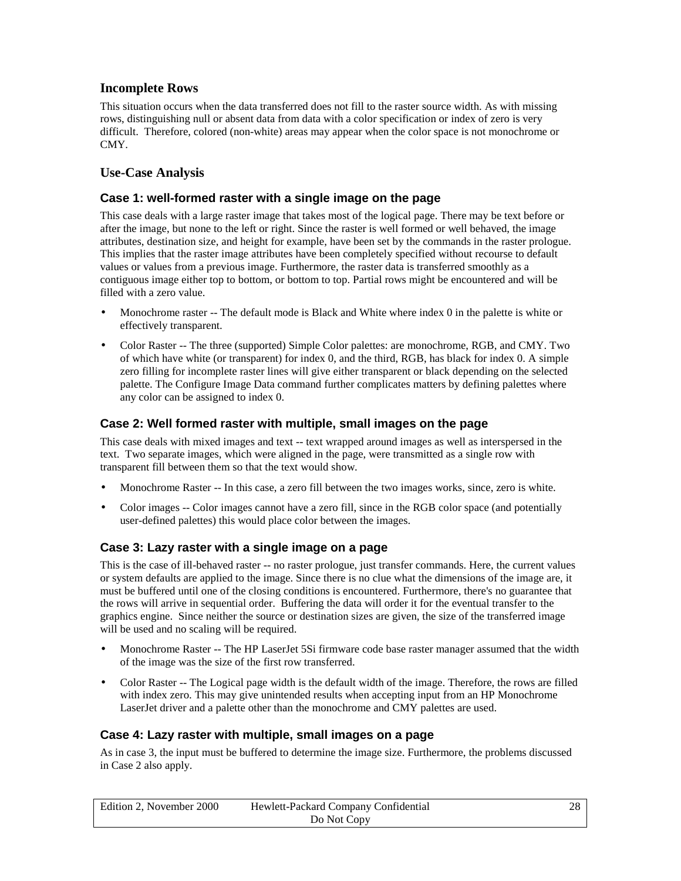### Incomplete Rows

This situation occurs when the data transferred does not fill to the raster source width. As with missing rows, distinguishing null or absent data from data with a color specification or index of zero is very difficult. Therefore, colored (non-white) areas may appear when the color space is not monochrome or CMY.

### Use-Case Analysis

#### Case 1: well-formed raster with a single image on the page

This case deals with a large raster image that takes most of the logical page. There may be text before or after the image, but none to the left or right. Since the raster is well formed or well behaved, the image attributes, destination size, and height for example, have been set by the commands in the raster prologue. This implies that the raster image attributes have been completely specified without recourse to default values or values from a previous image. Furthermore, the raster data is transferred smoothly as a contiguous image either top to bottom, or bottom to top. Partial rows might be encountered and will be filled with a zero value.

- Monochrome raster -- The default mode is Black and White where index 0 in the palette is white or effectively transparent.
- Color Raster -- The three (supported) Simple Color palettes: are monochrome, RGB, and CMY. Two of which have white (or transparent) for index 0, and the third, RGB, has black for index 0. A simple zero filling for incomplete raster lines will give either transparent or black depending on the selected palette. The Configure Image Data command further complicates matters by defining palettes where any color can be assigned to index 0.

#### Case 2: Well formed raster with multiple, small images on the page

This case deals with mixed images and text -- text wrapped around images as well as interspersed in the text. Two separate images, which were aligned in the page, were transmitted as a single row with transparent fill between them so that the text would show.

- Monochrome Raster -- In this case, a zero fill between the two images works, since, zero is white.
- Color images -- Color images cannot have a zero fill, since in the RGB color space (and potentially user-defined palettes) this would place color between the images.

#### Case 3: Lazy raster with a single image on a page

This is the case of ill-behaved raster -- no raster prologue, just transfer commands. Here, the current values or system defaults are applied to the image. Since there is no clue what the dimensions of the image are, it must be buffered until one of the closing conditions is encountered. Furthermore, there's no guarantee that the rows will arrive in sequential order. Buffering the data will order it for the eventual transfer to the graphics engine. Since neither the source or destination sizes are given, the size of the transferred image will be used and no scaling will be required.

- Monochrome Raster -- The HP LaserJet 5Si firmware code base raster manager assumed that the width of the image was the size of the first row transferred.
- Color Raster -- The Logical page width is the default width of the image. Therefore, the rows are filled with index zero. This may give unintended results when accepting input from an HP Monochrome LaserJet driver and a palette other than the monochrome and CMY palettes are used.

#### Case 4: Lazy raster with multiple, small images on a page

As in case 3, the input must be buffered to determine the image size. Furthermore, the problems discussed in Case 2 also apply.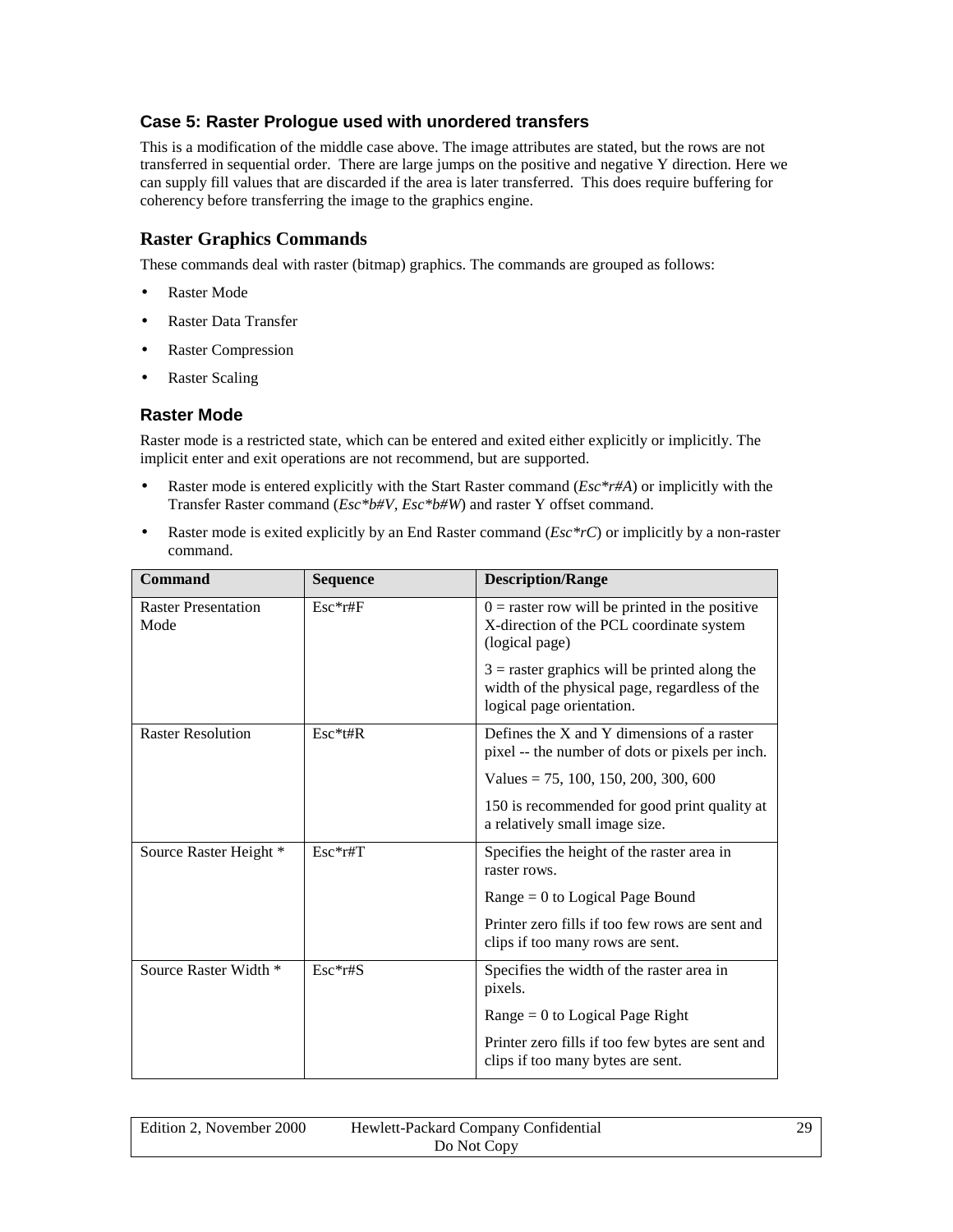### Case 5: Raster Prologue used with unordered transfers

This is a modification of the middle case above. The image attributes are stated, but the rows are not transferred in sequential order. There are large jumps on the positive and negative Y direction. Here we can supply fill values that are discarded if the area is later transferred. This does require buffering for coherency before transferring the image to the graphics engine.

## Raster Graphics Commands

These commands deal with raster (bitmap) graphics. The commands are grouped as follows:

- Raster Mode
- Raster Data Transfer
- Raster Compression
- Raster Scaling

### Raster Mode

Raster mode is a restricted state, which can be entered and exited either explicitly or implicitly. The implicit enter and exit operations are not recommend, but are supported.

- Raster mode is entered explicitly with the Start Raster command (*Esc*r#A*) or implicitly with the Transfer Raster command (*Esc*b#V*, *Esc*b#W*) and raster Y offset command.
- Raster mode is exited explicitly by an End Raster command (*Esc*rC*) or implicitly by a non-raster command.

| Command | Sequence | Description/Range |
|---|---|---|
| Raster Presentation Mode | Esc*r#F | 0 = raster row will be printed in the positive X-direction of the PCL coordinate system (logical page)<br><br>3 = raster graphics will be printed along the width of the physical page, regardless of the logical page orientation. |
| Raster Resolution | Esc*t#R | Defines the X and Y dimensions of a raster pixel -- the number of dots or pixels per inch.<br><br>Values = 75, 100, 150, 200, 300, 600<br><br>150 is recommended for good print quality at a relatively small image size. |
| Source Raster Height * | Esc*r#T | Specifies the height of the raster area in raster rows.<br><br>Range = 0 to Logical Page Bound<br><br>Printer zero fills if too few rows are sent and clips if too many rows are sent. |
| Source Raster Width * | Esc*r#S | Specifies the width of the raster area in pixels.<br><br>Range = 0 to Logical Page Right<br><br>Printer zero fills if too few bytes are sent and clips if too many bytes are sent. |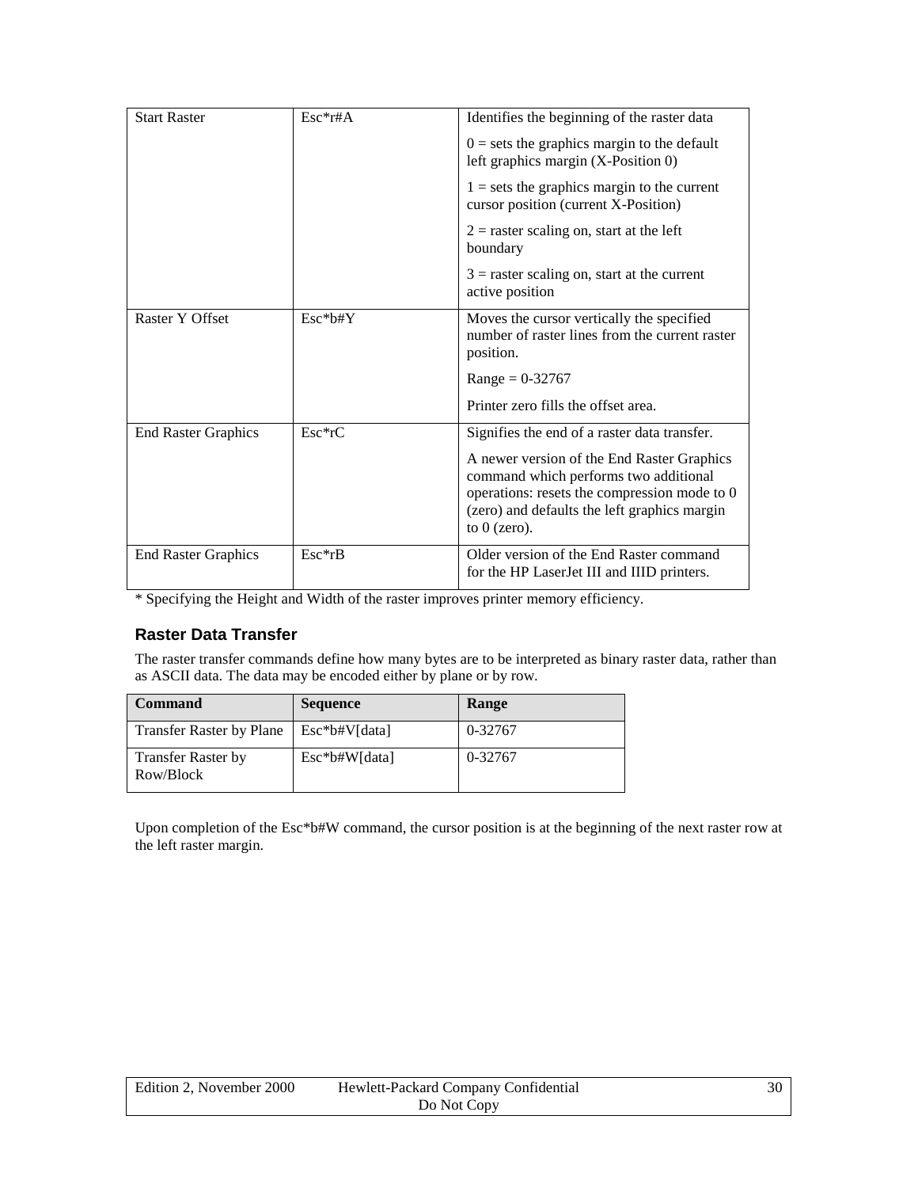| | | |
|---|---|---|
| Start Raster | Esc*r#A | Identifies the beginning of the raster data<br><br>0 = sets the graphics margin to the default left graphics margin (X-Position 0)<br><br>1 = sets the graphics margin to the current cursor position (current X-Position)<br><br>2 = raster scaling on, start at the left boundary<br><br>3 = raster scaling on, start at the current active position |
| Raster Y Offset | Esc*b#Y | Moves the cursor vertically the specified number of raster lines from the current raster position.<br><br>Range = 0-32767<br><br>Printer zero fills the offset area. |
| End Raster Graphics | Esc*rC | Signifies the end of a raster data transfer.<br><br>A newer version of the End Raster Graphics command which performs two additional operations: resets the compression mode to 0 (zero) and defaults the left graphics margin to 0 (zero). |
| End Raster Graphics | Esc*rB | Older version of the End Raster command for the HP LaserJet III and IIID printers. |

* Specifying the Height and Width of the raster improves printer memory efficiency.

## Raster Data Transfer

The raster transfer commands define how many bytes are to be interpreted as binary raster data, rather than as ASCII data. The data may be encoded either by plane or by row.

| Command | Sequence | Range |
|---|---|---|
| Transfer Raster by Plane | Esc*b#V[data] | 0-32767 |
| Transfer Raster by Row/Block | Esc*b#W[data] | 0-32767 |

Upon completion of the Esc*b#W command, the cursor position is at the beginning of the next raster row at the left raster margin.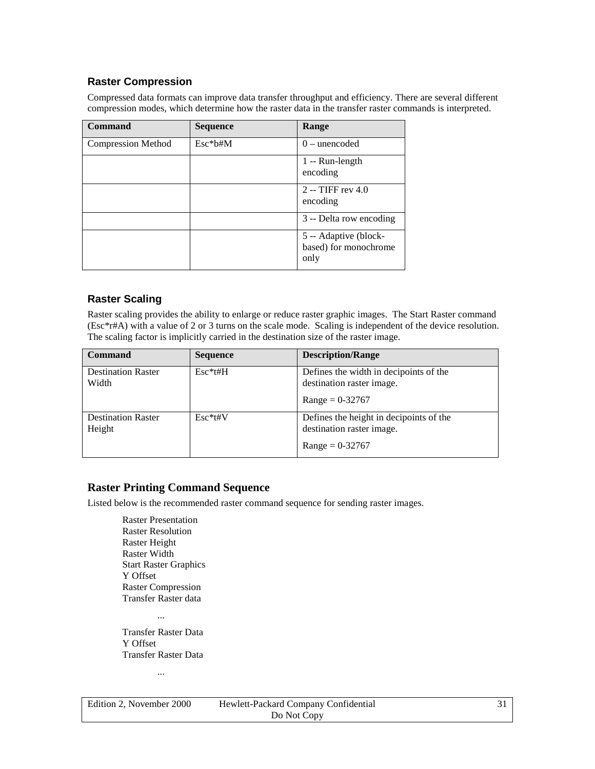### Raster Compression

Compressed data formats can improve data transfer throughput and efficiency. There are several different compression modes, which determine how the raster data in the transfer raster commands is interpreted.

| Command | Sequence | Range |
|---|---|---|
| Compression Method | Esc*b#M | 0 – unencoded |
| | | 1 -- Run-length encoding |
| | | 2 -- TIFF rev 4.0 encoding |
| | | 3 -- Delta row encoding |
| | | 5 -- Adaptive (block-based) for monochrome only |

### Raster Scaling

Raster scaling provides the ability to enlarge or reduce raster graphic images. The Start Raster command (Esc*r#A) with a value of 2 or 3 turns on the scale mode. Scaling is independent of the device resolution. The scaling factor is implicitly carried in the destination size of the raster image.

| Command | Sequence | Description/Range |
|---|---|---|
| Destination Raster Width | Esc*t#H | Defines the width in decipoints of the destination raster image.<br><br>Range = 0-32767 |
| Destination Raster Height | Esc*t#V | Defines the height in decipoints of the destination raster image.<br><br>Range = 0-32767 |

## Raster Printing Command Sequence

Listed below is the recommended raster command sequence for sending raster images.

Raster Presentation
Raster Resolution
Raster Height
Raster Width
Start Raster Graphics
Y Offset
Raster Compression
Transfer Raster data

...

Transfer Raster Data
Y Offset
Transfer Raster Data

...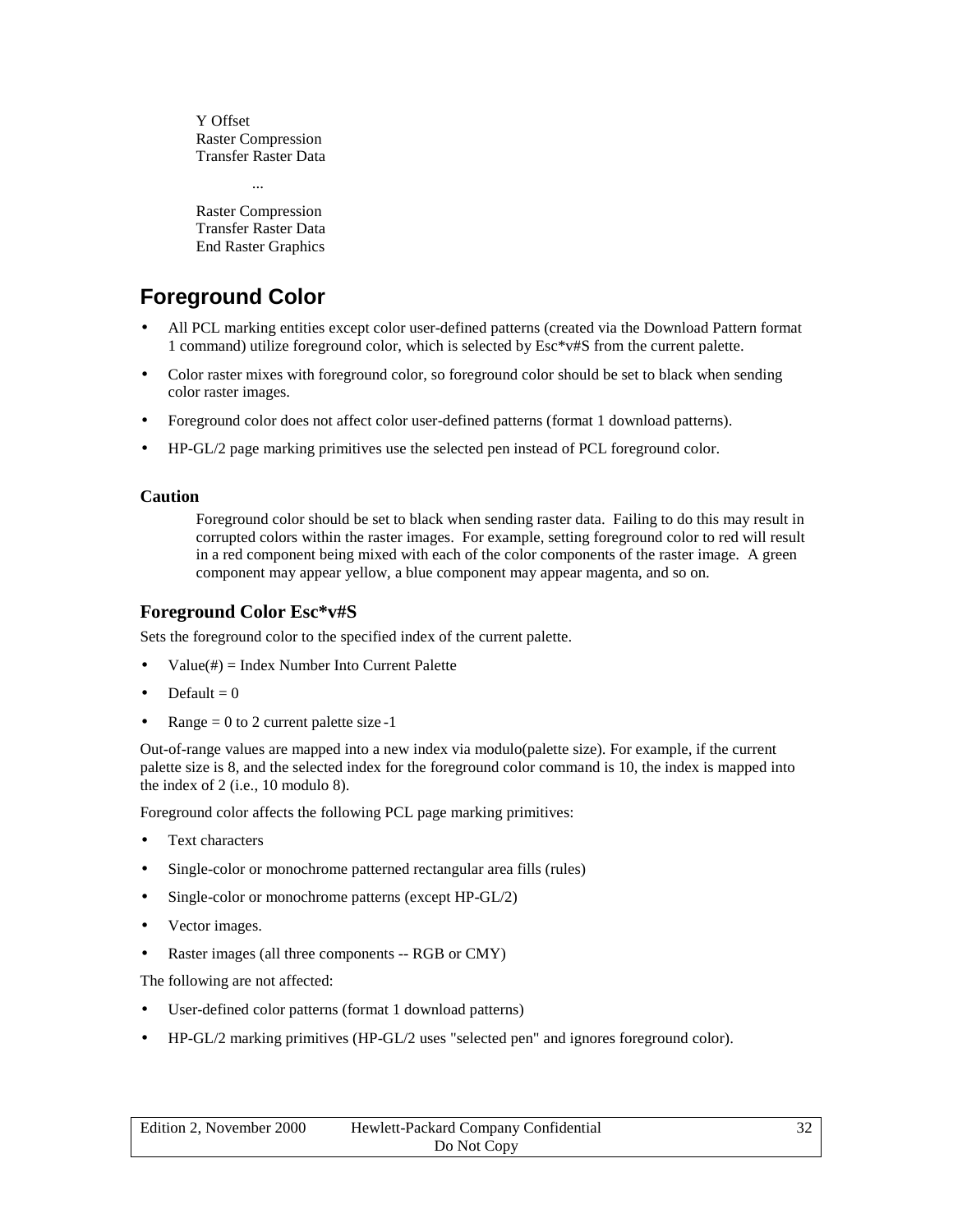Y Offset
Raster Compression
Transfer Raster Data

...

Raster Compression
Transfer Raster Data
End Raster Graphics

## Foreground Color

- All PCL marking entities except color user-defined patterns (created via the Download Pattern format 1 command) utilize foreground color, which is selected by Esc*v#S from the current palette.
- Color raster mixes with foreground color, so foreground color should be set to black when sending color raster images.
- Foreground color does not affect color user-defined patterns (format 1 download patterns).
- HP-GL/2 page marking primitives use the selected pen instead of PCL foreground color.

#### Caution

Foreground color should be set to black when sending raster data. Failing to do this may result in corrupted colors within the raster images. For example, setting foreground color to red will result in a red component being mixed with each of the color components of the raster image. A green component may appear yellow, a blue component may appear magenta, and so on.

### Foreground Color Esc*v#S

Sets the foreground color to the specified index of the current palette.

- Value(#) = Index Number Into Current Palette
- Default = 0
- Range = 0 to 2 current palette size -1

Out-of-range values are mapped into a new index via modulo(palette size). For example, if the current palette size is 8, and the selected index for the foreground color command is 10, the index is mapped into the index of 2 (i.e., 10 modulo 8).

Foreground color affects the following PCL page marking primitives:

- Text characters
- Single-color or monochrome patterned rectangular area fills (rules)
- Single-color or monochrome patterns (except HP-GL/2)
- Vector images.
- Raster images (all three components -- RGB or CMY)

The following are not affected:

- User-defined color patterns (format 1 download patterns)
- HP-GL/2 marking primitives (HP-GL/2 uses "selected pen" and ignores foreground color).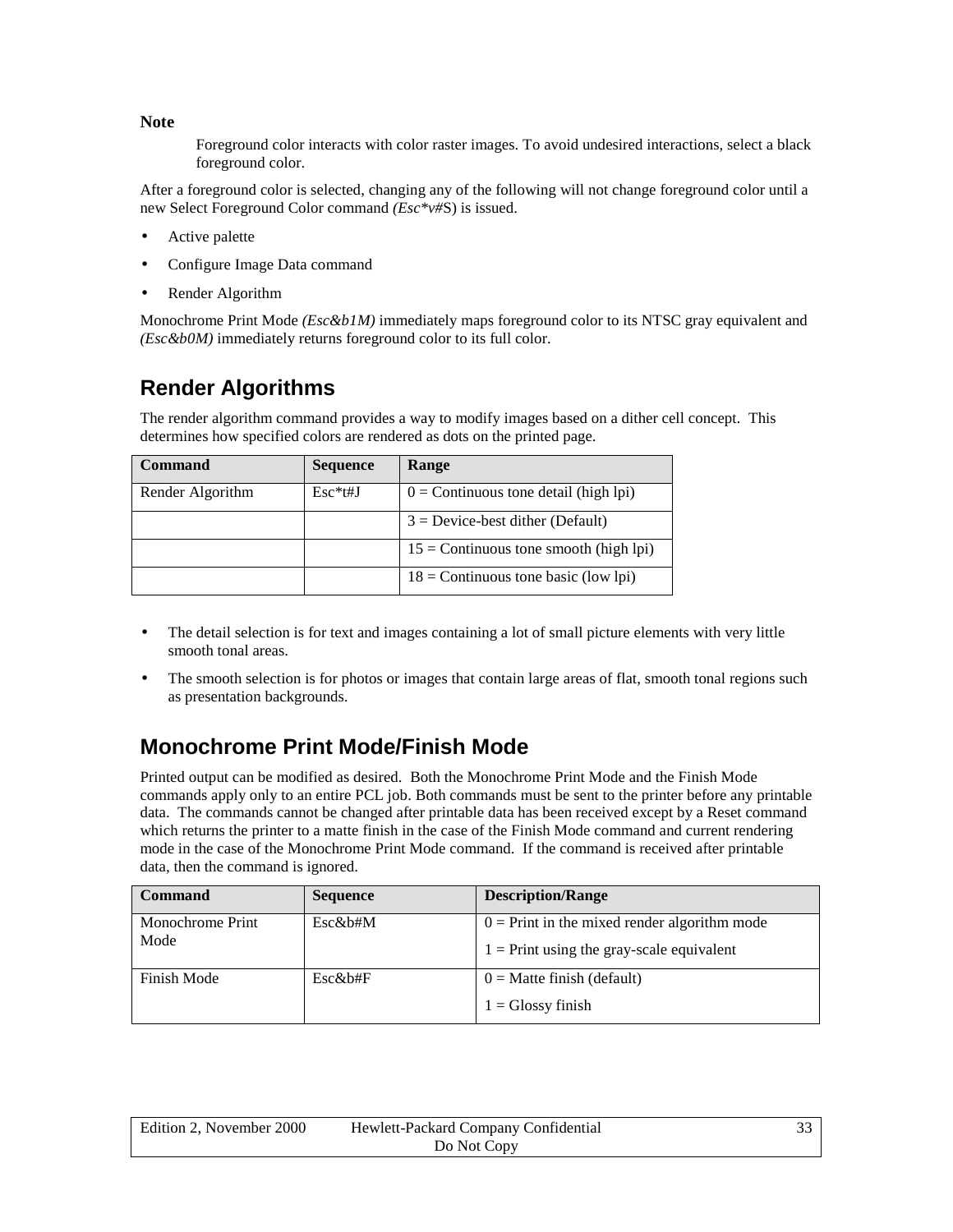**Note**

> Foreground color interacts with color raster images. To avoid undesired interactions, select a black foreground color.

After a foreground color is selected, changing any of the following will not change foreground color until a new Select Foreground Color command *(Esc*v#*S) is issued.

- Active palette
- Configure Image Data command
- Render Algorithm

Monochrome Print Mode *(Esc&b1M)* immediately maps foreground color to its NTSC gray equivalent and *(Esc&b0M)* immediately returns foreground color to its full color.

## Render Algorithms

The render algorithm command provides a way to modify images based on a dither cell concept. This determines how specified colors are rendered as dots on the printed page.

| Command | Sequence | Range |
|---|---|---|
| Render Algorithm | Esc*t#J | 0 = Continuous tone detail (high lpi) |
| | | 3 = Device-best dither (Default) |
| | | 15 = Continuous tone smooth (high lpi) |
| | | 18 = Continuous tone basic (low lpi) |

- The detail selection is for text and images containing a lot of small picture elements with very little smooth tonal areas.
- The smooth selection is for photos or images that contain large areas of flat, smooth tonal regions such as presentation backgrounds.

## Monochrome Print Mode/Finish Mode

Printed output can be modified as desired. Both the Monochrome Print Mode and the Finish Mode commands apply only to an entire PCL job. Both commands must be sent to the printer before any printable data. The commands cannot be changed after printable data has been received except by a Reset command which returns the printer to a matte finish in the case of the Finish Mode command and current rendering mode in the case of the Monochrome Print Mode command. If the command is received after printable data, then the command is ignored.

| Command | Sequence | Description/Range |
|---|---|---|
| Monochrome Print Mode | Esc&b#M | 0 = Print in the mixed render algorithm mode<br>1 = Print using the gray-scale equivalent |
| Finish Mode | Esc&b#F | 0 = Matte finish (default)<br>1 = Glossy finish |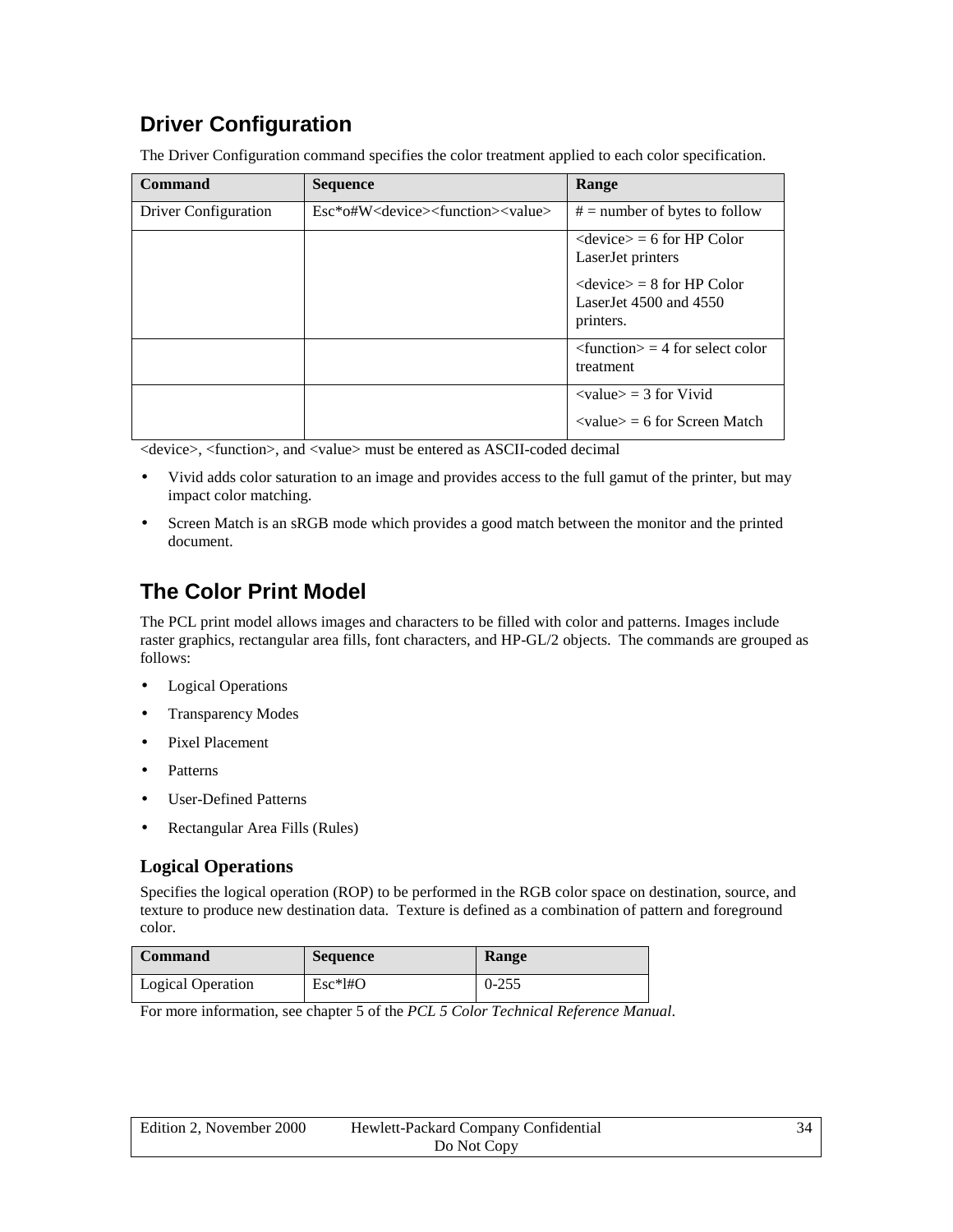## Driver Configuration

The Driver Configuration command specifies the color treatment applied to each color specification.

| Command | Sequence | Range |
|---|---|---|
| Driver Configuration | Esc*o#W<device><function><value> | # = number of bytes to follow |
| | | <device> = 6 for HP Color LaserJet printers<br><br><device> = 8 for HP Color LaserJet 4500 and 4550 printers. |
| | | <function> = 4 for select color treatment |
| | | <value> = 3 for Vivid<br><br><value> = 6 for Screen Match |

<device>, <function>, and <value> must be entered as ASCII-coded decimal

- Vivid adds color saturation to an image and provides access to the full gamut of the printer, but may impact color matching.
- Screen Match is an sRGB mode which provides a good match between the monitor and the printed document.

## The Color Print Model

The PCL print model allows images and characters to be filled with color and patterns. Images include raster graphics, rectangular area fills, font characters, and HP-GL/2 objects. The commands are grouped as follows:

- Logical Operations
- Transparency Modes
- Pixel Placement
- Patterns
- User-Defined Patterns
- Rectangular Area Fills (Rules)

### Logical Operations

Specifies the logical operation (ROP) to be performed in the RGB color space on destination, source, and texture to produce new destination data. Texture is defined as a combination of pattern and foreground color.

| Command | Sequence | Range |
|---|---|---|
| Logical Operation | Esc*l#O | 0-255 |

For more information, see chapter 5 of the *PCL 5 Color Technical Reference Manual*.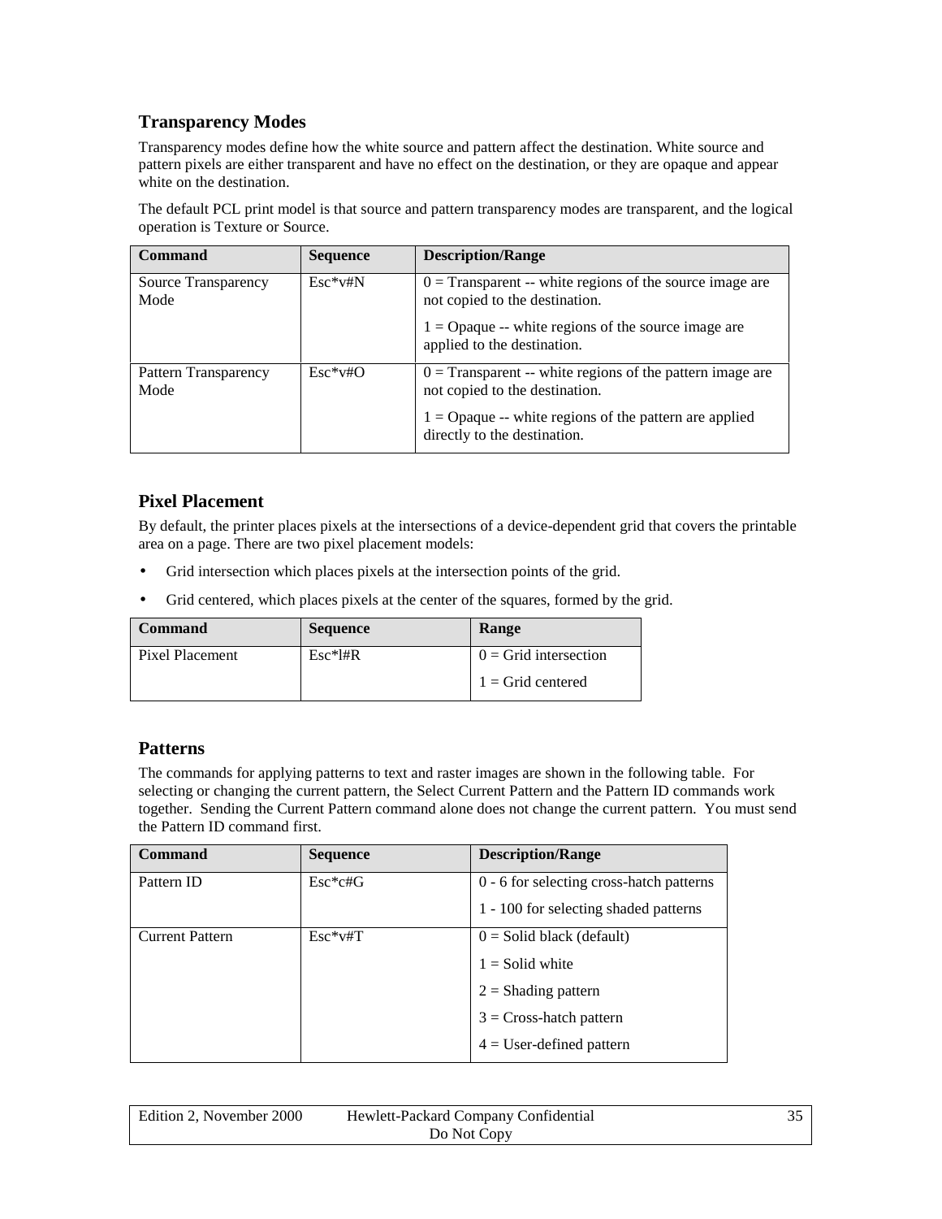## Transparency Modes

Transparency modes define how the white source and pattern affect the destination. White source and pattern pixels are either transparent and have no effect on the destination, or they are opaque and appear white on the destination.

The default PCL print model is that source and pattern transparency modes are transparent, and the logical operation is Texture or Source.

| Command | Sequence | Description/Range |
|---|---|---|
| Source Transparency Mode | Esc*v#N | 0 = Transparent -- white regions of the source image are not copied to the destination.<br>1 = Opaque -- white regions of the source image are applied to the destination. |
| Pattern Transparency Mode | Esc*v#O | 0 = Transparent -- white regions of the pattern image are not copied to the destination.<br>1 = Opaque -- white regions of the pattern are applied directly to the destination. |

## Pixel Placement

By default, the printer places pixels at the intersections of a device-dependent grid that covers the printable area on a page. There are two pixel placement models:

- Grid intersection which places pixels at the intersection points of the grid.
- Grid centered, which places pixels at the center of the squares, formed by the grid.

| Command | Sequence | Range |
|---|---|---|
| Pixel Placement | Esc*l#R | 0 = Grid intersection<br>1 = Grid centered |

## Patterns

The commands for applying patterns to text and raster images are shown in the following table. For selecting or changing the current pattern, the Select Current Pattern and the Pattern ID commands work together. Sending the Current Pattern command alone does not change the current pattern. You must send the Pattern ID command first.

| Command | Sequence | Description/Range |
|---|---|---|
| Pattern ID | Esc*c#G | 0 - 6 for selecting cross-hatch patterns<br>1 - 100 for selecting shaded patterns |
| Current Pattern | Esc*v#T | 0 = Solid black (default)<br>1 = Solid white<br>2 = Shading pattern<br>3 = Cross-hatch pattern<br>4 = User-defined pattern |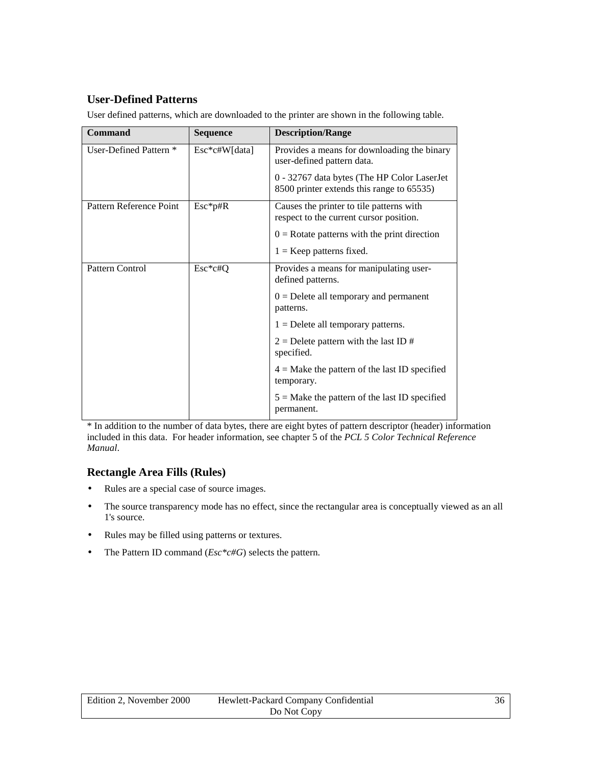## User-Defined Patterns

User defined patterns, which are downloaded to the printer are shown in the following table.

| Command | Sequence | Description/Range |
| --- | --- | --- |
| User-Defined Pattern * | Esc*c#W[data] | Provides a means for downloading the binary user-defined pattern data.<br><br>0 - 32767 data bytes (The HP Color LaserJet 8500 printer extends this range to 65535) |
| Pattern Reference Point | Esc*p#R | Causes the printer to tile patterns with respect to the current cursor position.<br><br>0 = Rotate patterns with the print direction<br><br>1 = Keep patterns fixed. |
| Pattern Control | Esc*c#Q | Provides a means for manipulating user-defined patterns.<br><br>0 = Delete all temporary and permanent patterns.<br><br>1 = Delete all temporary patterns.<br><br>2 = Delete pattern with the last ID # specified.<br><br>4 = Make the pattern of the last ID specified temporary.<br><br>5 = Make the pattern of the last ID specified permanent. |

* In addition to the number of data bytes, there are eight bytes of pattern descriptor (header) information included in this data. For header information, see chapter 5 of the *PCL 5 Color Technical Reference Manual*.

## Rectangle Area Fills (Rules)

- Rules are a special case of source images.
- The source transparency mode has no effect, since the rectangular area is conceptually viewed as an all 1's source.
- Rules may be filled using patterns or textures.
- The Pattern ID command (*Esc*c#G*) selects the pattern.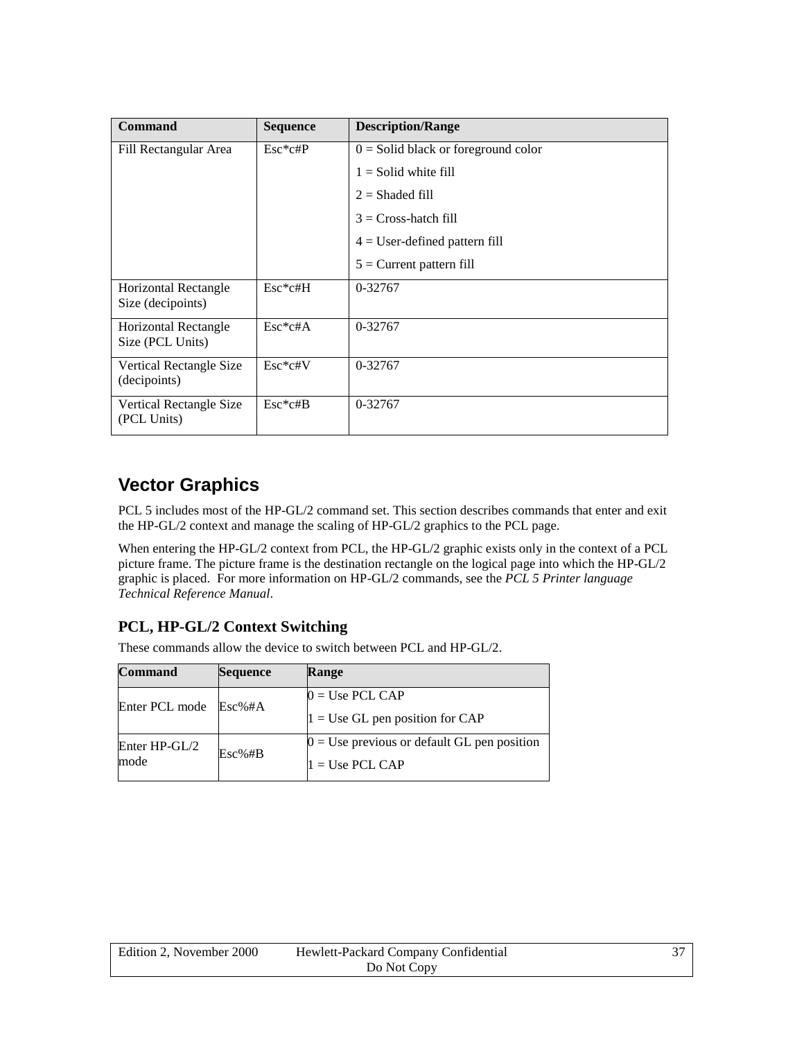| Command | Sequence | Description/Range |
| --- | --- | --- |
| Fill Rectangular Area | Esc*c#P | 0 = Solid black or foreground color<br>1 = Solid white fill<br>2 = Shaded fill<br>3 = Cross-hatch fill<br>4 = User-defined pattern fill<br>5 = Current pattern fill |
| Horizontal Rectangle Size (decipoints) | Esc*c#H | 0-32767 |
| Horizontal Rectangle Size (PCL Units) | Esc*c#A | 0-32767 |
| Vertical Rectangle Size (decipoints) | Esc*c#V | 0-32767 |
| Vertical Rectangle Size (PCL Units) | Esc*c#B | 0-32767 |

## Vector Graphics

PCL 5 includes most of the HP-GL/2 command set. This section describes commands that enter and exit the HP-GL/2 context and manage the scaling of HP-GL/2 graphics to the PCL page.

When entering the HP-GL/2 context from PCL, the HP-GL/2 graphic exists only in the context of a PCL picture frame. The picture frame is the destination rectangle on the logical page into which the HP-GL/2 graphic is placed. For more information on HP-GL/2 commands, see the *PCL 5 Printer language Technical Reference Manual*.

### PCL, HP-GL/2 Context Switching

These commands allow the device to switch between PCL and HP-GL/2.

| Command | Sequence | Range |
| --- | --- | --- |
| Enter PCL mode | Esc%#A | 0 = Use PCL CAP<br>1 = Use GL pen position for CAP |
| Enter HP-GL/2 mode | Esc%#B | 0 = Use previous or default GL pen position<br>1 = Use PCL CAP |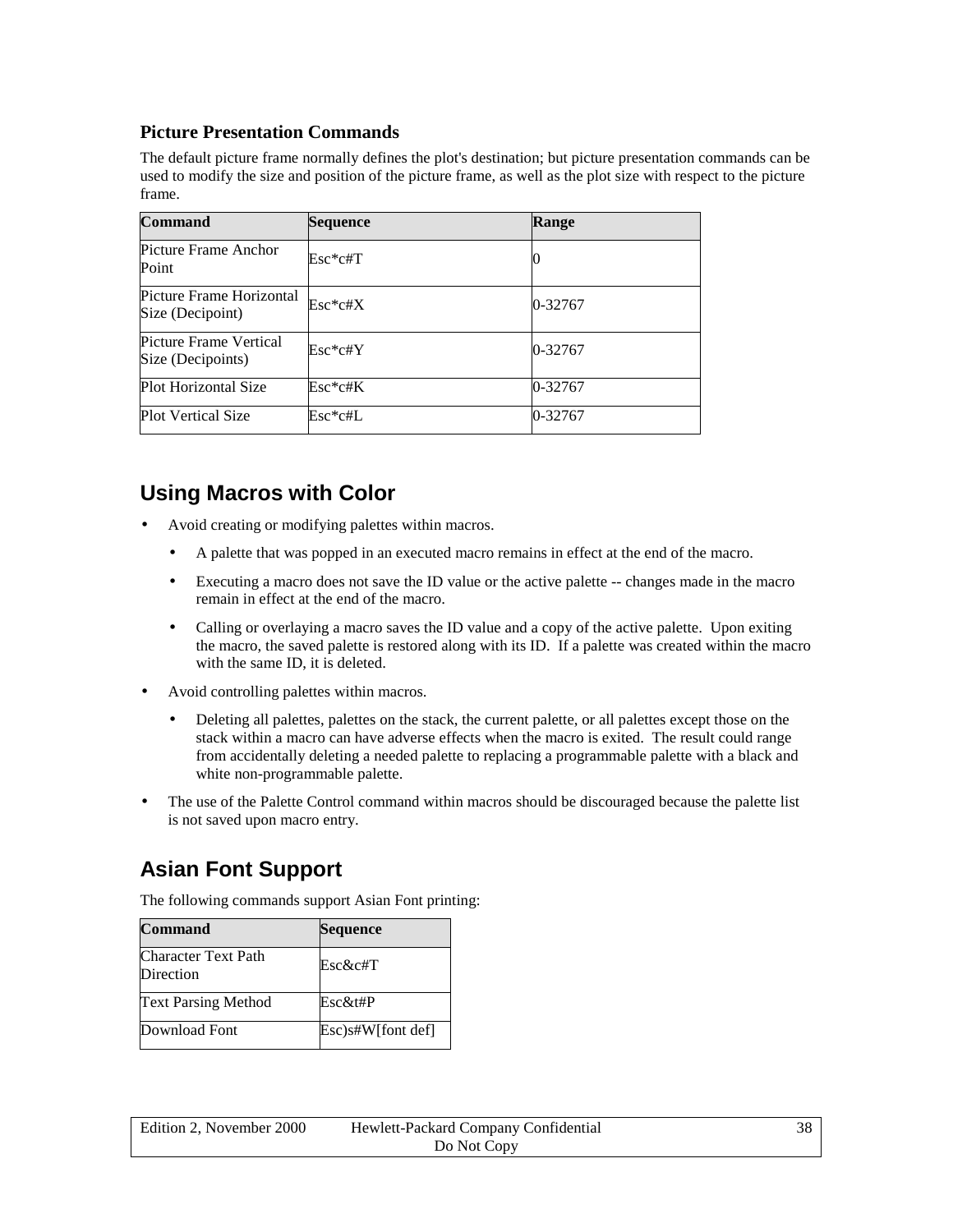### Picture Presentation Commands

The default picture frame normally defines the plot's destination; but picture presentation commands can be used to modify the size and position of the picture frame, as well as the plot size with respect to the picture frame.

| Command | Sequence | Range |
|---|---|---|
| Picture Frame Anchor Point | Esc*c#T | 0 |
| Picture Frame Horizontal Size (Decipoint) | Esc*c#X | 0-32767 |
| Picture Frame Vertical Size (Decipoints) | Esc*c#Y | 0-32767 |
| Plot Horizontal Size | Esc*c#K | 0-32767 |
| Plot Vertical Size | Esc*c#L | 0-32767 |

## Using Macros with Color

- Avoid creating or modifying palettes within macros.
  - A palette that was popped in an executed macro remains in effect at the end of the macro.
  - Executing a macro does not save the ID value or the active palette -- changes made in the macro remain in effect at the end of the macro.
  - Calling or overlaying a macro saves the ID value and a copy of the active palette. Upon exiting the macro, the saved palette is restored along with its ID. If a palette was created within the macro with the same ID, it is deleted.
- Avoid controlling palettes within macros.
  - Deleting all palettes, palettes on the stack, the current palette, or all palettes except those on the stack within a macro can have adverse effects when the macro is exited. The result could range from accidentally deleting a needed palette to replacing a programmable palette with a black and white non-programmable palette.
- The use of the Palette Control command within macros should be discouraged because the palette list is not saved upon macro entry.

## Asian Font Support

The following commands support Asian Font printing:

| Command | Sequence |
|---|---|
| Character Text Path Direction | Esc&c#T |
| Text Parsing Method | Esc&t#P |
| Download Font | Esc)s#W[font def] |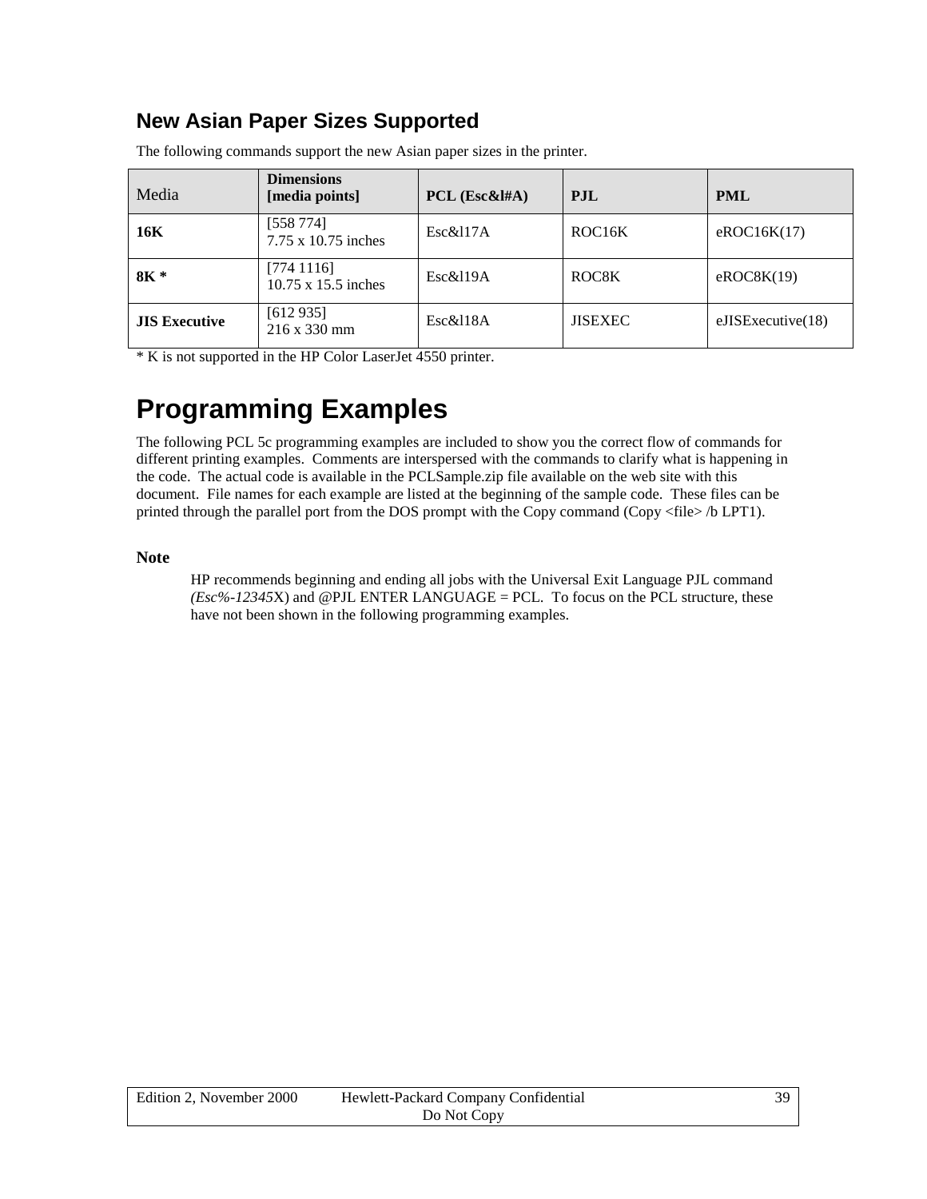## New Asian Paper Sizes Supported

The following commands support the new Asian paper sizes in the printer.

| Media | Dimensions [media points] | PCL (Esc&l#A) | PJL | PML |
|---|---|---|---|---|
| **16K** | [558 774] 7.75 x 10.75 inches | Esc&l17A | ROC16K | eROC16K(17) |
| **8K *** | [774 1116] 10.75 x 15.5 inches | Esc&l19A | ROC8K | eROC8K(19) |
| **JIS Executive** | [612 935] 216 x 330 mm | Esc&l18A | JISEXEC | eJISExecutive(18) |

* K is not supported in the HP Color LaserJet 4550 printer.

# Programming Examples

The following PCL 5c programming examples are included to show you the correct flow of commands for different printing examples. Comments are interspersed with the commands to clarify what is happening in the code. The actual code is available in the PCLSample.zip file available on the web site with this document. File names for each example are listed at the beginning of the sample code. These files can be printed through the parallel port from the DOS prompt with the Copy command (Copy <file> /b LPT1).

### Note

HP recommends beginning and ending all jobs with the Universal Exit Language PJL command *(Esc%-12345*X) and @PJL ENTER LANGUAGE = PCL. To focus on the PCL structure, these have not been shown in the following programming examples.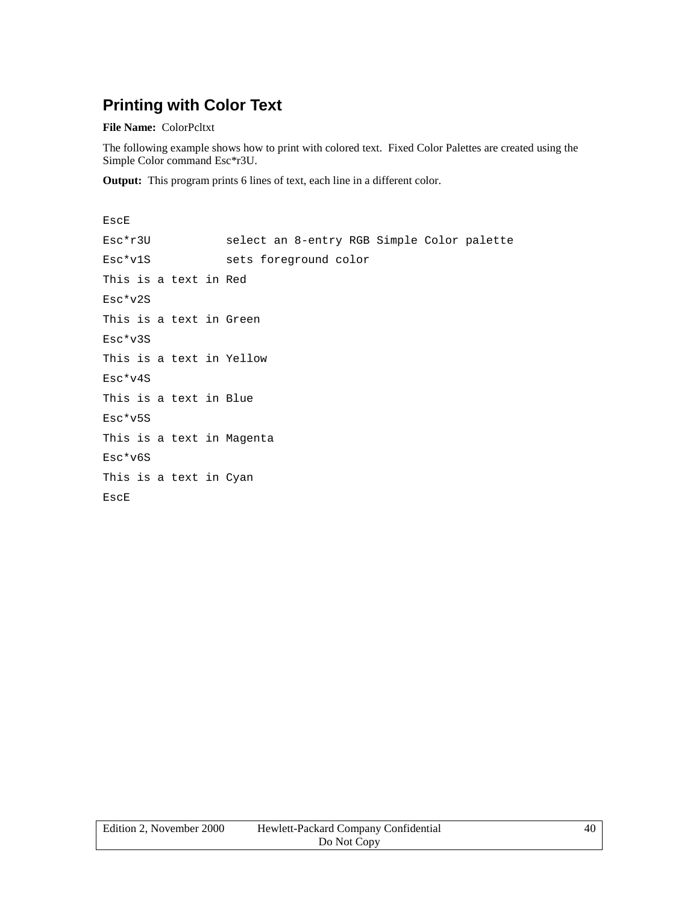## Printing with Color Text

**File Name:** ColorPcltxt

The following example shows how to print with colored text. Fixed Color Palettes are created using the Simple Color command Esc*r3U.

**Output:** This program prints 6 lines of text, each line in a different color.

```
EscE
Esc*r3U           select an 8-entry RGB Simple Color palette
Esc*v1S           sets foreground color
This is a text in Red
Esc*v2S
This is a text in Green
Esc*v3S
This is a text in Yellow
Esc*v4S
This is a text in Blue
Esc*v5S
This is a text in Magenta
Esc*v6S
This is a text in Cyan
EscE
```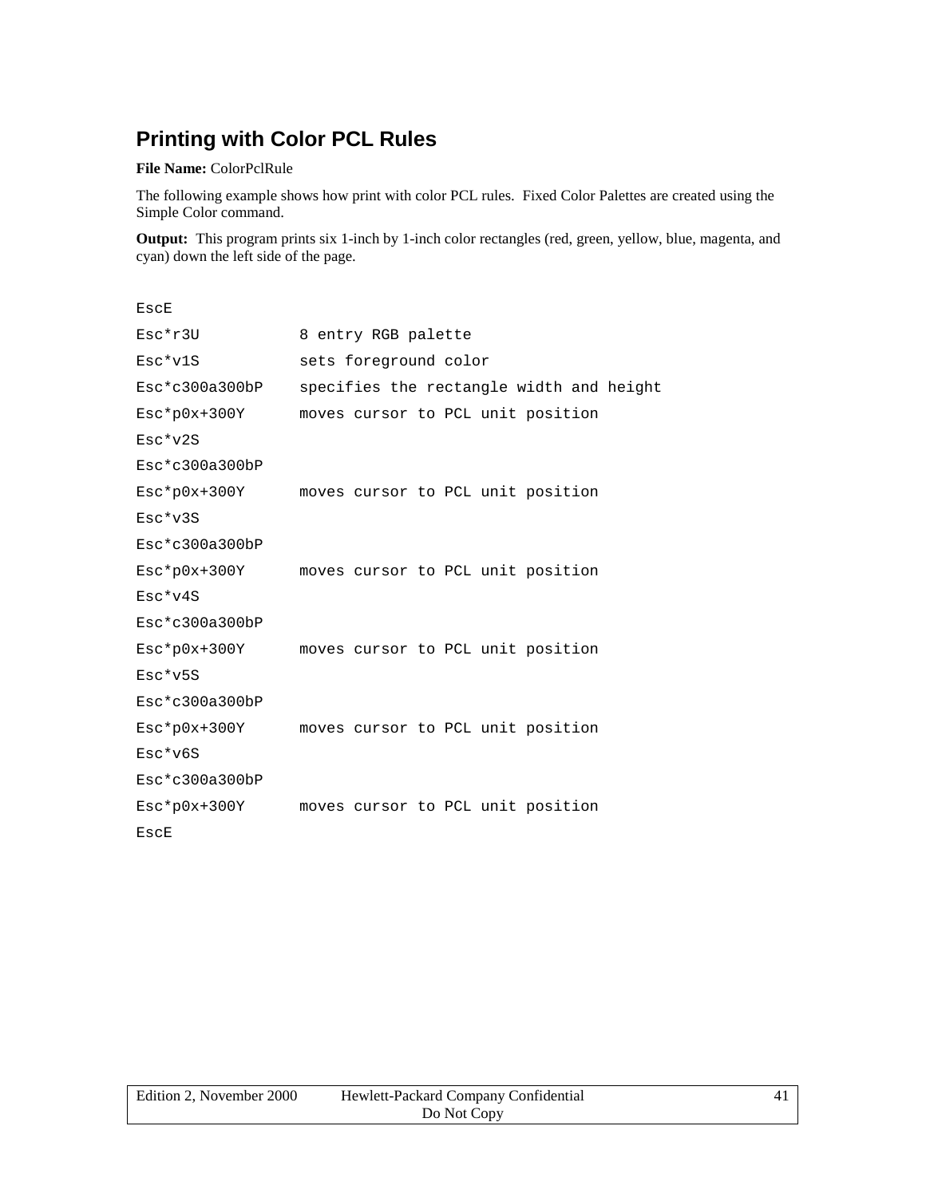## Printing with Color PCL Rules

**File Name:** ColorPclRule

The following example shows how print with color PCL rules.  Fixed Color Palettes are created using the Simple Color command.

**Output:**  This program prints six 1-inch by 1-inch color rectangles (red, green, yellow, blue, magenta, and cyan) down the left side of the page.

```
EscE
Esc*r3U          8 entry RGB palette
Esc*v1S          sets foreground color
Esc*c300a300bP   specifies the rectangle width and height
Esc*p0x+300Y     moves cursor to PCL unit position
Esc*v2S
Esc*c300a300bP
Esc*p0x+300Y     moves cursor to PCL unit position
Esc*v3S
Esc*c300a300bP
Esc*p0x+300Y     moves cursor to PCL unit position
Esc*v4S
Esc*c300a300bP
Esc*p0x+300Y     moves cursor to PCL unit position
Esc*v5S
Esc*c300a300bP
Esc*p0x+300Y     moves cursor to PCL unit position
Esc*v6S
Esc*c300a300bP
Esc*p0x+300Y     moves cursor to PCL unit position
EscE
```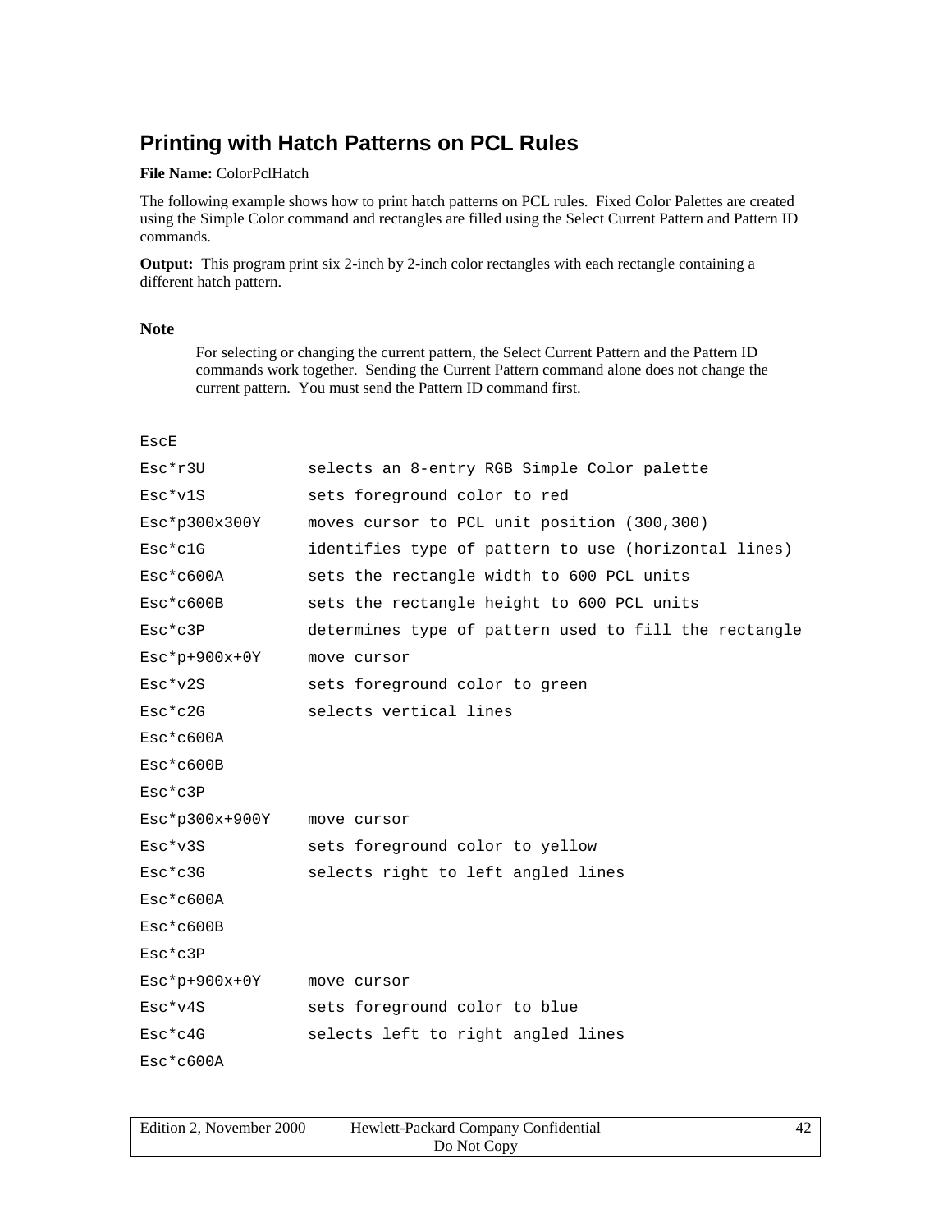## Printing with Hatch Patterns on PCL Rules

**File Name:** ColorPclHatch

The following example shows how to print hatch patterns on PCL rules. Fixed Color Palettes are created using the Simple Color command and rectangles are filled using the Select Current Pattern and Pattern ID commands.

**Output:** This program print six 2-inch by 2-inch color rectangles with each rectangle containing a different hatch pattern.

### Note

For selecting or changing the current pattern, the Select Current Pattern and the Pattern ID commands work together. Sending the Current Pattern command alone does not change the current pattern. You must send the Pattern ID command first.

```
EscE
Esc*r3U          selects an 8-entry RGB Simple Color palette
Esc*v1S          sets foreground color to red
Esc*p300x300Y    moves cursor to PCL unit position (300,300)
Esc*c1G          identifies type of pattern to use (horizontal lines)
Esc*c600A        sets the rectangle width to 600 PCL units
Esc*c600B        sets the rectangle height to 600 PCL units
Esc*c3P          determines type of pattern used to fill the rectangle
Esc*p+900x+0Y    move cursor
Esc*v2S          sets foreground color to green
Esc*c2G          selects vertical lines
Esc*c600A
Esc*c600B
Esc*c3P
Esc*p300x+900Y   move cursor
Esc*v3S          sets foreground color to yellow
Esc*c3G          selects right to left angled lines
Esc*c600A
Esc*c600B
Esc*c3P
Esc*p+900x+0Y    move cursor
Esc*v4S          sets foreground color to blue
Esc*c4G          selects left to right angled lines
Esc*c600A
```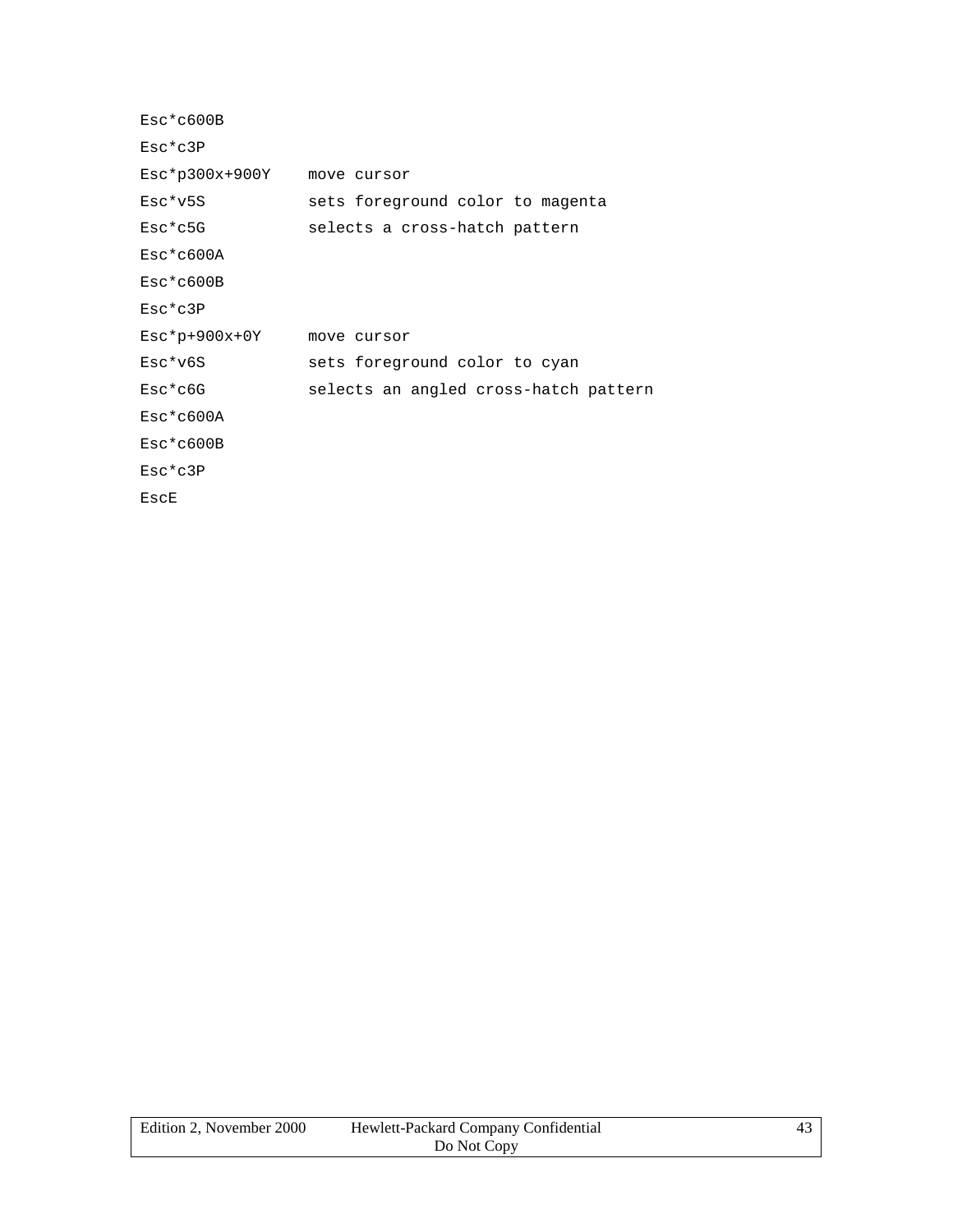```
Esc*c600B
Esc*c3P
Esc*p300x+900Y    move cursor
Esc*v5S           sets foreground color to magenta
Esc*c5G           selects a cross-hatch pattern
Esc*c600A
Esc*c600B
Esc*c3P
Esc*p+900x+0Y     move cursor
Esc*v6S           sets foreground color to cyan
Esc*c6G           selects an angled cross-hatch pattern
Esc*c600A
Esc*c600B
Esc*c3P
EscE
```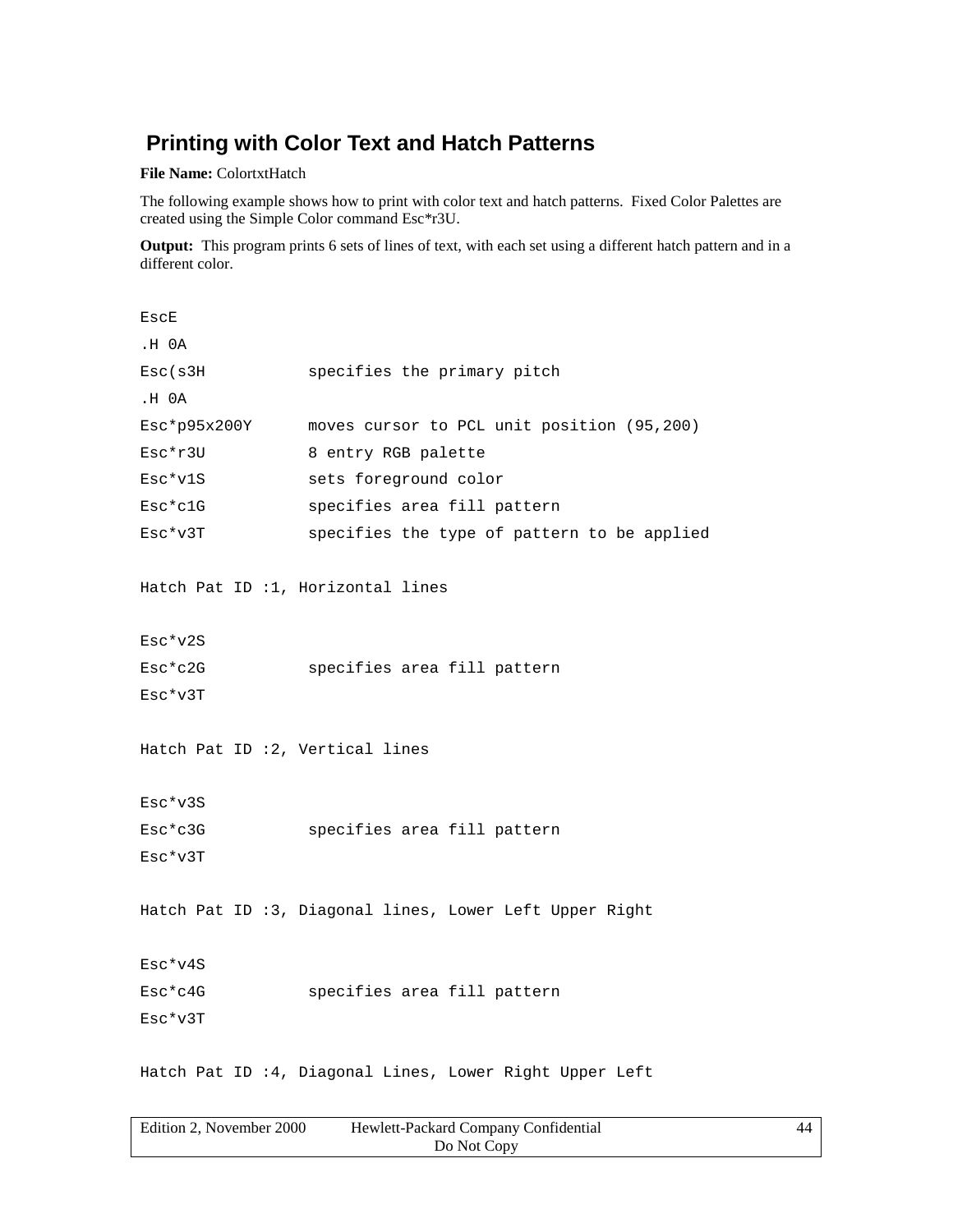## Printing with Color Text and Hatch Patterns

**File Name:** ColortxtHatch

The following example shows how to print with color text and hatch patterns. Fixed Color Palettes are created using the Simple Color command Esc*r3U.

**Output:** This program prints 6 sets of lines of text, with each set using a different hatch pattern and in a different color.

```
EscE
.H 0A
Esc(s3H           specifies the primary pitch
.H 0A
Esc*p95x200Y      moves cursor to PCL unit position (95,200)
Esc*r3U           8 entry RGB palette
Esc*v1S           sets foreground color
Esc*c1G           specifies area fill pattern
Esc*v3T           specifies the type of pattern to be applied

Hatch Pat ID :1, Horizontal lines

Esc*v2S
Esc*c2G           specifies area fill pattern
Esc*v3T

Hatch Pat ID :2, Vertical lines

Esc*v3S
Esc*c3G           specifies area fill pattern
Esc*v3T

Hatch Pat ID :3, Diagonal lines, Lower Left Upper Right

Esc*v4S
Esc*c4G           specifies area fill pattern
Esc*v3T

Hatch Pat ID :4, Diagonal Lines, Lower Right Upper Left
```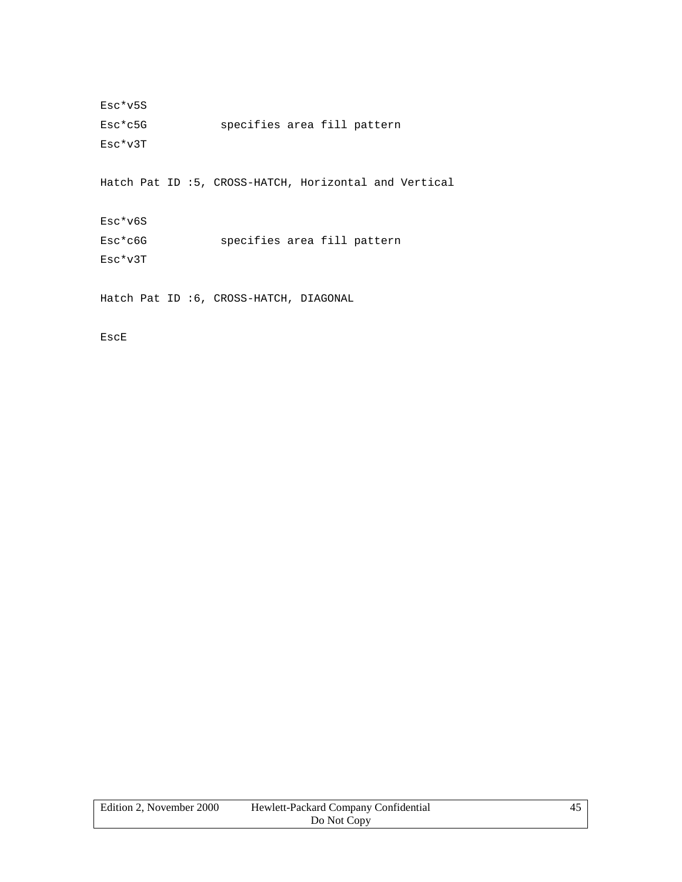```
Esc*v5S
Esc*c5G           specifies area fill pattern
Esc*v3T

Hatch Pat ID :5, CROSS-HATCH, Horizontal and Vertical

Esc*v6S
Esc*c6G           specifies area fill pattern
Esc*v3T

Hatch Pat ID :6, CROSS-HATCH, DIAGONAL

EscE
```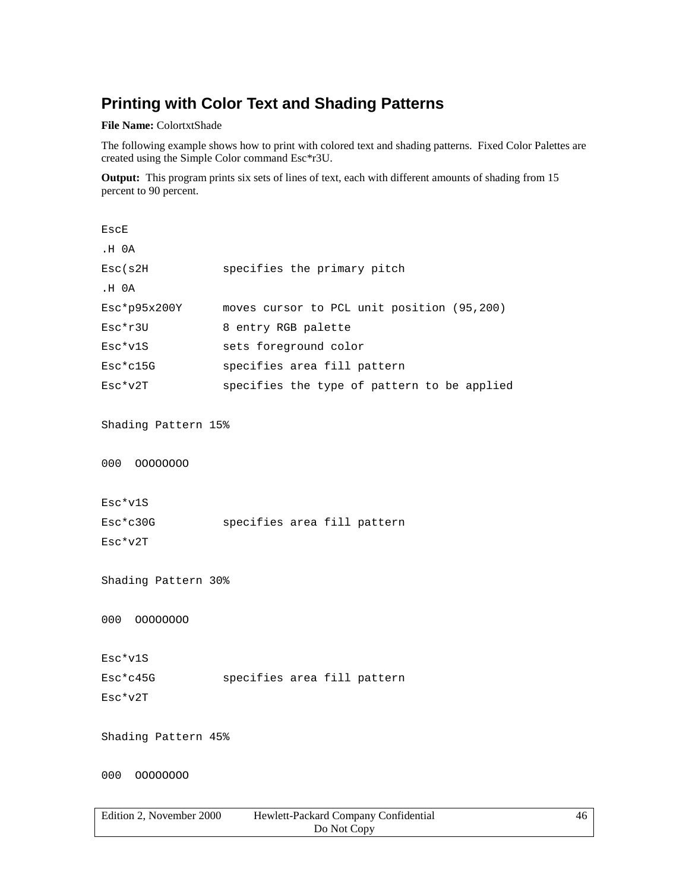## Printing with Color Text and Shading Patterns

**File Name:** ColortxtShade

The following example shows how to print with colored text and shading patterns. Fixed Color Palettes are created using the Simple Color command Esc*r3U.

**Output:** This program prints six sets of lines of text, each with different amounts of shading from 15 percent to 90 percent.

```
EscE
.H 0A
Esc(s2H          specifies the primary pitch
.H 0A
Esc*p95x200Y     moves cursor to PCL unit position (95,200)
Esc*r3U          8 entry RGB palette
Esc*v1S          sets foreground color
Esc*c15G         specifies area fill pattern
Esc*v2T          specifies the type of pattern to be applied

Shading Pattern 15%

000  OOOOOOOO

Esc*v1S
Esc*c30G         specifies area fill pattern
Esc*v2T

Shading Pattern 30%

000  OOOOOOOO

Esc*v1S
Esc*c45G         specifies area fill pattern
Esc*v2T

Shading Pattern 45%

000  OOOOOOOO
```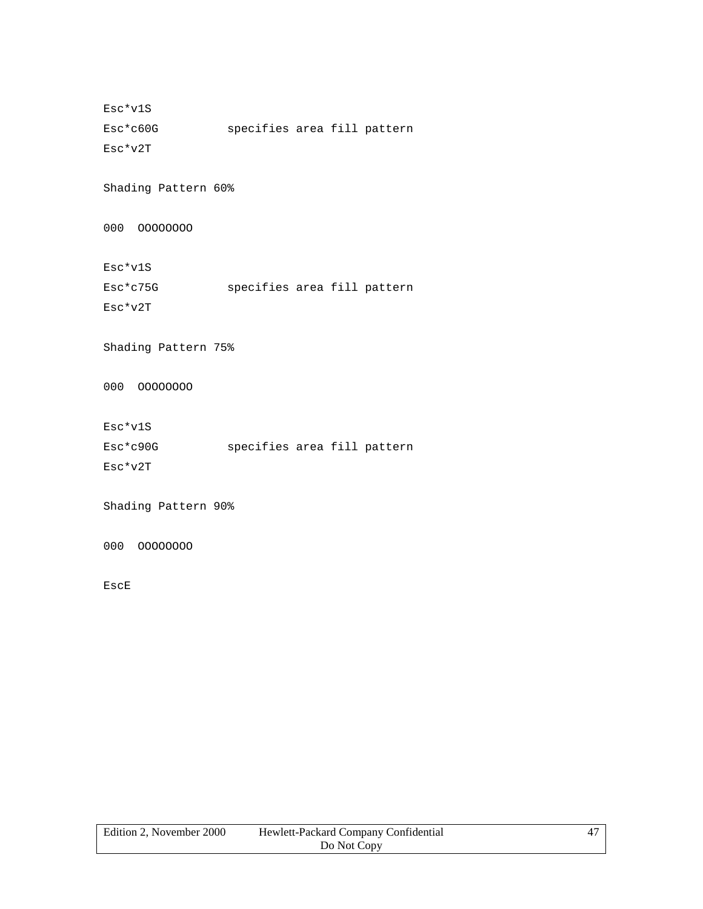```
Esc*v1S
Esc*c60G          specifies area fill pattern
Esc*v2T

Shading Pattern 60%

000  OOOOOOOO

Esc*v1S
Esc*c75G          specifies area fill pattern
Esc*v2T

Shading Pattern 75%

000  OOOOOOOO

Esc*v1S
Esc*c90G          specifies area fill pattern
Esc*v2T

Shading Pattern 90%

000  OOOOOOOO

EscE
```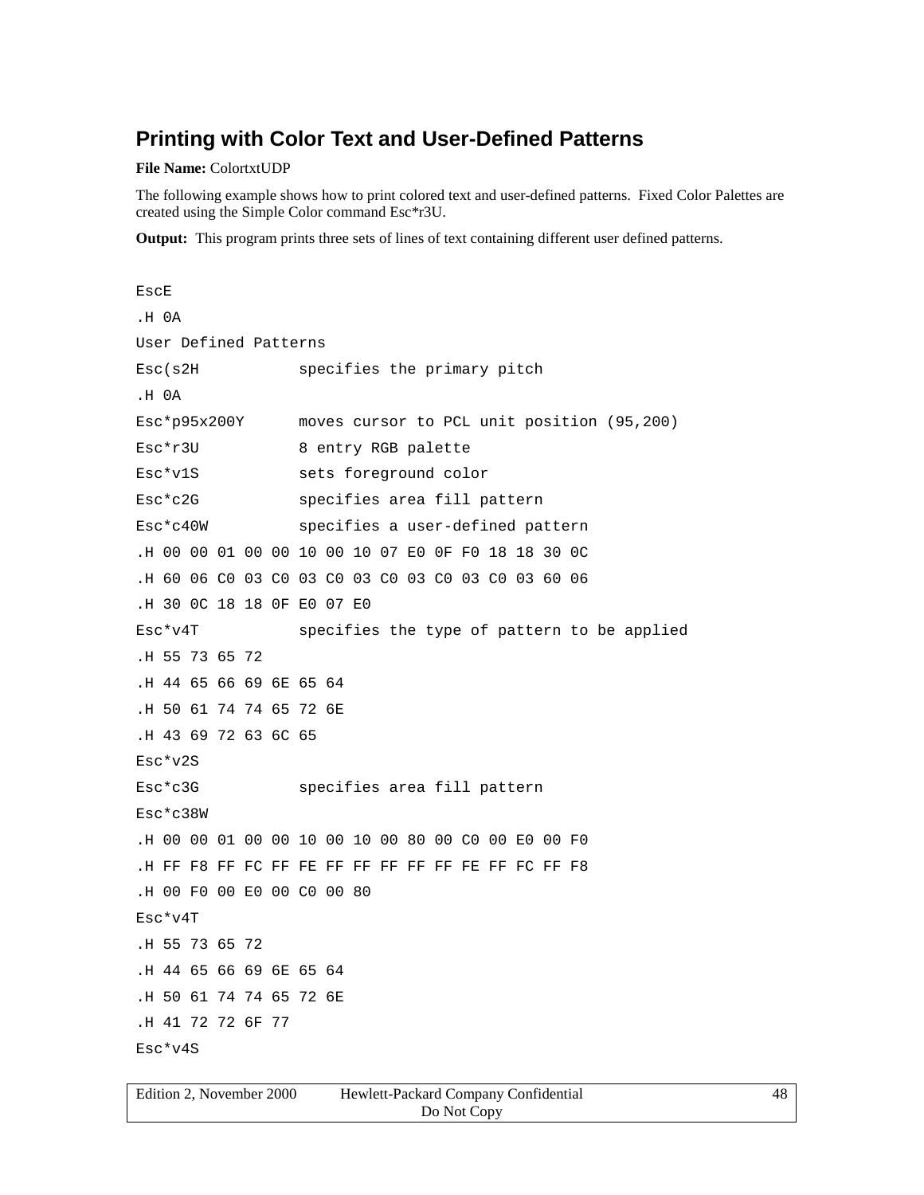## Printing with Color Text and User-Defined Patterns

**File Name:** ColortxtUDP

The following example shows how to print colored text and user-defined patterns. Fixed Color Palettes are created using the Simple Color command Esc*r3U.

**Output:** This program prints three sets of lines of text containing different user defined patterns.

```
EscE
.H 0A
User Defined Patterns
Esc(s2H           specifies the primary pitch
.H 0A
Esc*p95x200Y      moves cursor to PCL unit position (95,200)
Esc*r3U           8 entry RGB palette
Esc*v1S           sets foreground color
Esc*c2G           specifies area fill pattern
Esc*c40W          specifies a user-defined pattern
.H 00 00 01 00 00 10 00 10 07 E0 0F F0 18 18 30 0C
.H 60 06 C0 03 C0 03 C0 03 C0 03 C0 03 C0 03 60 06
.H 30 0C 18 18 0F E0 07 E0
Esc*v4T           specifies the type of pattern to be applied
.H 55 73 65 72
.H 44 65 66 69 6E 65 64
.H 50 61 74 74 65 72 6E
.H 43 69 72 63 6C 65
Esc*v2S
Esc*c3G           specifies area fill pattern
Esc*c38W
.H 00 00 01 00 00 10 00 10 00 80 00 C0 00 E0 00 F0
.H FF F8 FF FC FF FE FF FF FF FF FF FE FF FC FF F8
.H 00 F0 00 E0 00 C0 00 80
Esc*v4T
.H 55 73 65 72
.H 44 65 66 69 6E 65 64
.H 50 61 74 74 65 72 6E
.H 41 72 72 6F 77
Esc*v4S
```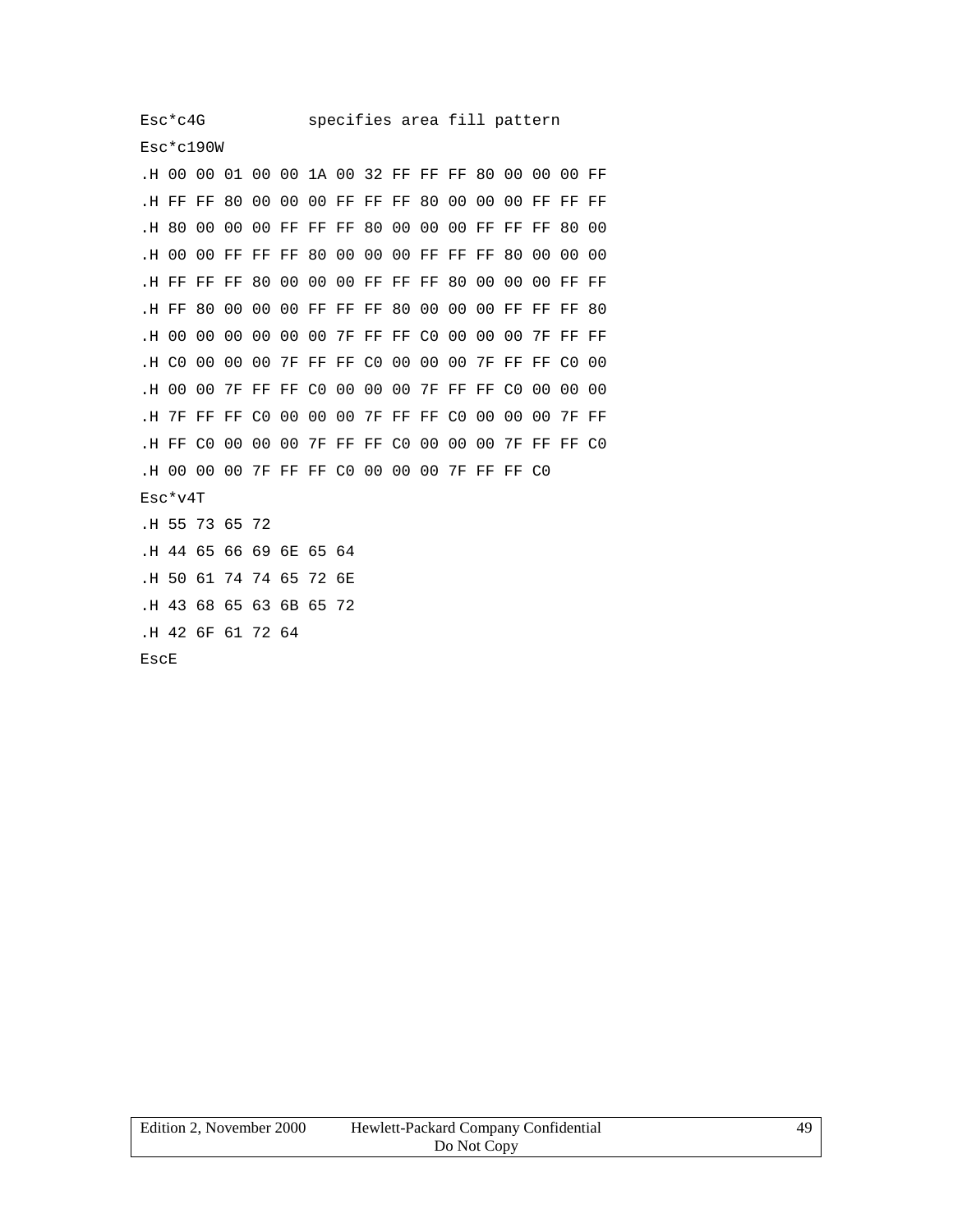```
Esc*c4G           specifies area fill pattern
Esc*c190W
.H 00 00 01 00 00 1A 00 32 FF FF FF 80 00 00 00 FF
.H FF FF 80 00 00 00 FF FF FF 80 00 00 00 FF FF FF
.H 80 00 00 00 FF FF FF 80 00 00 00 FF FF FF 80 00
.H 00 00 FF FF FF 80 00 00 00 FF FF FF 80 00 00 00
.H FF FF FF 80 00 00 00 FF FF FF 80 00 00 00 FF FF
.H FF 80 00 00 00 FF FF FF 80 00 00 00 FF FF FF 80
.H 00 00 00 00 00 00 7F FF FF C0 00 00 00 7F FF FF
.H C0 00 00 00 7F FF FF C0 00 00 00 7F FF FF C0 00
.H 00 00 7F FF FF C0 00 00 00 7F FF FF C0 00 00 00
.H 7F FF FF C0 00 00 00 7F FF FF C0 00 00 00 7F FF
.H FF C0 00 00 00 7F FF FF C0 00 00 00 7F FF FF C0
.H 00 00 00 7F FF FF C0 00 00 00 7F FF FF C0
Esc*v4T
.H 55 73 65 72
.H 44 65 66 69 6E 65 64
.H 50 61 74 74 65 72 6E
.H 43 68 65 63 6B 65 72
.H 42 6F 61 72 64
EscE
```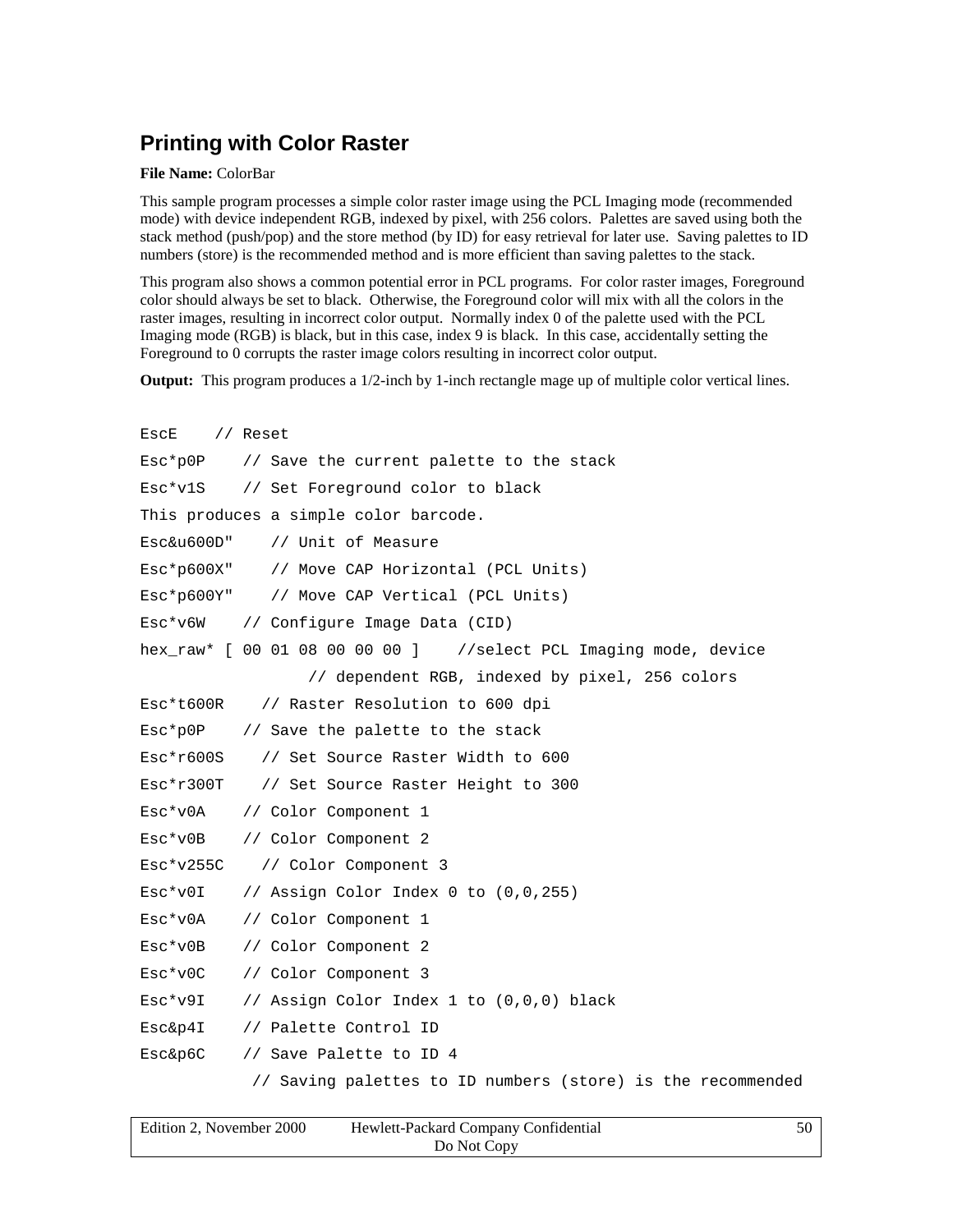## Printing with Color Raster

**File Name:** ColorBar

This sample program processes a simple color raster image using the PCL Imaging mode (recommended mode) with device independent RGB, indexed by pixel, with 256 colors. Palettes are saved using both the stack method (push/pop) and the store method (by ID) for easy retrieval for later use. Saving palettes to ID numbers (store) is the recommended method and is more efficient than saving palettes to the stack.

This program also shows a common potential error in PCL programs. For color raster images, Foreground color should always be set to black. Otherwise, the Foreground color will mix with all the colors in the raster images, resulting in incorrect color output. Normally index 0 of the palette used with the PCL Imaging mode (RGB) is black, but in this case, index 9 is black. In this case, accidentally setting the Foreground to 0 corrupts the raster image colors resulting in incorrect color output.

**Output:** This program produces a 1/2-inch by 1-inch rectangle mage up of multiple color vertical lines.

```
EscE    // Reset
Esc*p0P    // Save the current palette to the stack
Esc*v1S    // Set Foreground color to black
This produces a simple color barcode.
Esc&u600D"    // Unit of Measure
Esc*p600X"    // Move CAP Horizontal (PCL Units)
Esc*p600Y"    // Move CAP Vertical (PCL Units)
Esc*v6W    // Configure Image Data (CID)
hex_raw* [ 00 01 08 00 00 00 ]    //select PCL Imaging mode, device
                  // dependent RGB, indexed by pixel, 256 colors
Esc*t600R    // Raster Resolution to 600 dpi
Esc*p0P    // Save the palette to the stack
Esc*r600S    // Set Source Raster Width to 600
Esc*r300T    // Set Source Raster Height to 300
Esc*v0A    // Color Component 1
Esc*v0B    // Color Component 2
Esc*v255C    // Color Component 3
Esc*v0I    // Assign Color Index 0 to (0,0,255)
Esc*v0A    // Color Component 1
Esc*v0B    // Color Component 2
Esc*v0C    // Color Component 3
Esc*v9I    // Assign Color Index 1 to (0,0,0) black
Esc&p4I    // Palette Control ID
Esc&p6C    // Save Palette to ID 4
            // Saving palettes to ID numbers (store) is the recommended
```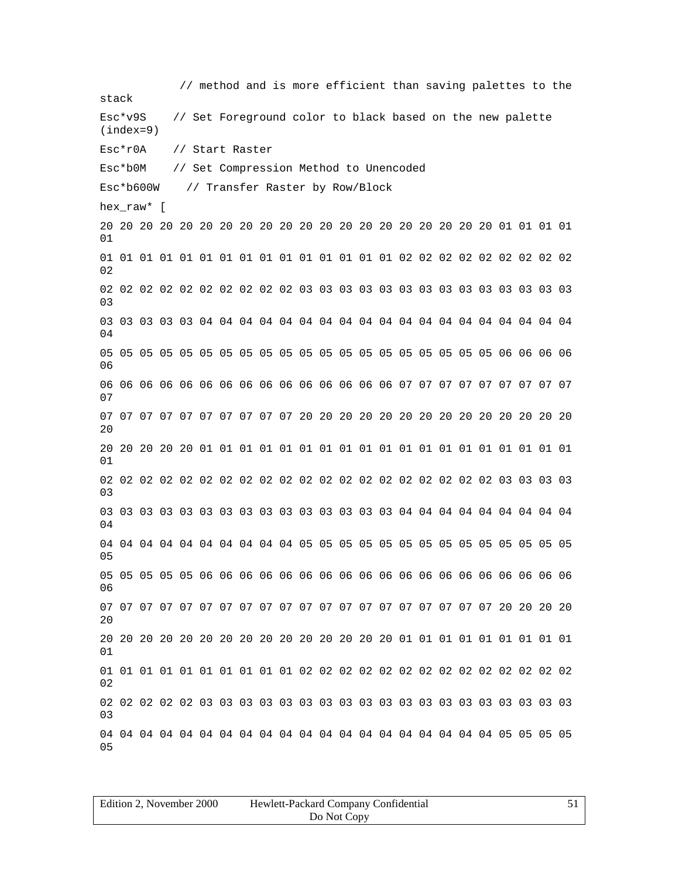```
            // method and is more efficient than saving palettes to the stack
Esc*v9S    // Set Foreground color to black based on the new palette (index=9)
Esc*r0A    // Start Raster
Esc*b0M    // Set Compression Method to Unencoded
Esc*b600W    // Transfer Raster by Row/Block
hex_raw* [
20 20 20 20 20 20 20 20 20 20 20 20 20 20 20 20 20 20 20 20 01 01 01 01 01
01 01 01 01 01 01 01 01 01 01 01 01 01 01 01 02 02 02 02 02 02 02 02 02 02
02 02 02 02 02 02 02 02 02 02 03 03 03 03 03 03 03 03 03 03 03 03 03 03 03
03 03 03 03 03 04 04 04 04 04 04 04 04 04 04 04 04 04 04 04 04 04 04 04 04
05 05 05 05 05 05 05 05 05 05 05 05 05 05 05 05 05 05 05 05 06 06 06 06 06
06 06 06 06 06 06 06 06 06 06 06 06 06 06 06 07 07 07 07 07 07 07 07 07 07
07 07 07 07 07 07 07 07 07 07 20 20 20 20 20 20 20 20 20 20 20 20 20 20 20
20 20 20 20 20 01 01 01 01 01 01 01 01 01 01 01 01 01 01 01 01 01 01 01 01
02 02 02 02 02 02 02 02 02 02 02 02 02 02 02 02 02 02 02 02 03 03 03 03 03
03 03 03 03 03 03 03 03 03 03 03 03 03 03 03 04 04 04 04 04 04 04 04 04 04
04 04 04 04 04 04 04 04 04 04 05 05 05 05 05 05 05 05 05 05 05 05 05 05 05
05 05 05 05 05 06 06 06 06 06 06 06 06 06 06 06 06 06 06 06 06 06 06 06 06
07 07 07 07 07 07 07 07 07 07 07 07 07 07 07 07 07 07 07 07 20 20 20 20 20
20 20 20 20 20 20 20 20 20 20 20 20 20 20 20 01 01 01 01 01 01 01 01 01 01
01 01 01 01 01 01 01 01 01 01 02 02 02 02 02 02 02 02 02 02 02 02 02 02 02
02 02 02 02 02 03 03 03 03 03 03 03 03 03 03 03 03 03 03 03 03 03 03 03 03
04 04 04 04 04 04 04 04 04 04 04 04 04 04 04 04 04 04 04 04 05 05 05 05 05
```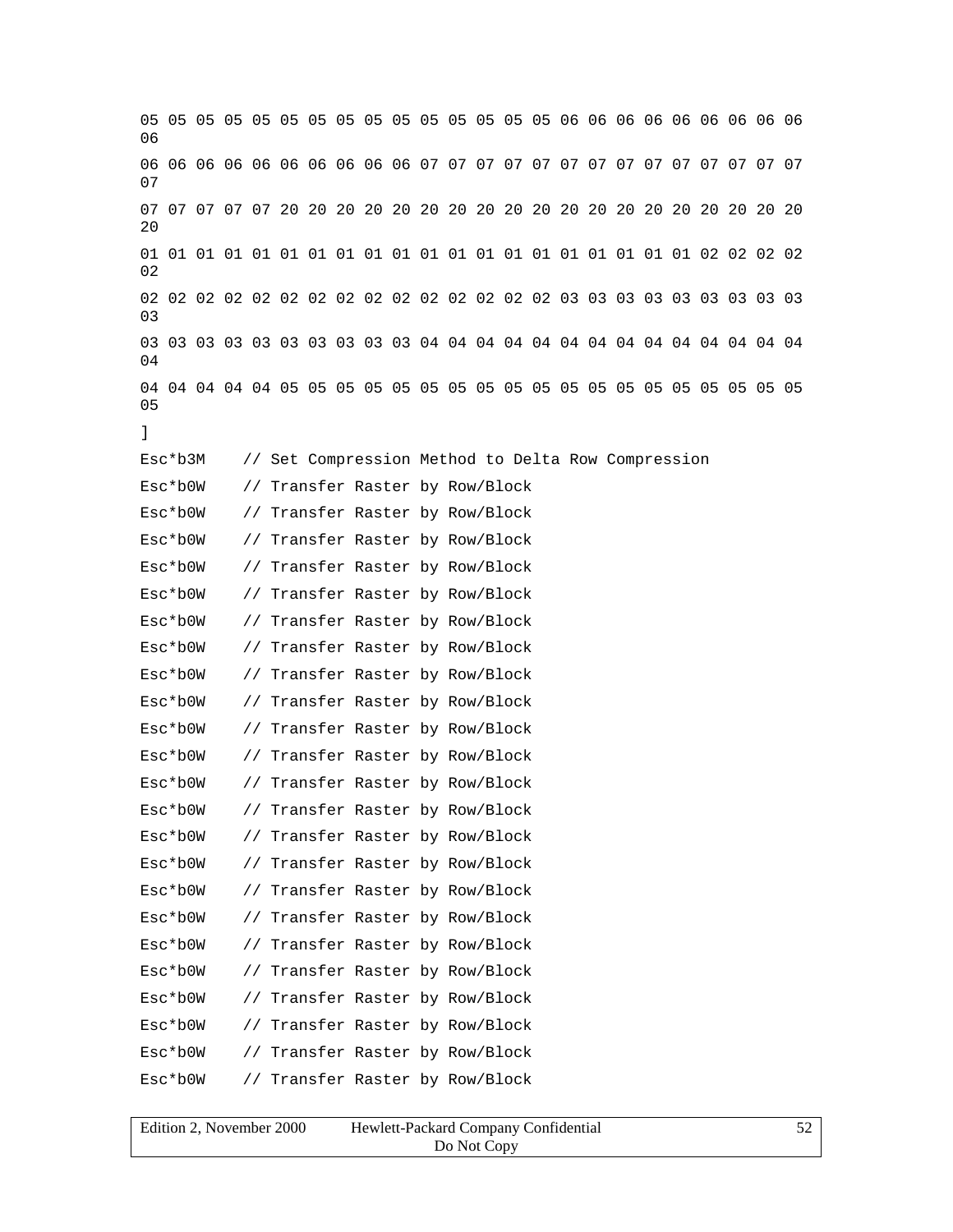```
05 05 05 05 05 05 05 05 05 05 05 05 05 05 05 06 06 06 06 06 06 06 06 06
06
06 06 06 06 06 06 06 06 06 06 07 07 07 07 07 07 07 07 07 07 07 07 07 07
07
07 07 07 07 07 20 20 20 20 20 20 20 20 20 20 20 20 20 20 20 20 20 20 20
20
01 01 01 01 01 01 01 01 01 01 01 01 01 01 01 01 01 01 01 01 02 02 02 02
02
02 02 02 02 02 02 02 02 02 02 02 02 02 02 02 03 03 03 03 03 03 03 03 03
03
03 03 03 03 03 03 03 03 03 03 04 04 04 04 04 04 04 04 04 04 04 04 04 04
04
04 04 04 04 04 05 05 05 05 05 05 05 05 05 05 05 05 05 05 05 05 05 05 05
05
]
Esc*b3M    // Set Compression Method to Delta Row Compression
Esc*b0W    // Transfer Raster by Row/Block
Esc*b0W    // Transfer Raster by Row/Block
Esc*b0W    // Transfer Raster by Row/Block
Esc*b0W    // Transfer Raster by Row/Block
Esc*b0W    // Transfer Raster by Row/Block
Esc*b0W    // Transfer Raster by Row/Block
Esc*b0W    // Transfer Raster by Row/Block
Esc*b0W    // Transfer Raster by Row/Block
Esc*b0W    // Transfer Raster by Row/Block
Esc*b0W    // Transfer Raster by Row/Block
Esc*b0W    // Transfer Raster by Row/Block
Esc*b0W    // Transfer Raster by Row/Block
Esc*b0W    // Transfer Raster by Row/Block
Esc*b0W    // Transfer Raster by Row/Block
Esc*b0W    // Transfer Raster by Row/Block
Esc*b0W    // Transfer Raster by Row/Block
Esc*b0W    // Transfer Raster by Row/Block
Esc*b0W    // Transfer Raster by Row/Block
Esc*b0W    // Transfer Raster by Row/Block
Esc*b0W    // Transfer Raster by Row/Block
Esc*b0W    // Transfer Raster by Row/Block
Esc*b0W    // Transfer Raster by Row/Block
Esc*b0W    // Transfer Raster by Row/Block
```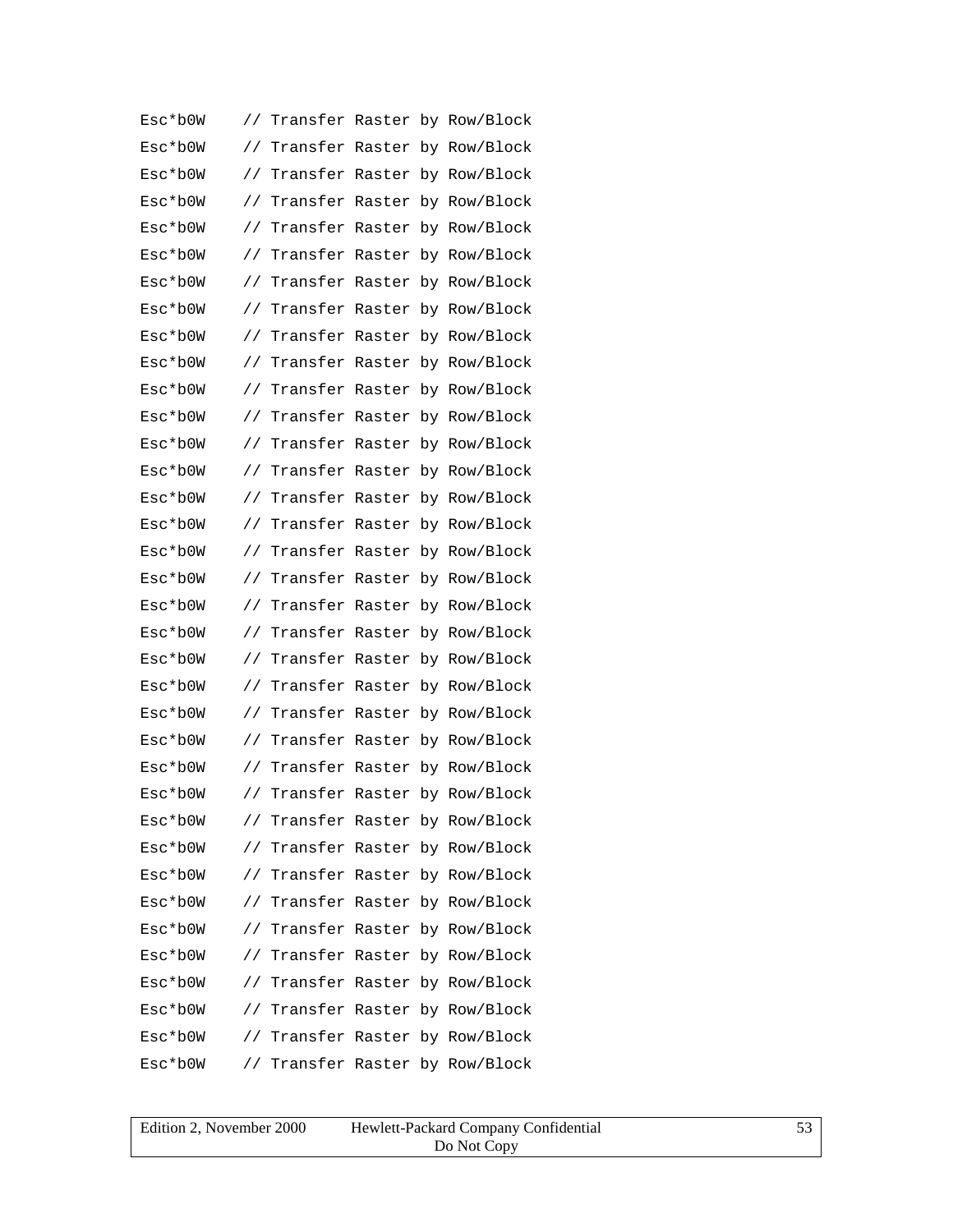```
Esc*b0W    // Transfer Raster by Row/Block
Esc*b0W    // Transfer Raster by Row/Block
Esc*b0W    // Transfer Raster by Row/Block
Esc*b0W    // Transfer Raster by Row/Block
Esc*b0W    // Transfer Raster by Row/Block
Esc*b0W    // Transfer Raster by Row/Block
Esc*b0W    // Transfer Raster by Row/Block
Esc*b0W    // Transfer Raster by Row/Block
Esc*b0W    // Transfer Raster by Row/Block
Esc*b0W    // Transfer Raster by Row/Block
Esc*b0W    // Transfer Raster by Row/Block
Esc*b0W    // Transfer Raster by Row/Block
Esc*b0W    // Transfer Raster by Row/Block
Esc*b0W    // Transfer Raster by Row/Block
Esc*b0W    // Transfer Raster by Row/Block
Esc*b0W    // Transfer Raster by Row/Block
Esc*b0W    // Transfer Raster by Row/Block
Esc*b0W    // Transfer Raster by Row/Block
Esc*b0W    // Transfer Raster by Row/Block
Esc*b0W    // Transfer Raster by Row/Block
Esc*b0W    // Transfer Raster by Row/Block
Esc*b0W    // Transfer Raster by Row/Block
Esc*b0W    // Transfer Raster by Row/Block
Esc*b0W    // Transfer Raster by Row/Block
Esc*b0W    // Transfer Raster by Row/Block
Esc*b0W    // Transfer Raster by Row/Block
Esc*b0W    // Transfer Raster by Row/Block
Esc*b0W    // Transfer Raster by Row/Block
Esc*b0W    // Transfer Raster by Row/Block
Esc*b0W    // Transfer Raster by Row/Block
Esc*b0W    // Transfer Raster by Row/Block
Esc*b0W    // Transfer Raster by Row/Block
Esc*b0W    // Transfer Raster by Row/Block
Esc*b0W    // Transfer Raster by Row/Block
Esc*b0W    // Transfer Raster by Row/Block
Esc*b0W    // Transfer Raster by Row/Block
```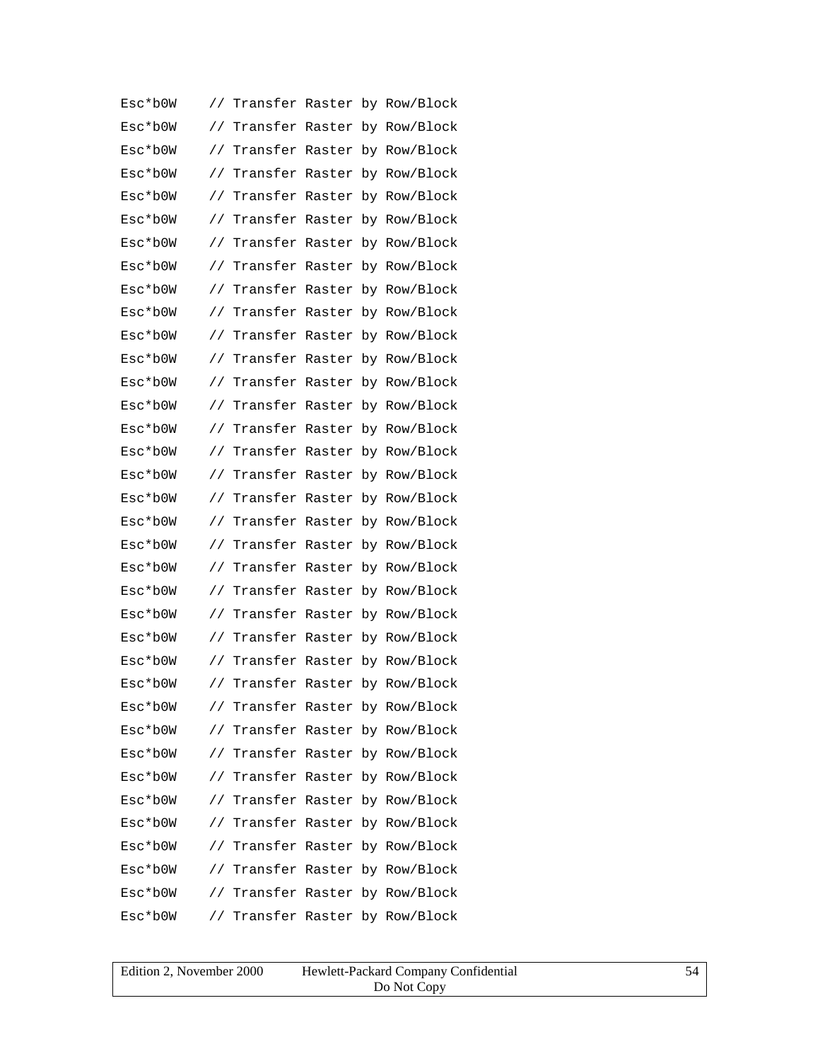```
Esc*b0W    // Transfer Raster by Row/Block
Esc*b0W    // Transfer Raster by Row/Block
Esc*b0W    // Transfer Raster by Row/Block
Esc*b0W    // Transfer Raster by Row/Block
Esc*b0W    // Transfer Raster by Row/Block
Esc*b0W    // Transfer Raster by Row/Block
Esc*b0W    // Transfer Raster by Row/Block
Esc*b0W    // Transfer Raster by Row/Block
Esc*b0W    // Transfer Raster by Row/Block
Esc*b0W    // Transfer Raster by Row/Block
Esc*b0W    // Transfer Raster by Row/Block
Esc*b0W    // Transfer Raster by Row/Block
Esc*b0W    // Transfer Raster by Row/Block
Esc*b0W    // Transfer Raster by Row/Block
Esc*b0W    // Transfer Raster by Row/Block
Esc*b0W    // Transfer Raster by Row/Block
Esc*b0W    // Transfer Raster by Row/Block
Esc*b0W    // Transfer Raster by Row/Block
Esc*b0W    // Transfer Raster by Row/Block
Esc*b0W    // Transfer Raster by Row/Block
Esc*b0W    // Transfer Raster by Row/Block
Esc*b0W    // Transfer Raster by Row/Block
Esc*b0W    // Transfer Raster by Row/Block
Esc*b0W    // Transfer Raster by Row/Block
Esc*b0W    // Transfer Raster by Row/Block
Esc*b0W    // Transfer Raster by Row/Block
Esc*b0W    // Transfer Raster by Row/Block
Esc*b0W    // Transfer Raster by Row/Block
Esc*b0W    // Transfer Raster by Row/Block
Esc*b0W    // Transfer Raster by Row/Block
Esc*b0W    // Transfer Raster by Row/Block
Esc*b0W    // Transfer Raster by Row/Block
Esc*b0W    // Transfer Raster by Row/Block
Esc*b0W    // Transfer Raster by Row/Block
Esc*b0W    // Transfer Raster by Row/Block
Esc*b0W    // Transfer Raster by Row/Block
```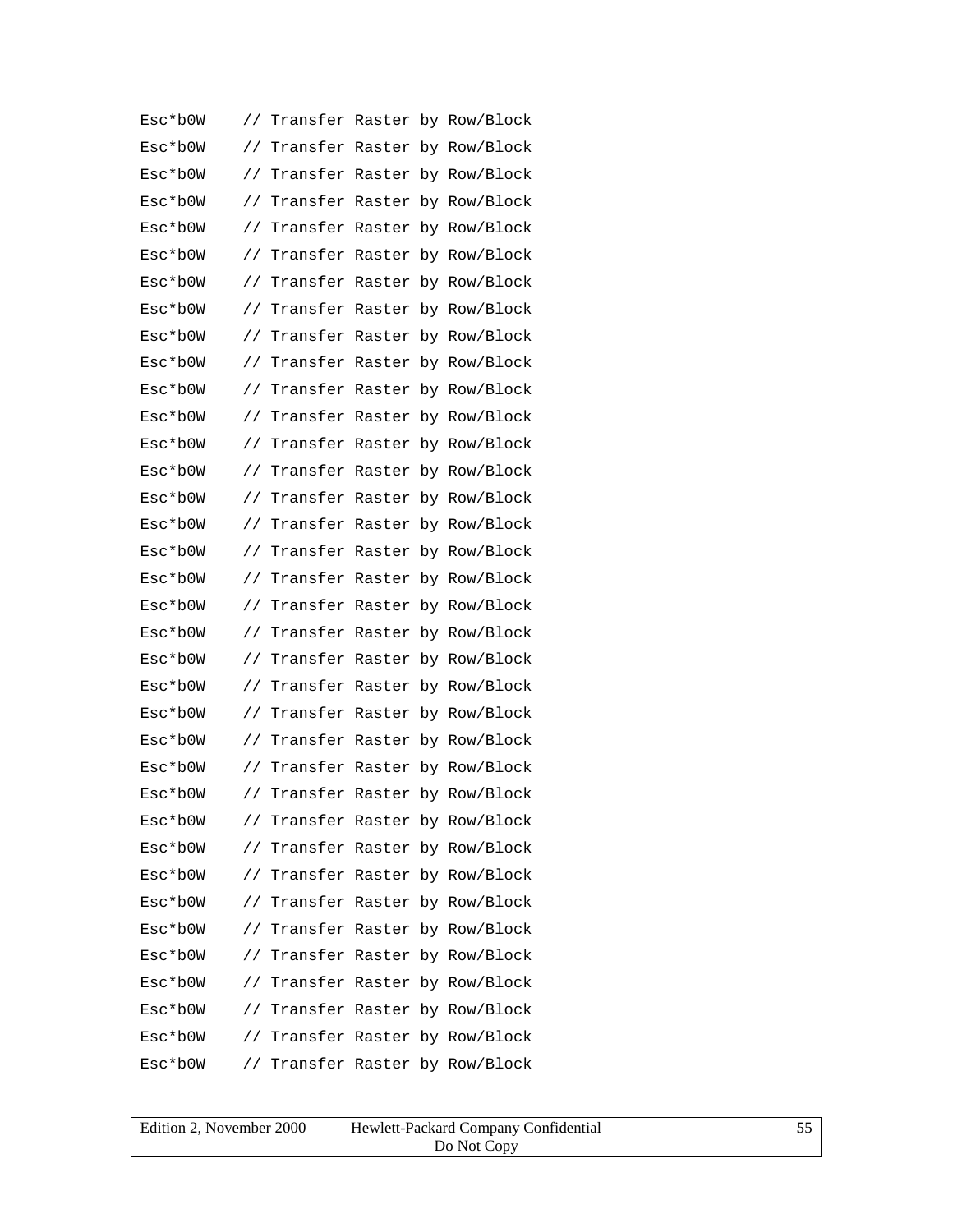```
Esc*b0W    // Transfer Raster by Row/Block
Esc*b0W    // Transfer Raster by Row/Block
Esc*b0W    // Transfer Raster by Row/Block
Esc*b0W    // Transfer Raster by Row/Block
Esc*b0W    // Transfer Raster by Row/Block
Esc*b0W    // Transfer Raster by Row/Block
Esc*b0W    // Transfer Raster by Row/Block
Esc*b0W    // Transfer Raster by Row/Block
Esc*b0W    // Transfer Raster by Row/Block
Esc*b0W    // Transfer Raster by Row/Block
Esc*b0W    // Transfer Raster by Row/Block
Esc*b0W    // Transfer Raster by Row/Block
Esc*b0W    // Transfer Raster by Row/Block
Esc*b0W    // Transfer Raster by Row/Block
Esc*b0W    // Transfer Raster by Row/Block
Esc*b0W    // Transfer Raster by Row/Block
Esc*b0W    // Transfer Raster by Row/Block
Esc*b0W    // Transfer Raster by Row/Block
Esc*b0W    // Transfer Raster by Row/Block
Esc*b0W    // Transfer Raster by Row/Block
Esc*b0W    // Transfer Raster by Row/Block
Esc*b0W    // Transfer Raster by Row/Block
Esc*b0W    // Transfer Raster by Row/Block
Esc*b0W    // Transfer Raster by Row/Block
Esc*b0W    // Transfer Raster by Row/Block
Esc*b0W    // Transfer Raster by Row/Block
Esc*b0W    // Transfer Raster by Row/Block
Esc*b0W    // Transfer Raster by Row/Block
Esc*b0W    // Transfer Raster by Row/Block
Esc*b0W    // Transfer Raster by Row/Block
Esc*b0W    // Transfer Raster by Row/Block
Esc*b0W    // Transfer Raster by Row/Block
Esc*b0W    // Transfer Raster by Row/Block
Esc*b0W    // Transfer Raster by Row/Block
Esc*b0W    // Transfer Raster by Row/Block
Esc*b0W    // Transfer Raster by Row/Block
```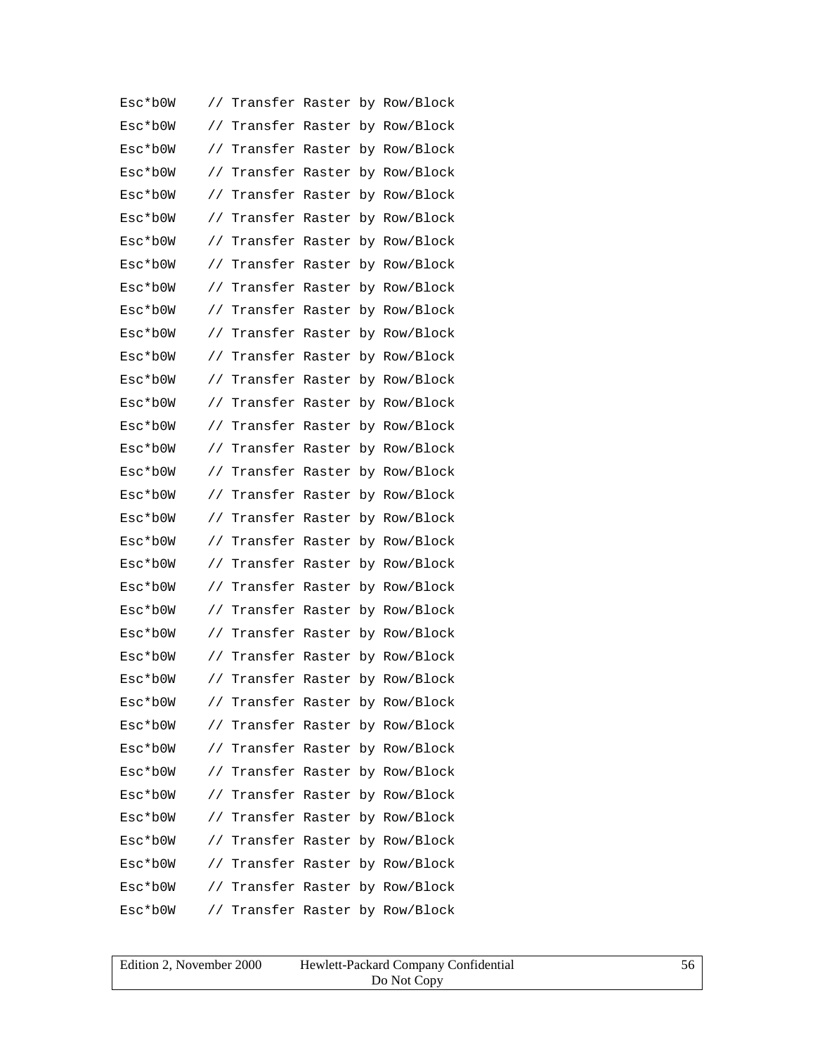```
Esc*b0W    // Transfer Raster by Row/Block
Esc*b0W    // Transfer Raster by Row/Block
Esc*b0W    // Transfer Raster by Row/Block
Esc*b0W    // Transfer Raster by Row/Block
Esc*b0W    // Transfer Raster by Row/Block
Esc*b0W    // Transfer Raster by Row/Block
Esc*b0W    // Transfer Raster by Row/Block
Esc*b0W    // Transfer Raster by Row/Block
Esc*b0W    // Transfer Raster by Row/Block
Esc*b0W    // Transfer Raster by Row/Block
Esc*b0W    // Transfer Raster by Row/Block
Esc*b0W    // Transfer Raster by Row/Block
Esc*b0W    // Transfer Raster by Row/Block
Esc*b0W    // Transfer Raster by Row/Block
Esc*b0W    // Transfer Raster by Row/Block
Esc*b0W    // Transfer Raster by Row/Block
Esc*b0W    // Transfer Raster by Row/Block
Esc*b0W    // Transfer Raster by Row/Block
Esc*b0W    // Transfer Raster by Row/Block
Esc*b0W    // Transfer Raster by Row/Block
Esc*b0W    // Transfer Raster by Row/Block
Esc*b0W    // Transfer Raster by Row/Block
Esc*b0W    // Transfer Raster by Row/Block
Esc*b0W    // Transfer Raster by Row/Block
Esc*b0W    // Transfer Raster by Row/Block
Esc*b0W    // Transfer Raster by Row/Block
Esc*b0W    // Transfer Raster by Row/Block
Esc*b0W    // Transfer Raster by Row/Block
Esc*b0W    // Transfer Raster by Row/Block
Esc*b0W    // Transfer Raster by Row/Block
Esc*b0W    // Transfer Raster by Row/Block
Esc*b0W    // Transfer Raster by Row/Block
Esc*b0W    // Transfer Raster by Row/Block
Esc*b0W    // Transfer Raster by Row/Block
Esc*b0W    // Transfer Raster by Row/Block
Esc*b0W    // Transfer Raster by Row/Block
```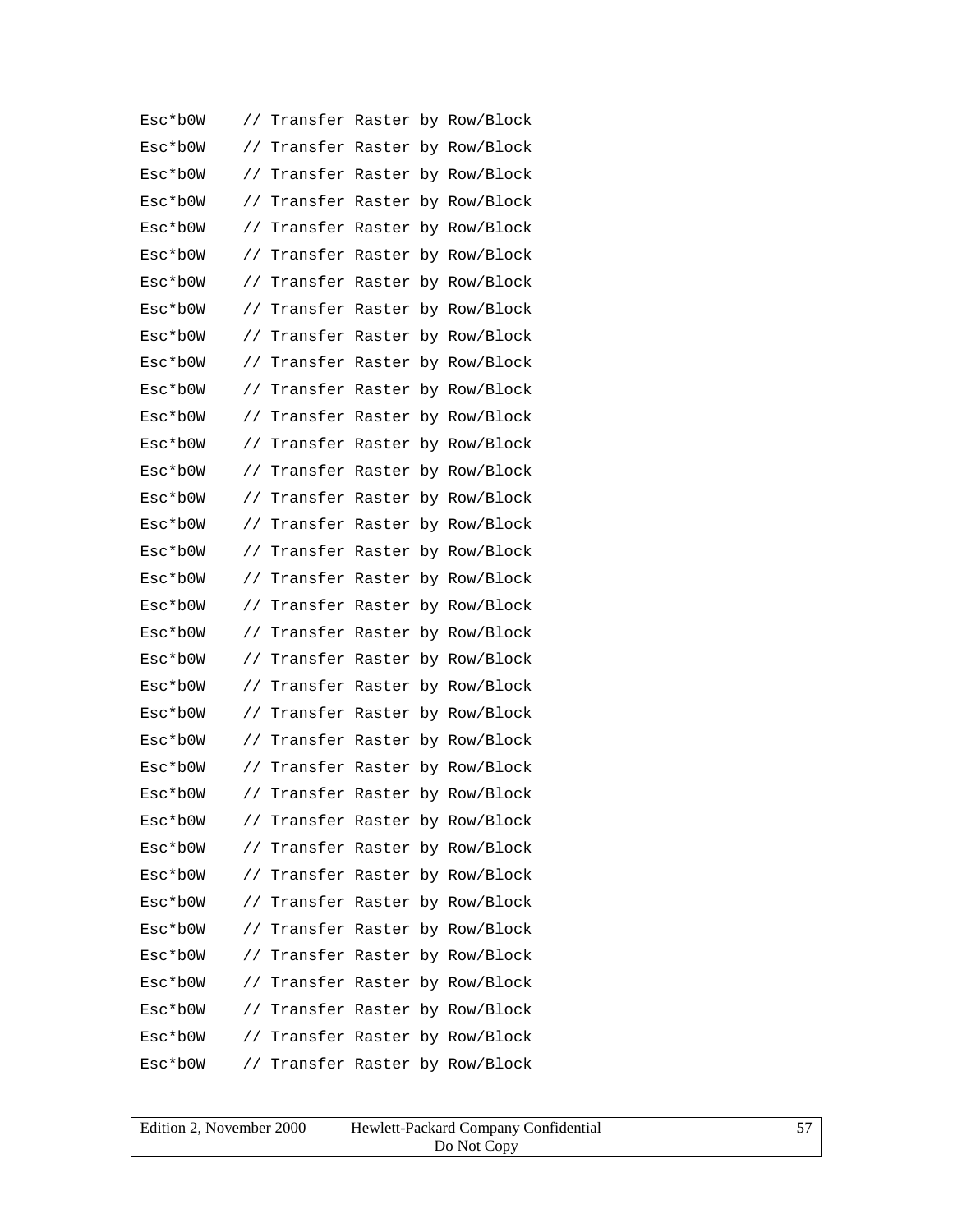```
Esc*b0W    // Transfer Raster by Row/Block
Esc*b0W    // Transfer Raster by Row/Block
Esc*b0W    // Transfer Raster by Row/Block
Esc*b0W    // Transfer Raster by Row/Block
Esc*b0W    // Transfer Raster by Row/Block
Esc*b0W    // Transfer Raster by Row/Block
Esc*b0W    // Transfer Raster by Row/Block
Esc*b0W    // Transfer Raster by Row/Block
Esc*b0W    // Transfer Raster by Row/Block
Esc*b0W    // Transfer Raster by Row/Block
Esc*b0W    // Transfer Raster by Row/Block
Esc*b0W    // Transfer Raster by Row/Block
Esc*b0W    // Transfer Raster by Row/Block
Esc*b0W    // Transfer Raster by Row/Block
Esc*b0W    // Transfer Raster by Row/Block
Esc*b0W    // Transfer Raster by Row/Block
Esc*b0W    // Transfer Raster by Row/Block
Esc*b0W    // Transfer Raster by Row/Block
Esc*b0W    // Transfer Raster by Row/Block
Esc*b0W    // Transfer Raster by Row/Block
Esc*b0W    // Transfer Raster by Row/Block
Esc*b0W    // Transfer Raster by Row/Block
Esc*b0W    // Transfer Raster by Row/Block
Esc*b0W    // Transfer Raster by Row/Block
Esc*b0W    // Transfer Raster by Row/Block
Esc*b0W    // Transfer Raster by Row/Block
Esc*b0W    // Transfer Raster by Row/Block
Esc*b0W    // Transfer Raster by Row/Block
Esc*b0W    // Transfer Raster by Row/Block
Esc*b0W    // Transfer Raster by Row/Block
Esc*b0W    // Transfer Raster by Row/Block
Esc*b0W    // Transfer Raster by Row/Block
Esc*b0W    // Transfer Raster by Row/Block
Esc*b0W    // Transfer Raster by Row/Block
Esc*b0W    // Transfer Raster by Row/Block
Esc*b0W    // Transfer Raster by Row/Block
```

| Edition 2, November 2000 | Hewlett-Packard Company Confidential<br>Do Not Copy |
|---|---|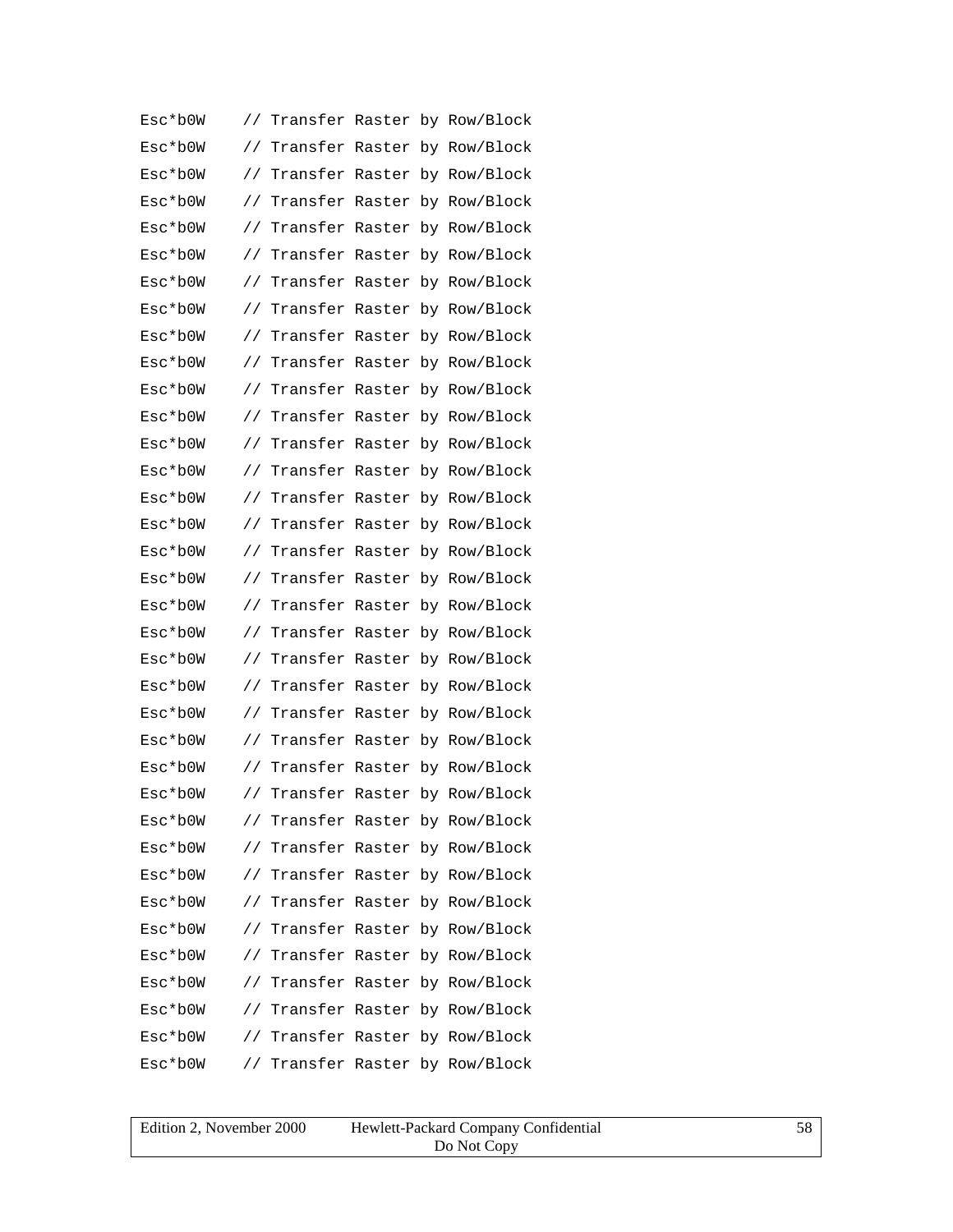```
Esc*b0W    // Transfer Raster by Row/Block
Esc*b0W    // Transfer Raster by Row/Block
Esc*b0W    // Transfer Raster by Row/Block
Esc*b0W    // Transfer Raster by Row/Block
Esc*b0W    // Transfer Raster by Row/Block
Esc*b0W    // Transfer Raster by Row/Block
Esc*b0W    // Transfer Raster by Row/Block
Esc*b0W    // Transfer Raster by Row/Block
Esc*b0W    // Transfer Raster by Row/Block
Esc*b0W    // Transfer Raster by Row/Block
Esc*b0W    // Transfer Raster by Row/Block
Esc*b0W    // Transfer Raster by Row/Block
Esc*b0W    // Transfer Raster by Row/Block
Esc*b0W    // Transfer Raster by Row/Block
Esc*b0W    // Transfer Raster by Row/Block
Esc*b0W    // Transfer Raster by Row/Block
Esc*b0W    // Transfer Raster by Row/Block
Esc*b0W    // Transfer Raster by Row/Block
Esc*b0W    // Transfer Raster by Row/Block
Esc*b0W    // Transfer Raster by Row/Block
Esc*b0W    // Transfer Raster by Row/Block
Esc*b0W    // Transfer Raster by Row/Block
Esc*b0W    // Transfer Raster by Row/Block
Esc*b0W    // Transfer Raster by Row/Block
Esc*b0W    // Transfer Raster by Row/Block
Esc*b0W    // Transfer Raster by Row/Block
Esc*b0W    // Transfer Raster by Row/Block
Esc*b0W    // Transfer Raster by Row/Block
Esc*b0W    // Transfer Raster by Row/Block
Esc*b0W    // Transfer Raster by Row/Block
Esc*b0W    // Transfer Raster by Row/Block
Esc*b0W    // Transfer Raster by Row/Block
Esc*b0W    // Transfer Raster by Row/Block
Esc*b0W    // Transfer Raster by Row/Block
Esc*b0W    // Transfer Raster by Row/Block
Esc*b0W    // Transfer Raster by Row/Block
```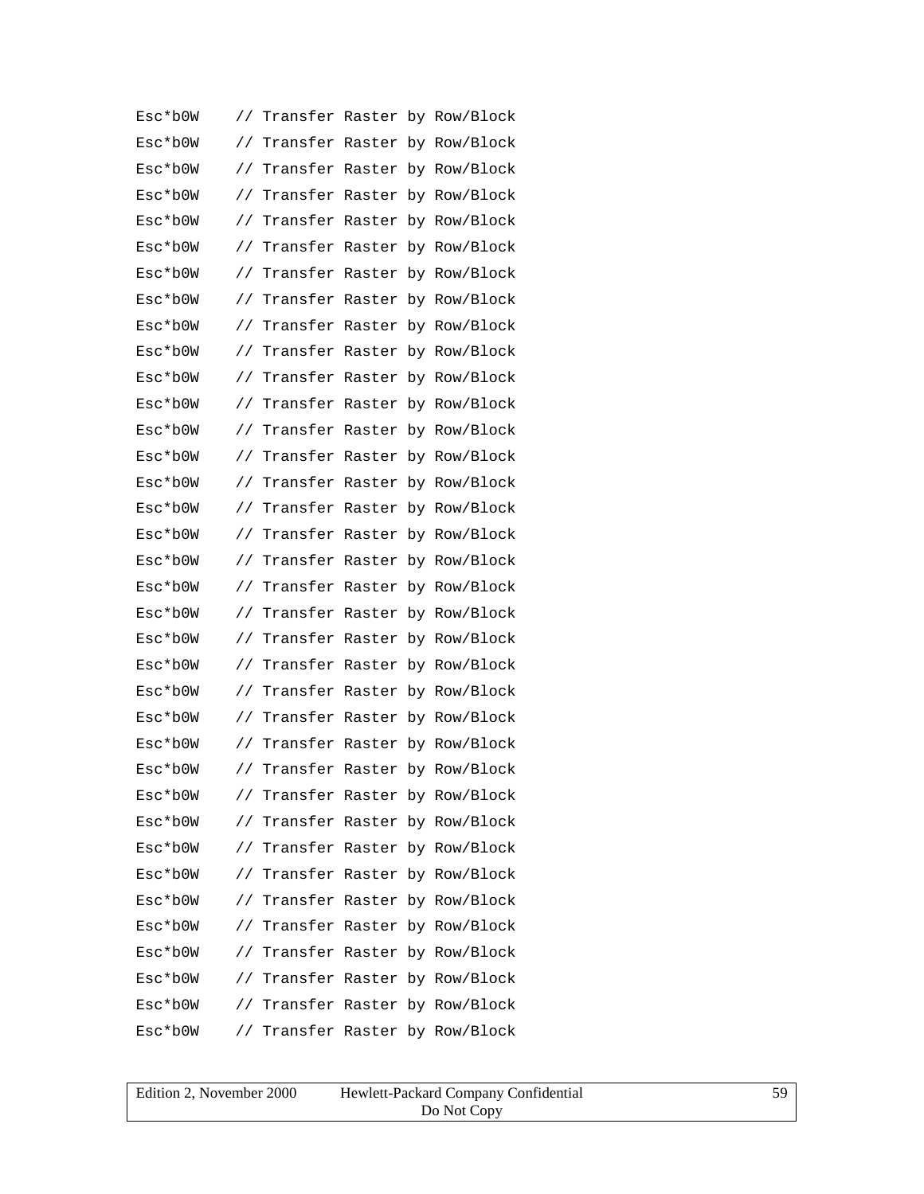```
Esc*b0W    // Transfer Raster by Row/Block
Esc*b0W    // Transfer Raster by Row/Block
Esc*b0W    // Transfer Raster by Row/Block
Esc*b0W    // Transfer Raster by Row/Block
Esc*b0W    // Transfer Raster by Row/Block
Esc*b0W    // Transfer Raster by Row/Block
Esc*b0W    // Transfer Raster by Row/Block
Esc*b0W    // Transfer Raster by Row/Block
Esc*b0W    // Transfer Raster by Row/Block
Esc*b0W    // Transfer Raster by Row/Block
Esc*b0W    // Transfer Raster by Row/Block
Esc*b0W    // Transfer Raster by Row/Block
Esc*b0W    // Transfer Raster by Row/Block
Esc*b0W    // Transfer Raster by Row/Block
Esc*b0W    // Transfer Raster by Row/Block
Esc*b0W    // Transfer Raster by Row/Block
Esc*b0W    // Transfer Raster by Row/Block
Esc*b0W    // Transfer Raster by Row/Block
Esc*b0W    // Transfer Raster by Row/Block
Esc*b0W    // Transfer Raster by Row/Block
Esc*b0W    // Transfer Raster by Row/Block
Esc*b0W    // Transfer Raster by Row/Block
Esc*b0W    // Transfer Raster by Row/Block
Esc*b0W    // Transfer Raster by Row/Block
Esc*b0W    // Transfer Raster by Row/Block
Esc*b0W    // Transfer Raster by Row/Block
Esc*b0W    // Transfer Raster by Row/Block
Esc*b0W    // Transfer Raster by Row/Block
Esc*b0W    // Transfer Raster by Row/Block
Esc*b0W    // Transfer Raster by Row/Block
Esc*b0W    // Transfer Raster by Row/Block
Esc*b0W    // Transfer Raster by Row/Block
Esc*b0W    // Transfer Raster by Row/Block
Esc*b0W    // Transfer Raster by Row/Block
Esc*b0W    // Transfer Raster by Row/Block
Esc*b0W    // Transfer Raster by Row/Block
```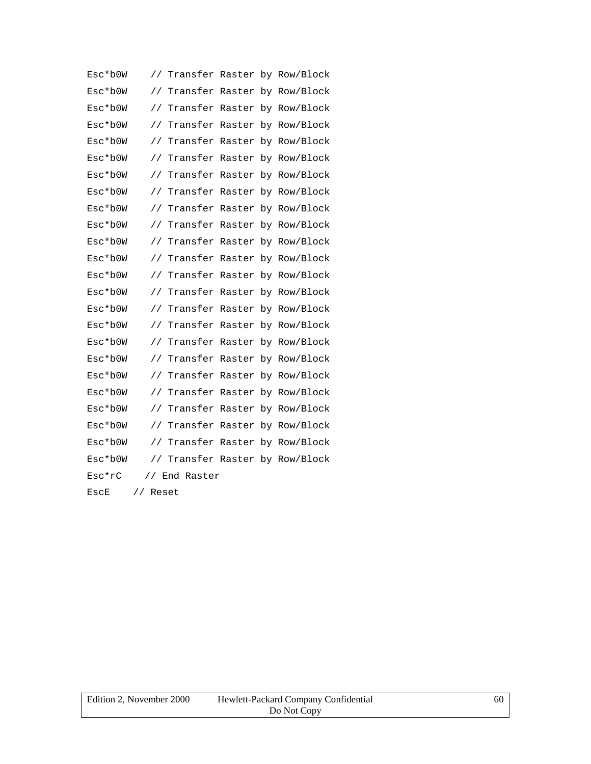```
Esc*b0W    // Transfer Raster by Row/Block
Esc*b0W    // Transfer Raster by Row/Block
Esc*b0W    // Transfer Raster by Row/Block
Esc*b0W    // Transfer Raster by Row/Block
Esc*b0W    // Transfer Raster by Row/Block
Esc*b0W    // Transfer Raster by Row/Block
Esc*b0W    // Transfer Raster by Row/Block
Esc*b0W    // Transfer Raster by Row/Block
Esc*b0W    // Transfer Raster by Row/Block
Esc*b0W    // Transfer Raster by Row/Block
Esc*b0W    // Transfer Raster by Row/Block
Esc*b0W    // Transfer Raster by Row/Block
Esc*b0W    // Transfer Raster by Row/Block
Esc*b0W    // Transfer Raster by Row/Block
Esc*b0W    // Transfer Raster by Row/Block
Esc*b0W    // Transfer Raster by Row/Block
Esc*b0W    // Transfer Raster by Row/Block
Esc*b0W    // Transfer Raster by Row/Block
Esc*b0W    // Transfer Raster by Row/Block
Esc*b0W    // Transfer Raster by Row/Block
Esc*b0W    // Transfer Raster by Row/Block
Esc*b0W    // Transfer Raster by Row/Block
Esc*b0W    // Transfer Raster by Row/Block
Esc*b0W    // Transfer Raster by Row/Block
Esc*rC    // End Raster
EscE    // Reset
```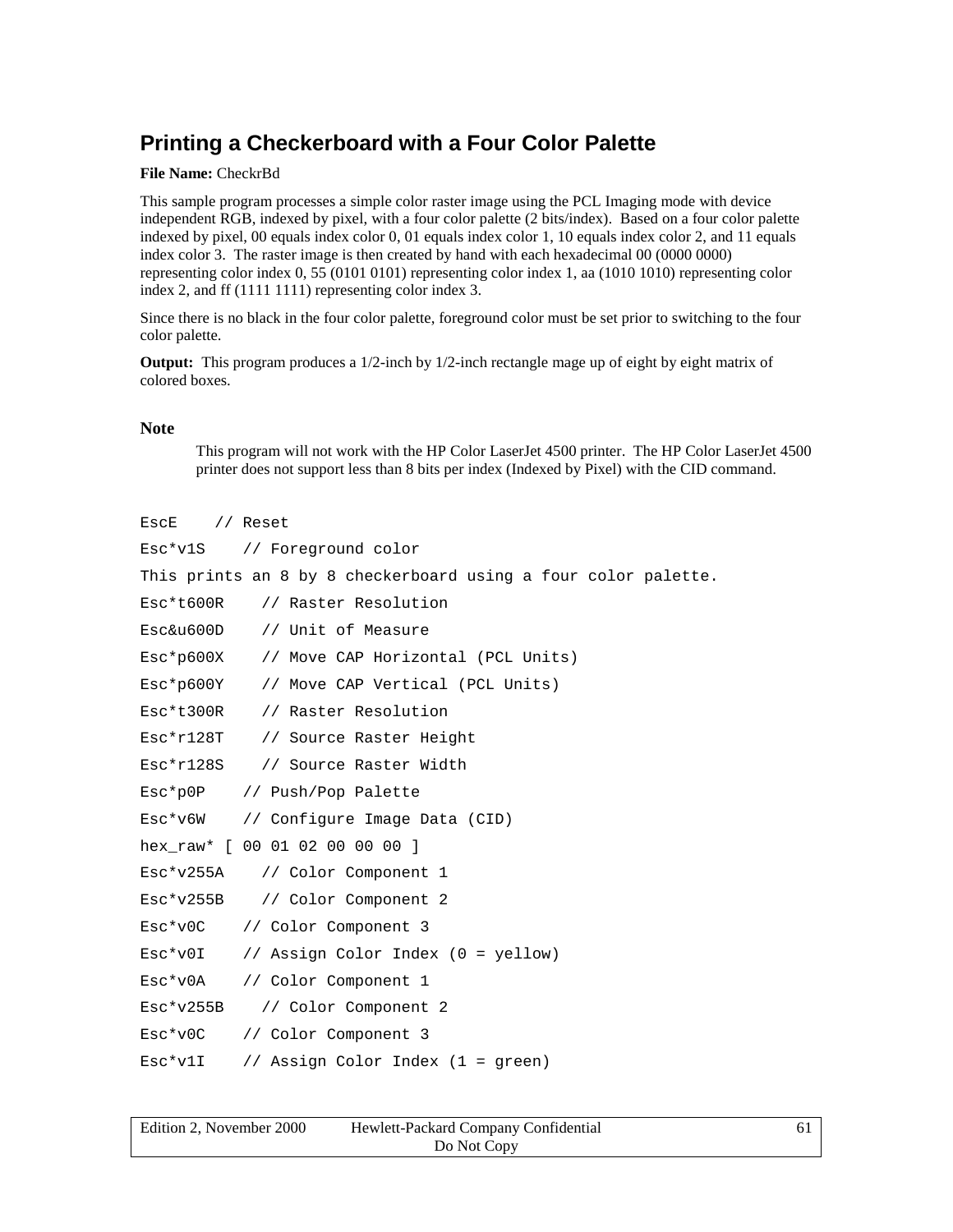## Printing a Checkerboard with a Four Color Palette

**File Name:** CheckrBd

This sample program processes a simple color raster image using the PCL Imaging mode with device independent RGB, indexed by pixel, with a four color palette (2 bits/index). Based on a four color palette indexed by pixel, 00 equals index color 0, 01 equals index color 1, 10 equals index color 2, and 11 equals index color 3. The raster image is then created by hand with each hexadecimal 00 (0000 0000) representing color index 0, 55 (0101 0101) representing color index 1, aa (1010 1010) representing color index 2, and ff (1111 1111) representing color index 3.

Since there is no black in the four color palette, foreground color must be set prior to switching to the four color palette.

**Output:** This program produces a 1/2-inch by 1/2-inch rectangle mage up of eight by eight matrix of colored boxes.

### Note

> This program will not work with the HP Color LaserJet 4500 printer. The HP Color LaserJet 4500 printer does not support less than 8 bits per index (Indexed by Pixel) with the CID command.

```
EscE    // Reset
Esc*v1S    // Foreground color
This prints an 8 by 8 checkerboard using a four color palette.
Esc*t600R    // Raster Resolution
Esc&u600D    // Unit of Measure
Esc*p600X    // Move CAP Horizontal (PCL Units)
Esc*p600Y    // Move CAP Vertical (PCL Units)
Esc*t300R    // Raster Resolution
Esc*r128T    // Source Raster Height
Esc*r128S    // Source Raster Width
Esc*p0P    // Push/Pop Palette
Esc*v6W    // Configure Image Data (CID)
hex_raw* [ 00 01 02 00 00 00 ]
Esc*v255A    // Color Component 1
Esc*v255B    // Color Component 2
Esc*v0C    // Color Component 3
Esc*v0I    // Assign Color Index (0 = yellow)
Esc*v0A    // Color Component 1
Esc*v255B    // Color Component 2
Esc*v0C    // Color Component 3
Esc*v1I    // Assign Color Index (1 = green)
```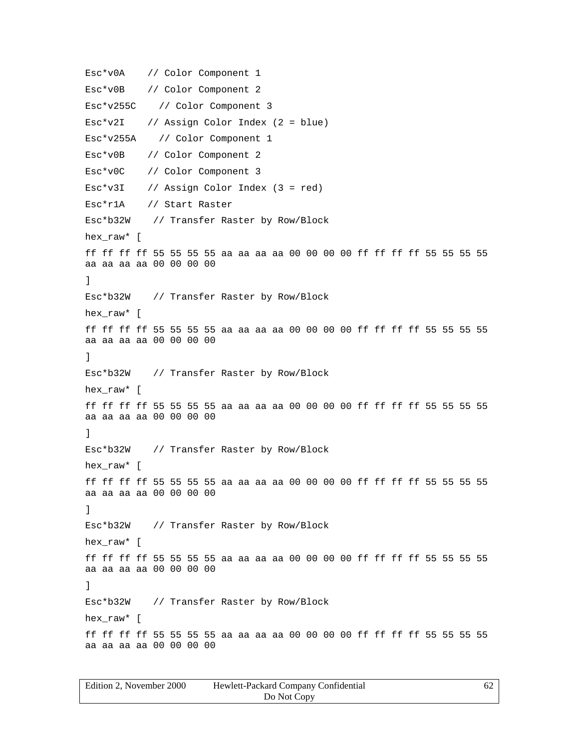```
Esc*v0A    // Color Component 1
Esc*v0B    // Color Component 2
Esc*v255C    // Color Component 3
Esc*v2I    // Assign Color Index (2 = blue)
Esc*v255A    // Color Component 1
Esc*v0B    // Color Component 2
Esc*v0C    // Color Component 3
Esc*v3I    // Assign Color Index (3 = red)
Esc*r1A    // Start Raster
Esc*b32W    // Transfer Raster by Row/Block
hex_raw* [
ff ff ff ff 55 55 55 55 aa aa aa aa 00 00 00 00 ff ff ff ff 55 55 55 55
aa aa aa aa 00 00 00 00
]
Esc*b32W    // Transfer Raster by Row/Block
hex_raw* [
ff ff ff ff 55 55 55 55 aa aa aa aa 00 00 00 00 ff ff ff ff 55 55 55 55
aa aa aa aa 00 00 00 00
]
Esc*b32W    // Transfer Raster by Row/Block
hex_raw* [
ff ff ff ff 55 55 55 55 aa aa aa aa 00 00 00 00 ff ff ff ff 55 55 55 55
aa aa aa aa 00 00 00 00
]
Esc*b32W    // Transfer Raster by Row/Block
hex_raw* [
ff ff ff ff 55 55 55 55 aa aa aa aa 00 00 00 00 ff ff ff ff 55 55 55 55
aa aa aa aa 00 00 00 00
]
Esc*b32W    // Transfer Raster by Row/Block
hex_raw* [
ff ff ff ff 55 55 55 55 aa aa aa aa 00 00 00 00 ff ff ff ff 55 55 55 55
aa aa aa aa 00 00 00 00
]
Esc*b32W    // Transfer Raster by Row/Block
hex_raw* [
ff ff ff ff 55 55 55 55 aa aa aa aa 00 00 00 00 ff ff ff ff 55 55 55 55
aa aa aa aa 00 00 00 00
```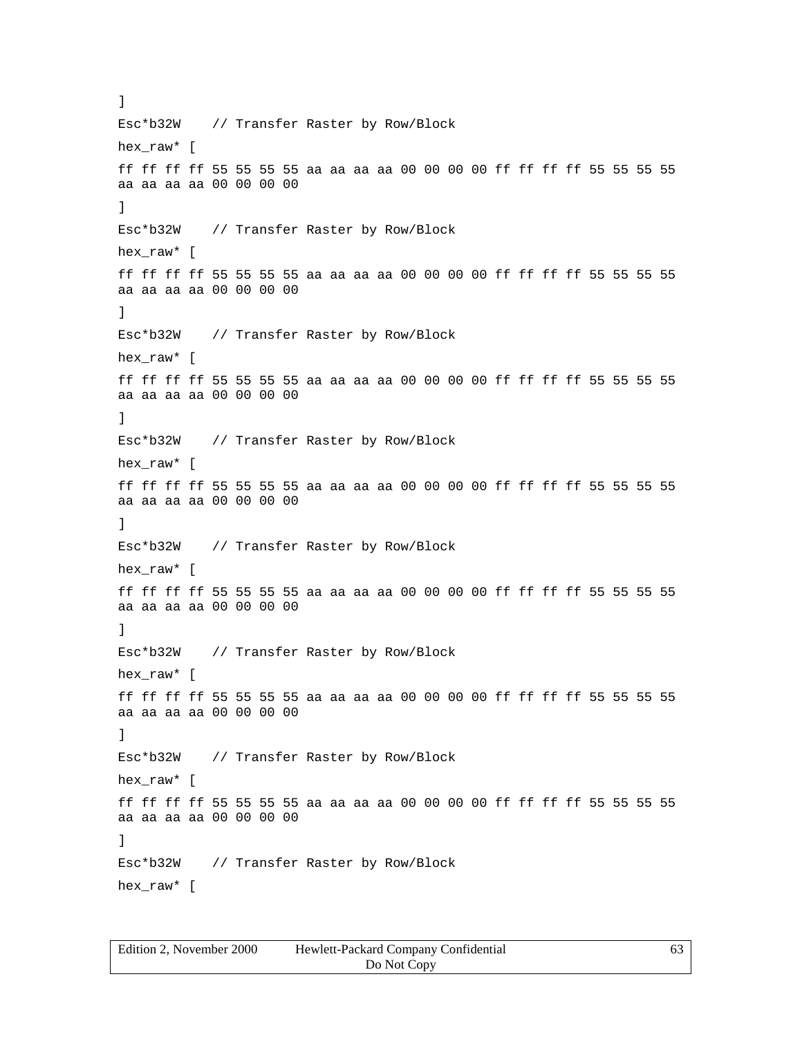```
]
Esc*b32W    // Transfer Raster by Row/Block
hex_raw* [
ff ff ff ff 55 55 55 55 aa aa aa aa 00 00 00 00 ff ff ff ff 55 55 55 55
aa aa aa aa 00 00 00 00
]
Esc*b32W    // Transfer Raster by Row/Block
hex_raw* [
ff ff ff ff 55 55 55 55 aa aa aa aa 00 00 00 00 ff ff ff ff 55 55 55 55
aa aa aa aa 00 00 00 00
]
Esc*b32W    // Transfer Raster by Row/Block
hex_raw* [
ff ff ff ff 55 55 55 55 aa aa aa aa 00 00 00 00 ff ff ff ff 55 55 55 55
aa aa aa aa 00 00 00 00
]
Esc*b32W    // Transfer Raster by Row/Block
hex_raw* [
ff ff ff ff 55 55 55 55 aa aa aa aa 00 00 00 00 ff ff ff ff 55 55 55 55
aa aa aa aa 00 00 00 00
]
Esc*b32W    // Transfer Raster by Row/Block
hex_raw* [
ff ff ff ff 55 55 55 55 aa aa aa aa 00 00 00 00 ff ff ff ff 55 55 55 55
aa aa aa aa 00 00 00 00
]
Esc*b32W    // Transfer Raster by Row/Block
hex_raw* [
ff ff ff ff 55 55 55 55 aa aa aa aa 00 00 00 00 ff ff ff ff 55 55 55 55
aa aa aa aa 00 00 00 00
]
Esc*b32W    // Transfer Raster by Row/Block
hex_raw* [
ff ff ff ff 55 55 55 55 aa aa aa aa 00 00 00 00 ff ff ff ff 55 55 55 55
aa aa aa aa 00 00 00 00
]
Esc*b32W    // Transfer Raster by Row/Block
hex_raw* [
```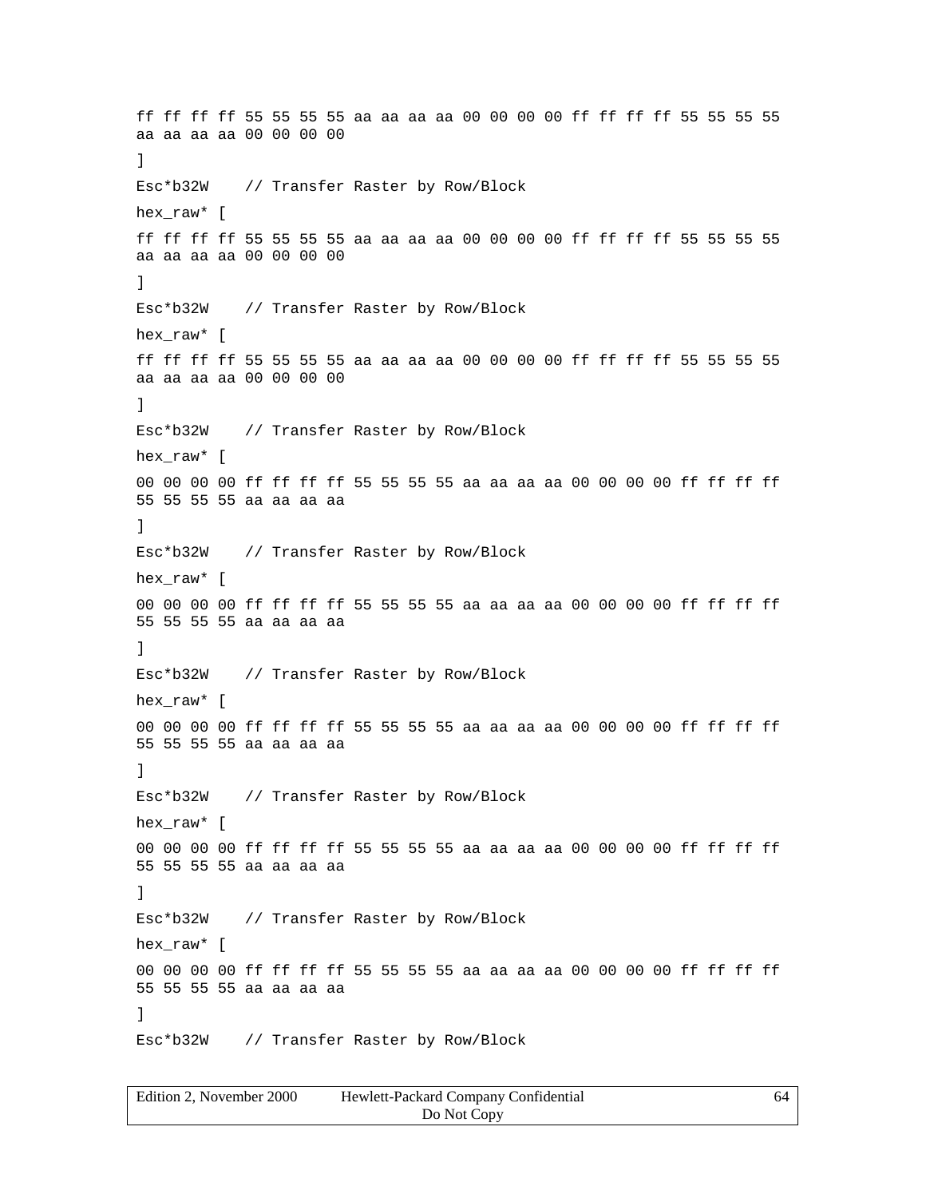```
ff ff ff ff 55 55 55 55 aa aa aa aa 00 00 00 00 ff ff ff ff 55 55 55 55
aa aa aa aa 00 00 00 00
]
Esc*b32W    // Transfer Raster by Row/Block
hex_raw* [
ff ff ff ff 55 55 55 55 aa aa aa aa 00 00 00 00 ff ff ff ff 55 55 55 55
aa aa aa aa 00 00 00 00
]
Esc*b32W    // Transfer Raster by Row/Block
hex_raw* [
ff ff ff ff 55 55 55 55 aa aa aa aa 00 00 00 00 ff ff ff ff 55 55 55 55
aa aa aa aa 00 00 00 00
]
Esc*b32W    // Transfer Raster by Row/Block
hex_raw* [
00 00 00 00 ff ff ff ff 55 55 55 55 aa aa aa aa 00 00 00 00 ff ff ff ff
55 55 55 55 aa aa aa aa
]
Esc*b32W    // Transfer Raster by Row/Block
hex_raw* [
00 00 00 00 ff ff ff ff 55 55 55 55 aa aa aa aa 00 00 00 00 ff ff ff ff
55 55 55 55 aa aa aa aa
]
Esc*b32W    // Transfer Raster by Row/Block
hex_raw* [
00 00 00 00 ff ff ff ff 55 55 55 55 aa aa aa aa 00 00 00 00 ff ff ff ff
55 55 55 55 aa aa aa aa
]
Esc*b32W    // Transfer Raster by Row/Block
hex_raw* [
00 00 00 00 ff ff ff ff 55 55 55 55 aa aa aa aa 00 00 00 00 ff ff ff ff
55 55 55 55 aa aa aa aa
]
Esc*b32W    // Transfer Raster by Row/Block
hex_raw* [
00 00 00 00 ff ff ff ff 55 55 55 55 aa aa aa aa 00 00 00 00 ff ff ff ff
55 55 55 55 aa aa aa aa
]
Esc*b32W    // Transfer Raster by Row/Block
```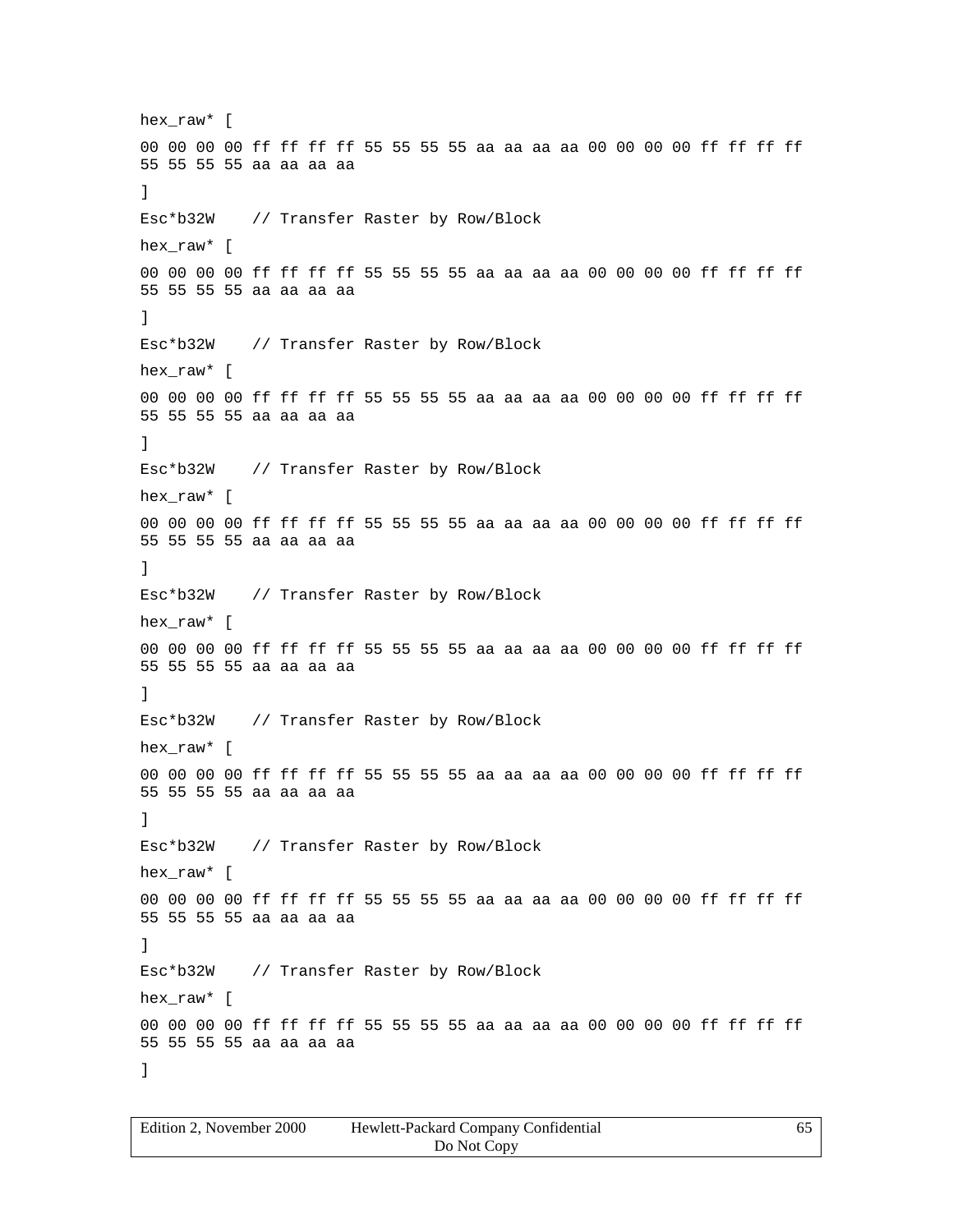```
hex_raw* [
00 00 00 00 ff ff ff ff 55 55 55 55 aa aa aa aa 00 00 00 00 ff ff ff ff
55 55 55 55 aa aa aa aa
]
Esc*b32W    // Transfer Raster by Row/Block
hex_raw* [
00 00 00 00 ff ff ff ff 55 55 55 55 aa aa aa aa 00 00 00 00 ff ff ff ff
55 55 55 55 aa aa aa aa
]
Esc*b32W    // Transfer Raster by Row/Block
hex_raw* [
00 00 00 00 ff ff ff ff 55 55 55 55 aa aa aa aa 00 00 00 00 ff ff ff ff
55 55 55 55 aa aa aa aa
]
Esc*b32W    // Transfer Raster by Row/Block
hex_raw* [
00 00 00 00 ff ff ff ff 55 55 55 55 aa aa aa aa 00 00 00 00 ff ff ff ff
55 55 55 55 aa aa aa aa
]
Esc*b32W    // Transfer Raster by Row/Block
hex_raw* [
00 00 00 00 ff ff ff ff 55 55 55 55 aa aa aa aa 00 00 00 00 ff ff ff ff
55 55 55 55 aa aa aa aa
]
Esc*b32W    // Transfer Raster by Row/Block
hex_raw* [
00 00 00 00 ff ff ff ff 55 55 55 55 aa aa aa aa 00 00 00 00 ff ff ff ff
55 55 55 55 aa aa aa aa
]
Esc*b32W    // Transfer Raster by Row/Block
hex_raw* [
00 00 00 00 ff ff ff ff 55 55 55 55 aa aa aa aa 00 00 00 00 ff ff ff ff
55 55 55 55 aa aa aa aa
]
Esc*b32W    // Transfer Raster by Row/Block
hex_raw* [
00 00 00 00 ff ff ff ff 55 55 55 55 aa aa aa aa 00 00 00 00 ff ff ff ff
55 55 55 55 aa aa aa aa
]
```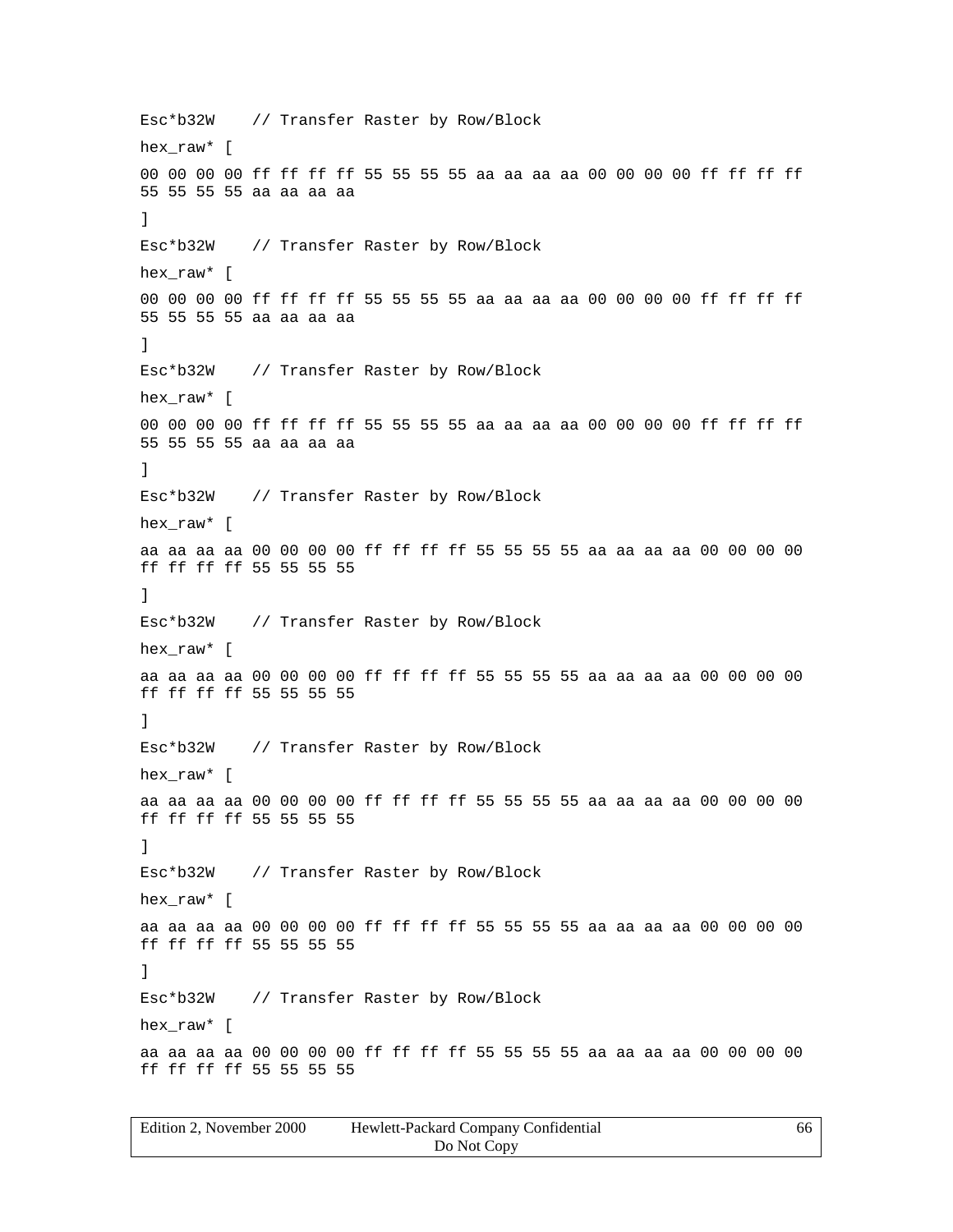```
Esc*b32W    // Transfer Raster by Row/Block

hex_raw* [

00 00 00 00 ff ff ff ff 55 55 55 55 aa aa aa aa 00 00 00 00 ff ff ff ff
55 55 55 55 aa aa aa aa

]

Esc*b32W    // Transfer Raster by Row/Block

hex_raw* [

00 00 00 00 ff ff ff ff 55 55 55 55 aa aa aa aa 00 00 00 00 ff ff ff ff
55 55 55 55 aa aa aa aa

]

Esc*b32W    // Transfer Raster by Row/Block

hex_raw* [

00 00 00 00 ff ff ff ff 55 55 55 55 aa aa aa aa 00 00 00 00 ff ff ff ff
55 55 55 55 aa aa aa aa

]

Esc*b32W    // Transfer Raster by Row/Block

hex_raw* [

aa aa aa aa 00 00 00 00 ff ff ff ff 55 55 55 55 aa aa aa aa 00 00 00 00
ff ff ff ff 55 55 55 55

]

Esc*b32W    // Transfer Raster by Row/Block

hex_raw* [

aa aa aa aa 00 00 00 00 ff ff ff ff 55 55 55 55 aa aa aa aa 00 00 00 00
ff ff ff ff 55 55 55 55

]

Esc*b32W    // Transfer Raster by Row/Block

hex_raw* [

aa aa aa aa 00 00 00 00 ff ff ff ff 55 55 55 55 aa aa aa aa 00 00 00 00
ff ff ff ff 55 55 55 55

]

Esc*b32W    // Transfer Raster by Row/Block

hex_raw* [

aa aa aa aa 00 00 00 00 ff ff ff ff 55 55 55 55 aa aa aa aa 00 00 00 00
ff ff ff ff 55 55 55 55

]

Esc*b32W    // Transfer Raster by Row/Block

hex_raw* [

aa aa aa aa 00 00 00 00 ff ff ff ff 55 55 55 55 aa aa aa aa 00 00 00 00
ff ff ff ff 55 55 55 55
```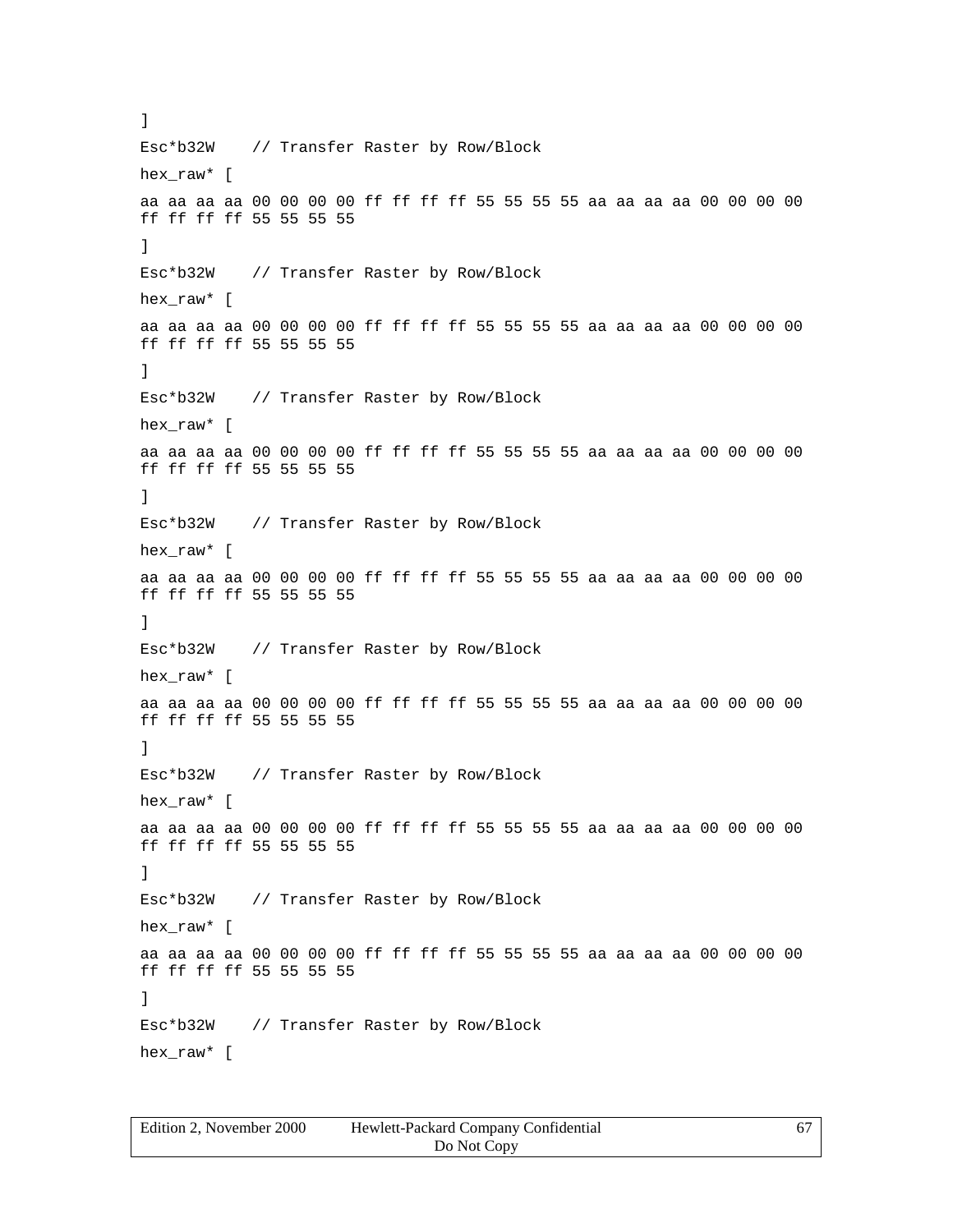```
]
Esc*b32W    // Transfer Raster by Row/Block
hex_raw* [
aa aa aa aa 00 00 00 00 ff ff ff ff 55 55 55 55 aa aa aa aa 00 00 00 00
ff ff ff ff 55 55 55 55
]
Esc*b32W    // Transfer Raster by Row/Block
hex_raw* [
aa aa aa aa 00 00 00 00 ff ff ff ff 55 55 55 55 aa aa aa aa 00 00 00 00
ff ff ff ff 55 55 55 55
]
Esc*b32W    // Transfer Raster by Row/Block
hex_raw* [
aa aa aa aa 00 00 00 00 ff ff ff ff 55 55 55 55 aa aa aa aa 00 00 00 00
ff ff ff ff 55 55 55 55
]
Esc*b32W    // Transfer Raster by Row/Block
hex_raw* [
aa aa aa aa 00 00 00 00 ff ff ff ff 55 55 55 55 aa aa aa aa 00 00 00 00
ff ff ff ff 55 55 55 55
]
Esc*b32W    // Transfer Raster by Row/Block
hex_raw* [
aa aa aa aa 00 00 00 00 ff ff ff ff 55 55 55 55 aa aa aa aa 00 00 00 00
ff ff ff ff 55 55 55 55
]
Esc*b32W    // Transfer Raster by Row/Block
hex_raw* [
aa aa aa aa 00 00 00 00 ff ff ff ff 55 55 55 55 aa aa aa aa 00 00 00 00
ff ff ff ff 55 55 55 55
]
Esc*b32W    // Transfer Raster by Row/Block
hex_raw* [
aa aa aa aa 00 00 00 00 ff ff ff ff 55 55 55 55 aa aa aa aa 00 00 00 00
ff ff ff ff 55 55 55 55
]
Esc*b32W    // Transfer Raster by Row/Block
hex_raw* [
```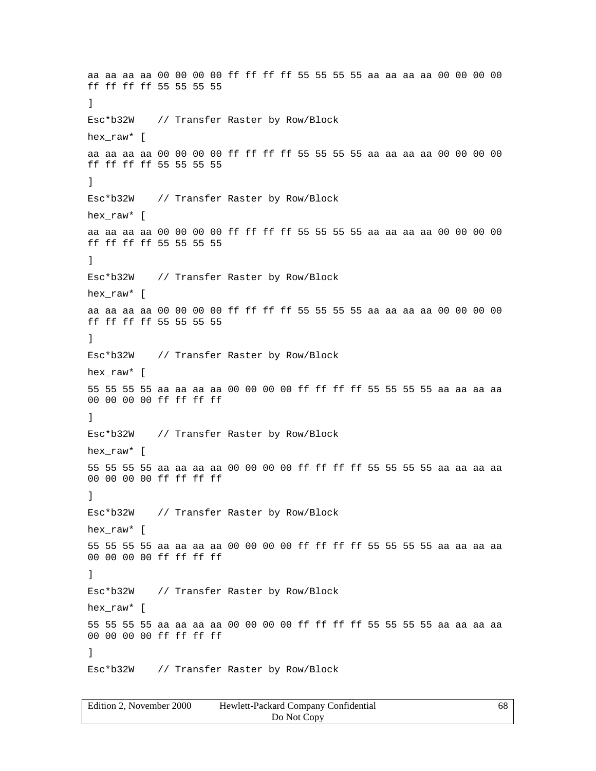```
aa aa aa aa 00 00 00 00 ff ff ff ff 55 55 55 55 aa aa aa aa 00 00 00 00
ff ff ff ff 55 55 55 55
]
Esc*b32W    // Transfer Raster by Row/Block
hex_raw* [
aa aa aa aa 00 00 00 00 ff ff ff ff 55 55 55 55 aa aa aa aa 00 00 00 00
ff ff ff ff 55 55 55 55
]
Esc*b32W    // Transfer Raster by Row/Block
hex_raw* [
aa aa aa aa 00 00 00 00 ff ff ff ff 55 55 55 55 aa aa aa aa 00 00 00 00
ff ff ff ff 55 55 55 55
]
Esc*b32W    // Transfer Raster by Row/Block
hex_raw* [
aa aa aa aa 00 00 00 00 ff ff ff ff 55 55 55 55 aa aa aa aa 00 00 00 00
ff ff ff ff 55 55 55 55
]
Esc*b32W    // Transfer Raster by Row/Block
hex_raw* [
55 55 55 55 aa aa aa aa 00 00 00 00 ff ff ff ff 55 55 55 55 aa aa aa aa
00 00 00 00 ff ff ff ff
]
Esc*b32W    // Transfer Raster by Row/Block
hex_raw* [
55 55 55 55 aa aa aa aa 00 00 00 00 ff ff ff ff 55 55 55 55 aa aa aa aa
00 00 00 00 ff ff ff ff
]
Esc*b32W    // Transfer Raster by Row/Block
hex_raw* [
55 55 55 55 aa aa aa aa 00 00 00 00 ff ff ff ff 55 55 55 55 aa aa aa aa
00 00 00 00 ff ff ff ff
]
Esc*b32W    // Transfer Raster by Row/Block
hex_raw* [
55 55 55 55 aa aa aa aa 00 00 00 00 ff ff ff ff 55 55 55 55 aa aa aa aa
00 00 00 00 ff ff ff ff
]
Esc*b32W    // Transfer Raster by Row/Block
```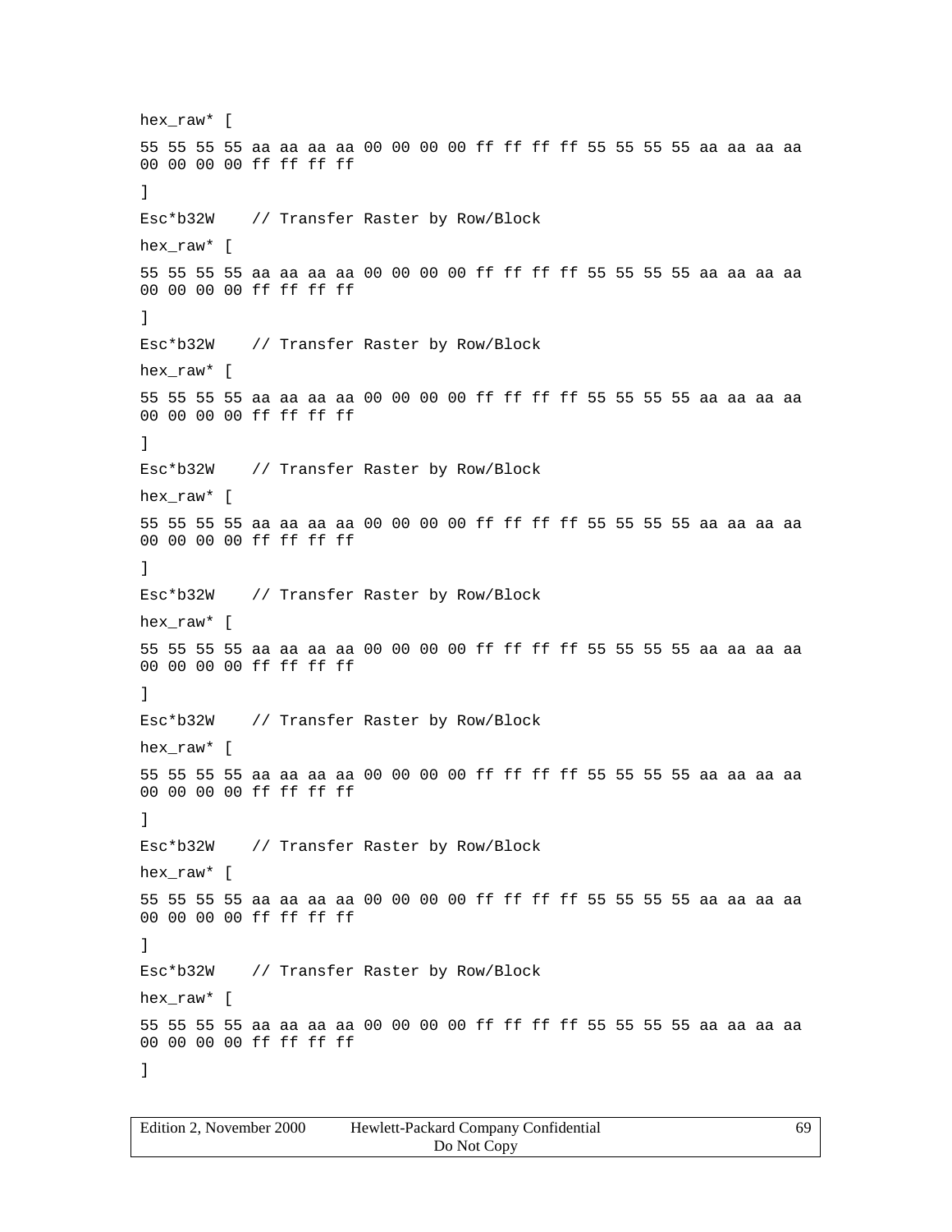```
hex_raw* [
55 55 55 55 aa aa aa aa 00 00 00 00 ff ff ff ff 55 55 55 55 aa aa aa aa
00 00 00 00 ff ff ff ff
]
Esc*b32W    // Transfer Raster by Row/Block
hex_raw* [
55 55 55 55 aa aa aa aa 00 00 00 00 ff ff ff ff 55 55 55 55 aa aa aa aa
00 00 00 00 ff ff ff ff
]
Esc*b32W    // Transfer Raster by Row/Block
hex_raw* [
55 55 55 55 aa aa aa aa 00 00 00 00 ff ff ff ff 55 55 55 55 aa aa aa aa
00 00 00 00 ff ff ff ff
]
Esc*b32W    // Transfer Raster by Row/Block
hex_raw* [
55 55 55 55 aa aa aa aa 00 00 00 00 ff ff ff ff 55 55 55 55 aa aa aa aa
00 00 00 00 ff ff ff ff
]
Esc*b32W    // Transfer Raster by Row/Block
hex_raw* [
55 55 55 55 aa aa aa aa 00 00 00 00 ff ff ff ff 55 55 55 55 aa aa aa aa
00 00 00 00 ff ff ff ff
]
Esc*b32W    // Transfer Raster by Row/Block
hex_raw* [
55 55 55 55 aa aa aa aa 00 00 00 00 ff ff ff ff 55 55 55 55 aa aa aa aa
00 00 00 00 ff ff ff ff
]
Esc*b32W    // Transfer Raster by Row/Block
hex_raw* [
55 55 55 55 aa aa aa aa 00 00 00 00 ff ff ff ff 55 55 55 55 aa aa aa aa
00 00 00 00 ff ff ff ff
]
Esc*b32W    // Transfer Raster by Row/Block
hex_raw* [
55 55 55 55 aa aa aa aa 00 00 00 00 ff ff ff ff 55 55 55 55 aa aa aa aa
00 00 00 00 ff ff ff ff
]
```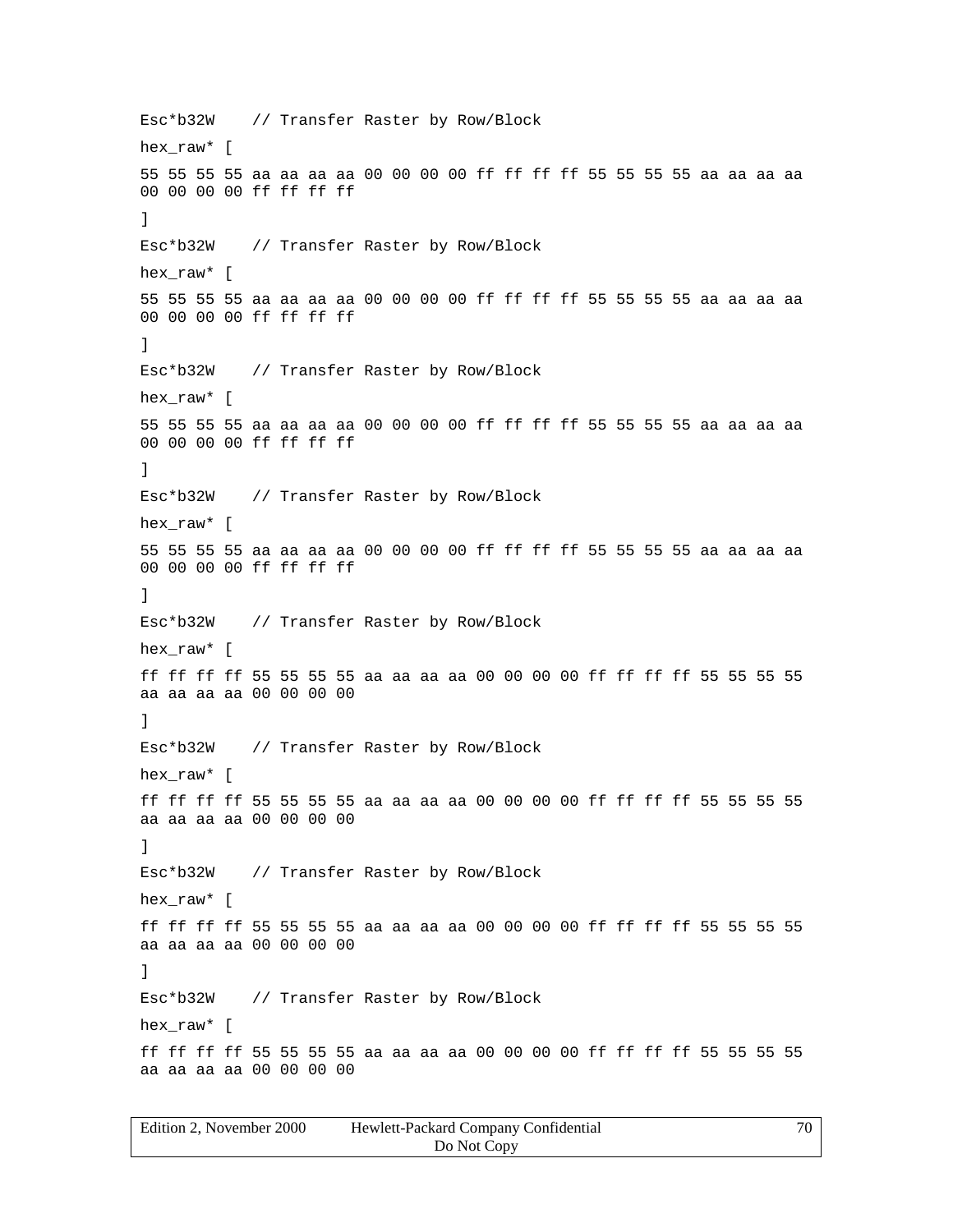```
Esc*b32W    // Transfer Raster by Row/Block

hex_raw* [

55 55 55 55 aa aa aa aa 00 00 00 00 ff ff ff ff 55 55 55 55 aa aa aa aa
00 00 00 00 ff ff ff ff

]

Esc*b32W    // Transfer Raster by Row/Block

hex_raw* [

55 55 55 55 aa aa aa aa 00 00 00 00 ff ff ff ff 55 55 55 55 aa aa aa aa
00 00 00 00 ff ff ff ff

]

Esc*b32W    // Transfer Raster by Row/Block

hex_raw* [

55 55 55 55 aa aa aa aa 00 00 00 00 ff ff ff ff 55 55 55 55 aa aa aa aa
00 00 00 00 ff ff ff ff

]

Esc*b32W    // Transfer Raster by Row/Block

hex_raw* [

55 55 55 55 aa aa aa aa 00 00 00 00 ff ff ff ff 55 55 55 55 aa aa aa aa
00 00 00 00 ff ff ff ff

]

Esc*b32W    // Transfer Raster by Row/Block

hex_raw* [

ff ff ff ff 55 55 55 55 aa aa aa aa 00 00 00 00 ff ff ff ff 55 55 55 55
aa aa aa aa 00 00 00 00

]

Esc*b32W    // Transfer Raster by Row/Block

hex_raw* [

ff ff ff ff 55 55 55 55 aa aa aa aa 00 00 00 00 ff ff ff ff 55 55 55 55
aa aa aa aa 00 00 00 00

]

Esc*b32W    // Transfer Raster by Row/Block

hex_raw* [

ff ff ff ff 55 55 55 55 aa aa aa aa 00 00 00 00 ff ff ff ff 55 55 55 55
aa aa aa aa 00 00 00 00

]

Esc*b32W    // Transfer Raster by Row/Block

hex_raw* [

ff ff ff ff 55 55 55 55 aa aa aa aa 00 00 00 00 ff ff ff ff 55 55 55 55
aa aa aa aa 00 00 00 00
```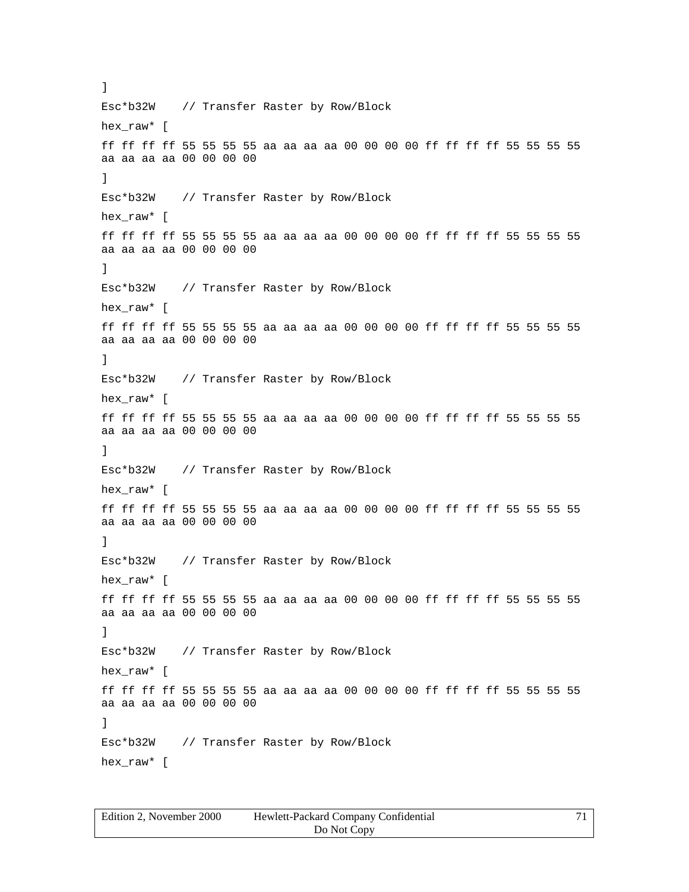```
]
Esc*b32W    // Transfer Raster by Row/Block
hex_raw* [
ff ff ff ff 55 55 55 55 aa aa aa aa 00 00 00 00 ff ff ff ff 55 55 55 55
aa aa aa aa 00 00 00 00
]
Esc*b32W    // Transfer Raster by Row/Block
hex_raw* [
ff ff ff ff 55 55 55 55 aa aa aa aa 00 00 00 00 ff ff ff ff 55 55 55 55
aa aa aa aa 00 00 00 00
]
Esc*b32W    // Transfer Raster by Row/Block
hex_raw* [
ff ff ff ff 55 55 55 55 aa aa aa aa 00 00 00 00 ff ff ff ff 55 55 55 55
aa aa aa aa 00 00 00 00
]
Esc*b32W    // Transfer Raster by Row/Block
hex_raw* [
ff ff ff ff 55 55 55 55 aa aa aa aa 00 00 00 00 ff ff ff ff 55 55 55 55
aa aa aa aa 00 00 00 00
]
Esc*b32W    // Transfer Raster by Row/Block
hex_raw* [
ff ff ff ff 55 55 55 55 aa aa aa aa 00 00 00 00 ff ff ff ff 55 55 55 55
aa aa aa aa 00 00 00 00
]
Esc*b32W    // Transfer Raster by Row/Block
hex_raw* [
ff ff ff ff 55 55 55 55 aa aa aa aa 00 00 00 00 ff ff ff ff 55 55 55 55
aa aa aa aa 00 00 00 00
]
Esc*b32W    // Transfer Raster by Row/Block
hex_raw* [
ff ff ff ff 55 55 55 55 aa aa aa aa 00 00 00 00 ff ff ff ff 55 55 55 55
aa aa aa aa 00 00 00 00
]
Esc*b32W    // Transfer Raster by Row/Block
hex_raw* [
```

Edition 2, November 2000 Hewlett-Packard Company Confidential Do Not Copy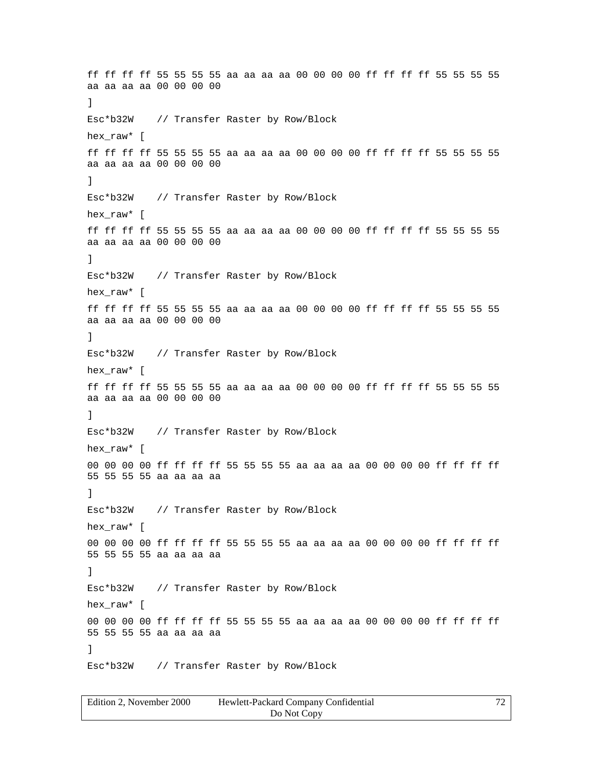```
ff ff ff ff 55 55 55 55 aa aa aa aa 00 00 00 00 ff ff ff ff 55 55 55 55
aa aa aa aa 00 00 00 00
]
Esc*b32W    // Transfer Raster by Row/Block
hex_raw* [
ff ff ff ff 55 55 55 55 aa aa aa aa 00 00 00 00 ff ff ff ff 55 55 55 55
aa aa aa aa 00 00 00 00
]
Esc*b32W    // Transfer Raster by Row/Block
hex_raw* [
ff ff ff ff 55 55 55 55 aa aa aa aa 00 00 00 00 ff ff ff ff 55 55 55 55
aa aa aa aa 00 00 00 00
]
Esc*b32W    // Transfer Raster by Row/Block
hex_raw* [
ff ff ff ff 55 55 55 55 aa aa aa aa 00 00 00 00 ff ff ff ff 55 55 55 55
aa aa aa aa 00 00 00 00
]
Esc*b32W    // Transfer Raster by Row/Block
hex_raw* [
ff ff ff ff 55 55 55 55 aa aa aa aa 00 00 00 00 ff ff ff ff 55 55 55 55
aa aa aa aa 00 00 00 00
]
Esc*b32W    // Transfer Raster by Row/Block
hex_raw* [
00 00 00 00 ff ff ff ff 55 55 55 55 aa aa aa aa 00 00 00 00 ff ff ff ff
55 55 55 55 aa aa aa aa
]
Esc*b32W    // Transfer Raster by Row/Block
hex_raw* [
00 00 00 00 ff ff ff ff 55 55 55 55 aa aa aa aa 00 00 00 00 ff ff ff ff
55 55 55 55 aa aa aa aa
]
Esc*b32W    // Transfer Raster by Row/Block
hex_raw* [
00 00 00 00 ff ff ff ff 55 55 55 55 aa aa aa aa 00 00 00 00 ff ff ff ff
55 55 55 55 aa aa aa aa
]
Esc*b32W    // Transfer Raster by Row/Block
```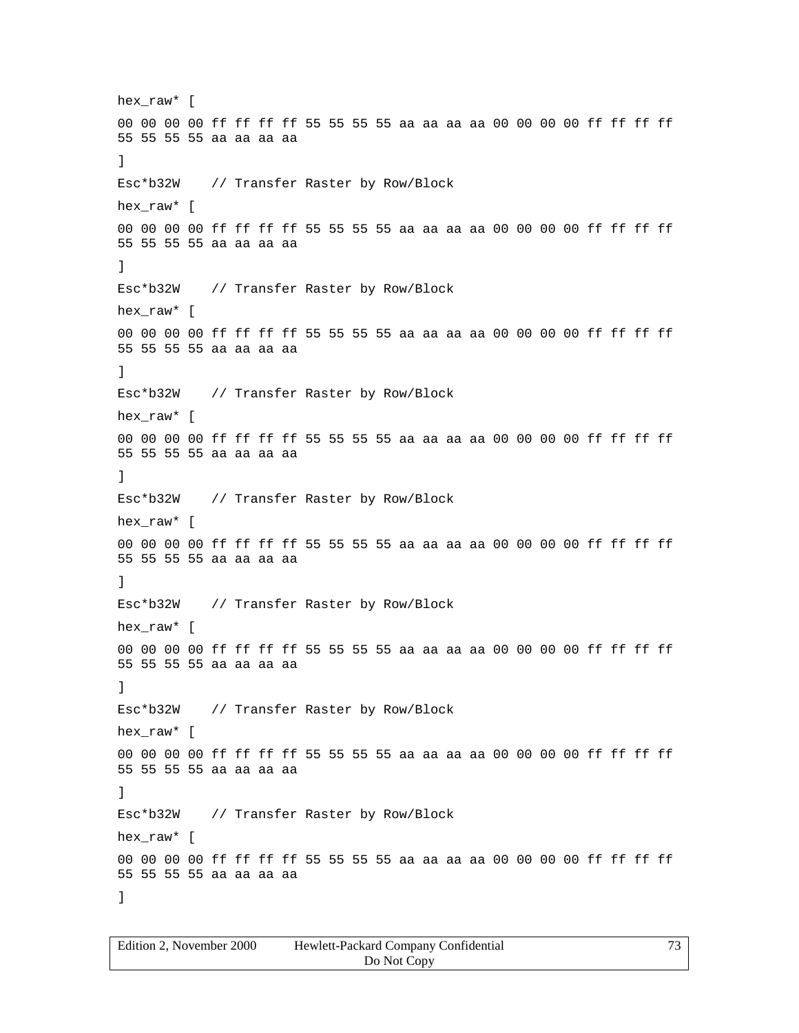```
hex_raw* [
00 00 00 00 ff ff ff ff 55 55 55 55 aa aa aa aa 00 00 00 00 ff ff ff ff
55 55 55 55 aa aa aa aa
]
Esc*b32W    // Transfer Raster by Row/Block
hex_raw* [
00 00 00 00 ff ff ff ff 55 55 55 55 aa aa aa aa 00 00 00 00 ff ff ff ff
55 55 55 55 aa aa aa aa
]
Esc*b32W    // Transfer Raster by Row/Block
hex_raw* [
00 00 00 00 ff ff ff ff 55 55 55 55 aa aa aa aa 00 00 00 00 ff ff ff ff
55 55 55 55 aa aa aa aa
]
Esc*b32W    // Transfer Raster by Row/Block
hex_raw* [
00 00 00 00 ff ff ff ff 55 55 55 55 aa aa aa aa 00 00 00 00 ff ff ff ff
55 55 55 55 aa aa aa aa
]
Esc*b32W    // Transfer Raster by Row/Block
hex_raw* [
00 00 00 00 ff ff ff ff 55 55 55 55 aa aa aa aa 00 00 00 00 ff ff ff ff
55 55 55 55 aa aa aa aa
]
Esc*b32W    // Transfer Raster by Row/Block
hex_raw* [
00 00 00 00 ff ff ff ff 55 55 55 55 aa aa aa aa 00 00 00 00 ff ff ff ff
55 55 55 55 aa aa aa aa
]
Esc*b32W    // Transfer Raster by Row/Block
hex_raw* [
00 00 00 00 ff ff ff ff 55 55 55 55 aa aa aa aa 00 00 00 00 ff ff ff ff
55 55 55 55 aa aa aa aa
]
Esc*b32W    // Transfer Raster by Row/Block
hex_raw* [
00 00 00 00 ff ff ff ff 55 55 55 55 aa aa aa aa 00 00 00 00 ff ff ff ff
55 55 55 55 aa aa aa aa
]
```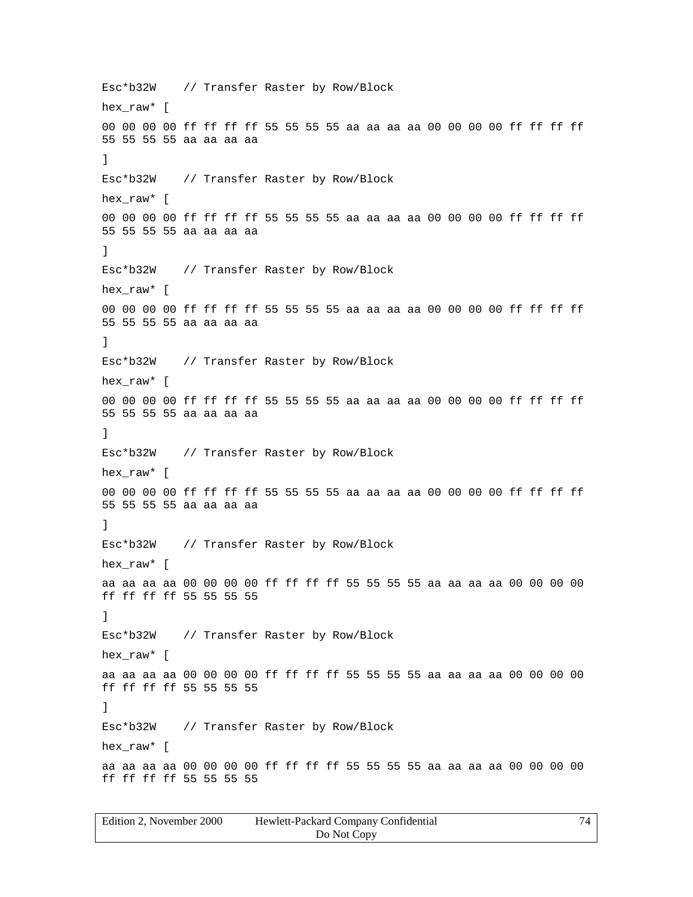```
Esc*b32W    // Transfer Raster by Row/Block

hex_raw* [

00 00 00 00 ff ff ff ff 55 55 55 55 aa aa aa aa 00 00 00 00 ff ff ff ff
55 55 55 55 aa aa aa aa

]

Esc*b32W    // Transfer Raster by Row/Block

hex_raw* [

00 00 00 00 ff ff ff ff 55 55 55 55 aa aa aa aa 00 00 00 00 ff ff ff ff
55 55 55 55 aa aa aa aa

]

Esc*b32W    // Transfer Raster by Row/Block

hex_raw* [

00 00 00 00 ff ff ff ff 55 55 55 55 aa aa aa aa 00 00 00 00 ff ff ff ff
55 55 55 55 aa aa aa aa

]

Esc*b32W    // Transfer Raster by Row/Block

hex_raw* [

00 00 00 00 ff ff ff ff 55 55 55 55 aa aa aa aa 00 00 00 00 ff ff ff ff
55 55 55 55 aa aa aa aa

]

Esc*b32W    // Transfer Raster by Row/Block

hex_raw* [

00 00 00 00 ff ff ff ff 55 55 55 55 aa aa aa aa 00 00 00 00 ff ff ff ff
55 55 55 55 aa aa aa aa

]

Esc*b32W    // Transfer Raster by Row/Block

hex_raw* [

aa aa aa aa 00 00 00 00 ff ff ff ff 55 55 55 55 aa aa aa aa 00 00 00 00
ff ff ff ff 55 55 55 55

]

Esc*b32W    // Transfer Raster by Row/Block

hex_raw* [

aa aa aa aa 00 00 00 00 ff ff ff ff 55 55 55 55 aa aa aa aa 00 00 00 00
ff ff ff ff 55 55 55 55

]

Esc*b32W    // Transfer Raster by Row/Block

hex_raw* [

aa aa aa aa 00 00 00 00 ff ff ff ff 55 55 55 55 aa aa aa aa 00 00 00 00
ff ff ff ff 55 55 55 55
```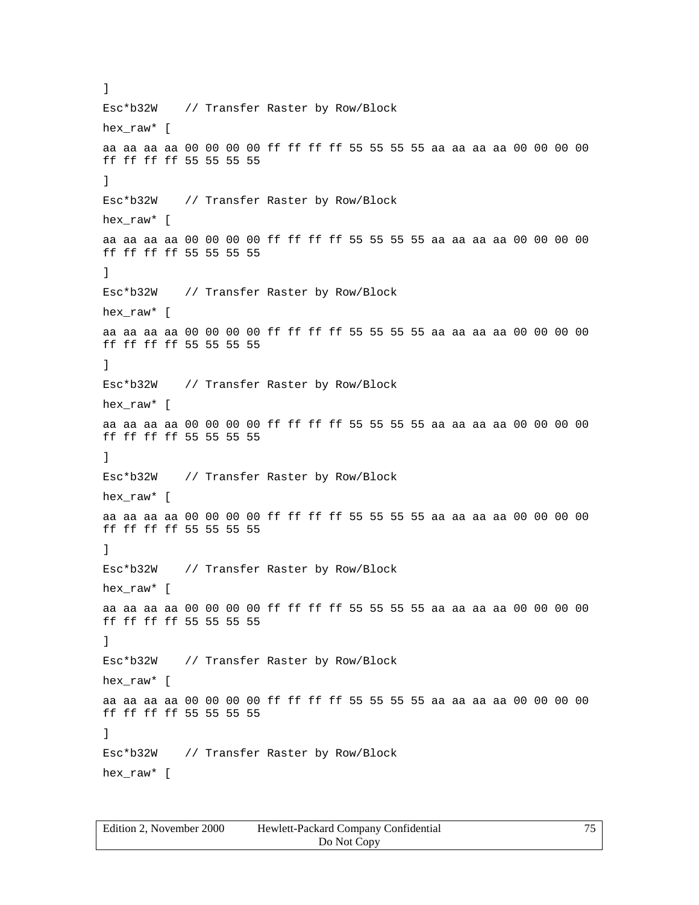```
]
Esc*b32W    // Transfer Raster by Row/Block
hex_raw* [
aa aa aa aa 00 00 00 00 ff ff ff ff 55 55 55 55 aa aa aa aa 00 00 00 00
ff ff ff ff 55 55 55 55
]
Esc*b32W    // Transfer Raster by Row/Block
hex_raw* [
aa aa aa aa 00 00 00 00 ff ff ff ff 55 55 55 55 aa aa aa aa 00 00 00 00
ff ff ff ff 55 55 55 55
]
Esc*b32W    // Transfer Raster by Row/Block
hex_raw* [
aa aa aa aa 00 00 00 00 ff ff ff ff 55 55 55 55 aa aa aa aa 00 00 00 00
ff ff ff ff 55 55 55 55
]
Esc*b32W    // Transfer Raster by Row/Block
hex_raw* [
aa aa aa aa 00 00 00 00 ff ff ff ff 55 55 55 55 aa aa aa aa 00 00 00 00
ff ff ff ff 55 55 55 55
]
Esc*b32W    // Transfer Raster by Row/Block
hex_raw* [
aa aa aa aa 00 00 00 00 ff ff ff ff 55 55 55 55 aa aa aa aa 00 00 00 00
ff ff ff ff 55 55 55 55
]
Esc*b32W    // Transfer Raster by Row/Block
hex_raw* [
aa aa aa aa 00 00 00 00 ff ff ff ff 55 55 55 55 aa aa aa aa 00 00 00 00
ff ff ff ff 55 55 55 55
]
Esc*b32W    // Transfer Raster by Row/Block
hex_raw* [
aa aa aa aa 00 00 00 00 ff ff ff ff 55 55 55 55 aa aa aa aa 00 00 00 00
ff ff ff ff 55 55 55 55
]
Esc*b32W    // Transfer Raster by Row/Block
hex_raw* [
```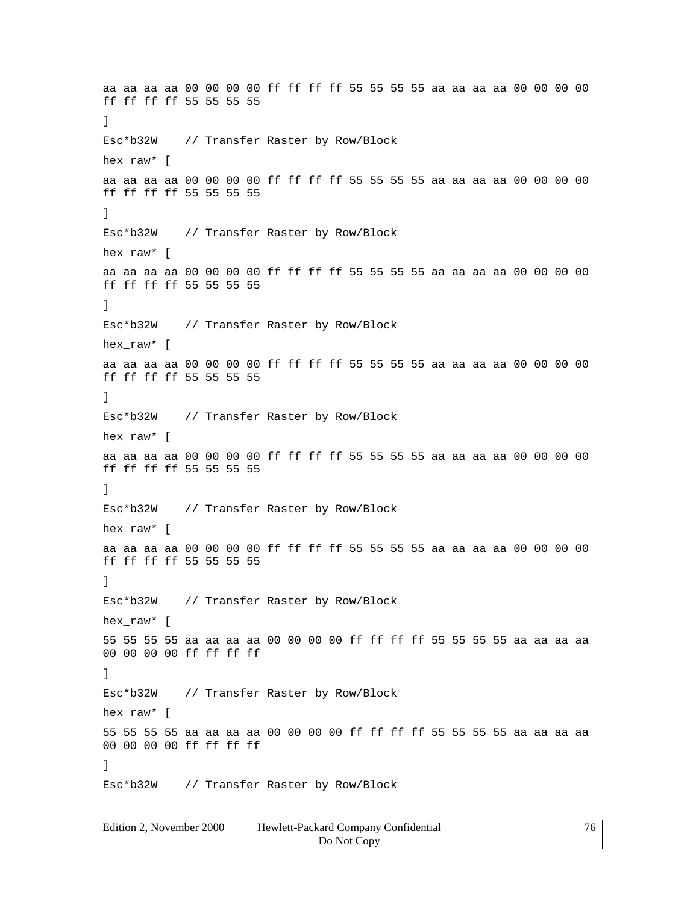```
aa aa aa aa 00 00 00 00 ff ff ff ff 55 55 55 55 aa aa aa aa 00 00 00 00
ff ff ff ff 55 55 55 55
]
Esc*b32W    // Transfer Raster by Row/Block
hex_raw* [
aa aa aa aa 00 00 00 00 ff ff ff ff 55 55 55 55 aa aa aa aa 00 00 00 00
ff ff ff ff 55 55 55 55
]
Esc*b32W    // Transfer Raster by Row/Block
hex_raw* [
aa aa aa aa 00 00 00 00 ff ff ff ff 55 55 55 55 aa aa aa aa 00 00 00 00
ff ff ff ff 55 55 55 55
]
Esc*b32W    // Transfer Raster by Row/Block
hex_raw* [
aa aa aa aa 00 00 00 00 ff ff ff ff 55 55 55 55 aa aa aa aa 00 00 00 00
ff ff ff ff 55 55 55 55
]
Esc*b32W    // Transfer Raster by Row/Block
hex_raw* [
aa aa aa aa 00 00 00 00 ff ff ff ff 55 55 55 55 aa aa aa aa 00 00 00 00
ff ff ff ff 55 55 55 55
]
Esc*b32W    // Transfer Raster by Row/Block
hex_raw* [
aa aa aa aa 00 00 00 00 ff ff ff ff 55 55 55 55 aa aa aa aa 00 00 00 00
ff ff ff ff 55 55 55 55
]
Esc*b32W    // Transfer Raster by Row/Block
hex_raw* [
55 55 55 55 aa aa aa aa 00 00 00 00 ff ff ff ff 55 55 55 55 aa aa aa aa
00 00 00 00 ff ff ff ff
]
Esc*b32W    // Transfer Raster by Row/Block
hex_raw* [
55 55 55 55 aa aa aa aa 00 00 00 00 ff ff ff ff 55 55 55 55 aa aa aa aa
00 00 00 00 ff ff ff ff
]
Esc*b32W    // Transfer Raster by Row/Block
```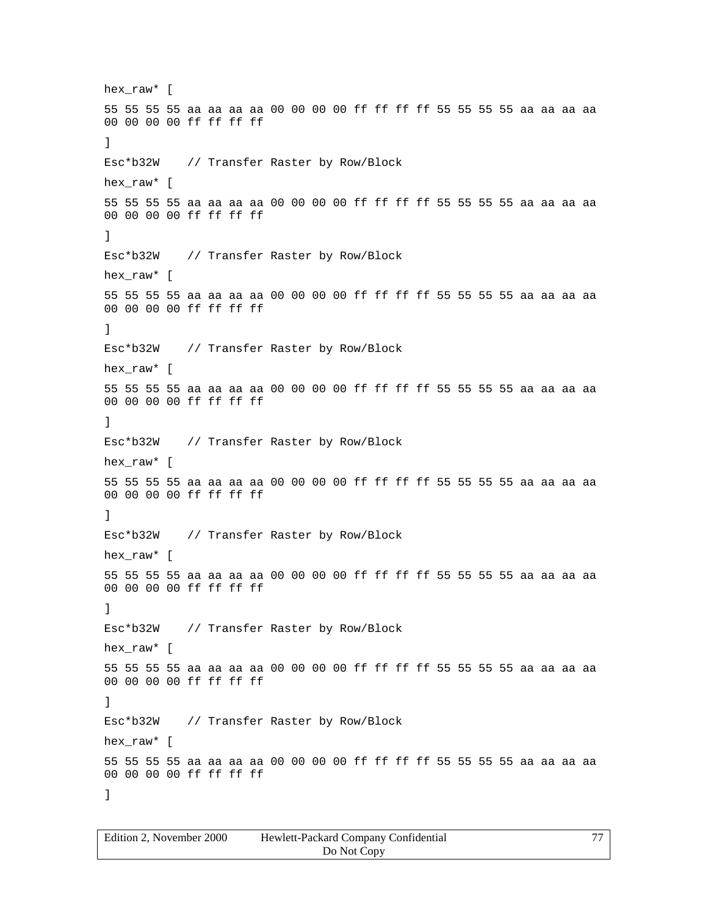```
hex_raw* [

55 55 55 55 aa aa aa aa 00 00 00 00 ff ff ff ff 55 55 55 55 aa aa aa aa
00 00 00 00 ff ff ff ff

]

Esc*b32W    // Transfer Raster by Row/Block

hex_raw* [

55 55 55 55 aa aa aa aa 00 00 00 00 ff ff ff ff 55 55 55 55 aa aa aa aa
00 00 00 00 ff ff ff ff

]

Esc*b32W    // Transfer Raster by Row/Block

hex_raw* [

55 55 55 55 aa aa aa aa 00 00 00 00 ff ff ff ff 55 55 55 55 aa aa aa aa
00 00 00 00 ff ff ff ff

]

Esc*b32W    // Transfer Raster by Row/Block

hex_raw* [

55 55 55 55 aa aa aa aa 00 00 00 00 ff ff ff ff 55 55 55 55 aa aa aa aa
00 00 00 00 ff ff ff ff

]

Esc*b32W    // Transfer Raster by Row/Block

hex_raw* [

55 55 55 55 aa aa aa aa 00 00 00 00 ff ff ff ff 55 55 55 55 aa aa aa aa
00 00 00 00 ff ff ff ff

]

Esc*b32W    // Transfer Raster by Row/Block

hex_raw* [

55 55 55 55 aa aa aa aa 00 00 00 00 ff ff ff ff 55 55 55 55 aa aa aa aa
00 00 00 00 ff ff ff ff

]

Esc*b32W    // Transfer Raster by Row/Block

hex_raw* [

55 55 55 55 aa aa aa aa 00 00 00 00 ff ff ff ff 55 55 55 55 aa aa aa aa
00 00 00 00 ff ff ff ff

]

Esc*b32W    // Transfer Raster by Row/Block

hex_raw* [

55 55 55 55 aa aa aa aa 00 00 00 00 ff ff ff ff 55 55 55 55 aa aa aa aa
00 00 00 00 ff ff ff ff

]
```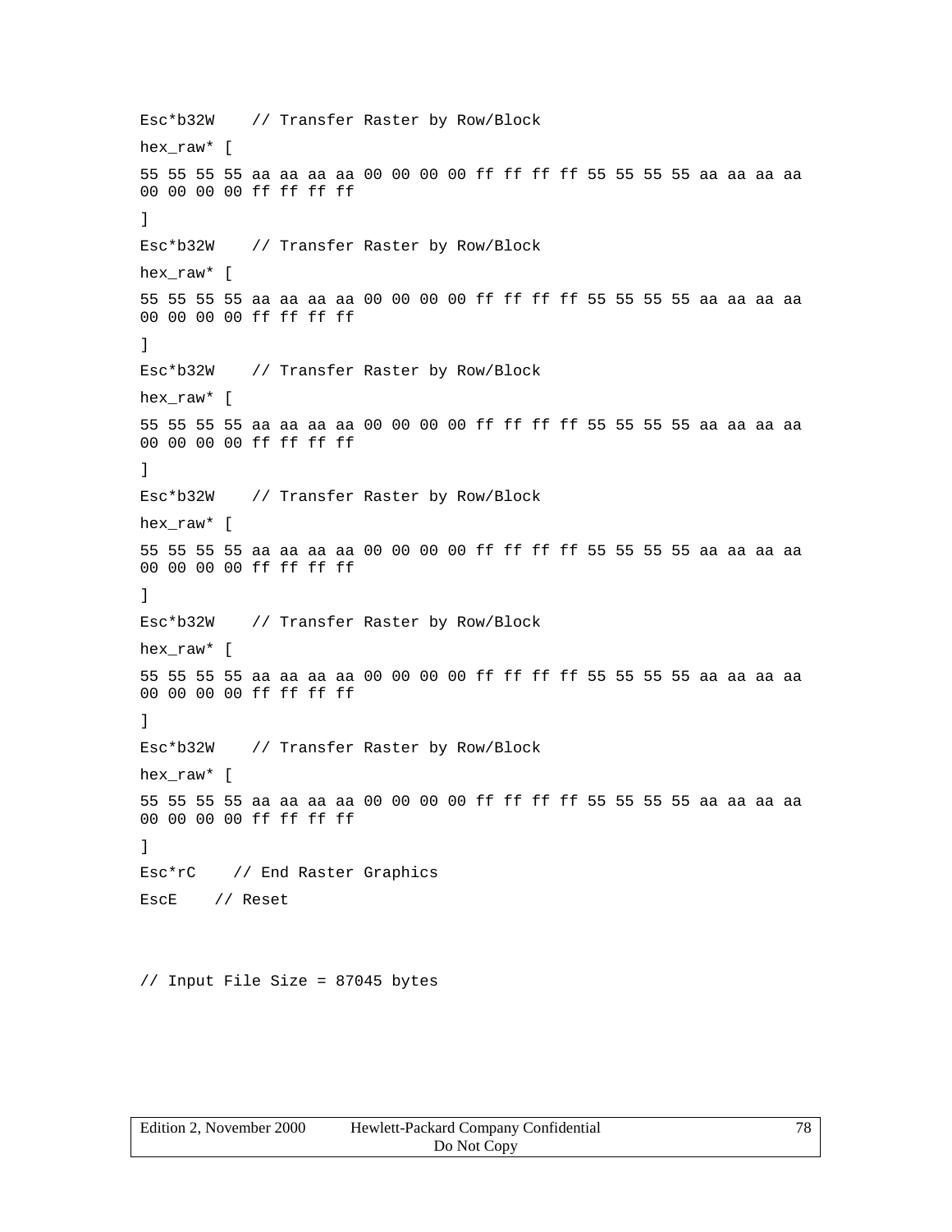```
Esc*b32W    // Transfer Raster by Row/Block
hex_raw* [
55 55 55 55 aa aa aa aa 00 00 00 00 ff ff ff ff 55 55 55 55 aa aa aa aa
00 00 00 00 ff ff ff ff
]
Esc*b32W    // Transfer Raster by Row/Block
hex_raw* [
55 55 55 55 aa aa aa aa 00 00 00 00 ff ff ff ff 55 55 55 55 aa aa aa aa
00 00 00 00 ff ff ff ff
]
Esc*b32W    // Transfer Raster by Row/Block
hex_raw* [
55 55 55 55 aa aa aa aa 00 00 00 00 ff ff ff ff 55 55 55 55 aa aa aa aa
00 00 00 00 ff ff ff ff
]
Esc*b32W    // Transfer Raster by Row/Block
hex_raw* [
55 55 55 55 aa aa aa aa 00 00 00 00 ff ff ff ff 55 55 55 55 aa aa aa aa
00 00 00 00 ff ff ff ff
]
Esc*b32W    // Transfer Raster by Row/Block
hex_raw* [
55 55 55 55 aa aa aa aa 00 00 00 00 ff ff ff ff 55 55 55 55 aa aa aa aa
00 00 00 00 ff ff ff ff
]
Esc*b32W    // Transfer Raster by Row/Block
hex_raw* [
55 55 55 55 aa aa aa aa 00 00 00 00 ff ff ff ff 55 55 55 55 aa aa aa aa
00 00 00 00 ff ff ff ff
]
Esc*rC    // End Raster Graphics
EscE    // Reset


// Input File Size = 87045 bytes
```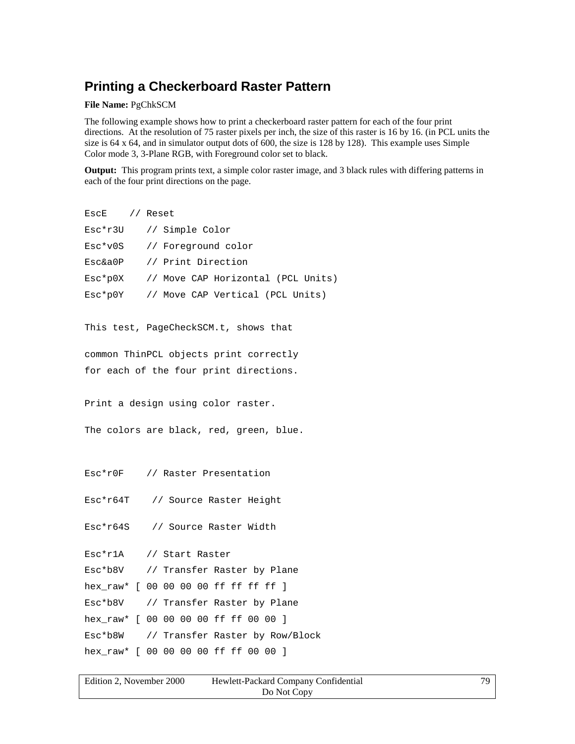## Printing a Checkerboard Raster Pattern

**File Name:** PgChkSCM

The following example shows how to print a checkerboard raster pattern for each of the four print directions. At the resolution of 75 raster pixels per inch, the size of this raster is 16 by 16. (in PCL units the size is 64 x 64, and in simulator output dots of 600, the size is 128 by 128). This example uses Simple Color mode 3, 3-Plane RGB, with Foreground color set to black.

**Output:** This program prints text, a simple color raster image, and 3 black rules with differing patterns in each of the four print directions on the page.

```
EscE    // Reset
Esc*r3U    // Simple Color
Esc*v0S    // Foreground color
Esc&a0P    // Print Direction
Esc*p0X    // Move CAP Horizontal (PCL Units)
Esc*p0Y    // Move CAP Vertical (PCL Units)

This test, PageCheckSCM.t, shows that

common ThinPCL objects print correctly
for each of the four print directions.

Print a design using color raster.

The colors are black, red, green, blue.


Esc*r0F    // Raster Presentation

Esc*r64T    // Source Raster Height

Esc*r64S    // Source Raster Width

Esc*r1A    // Start Raster
Esc*b8V    // Transfer Raster by Plane
hex_raw* [ 00 00 00 00 ff ff ff ff ]
Esc*b8V    // Transfer Raster by Plane
hex_raw* [ 00 00 00 00 ff ff 00 00 ]
Esc*b8W    // Transfer Raster by Row/Block
hex_raw* [ 00 00 00 00 ff ff 00 00 ]
```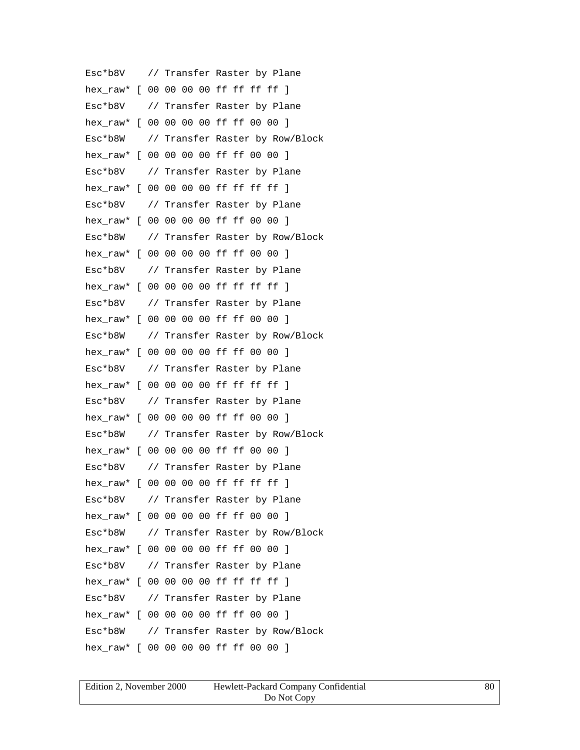```
Esc*b8V    // Transfer Raster by Plane
hex_raw* [ 00 00 00 00 ff ff ff ff ]
Esc*b8V    // Transfer Raster by Plane
hex_raw* [ 00 00 00 00 ff ff 00 00 ]
Esc*b8W    // Transfer Raster by Row/Block
hex_raw* [ 00 00 00 00 ff ff 00 00 ]
Esc*b8V    // Transfer Raster by Plane
hex_raw* [ 00 00 00 00 ff ff ff ff ]
Esc*b8V    // Transfer Raster by Plane
hex_raw* [ 00 00 00 00 ff ff 00 00 ]
Esc*b8W    // Transfer Raster by Row/Block
hex_raw* [ 00 00 00 00 ff ff 00 00 ]
Esc*b8V    // Transfer Raster by Plane
hex_raw* [ 00 00 00 00 ff ff ff ff ]
Esc*b8V    // Transfer Raster by Plane
hex_raw* [ 00 00 00 00 ff ff 00 00 ]
Esc*b8W    // Transfer Raster by Row/Block
hex_raw* [ 00 00 00 00 ff ff 00 00 ]
Esc*b8V    // Transfer Raster by Plane
hex_raw* [ 00 00 00 00 ff ff ff ff ]
Esc*b8V    // Transfer Raster by Plane
hex_raw* [ 00 00 00 00 ff ff 00 00 ]
Esc*b8W    // Transfer Raster by Row/Block
hex_raw* [ 00 00 00 00 ff ff 00 00 ]
Esc*b8V    // Transfer Raster by Plane
hex_raw* [ 00 00 00 00 ff ff ff ff ]
Esc*b8V    // Transfer Raster by Plane
hex_raw* [ 00 00 00 00 ff ff 00 00 ]
Esc*b8W    // Transfer Raster by Row/Block
hex_raw* [ 00 00 00 00 ff ff 00 00 ]
Esc*b8V    // Transfer Raster by Plane
hex_raw* [ 00 00 00 00 ff ff ff ff ]
Esc*b8V    // Transfer Raster by Plane
hex_raw* [ 00 00 00 00 ff ff 00 00 ]
Esc*b8W    // Transfer Raster by Row/Block
hex_raw* [ 00 00 00 00 ff ff 00 00 ]
```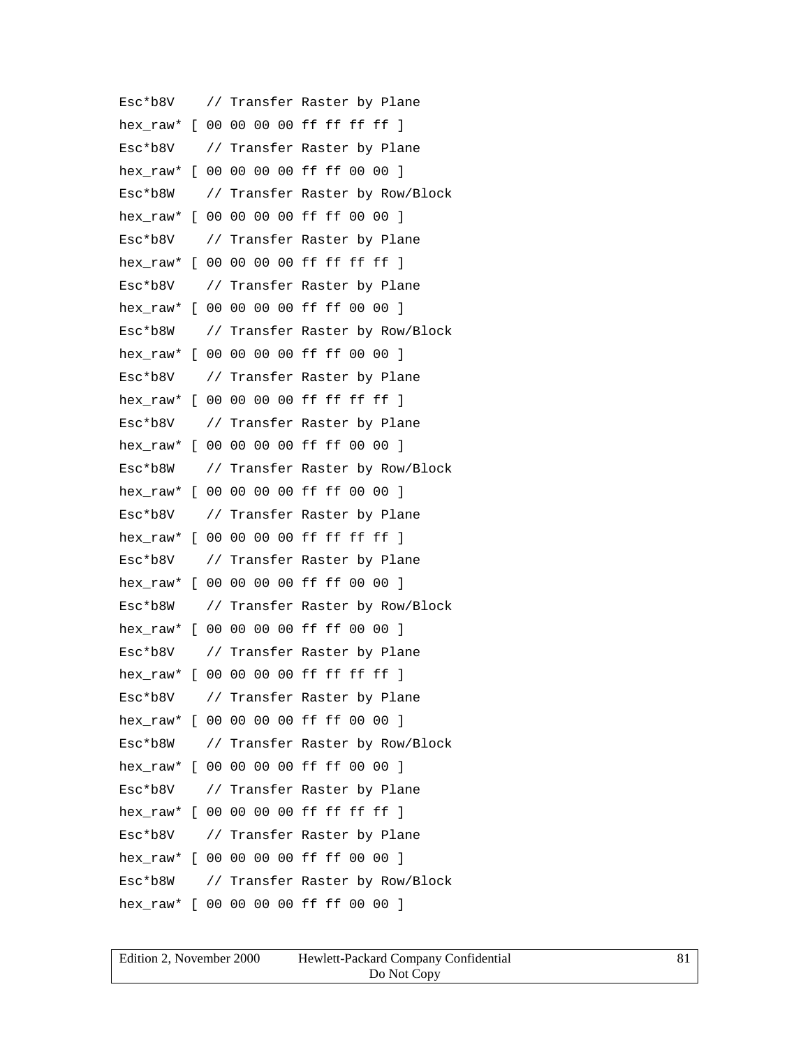```
Esc*b8V    // Transfer Raster by Plane
hex_raw* [ 00 00 00 00 ff ff ff ff ]
Esc*b8V    // Transfer Raster by Plane
hex_raw* [ 00 00 00 00 ff ff 00 00 ]
Esc*b8W    // Transfer Raster by Row/Block
hex_raw* [ 00 00 00 00 ff ff 00 00 ]
Esc*b8V    // Transfer Raster by Plane
hex_raw* [ 00 00 00 00 ff ff ff ff ]
Esc*b8V    // Transfer Raster by Plane
hex_raw* [ 00 00 00 00 ff ff 00 00 ]
Esc*b8W    // Transfer Raster by Row/Block
hex_raw* [ 00 00 00 00 ff ff 00 00 ]
Esc*b8V    // Transfer Raster by Plane
hex_raw* [ 00 00 00 00 ff ff ff ff ]
Esc*b8V    // Transfer Raster by Plane
hex_raw* [ 00 00 00 00 ff ff 00 00 ]
Esc*b8W    // Transfer Raster by Row/Block
hex_raw* [ 00 00 00 00 ff ff 00 00 ]
Esc*b8V    // Transfer Raster by Plane
hex_raw* [ 00 00 00 00 ff ff ff ff ]
Esc*b8V    // Transfer Raster by Plane
hex_raw* [ 00 00 00 00 ff ff 00 00 ]
Esc*b8W    // Transfer Raster by Row/Block
hex_raw* [ 00 00 00 00 ff ff 00 00 ]
Esc*b8V    // Transfer Raster by Plane
hex_raw* [ 00 00 00 00 ff ff ff ff ]
Esc*b8V    // Transfer Raster by Plane
hex_raw* [ 00 00 00 00 ff ff 00 00 ]
Esc*b8W    // Transfer Raster by Row/Block
hex_raw* [ 00 00 00 00 ff ff 00 00 ]
Esc*b8V    // Transfer Raster by Plane
hex_raw* [ 00 00 00 00 ff ff ff ff ]
Esc*b8V    // Transfer Raster by Plane
hex_raw* [ 00 00 00 00 ff ff 00 00 ]
Esc*b8W    // Transfer Raster by Row/Block
hex_raw* [ 00 00 00 00 ff ff 00 00 ]
```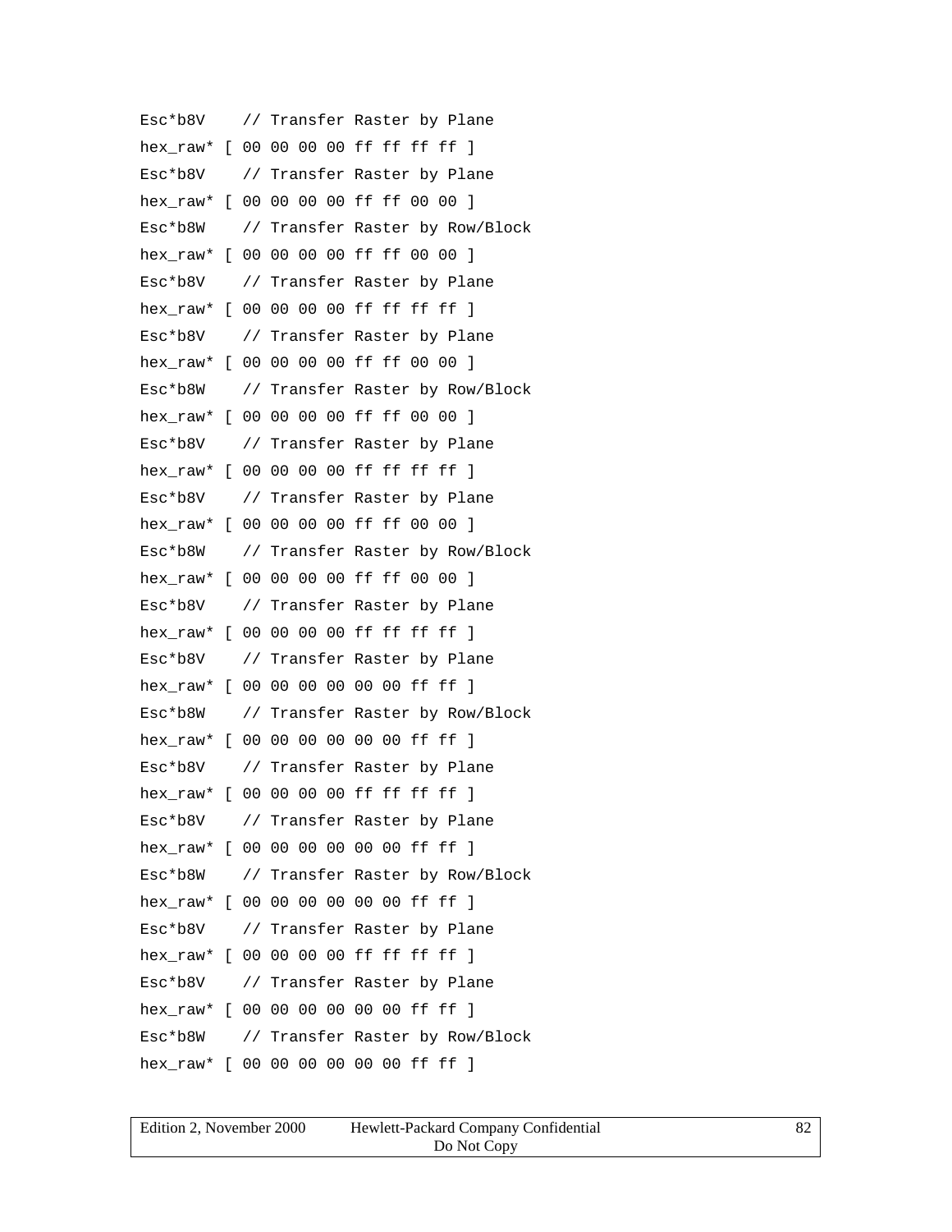```
Esc*b8V    // Transfer Raster by Plane
hex_raw* [ 00 00 00 00 ff ff ff ff ]
Esc*b8V    // Transfer Raster by Plane
hex_raw* [ 00 00 00 00 ff ff 00 00 ]
Esc*b8W    // Transfer Raster by Row/Block
hex_raw* [ 00 00 00 00 ff ff 00 00 ]
Esc*b8V    // Transfer Raster by Plane
hex_raw* [ 00 00 00 00 ff ff ff ff ]
Esc*b8V    // Transfer Raster by Plane
hex_raw* [ 00 00 00 00 ff ff 00 00 ]
Esc*b8W    // Transfer Raster by Row/Block
hex_raw* [ 00 00 00 00 ff ff 00 00 ]
Esc*b8V    // Transfer Raster by Plane
hex_raw* [ 00 00 00 00 ff ff ff ff ]
Esc*b8V    // Transfer Raster by Plane
hex_raw* [ 00 00 00 00 ff ff 00 00 ]
Esc*b8W    // Transfer Raster by Row/Block
hex_raw* [ 00 00 00 00 ff ff 00 00 ]
Esc*b8V    // Transfer Raster by Plane
hex_raw* [ 00 00 00 00 ff ff ff ff ]
Esc*b8V    // Transfer Raster by Plane
hex_raw* [ 00 00 00 00 00 00 ff ff ]
Esc*b8W    // Transfer Raster by Row/Block
hex_raw* [ 00 00 00 00 00 00 ff ff ]
Esc*b8V    // Transfer Raster by Plane
hex_raw* [ 00 00 00 00 ff ff ff ff ]
Esc*b8V    // Transfer Raster by Plane
hex_raw* [ 00 00 00 00 00 00 ff ff ]
Esc*b8W    // Transfer Raster by Row/Block
hex_raw* [ 00 00 00 00 00 00 ff ff ]
Esc*b8V    // Transfer Raster by Plane
hex_raw* [ 00 00 00 00 ff ff ff ff ]
Esc*b8V    // Transfer Raster by Plane
hex_raw* [ 00 00 00 00 00 00 ff ff ]
Esc*b8W    // Transfer Raster by Row/Block
hex_raw* [ 00 00 00 00 00 00 ff ff ]
```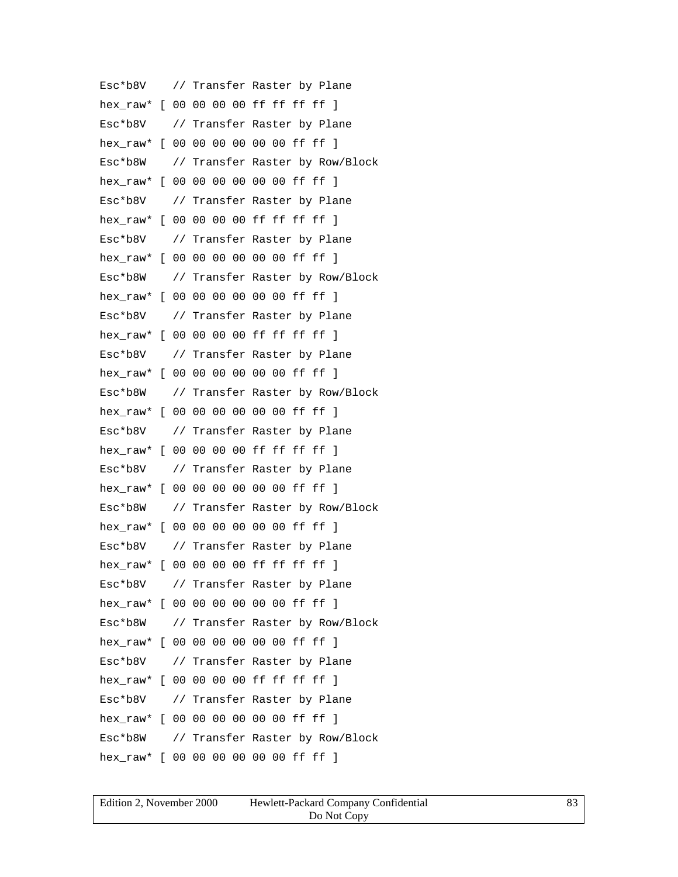```
Esc*b8V    // Transfer Raster by Plane
hex_raw* [ 00 00 00 00 ff ff ff ff ]
Esc*b8V    // Transfer Raster by Plane
hex_raw* [ 00 00 00 00 00 00 ff ff ]
Esc*b8W    // Transfer Raster by Row/Block
hex_raw* [ 00 00 00 00 00 00 ff ff ]
Esc*b8V    // Transfer Raster by Plane
hex_raw* [ 00 00 00 00 ff ff ff ff ]
Esc*b8V    // Transfer Raster by Plane
hex_raw* [ 00 00 00 00 00 00 ff ff ]
Esc*b8W    // Transfer Raster by Row/Block
hex_raw* [ 00 00 00 00 00 00 ff ff ]
Esc*b8V    // Transfer Raster by Plane
hex_raw* [ 00 00 00 00 ff ff ff ff ]
Esc*b8V    // Transfer Raster by Plane
hex_raw* [ 00 00 00 00 00 00 ff ff ]
Esc*b8W    // Transfer Raster by Row/Block
hex_raw* [ 00 00 00 00 00 00 ff ff ]
Esc*b8V    // Transfer Raster by Plane
hex_raw* [ 00 00 00 00 ff ff ff ff ]
Esc*b8V    // Transfer Raster by Plane
hex_raw* [ 00 00 00 00 00 00 ff ff ]
Esc*b8W    // Transfer Raster by Row/Block
hex_raw* [ 00 00 00 00 00 00 ff ff ]
Esc*b8V    // Transfer Raster by Plane
hex_raw* [ 00 00 00 00 ff ff ff ff ]
Esc*b8V    // Transfer Raster by Plane
hex_raw* [ 00 00 00 00 00 00 ff ff ]
Esc*b8W    // Transfer Raster by Row/Block
hex_raw* [ 00 00 00 00 00 00 ff ff ]
Esc*b8V    // Transfer Raster by Plane
hex_raw* [ 00 00 00 00 ff ff ff ff ]
Esc*b8V    // Transfer Raster by Plane
hex_raw* [ 00 00 00 00 00 00 ff ff ]
Esc*b8W    // Transfer Raster by Row/Block
hex_raw* [ 00 00 00 00 00 00 ff ff ]
```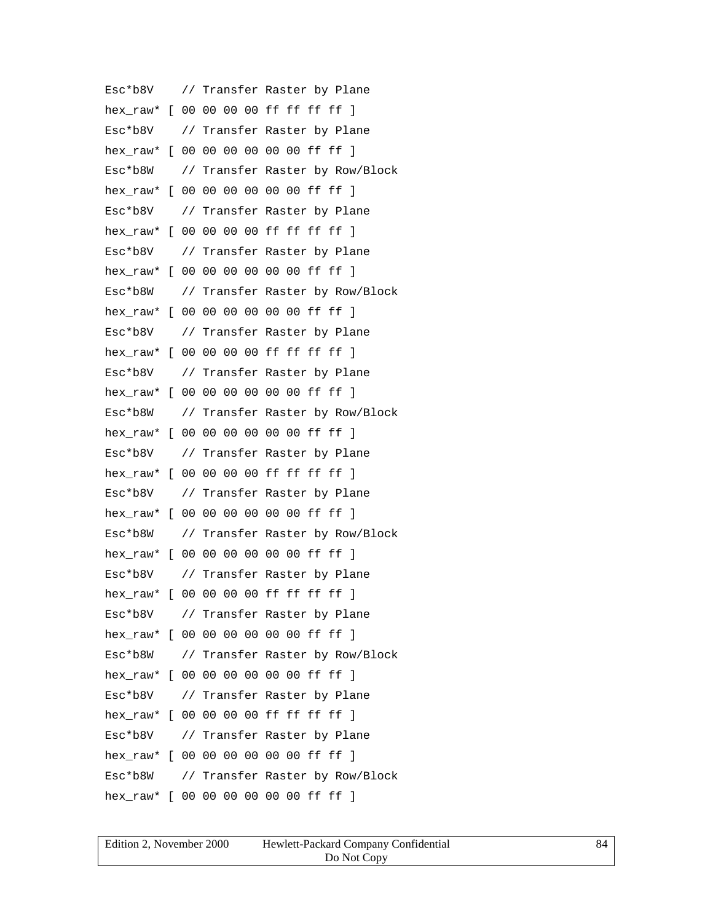```
Esc*b8V    // Transfer Raster by Plane
hex_raw* [ 00 00 00 00 ff ff ff ff ]
Esc*b8V    // Transfer Raster by Plane
hex_raw* [ 00 00 00 00 00 00 ff ff ]
Esc*b8W    // Transfer Raster by Row/Block
hex_raw* [ 00 00 00 00 00 00 ff ff ]
Esc*b8V    // Transfer Raster by Plane
hex_raw* [ 00 00 00 00 ff ff ff ff ]
Esc*b8V    // Transfer Raster by Plane
hex_raw* [ 00 00 00 00 00 00 ff ff ]
Esc*b8W    // Transfer Raster by Row/Block
hex_raw* [ 00 00 00 00 00 00 ff ff ]
Esc*b8V    // Transfer Raster by Plane
hex_raw* [ 00 00 00 00 ff ff ff ff ]
Esc*b8V    // Transfer Raster by Plane
hex_raw* [ 00 00 00 00 00 00 ff ff ]
Esc*b8W    // Transfer Raster by Row/Block
hex_raw* [ 00 00 00 00 00 00 ff ff ]
Esc*b8V    // Transfer Raster by Plane
hex_raw* [ 00 00 00 00 ff ff ff ff ]
Esc*b8V    // Transfer Raster by Plane
hex_raw* [ 00 00 00 00 00 00 ff ff ]
Esc*b8W    // Transfer Raster by Row/Block
hex_raw* [ 00 00 00 00 00 00 ff ff ]
Esc*b8V    // Transfer Raster by Plane
hex_raw* [ 00 00 00 00 ff ff ff ff ]
Esc*b8V    // Transfer Raster by Plane
hex_raw* [ 00 00 00 00 00 00 ff ff ]
Esc*b8W    // Transfer Raster by Row/Block
hex_raw* [ 00 00 00 00 00 00 ff ff ]
Esc*b8V    // Transfer Raster by Plane
hex_raw* [ 00 00 00 00 ff ff ff ff ]
Esc*b8V    // Transfer Raster by Plane
hex_raw* [ 00 00 00 00 00 00 ff ff ]
Esc*b8W    // Transfer Raster by Row/Block
hex_raw* [ 00 00 00 00 00 00 ff ff ]
```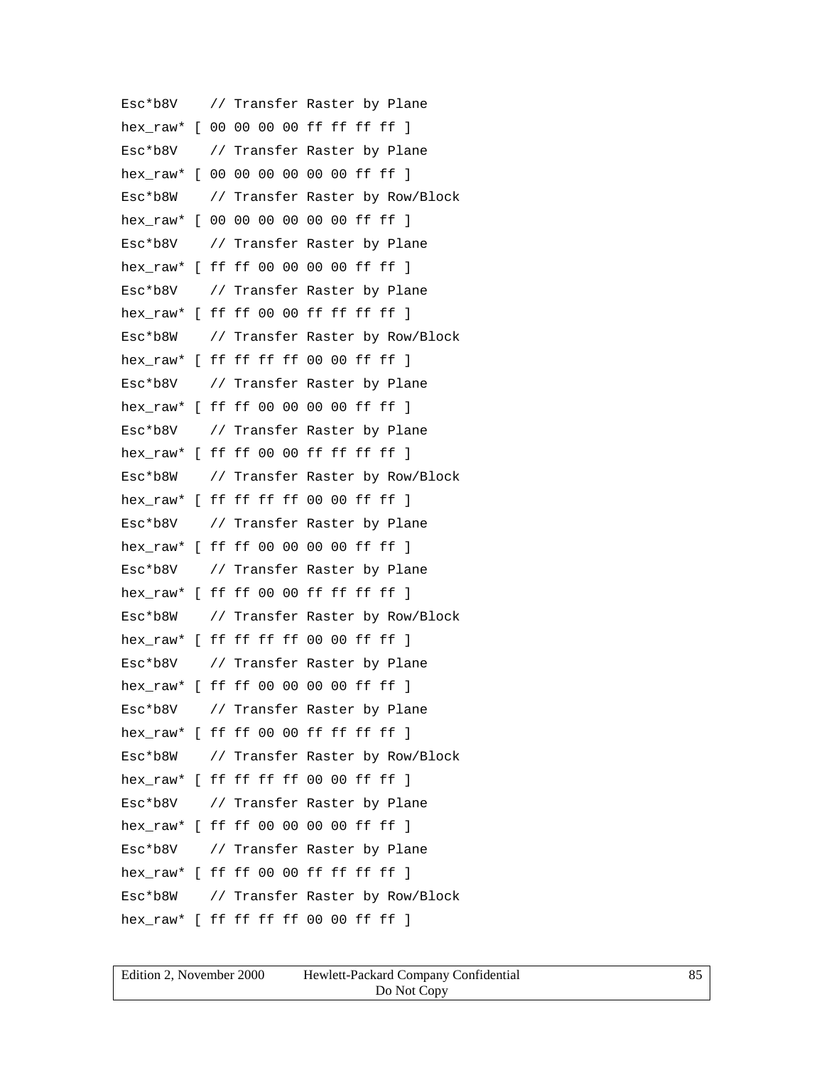```
Esc*b8V    // Transfer Raster by Plane
hex_raw* [ 00 00 00 00 ff ff ff ff ]
Esc*b8V    // Transfer Raster by Plane
hex_raw* [ 00 00 00 00 00 00 ff ff ]
Esc*b8W    // Transfer Raster by Row/Block
hex_raw* [ 00 00 00 00 00 00 ff ff ]
Esc*b8V    // Transfer Raster by Plane
hex_raw* [ ff ff 00 00 00 00 ff ff ]
Esc*b8V    // Transfer Raster by Plane
hex_raw* [ ff ff 00 00 ff ff ff ff ]
Esc*b8W    // Transfer Raster by Row/Block
hex_raw* [ ff ff ff ff 00 00 ff ff ]
Esc*b8V    // Transfer Raster by Plane
hex_raw* [ ff ff 00 00 00 00 ff ff ]
Esc*b8V    // Transfer Raster by Plane
hex_raw* [ ff ff 00 00 ff ff ff ff ]
Esc*b8W    // Transfer Raster by Row/Block
hex_raw* [ ff ff ff ff 00 00 ff ff ]
Esc*b8V    // Transfer Raster by Plane
hex_raw* [ ff ff 00 00 00 00 ff ff ]
Esc*b8V    // Transfer Raster by Plane
hex_raw* [ ff ff 00 00 ff ff ff ff ]
Esc*b8W    // Transfer Raster by Row/Block
hex_raw* [ ff ff ff ff 00 00 ff ff ]
Esc*b8V    // Transfer Raster by Plane
hex_raw* [ ff ff 00 00 00 00 ff ff ]
Esc*b8V    // Transfer Raster by Plane
hex_raw* [ ff ff 00 00 ff ff ff ff ]
Esc*b8W    // Transfer Raster by Row/Block
hex_raw* [ ff ff ff ff 00 00 ff ff ]
Esc*b8V    // Transfer Raster by Plane
hex_raw* [ ff ff 00 00 00 00 ff ff ]
Esc*b8V    // Transfer Raster by Plane
hex_raw* [ ff ff 00 00 ff ff ff ff ]
Esc*b8W    // Transfer Raster by Row/Block
hex_raw* [ ff ff ff ff 00 00 ff ff ]
```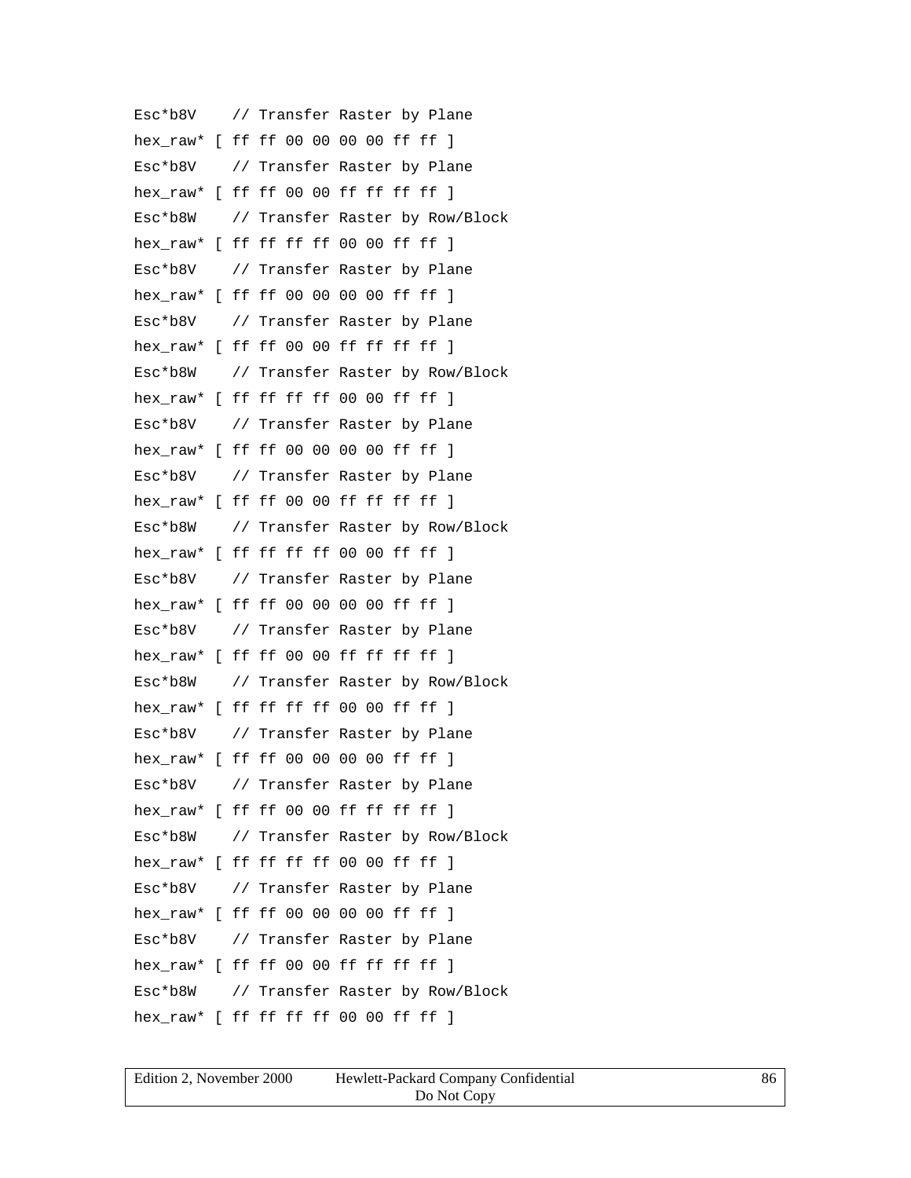```
Esc*b8V    // Transfer Raster by Plane
hex_raw* [ ff ff 00 00 00 00 ff ff ]
Esc*b8V    // Transfer Raster by Plane
hex_raw* [ ff ff 00 00 ff ff ff ff ]
Esc*b8W    // Transfer Raster by Row/Block
hex_raw* [ ff ff ff ff 00 00 ff ff ]
Esc*b8V    // Transfer Raster by Plane
hex_raw* [ ff ff 00 00 00 00 ff ff ]
Esc*b8V    // Transfer Raster by Plane
hex_raw* [ ff ff 00 00 ff ff ff ff ]
Esc*b8W    // Transfer Raster by Row/Block
hex_raw* [ ff ff ff ff 00 00 ff ff ]
Esc*b8V    // Transfer Raster by Plane
hex_raw* [ ff ff 00 00 00 00 ff ff ]
Esc*b8V    // Transfer Raster by Plane
hex_raw* [ ff ff 00 00 ff ff ff ff ]
Esc*b8W    // Transfer Raster by Row/Block
hex_raw* [ ff ff ff ff 00 00 ff ff ]
Esc*b8V    // Transfer Raster by Plane
hex_raw* [ ff ff 00 00 00 00 ff ff ]
Esc*b8V    // Transfer Raster by Plane
hex_raw* [ ff ff 00 00 ff ff ff ff ]
Esc*b8W    // Transfer Raster by Row/Block
hex_raw* [ ff ff ff ff 00 00 ff ff ]
Esc*b8V    // Transfer Raster by Plane
hex_raw* [ ff ff 00 00 00 00 ff ff ]
Esc*b8V    // Transfer Raster by Plane
hex_raw* [ ff ff 00 00 ff ff ff ff ]
Esc*b8W    // Transfer Raster by Row/Block
hex_raw* [ ff ff ff ff 00 00 ff ff ]
Esc*b8V    // Transfer Raster by Plane
hex_raw* [ ff ff 00 00 00 00 ff ff ]
Esc*b8V    // Transfer Raster by Plane
hex_raw* [ ff ff 00 00 ff ff ff ff ]
Esc*b8W    // Transfer Raster by Row/Block
hex_raw* [ ff ff ff ff 00 00 ff ff ]
```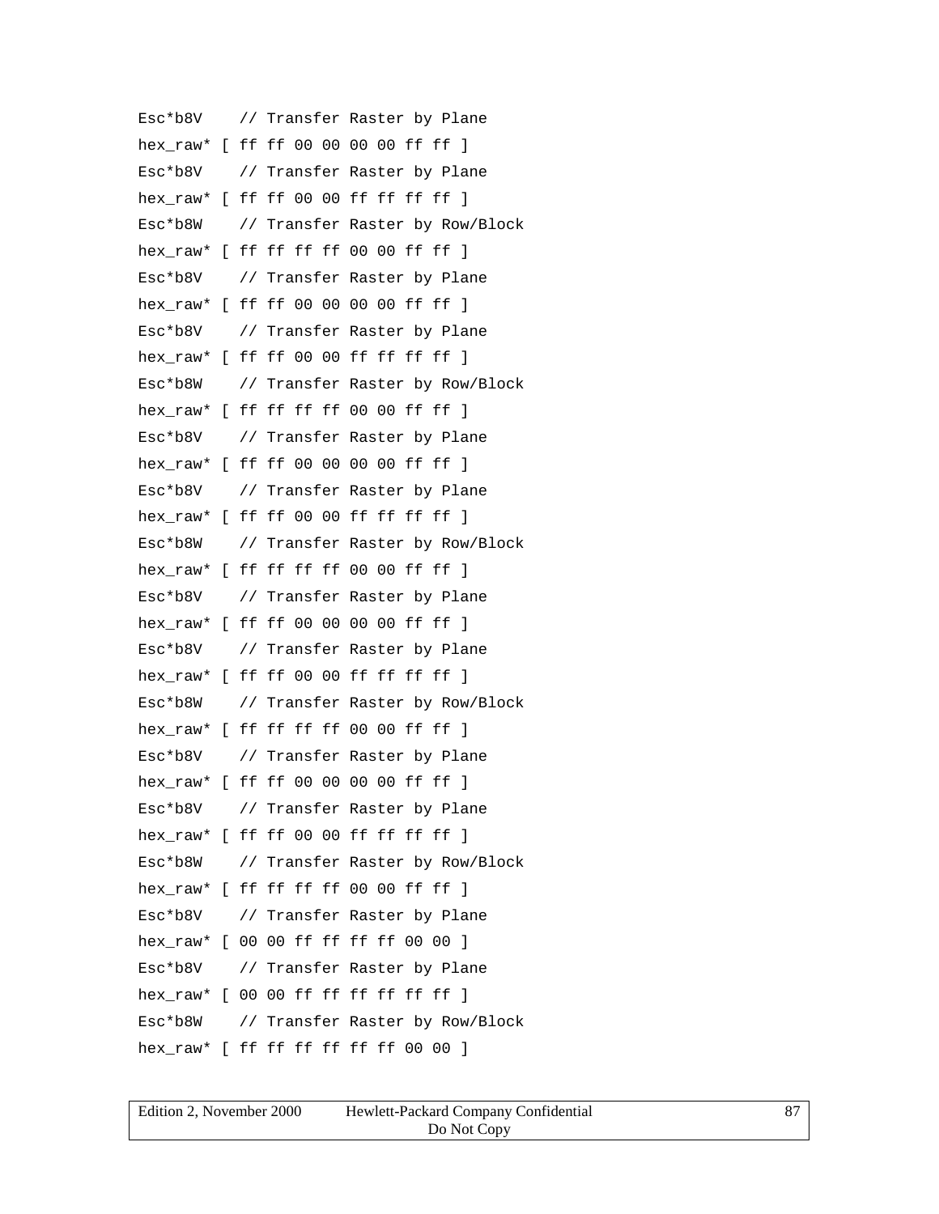```
Esc*b8V    // Transfer Raster by Plane
hex_raw* [ ff ff 00 00 00 00 ff ff ]
Esc*b8V    // Transfer Raster by Plane
hex_raw* [ ff ff 00 00 ff ff ff ff ]
Esc*b8W    // Transfer Raster by Row/Block
hex_raw* [ ff ff ff ff 00 00 ff ff ]
Esc*b8V    // Transfer Raster by Plane
hex_raw* [ ff ff 00 00 00 00 ff ff ]
Esc*b8V    // Transfer Raster by Plane
hex_raw* [ ff ff 00 00 ff ff ff ff ]
Esc*b8W    // Transfer Raster by Row/Block
hex_raw* [ ff ff ff ff 00 00 ff ff ]
Esc*b8V    // Transfer Raster by Plane
hex_raw* [ ff ff 00 00 00 00 ff ff ]
Esc*b8V    // Transfer Raster by Plane
hex_raw* [ ff ff 00 00 ff ff ff ff ]
Esc*b8W    // Transfer Raster by Row/Block
hex_raw* [ ff ff ff ff 00 00 ff ff ]
Esc*b8V    // Transfer Raster by Plane
hex_raw* [ ff ff 00 00 00 00 ff ff ]
Esc*b8V    // Transfer Raster by Plane
hex_raw* [ ff ff 00 00 ff ff ff ff ]
Esc*b8W    // Transfer Raster by Row/Block
hex_raw* [ ff ff ff ff 00 00 ff ff ]
Esc*b8V    // Transfer Raster by Plane
hex_raw* [ ff ff 00 00 00 00 ff ff ]
Esc*b8V    // Transfer Raster by Plane
hex_raw* [ ff ff 00 00 ff ff ff ff ]
Esc*b8W    // Transfer Raster by Row/Block
hex_raw* [ ff ff ff ff 00 00 ff ff ]
Esc*b8V    // Transfer Raster by Plane
hex_raw* [ 00 00 ff ff ff ff 00 00 ]
Esc*b8V    // Transfer Raster by Plane
hex_raw* [ 00 00 ff ff ff ff ff ff ]
Esc*b8W    // Transfer Raster by Row/Block
hex_raw* [ ff ff ff ff ff ff 00 00 ]
```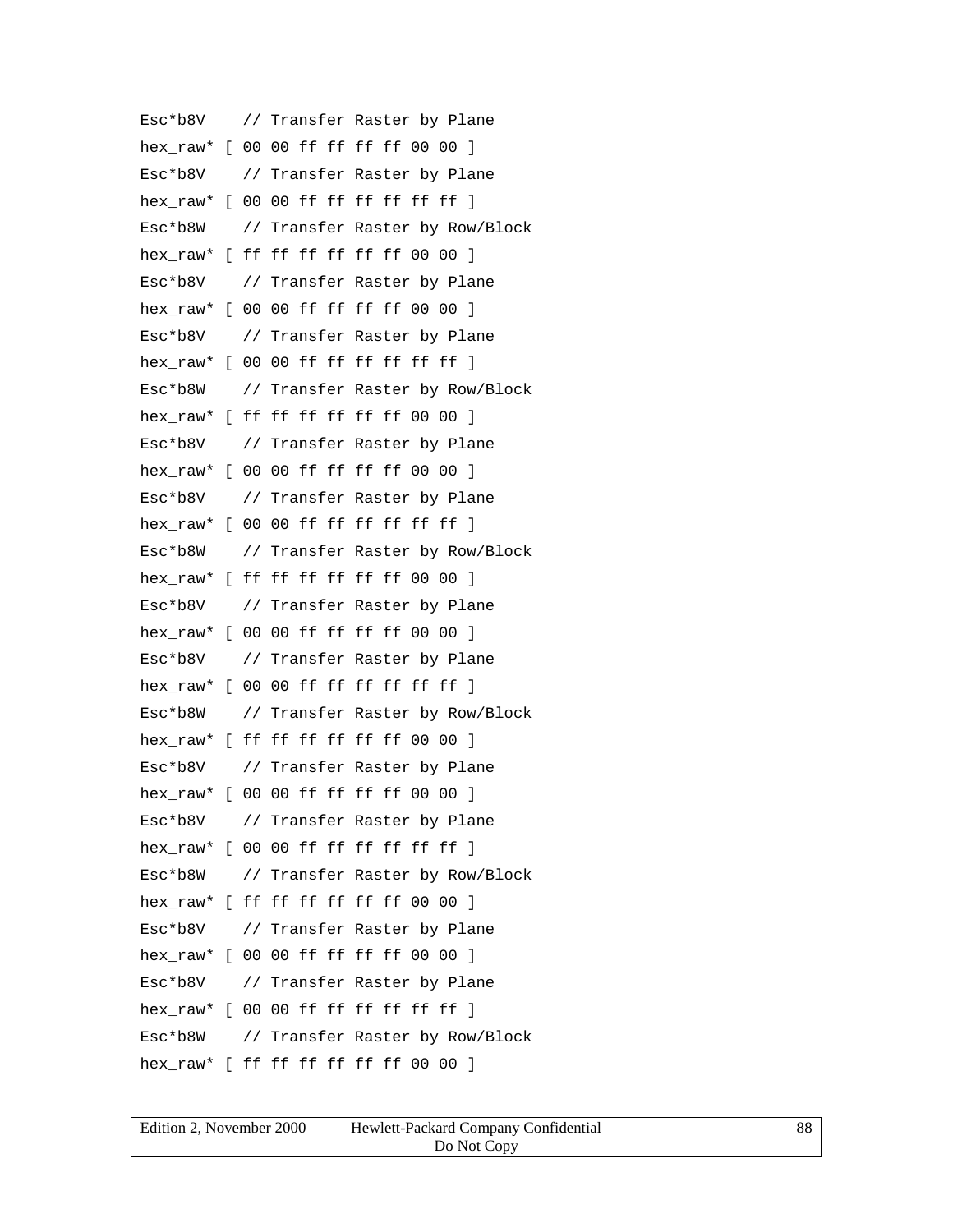```
Esc*b8V    // Transfer Raster by Plane
hex_raw* [ 00 00 ff ff ff ff 00 00 ]
Esc*b8V    // Transfer Raster by Plane
hex_raw* [ 00 00 ff ff ff ff ff ff ]
Esc*b8W    // Transfer Raster by Row/Block
hex_raw* [ ff ff ff ff ff ff 00 00 ]
Esc*b8V    // Transfer Raster by Plane
hex_raw* [ 00 00 ff ff ff ff 00 00 ]
Esc*b8V    // Transfer Raster by Plane
hex_raw* [ 00 00 ff ff ff ff ff ff ]
Esc*b8W    // Transfer Raster by Row/Block
hex_raw* [ ff ff ff ff ff ff 00 00 ]
Esc*b8V    // Transfer Raster by Plane
hex_raw* [ 00 00 ff ff ff ff 00 00 ]
Esc*b8V    // Transfer Raster by Plane
hex_raw* [ 00 00 ff ff ff ff ff ff ]
Esc*b8W    // Transfer Raster by Row/Block
hex_raw* [ ff ff ff ff ff ff 00 00 ]
Esc*b8V    // Transfer Raster by Plane
hex_raw* [ 00 00 ff ff ff ff 00 00 ]
Esc*b8V    // Transfer Raster by Plane
hex_raw* [ 00 00 ff ff ff ff ff ff ]
Esc*b8W    // Transfer Raster by Row/Block
hex_raw* [ ff ff ff ff ff ff 00 00 ]
Esc*b8V    // Transfer Raster by Plane
hex_raw* [ 00 00 ff ff ff ff 00 00 ]
Esc*b8V    // Transfer Raster by Plane
hex_raw* [ 00 00 ff ff ff ff ff ff ]
Esc*b8W    // Transfer Raster by Row/Block
hex_raw* [ ff ff ff ff ff ff 00 00 ]
Esc*b8V    // Transfer Raster by Plane
hex_raw* [ 00 00 ff ff ff ff 00 00 ]
Esc*b8V    // Transfer Raster by Plane
hex_raw* [ 00 00 ff ff ff ff ff ff ]
Esc*b8W    // Transfer Raster by Row/Block
hex_raw* [ ff ff ff ff ff ff 00 00 ]
```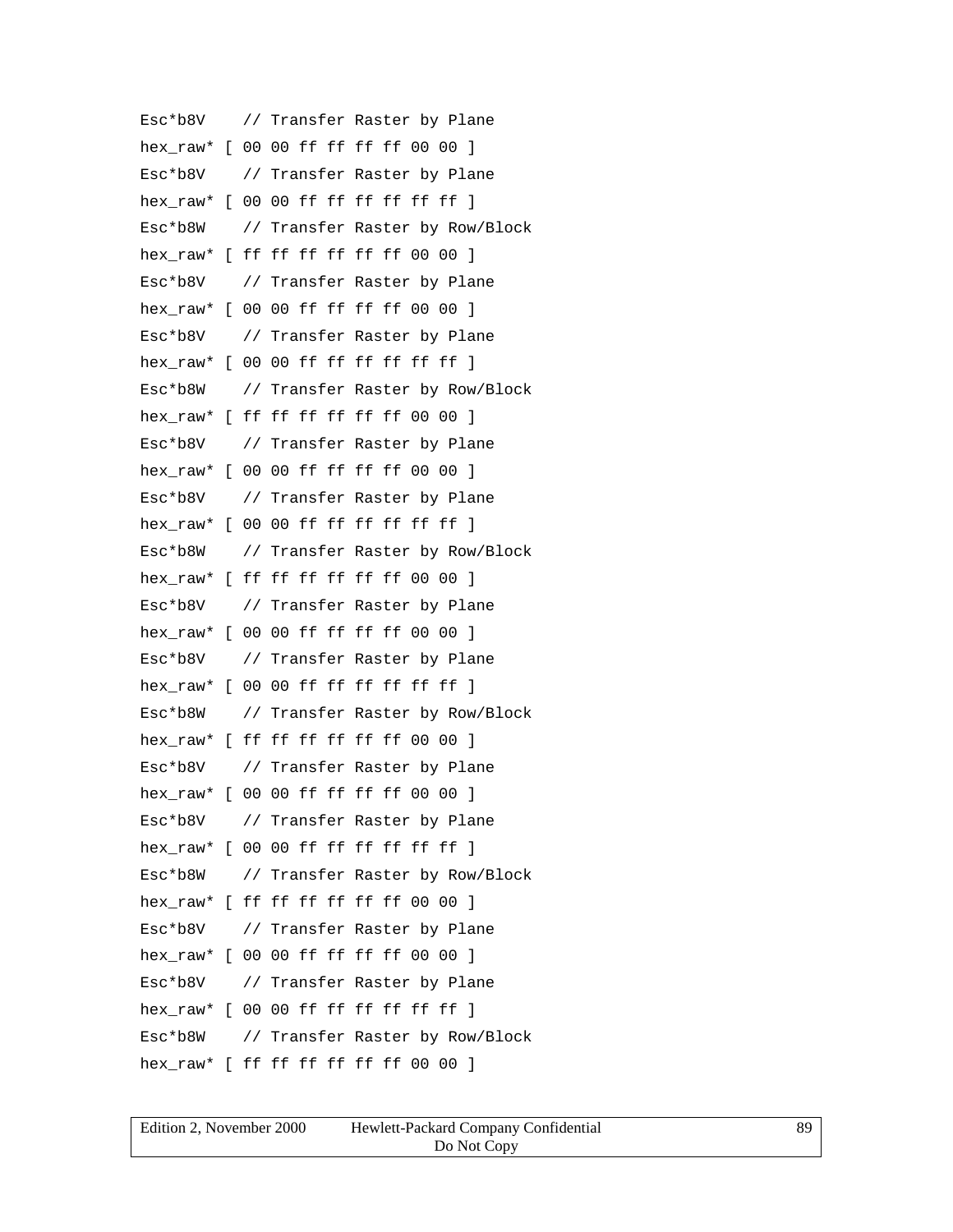```
Esc*b8V    // Transfer Raster by Plane
hex_raw* [ 00 00 ff ff ff ff 00 00 ]
Esc*b8V    // Transfer Raster by Plane
hex_raw* [ 00 00 ff ff ff ff ff ff ]
Esc*b8W    // Transfer Raster by Row/Block
hex_raw* [ ff ff ff ff ff ff 00 00 ]
Esc*b8V    // Transfer Raster by Plane
hex_raw* [ 00 00 ff ff ff ff 00 00 ]
Esc*b8V    // Transfer Raster by Plane
hex_raw* [ 00 00 ff ff ff ff ff ff ]
Esc*b8W    // Transfer Raster by Row/Block
hex_raw* [ ff ff ff ff ff ff 00 00 ]
Esc*b8V    // Transfer Raster by Plane
hex_raw* [ 00 00 ff ff ff ff 00 00 ]
Esc*b8V    // Transfer Raster by Plane
hex_raw* [ 00 00 ff ff ff ff ff ff ]
Esc*b8W    // Transfer Raster by Row/Block
hex_raw* [ ff ff ff ff ff ff 00 00 ]
Esc*b8V    // Transfer Raster by Plane
hex_raw* [ 00 00 ff ff ff ff 00 00 ]
Esc*b8V    // Transfer Raster by Plane
hex_raw* [ 00 00 ff ff ff ff ff ff ]
Esc*b8W    // Transfer Raster by Row/Block
hex_raw* [ ff ff ff ff ff ff 00 00 ]
Esc*b8V    // Transfer Raster by Plane
hex_raw* [ 00 00 ff ff ff ff 00 00 ]
Esc*b8V    // Transfer Raster by Plane
hex_raw* [ 00 00 ff ff ff ff ff ff ]
Esc*b8W    // Transfer Raster by Row/Block
hex_raw* [ ff ff ff ff ff ff 00 00 ]
Esc*b8V    // Transfer Raster by Plane
hex_raw* [ 00 00 ff ff ff ff 00 00 ]
Esc*b8V    // Transfer Raster by Plane
hex_raw* [ 00 00 ff ff ff ff ff ff ]
Esc*b8W    // Transfer Raster by Row/Block
hex_raw* [ ff ff ff ff ff ff 00 00 ]
```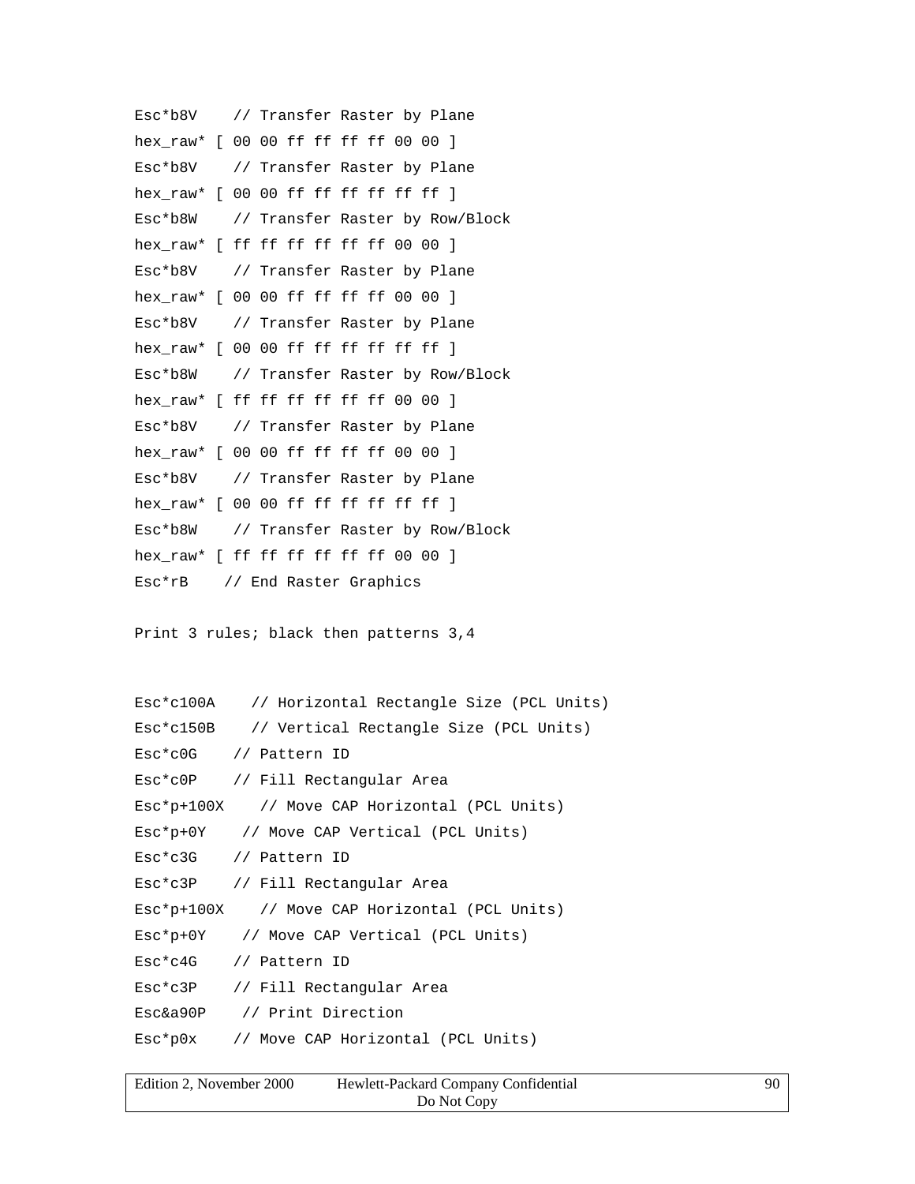```
Esc*b8V    // Transfer Raster by Plane
hex_raw* [ 00 00 ff ff ff ff 00 00 ]
Esc*b8V    // Transfer Raster by Plane
hex_raw* [ 00 00 ff ff ff ff ff ff ]
Esc*b8W    // Transfer Raster by Row/Block
hex_raw* [ ff ff ff ff ff ff 00 00 ]
Esc*b8V    // Transfer Raster by Plane
hex_raw* [ 00 00 ff ff ff ff 00 00 ]
Esc*b8V    // Transfer Raster by Plane
hex_raw* [ 00 00 ff ff ff ff ff ff ]
Esc*b8W    // Transfer Raster by Row/Block
hex_raw* [ ff ff ff ff ff ff 00 00 ]
Esc*b8V    // Transfer Raster by Plane
hex_raw* [ 00 00 ff ff ff ff 00 00 ]
Esc*b8V    // Transfer Raster by Plane
hex_raw* [ 00 00 ff ff ff ff ff ff ]
Esc*b8W    // Transfer Raster by Row/Block
hex_raw* [ ff ff ff ff ff ff 00 00 ]
Esc*rB    // End Raster Graphics

Print 3 rules; black then patterns 3,4


Esc*c100A    // Horizontal Rectangle Size (PCL Units)
Esc*c150B    // Vertical Rectangle Size (PCL Units)
Esc*c0G    // Pattern ID
Esc*c0P    // Fill Rectangular Area
Esc*p+100X    // Move CAP Horizontal (PCL Units)
Esc*p+0Y    // Move CAP Vertical (PCL Units)
Esc*c3G    // Pattern ID
Esc*c3P    // Fill Rectangular Area
Esc*p+100X    // Move CAP Horizontal (PCL Units)
Esc*p+0Y    // Move CAP Vertical (PCL Units)
Esc*c4G    // Pattern ID
Esc*c3P    // Fill Rectangular Area
Esc&a90P    // Print Direction
Esc*p0x    // Move CAP Horizontal (PCL Units)
```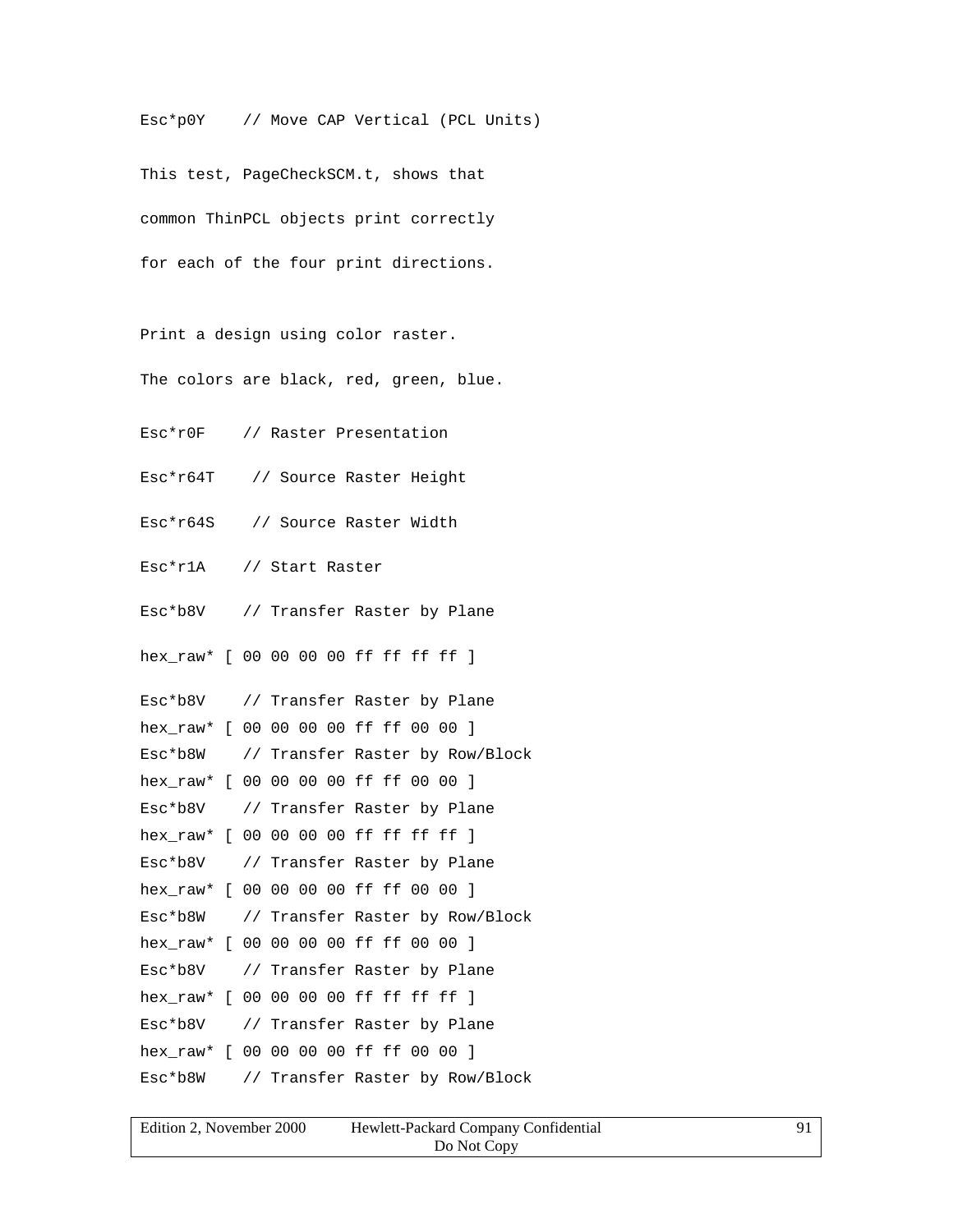```
Esc*p0Y    // Move CAP Vertical (PCL Units)

This test, PageCheckSCM.t, shows that

common ThinPCL objects print correctly

for each of the four print directions.


Print a design using color raster.

The colors are black, red, green, blue.

Esc*r0F    // Raster Presentation

Esc*r64T    // Source Raster Height

Esc*r64S    // Source Raster Width

Esc*r1A    // Start Raster

Esc*b8V    // Transfer Raster by Plane

hex_raw* [ 00 00 00 00 ff ff ff ff ]

Esc*b8V    // Transfer Raster by Plane
hex_raw* [ 00 00 00 00 ff ff 00 00 ]
Esc*b8W    // Transfer Raster by Row/Block
hex_raw* [ 00 00 00 00 ff ff 00 00 ]
Esc*b8V    // Transfer Raster by Plane
hex_raw* [ 00 00 00 00 ff ff ff ff ]
Esc*b8V    // Transfer Raster by Plane
hex_raw* [ 00 00 00 00 ff ff 00 00 ]
Esc*b8W    // Transfer Raster by Row/Block
hex_raw* [ 00 00 00 00 ff ff 00 00 ]
Esc*b8V    // Transfer Raster by Plane
hex_raw* [ 00 00 00 00 ff ff ff ff ]
Esc*b8V    // Transfer Raster by Plane
hex_raw* [ 00 00 00 00 ff ff 00 00 ]
Esc*b8W    // Transfer Raster by Row/Block
```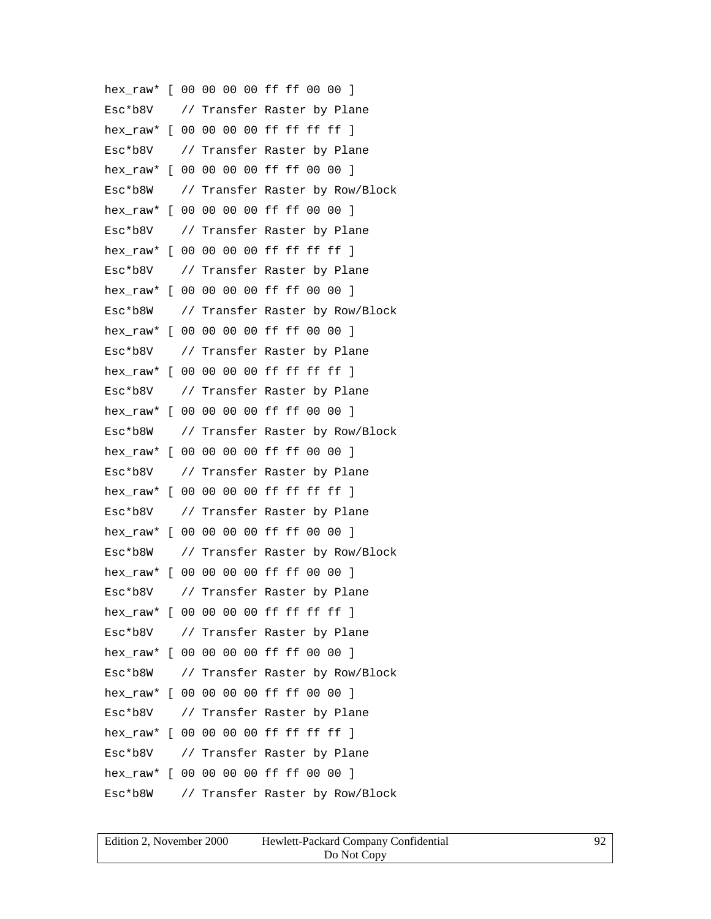```
hex_raw* [ 00 00 00 00 ff ff 00 00 ]
Esc*b8V    // Transfer Raster by Plane
hex_raw* [ 00 00 00 00 ff ff ff ff ]
Esc*b8V    // Transfer Raster by Plane
hex_raw* [ 00 00 00 00 ff ff 00 00 ]
Esc*b8W    // Transfer Raster by Row/Block
hex_raw* [ 00 00 00 00 ff ff 00 00 ]
Esc*b8V    // Transfer Raster by Plane
hex_raw* [ 00 00 00 00 ff ff ff ff ]
Esc*b8V    // Transfer Raster by Plane
hex_raw* [ 00 00 00 00 ff ff 00 00 ]
Esc*b8W    // Transfer Raster by Row/Block
hex_raw* [ 00 00 00 00 ff ff 00 00 ]
Esc*b8V    // Transfer Raster by Plane
hex_raw* [ 00 00 00 00 ff ff ff ff ]
Esc*b8V    // Transfer Raster by Plane
hex_raw* [ 00 00 00 00 ff ff 00 00 ]
Esc*b8W    // Transfer Raster by Row/Block
hex_raw* [ 00 00 00 00 ff ff 00 00 ]
Esc*b8V    // Transfer Raster by Plane
hex_raw* [ 00 00 00 00 ff ff ff ff ]
Esc*b8V    // Transfer Raster by Plane
hex_raw* [ 00 00 00 00 ff ff 00 00 ]
Esc*b8W    // Transfer Raster by Row/Block
hex_raw* [ 00 00 00 00 ff ff 00 00 ]
Esc*b8V    // Transfer Raster by Plane
hex_raw* [ 00 00 00 00 ff ff ff ff ]
Esc*b8V    // Transfer Raster by Plane
hex_raw* [ 00 00 00 00 ff ff 00 00 ]
Esc*b8W    // Transfer Raster by Row/Block
hex_raw* [ 00 00 00 00 ff ff 00 00 ]
Esc*b8V    // Transfer Raster by Plane
hex_raw* [ 00 00 00 00 ff ff ff ff ]
Esc*b8V    // Transfer Raster by Plane
hex_raw* [ 00 00 00 00 ff ff 00 00 ]
Esc*b8W    // Transfer Raster by Row/Block
```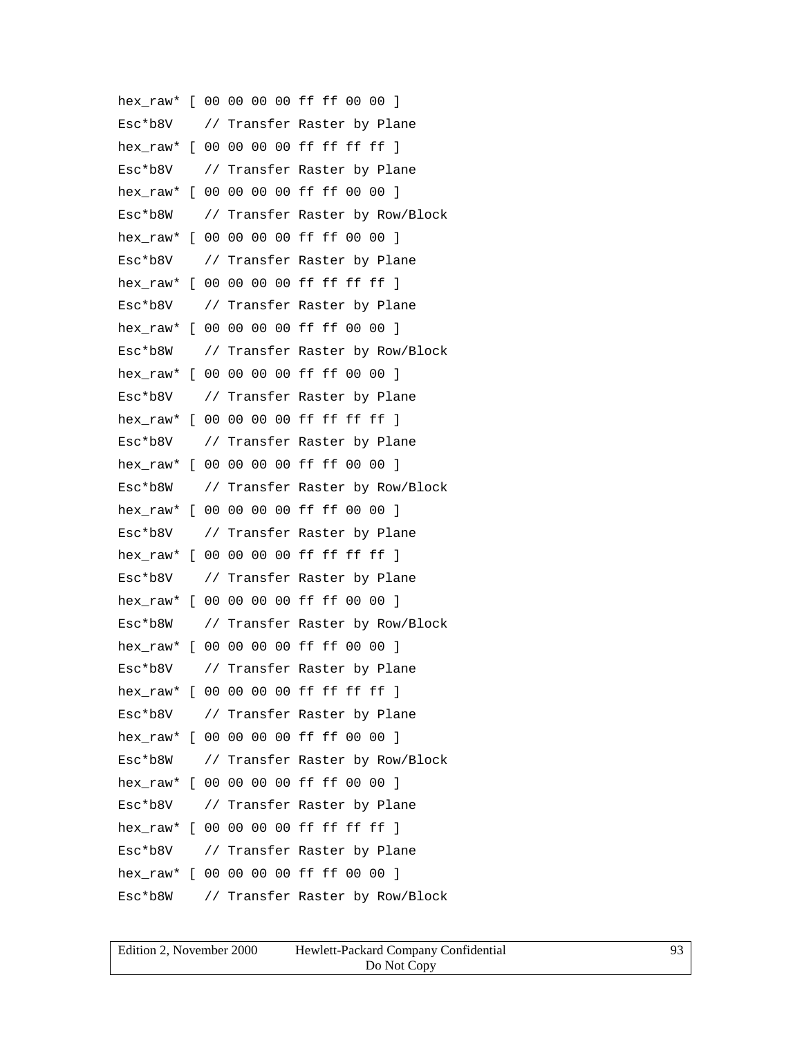```
hex_raw* [ 00 00 00 00 ff ff 00 00 ]
Esc*b8V    // Transfer Raster by Plane
hex_raw* [ 00 00 00 00 ff ff ff ff ]
Esc*b8V    // Transfer Raster by Plane
hex_raw* [ 00 00 00 00 ff ff 00 00 ]
Esc*b8W    // Transfer Raster by Row/Block
hex_raw* [ 00 00 00 00 ff ff 00 00 ]
Esc*b8V    // Transfer Raster by Plane
hex_raw* [ 00 00 00 00 ff ff ff ff ]
Esc*b8V    // Transfer Raster by Plane
hex_raw* [ 00 00 00 00 ff ff 00 00 ]
Esc*b8W    // Transfer Raster by Row/Block
hex_raw* [ 00 00 00 00 ff ff 00 00 ]
Esc*b8V    // Transfer Raster by Plane
hex_raw* [ 00 00 00 00 ff ff ff ff ]
Esc*b8V    // Transfer Raster by Plane
hex_raw* [ 00 00 00 00 ff ff 00 00 ]
Esc*b8W    // Transfer Raster by Row/Block
hex_raw* [ 00 00 00 00 ff ff 00 00 ]
Esc*b8V    // Transfer Raster by Plane
hex_raw* [ 00 00 00 00 ff ff ff ff ]
Esc*b8V    // Transfer Raster by Plane
hex_raw* [ 00 00 00 00 ff ff 00 00 ]
Esc*b8W    // Transfer Raster by Row/Block
hex_raw* [ 00 00 00 00 ff ff 00 00 ]
Esc*b8V    // Transfer Raster by Plane
hex_raw* [ 00 00 00 00 ff ff ff ff ]
Esc*b8V    // Transfer Raster by Plane
hex_raw* [ 00 00 00 00 ff ff 00 00 ]
Esc*b8W    // Transfer Raster by Row/Block
hex_raw* [ 00 00 00 00 ff ff 00 00 ]
Esc*b8V    // Transfer Raster by Plane
hex_raw* [ 00 00 00 00 ff ff ff ff ]
Esc*b8V    // Transfer Raster by Plane
hex_raw* [ 00 00 00 00 ff ff 00 00 ]
Esc*b8W    // Transfer Raster by Row/Block
```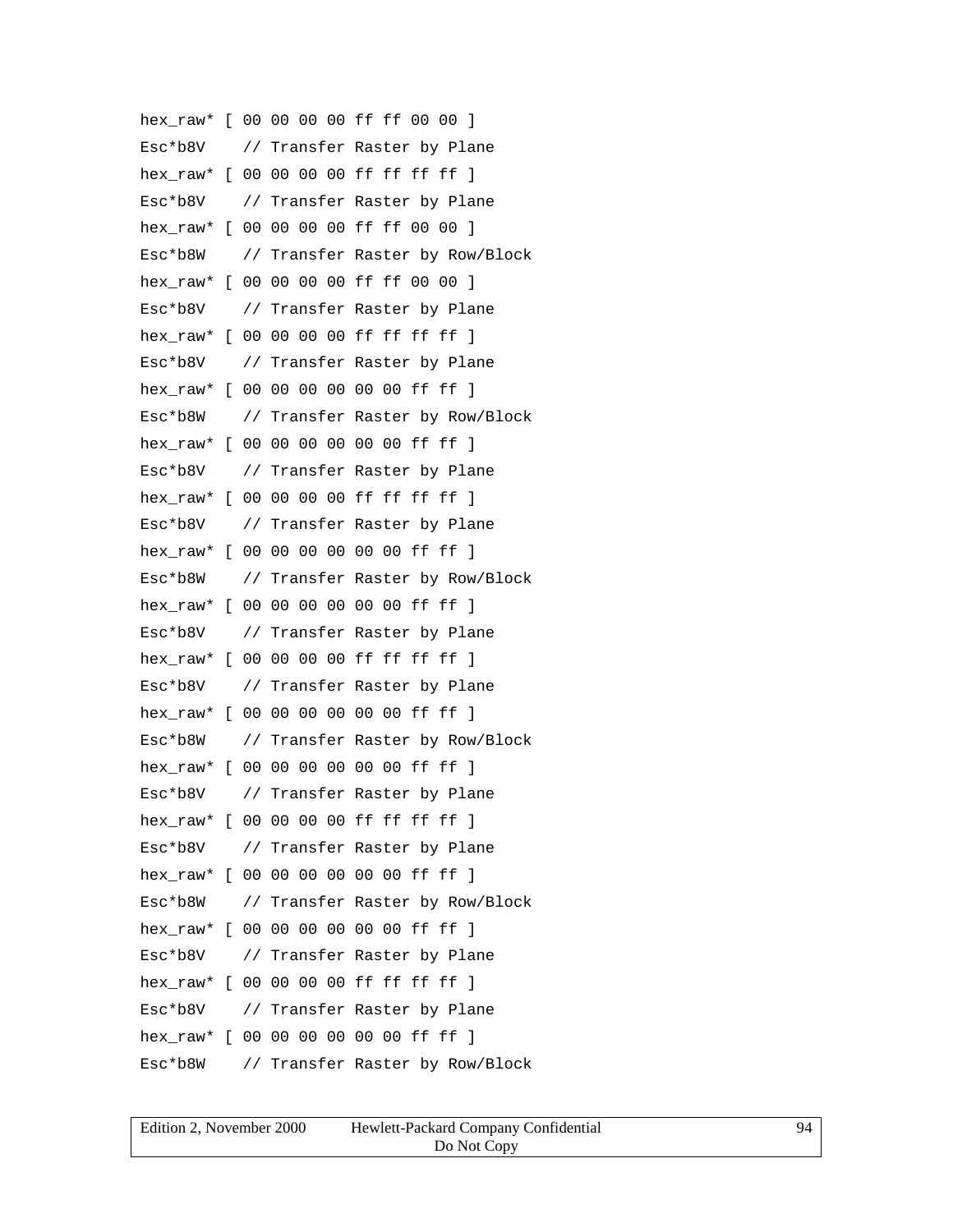```
hex_raw* [ 00 00 00 00 ff ff 00 00 ]
Esc*b8V    // Transfer Raster by Plane
hex_raw* [ 00 00 00 00 ff ff ff ff ]
Esc*b8V    // Transfer Raster by Plane
hex_raw* [ 00 00 00 00 ff ff 00 00 ]
Esc*b8W    // Transfer Raster by Row/Block
hex_raw* [ 00 00 00 00 ff ff 00 00 ]
Esc*b8V    // Transfer Raster by Plane
hex_raw* [ 00 00 00 00 ff ff ff ff ]
Esc*b8V    // Transfer Raster by Plane
hex_raw* [ 00 00 00 00 00 00 ff ff ]
Esc*b8W    // Transfer Raster by Row/Block
hex_raw* [ 00 00 00 00 00 00 ff ff ]
Esc*b8V    // Transfer Raster by Plane
hex_raw* [ 00 00 00 00 ff ff ff ff ]
Esc*b8V    // Transfer Raster by Plane
hex_raw* [ 00 00 00 00 00 00 ff ff ]
Esc*b8W    // Transfer Raster by Row/Block
hex_raw* [ 00 00 00 00 00 00 ff ff ]
Esc*b8V    // Transfer Raster by Plane
hex_raw* [ 00 00 00 00 ff ff ff ff ]
Esc*b8V    // Transfer Raster by Plane
hex_raw* [ 00 00 00 00 00 00 ff ff ]
Esc*b8W    // Transfer Raster by Row/Block
hex_raw* [ 00 00 00 00 00 00 ff ff ]
Esc*b8V    // Transfer Raster by Plane
hex_raw* [ 00 00 00 00 ff ff ff ff ]
Esc*b8V    // Transfer Raster by Plane
hex_raw* [ 00 00 00 00 00 00 ff ff ]
Esc*b8W    // Transfer Raster by Row/Block
hex_raw* [ 00 00 00 00 00 00 ff ff ]
Esc*b8V    // Transfer Raster by Plane
hex_raw* [ 00 00 00 00 ff ff ff ff ]
Esc*b8V    // Transfer Raster by Plane
hex_raw* [ 00 00 00 00 00 00 ff ff ]
Esc*b8W    // Transfer Raster by Row/Block
```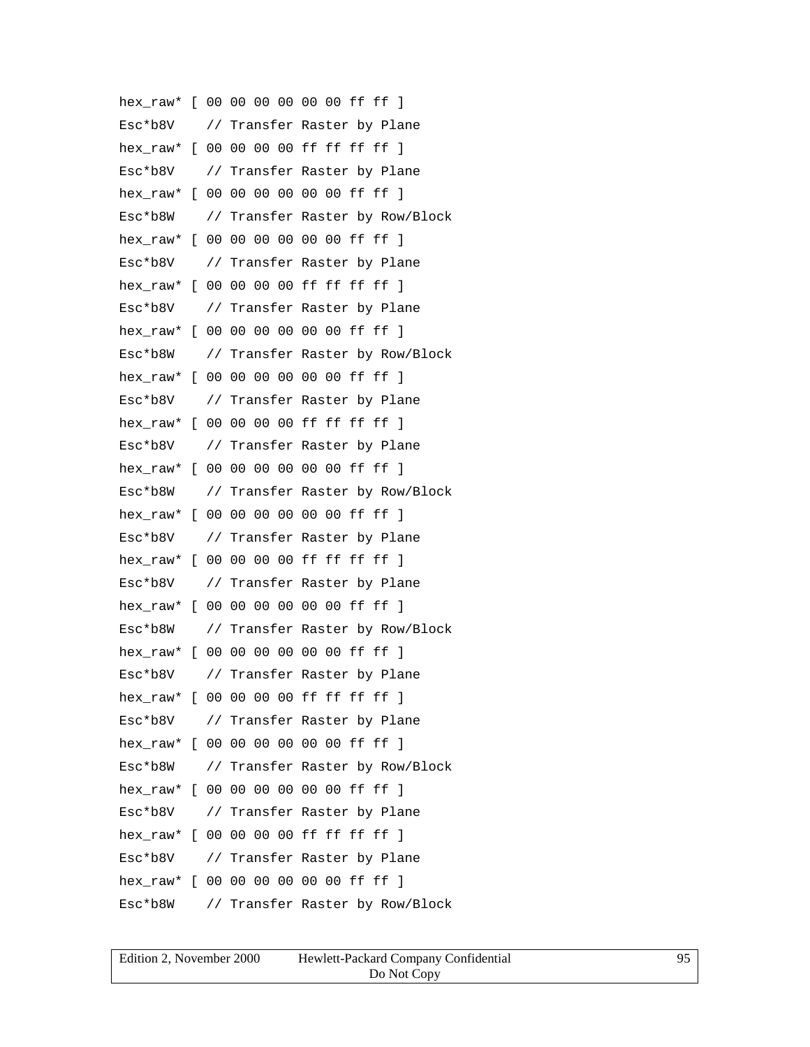```
hex_raw* [ 00 00 00 00 00 00 ff ff ]
Esc*b8V    // Transfer Raster by Plane
hex_raw* [ 00 00 00 00 ff ff ff ff ]
Esc*b8V    // Transfer Raster by Plane
hex_raw* [ 00 00 00 00 00 00 ff ff ]
Esc*b8W    // Transfer Raster by Row/Block
hex_raw* [ 00 00 00 00 00 00 ff ff ]
Esc*b8V    // Transfer Raster by Plane
hex_raw* [ 00 00 00 00 ff ff ff ff ]
Esc*b8V    // Transfer Raster by Plane
hex_raw* [ 00 00 00 00 00 00 ff ff ]
Esc*b8W    // Transfer Raster by Row/Block
hex_raw* [ 00 00 00 00 00 00 ff ff ]
Esc*b8V    // Transfer Raster by Plane
hex_raw* [ 00 00 00 00 ff ff ff ff ]
Esc*b8V    // Transfer Raster by Plane
hex_raw* [ 00 00 00 00 00 00 ff ff ]
Esc*b8W    // Transfer Raster by Row/Block
hex_raw* [ 00 00 00 00 00 00 ff ff ]
Esc*b8V    // Transfer Raster by Plane
hex_raw* [ 00 00 00 00 ff ff ff ff ]
Esc*b8V    // Transfer Raster by Plane
hex_raw* [ 00 00 00 00 00 00 ff ff ]
Esc*b8W    // Transfer Raster by Row/Block
hex_raw* [ 00 00 00 00 00 00 ff ff ]
Esc*b8V    // Transfer Raster by Plane
hex_raw* [ 00 00 00 00 ff ff ff ff ]
Esc*b8V    // Transfer Raster by Plane
hex_raw* [ 00 00 00 00 00 00 ff ff ]
Esc*b8W    // Transfer Raster by Row/Block
hex_raw* [ 00 00 00 00 00 00 ff ff ]
Esc*b8V    // Transfer Raster by Plane
hex_raw* [ 00 00 00 00 ff ff ff ff ]
Esc*b8V    // Transfer Raster by Plane
hex_raw* [ 00 00 00 00 00 00 ff ff ]
Esc*b8W    // Transfer Raster by Row/Block
```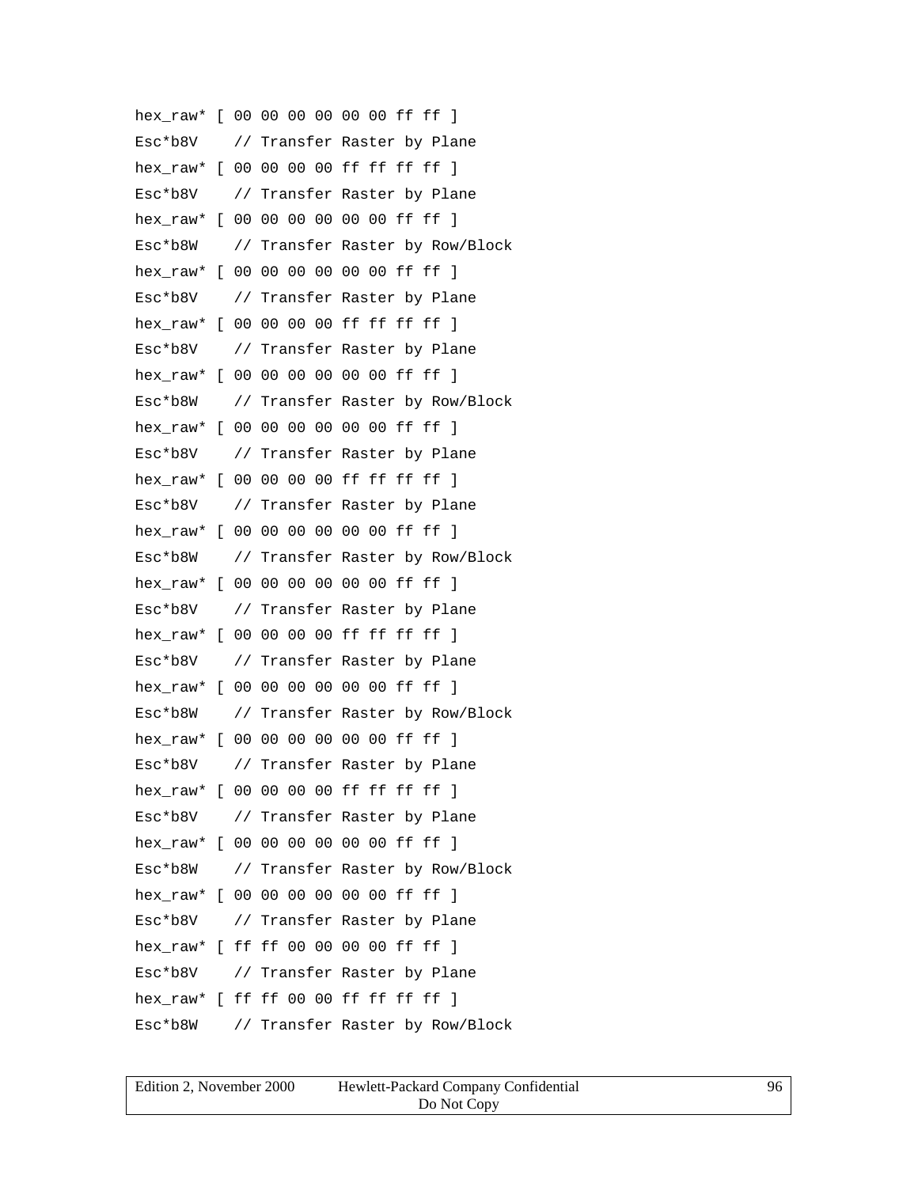```
hex_raw* [ 00 00 00 00 00 00 ff ff ]
Esc*b8V    // Transfer Raster by Plane
hex_raw* [ 00 00 00 00 ff ff ff ff ]
Esc*b8V    // Transfer Raster by Plane
hex_raw* [ 00 00 00 00 00 00 ff ff ]
Esc*b8W    // Transfer Raster by Row/Block
hex_raw* [ 00 00 00 00 00 00 ff ff ]
Esc*b8V    // Transfer Raster by Plane
hex_raw* [ 00 00 00 00 ff ff ff ff ]
Esc*b8V    // Transfer Raster by Plane
hex_raw* [ 00 00 00 00 00 00 ff ff ]
Esc*b8W    // Transfer Raster by Row/Block
hex_raw* [ 00 00 00 00 00 00 ff ff ]
Esc*b8V    // Transfer Raster by Plane
hex_raw* [ 00 00 00 00 ff ff ff ff ]
Esc*b8V    // Transfer Raster by Plane
hex_raw* [ 00 00 00 00 00 00 ff ff ]
Esc*b8W    // Transfer Raster by Row/Block
hex_raw* [ 00 00 00 00 00 00 ff ff ]
Esc*b8V    // Transfer Raster by Plane
hex_raw* [ 00 00 00 00 ff ff ff ff ]
Esc*b8V    // Transfer Raster by Plane
hex_raw* [ 00 00 00 00 00 00 ff ff ]
Esc*b8W    // Transfer Raster by Row/Block
hex_raw* [ 00 00 00 00 00 00 ff ff ]
Esc*b8V    // Transfer Raster by Plane
hex_raw* [ 00 00 00 00 ff ff ff ff ]
Esc*b8V    // Transfer Raster by Plane
hex_raw* [ 00 00 00 00 00 00 ff ff ]
Esc*b8W    // Transfer Raster by Row/Block
hex_raw* [ 00 00 00 00 00 00 ff ff ]
Esc*b8V    // Transfer Raster by Plane
hex_raw* [ ff ff 00 00 00 00 ff ff ]
Esc*b8V    // Transfer Raster by Plane
hex_raw* [ ff ff 00 00 ff ff ff ff ]
Esc*b8W    // Transfer Raster by Row/Block
```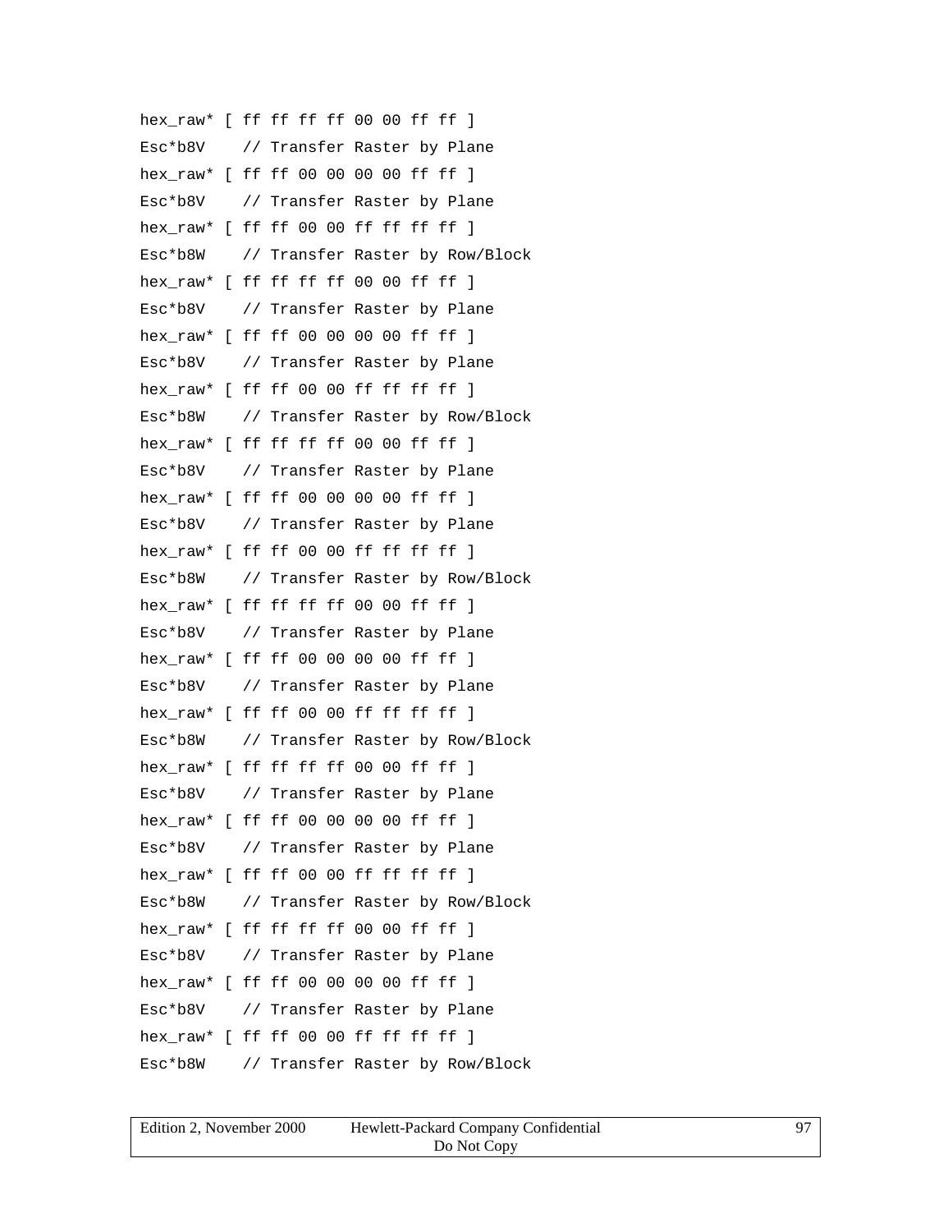```
hex_raw* [ ff ff ff ff 00 00 ff ff ]
Esc*b8V    // Transfer Raster by Plane
hex_raw* [ ff ff 00 00 00 00 ff ff ]
Esc*b8V    // Transfer Raster by Plane
hex_raw* [ ff ff 00 00 ff ff ff ff ]
Esc*b8W    // Transfer Raster by Row/Block
hex_raw* [ ff ff ff ff 00 00 ff ff ]
Esc*b8V    // Transfer Raster by Plane
hex_raw* [ ff ff 00 00 00 00 ff ff ]
Esc*b8V    // Transfer Raster by Plane
hex_raw* [ ff ff 00 00 ff ff ff ff ]
Esc*b8W    // Transfer Raster by Row/Block
hex_raw* [ ff ff ff ff 00 00 ff ff ]
Esc*b8V    // Transfer Raster by Plane
hex_raw* [ ff ff 00 00 00 00 ff ff ]
Esc*b8V    // Transfer Raster by Plane
hex_raw* [ ff ff 00 00 ff ff ff ff ]
Esc*b8W    // Transfer Raster by Row/Block
hex_raw* [ ff ff ff ff 00 00 ff ff ]
Esc*b8V    // Transfer Raster by Plane
hex_raw* [ ff ff 00 00 00 00 ff ff ]
Esc*b8V    // Transfer Raster by Plane
hex_raw* [ ff ff 00 00 ff ff ff ff ]
Esc*b8W    // Transfer Raster by Row/Block
hex_raw* [ ff ff ff ff 00 00 ff ff ]
Esc*b8V    // Transfer Raster by Plane
hex_raw* [ ff ff 00 00 00 00 ff ff ]
Esc*b8V    // Transfer Raster by Plane
hex_raw* [ ff ff 00 00 ff ff ff ff ]
Esc*b8W    // Transfer Raster by Row/Block
hex_raw* [ ff ff ff ff 00 00 ff ff ]
Esc*b8V    // Transfer Raster by Plane
hex_raw* [ ff ff 00 00 00 00 ff ff ]
Esc*b8V    // Transfer Raster by Plane
hex_raw* [ ff ff 00 00 ff ff ff ff ]
Esc*b8W    // Transfer Raster by Row/Block
```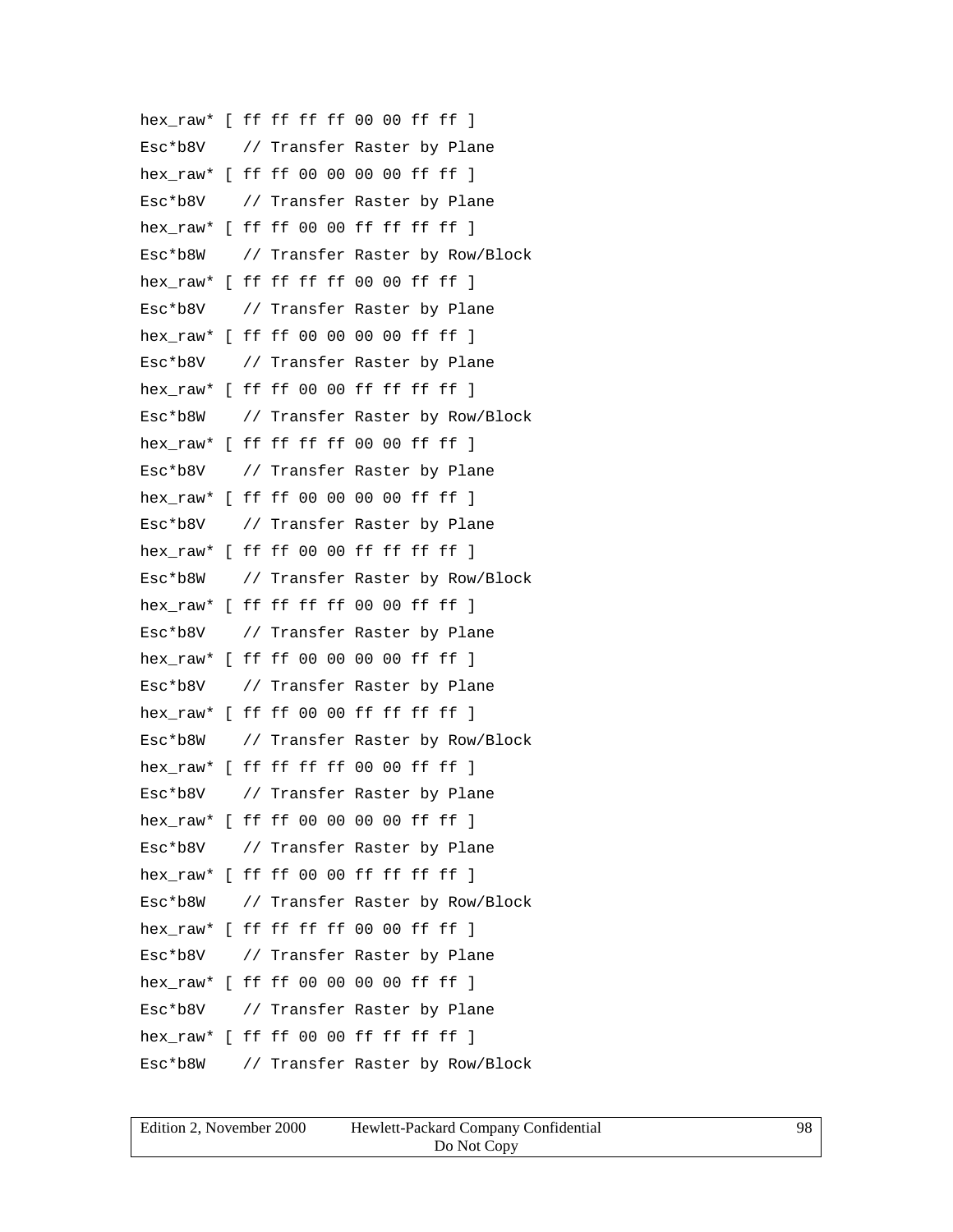```
hex_raw* [ ff ff ff ff 00 00 ff ff ]
Esc*b8V    // Transfer Raster by Plane
hex_raw* [ ff ff 00 00 00 00 ff ff ]
Esc*b8V    // Transfer Raster by Plane
hex_raw* [ ff ff 00 00 ff ff ff ff ]
Esc*b8W    // Transfer Raster by Row/Block
hex_raw* [ ff ff ff ff 00 00 ff ff ]
Esc*b8V    // Transfer Raster by Plane
hex_raw* [ ff ff 00 00 00 00 ff ff ]
Esc*b8V    // Transfer Raster by Plane
hex_raw* [ ff ff 00 00 ff ff ff ff ]
Esc*b8W    // Transfer Raster by Row/Block
hex_raw* [ ff ff ff ff 00 00 ff ff ]
Esc*b8V    // Transfer Raster by Plane
hex_raw* [ ff ff 00 00 00 00 ff ff ]
Esc*b8V    // Transfer Raster by Plane
hex_raw* [ ff ff 00 00 ff ff ff ff ]
Esc*b8W    // Transfer Raster by Row/Block
hex_raw* [ ff ff ff ff 00 00 ff ff ]
Esc*b8V    // Transfer Raster by Plane
hex_raw* [ ff ff 00 00 00 00 ff ff ]
Esc*b8V    // Transfer Raster by Plane
hex_raw* [ ff ff 00 00 ff ff ff ff ]
Esc*b8W    // Transfer Raster by Row/Block
hex_raw* [ ff ff ff ff 00 00 ff ff ]
Esc*b8V    // Transfer Raster by Plane
hex_raw* [ ff ff 00 00 00 00 ff ff ]
Esc*b8V    // Transfer Raster by Plane
hex_raw* [ ff ff 00 00 ff ff ff ff ]
Esc*b8W    // Transfer Raster by Row/Block
hex_raw* [ ff ff ff ff 00 00 ff ff ]
Esc*b8V    // Transfer Raster by Plane
hex_raw* [ ff ff 00 00 00 00 ff ff ]
Esc*b8V    // Transfer Raster by Plane
hex_raw* [ ff ff 00 00 ff ff ff ff ]
Esc*b8W    // Transfer Raster by Row/Block
```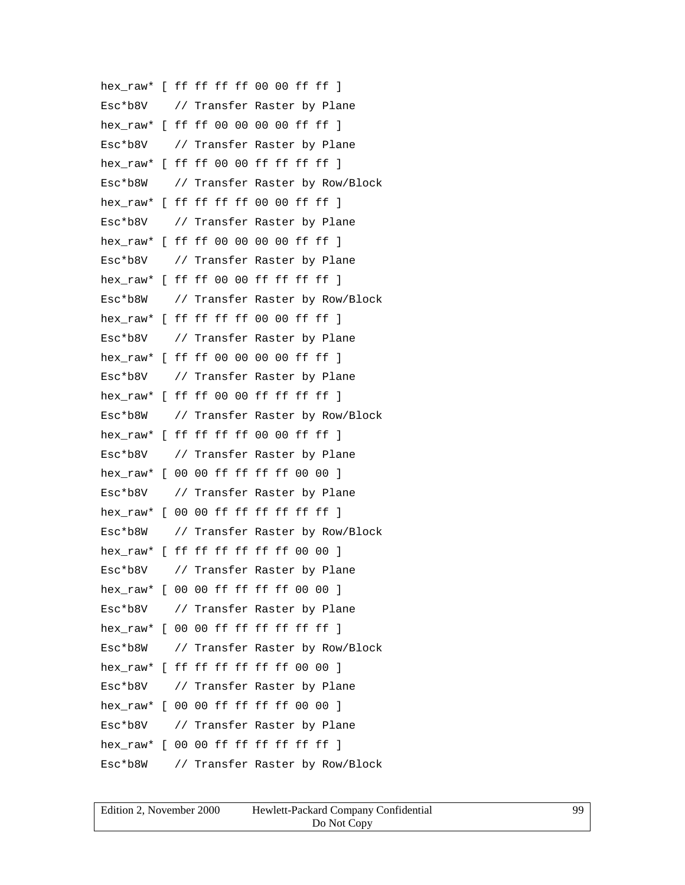```
hex_raw* [ ff ff ff ff 00 00 ff ff ]
Esc*b8V    // Transfer Raster by Plane
hex_raw* [ ff ff 00 00 00 00 ff ff ]
Esc*b8V    // Transfer Raster by Plane
hex_raw* [ ff ff 00 00 ff ff ff ff ]
Esc*b8W    // Transfer Raster by Row/Block
hex_raw* [ ff ff ff ff 00 00 ff ff ]
Esc*b8V    // Transfer Raster by Plane
hex_raw* [ ff ff 00 00 00 00 ff ff ]
Esc*b8V    // Transfer Raster by Plane
hex_raw* [ ff ff 00 00 ff ff ff ff ]
Esc*b8W    // Transfer Raster by Row/Block
hex_raw* [ ff ff ff ff 00 00 ff ff ]
Esc*b8V    // Transfer Raster by Plane
hex_raw* [ ff ff 00 00 00 00 ff ff ]
Esc*b8V    // Transfer Raster by Plane
hex_raw* [ ff ff 00 00 ff ff ff ff ]
Esc*b8W    // Transfer Raster by Row/Block
hex_raw* [ ff ff ff ff 00 00 ff ff ]
Esc*b8V    // Transfer Raster by Plane
hex_raw* [ 00 00 ff ff ff ff 00 00 ]
Esc*b8V    // Transfer Raster by Plane
hex_raw* [ 00 00 ff ff ff ff ff ff ]
Esc*b8W    // Transfer Raster by Row/Block
hex_raw* [ ff ff ff ff ff ff 00 00 ]
Esc*b8V    // Transfer Raster by Plane
hex_raw* [ 00 00 ff ff ff ff 00 00 ]
Esc*b8V    // Transfer Raster by Plane
hex_raw* [ 00 00 ff ff ff ff ff ff ]
Esc*b8W    // Transfer Raster by Row/Block
hex_raw* [ ff ff ff ff ff ff 00 00 ]
Esc*b8V    // Transfer Raster by Plane
hex_raw* [ 00 00 ff ff ff ff 00 00 ]
Esc*b8V    // Transfer Raster by Plane
hex_raw* [ 00 00 ff ff ff ff ff ff ]
Esc*b8W    // Transfer Raster by Row/Block
```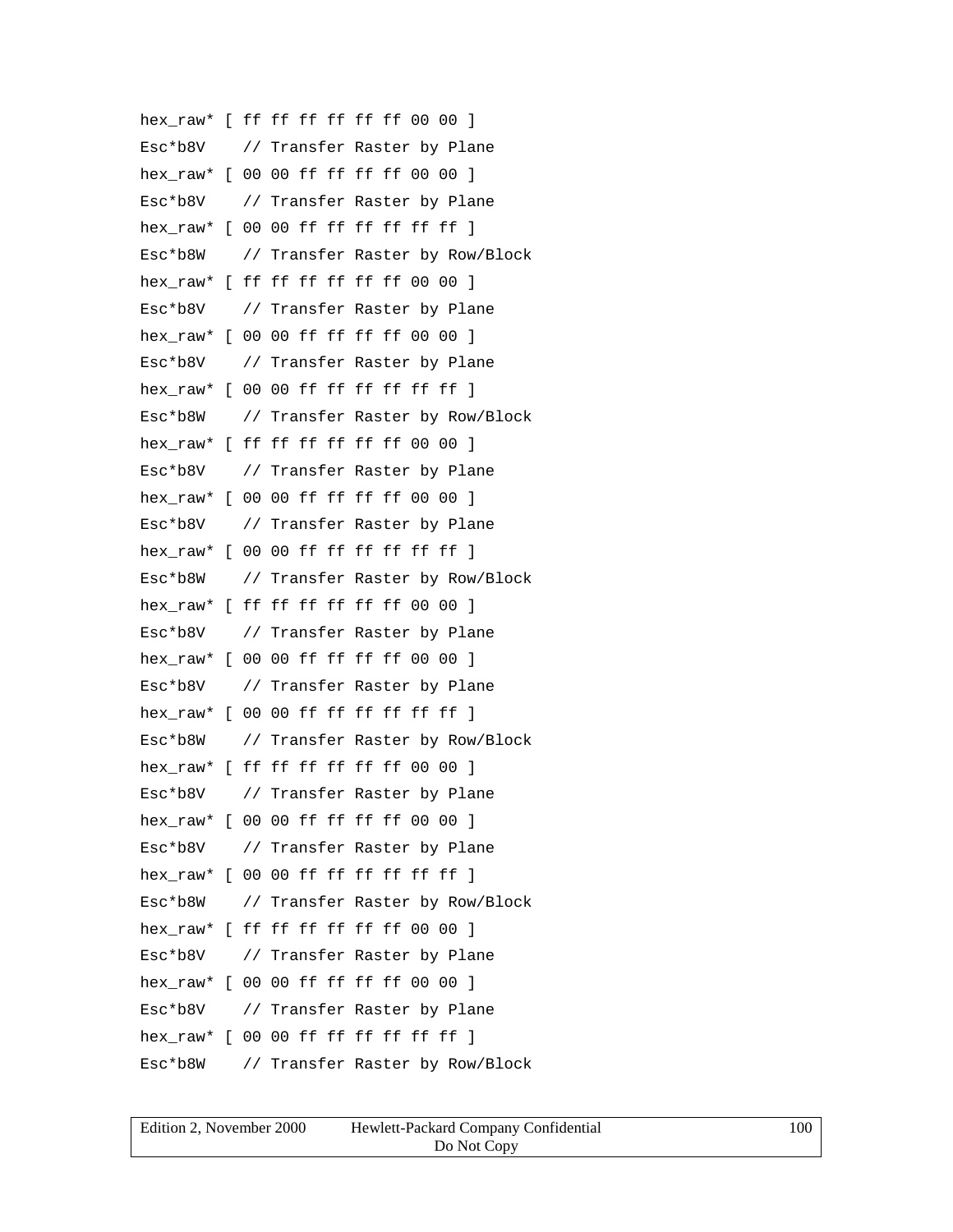```
hex_raw* [ ff ff ff ff ff ff 00 00 ]
Esc*b8V    // Transfer Raster by Plane
hex_raw* [ 00 00 ff ff ff ff 00 00 ]
Esc*b8V    // Transfer Raster by Plane
hex_raw* [ 00 00 ff ff ff ff ff ff ]
Esc*b8W    // Transfer Raster by Row/Block
hex_raw* [ ff ff ff ff ff ff 00 00 ]
Esc*b8V    // Transfer Raster by Plane
hex_raw* [ 00 00 ff ff ff ff 00 00 ]
Esc*b8V    // Transfer Raster by Plane
hex_raw* [ 00 00 ff ff ff ff ff ff ]
Esc*b8W    // Transfer Raster by Row/Block
hex_raw* [ ff ff ff ff ff ff 00 00 ]
Esc*b8V    // Transfer Raster by Plane
hex_raw* [ 00 00 ff ff ff ff 00 00 ]
Esc*b8V    // Transfer Raster by Plane
hex_raw* [ 00 00 ff ff ff ff ff ff ]
Esc*b8W    // Transfer Raster by Row/Block
hex_raw* [ ff ff ff ff ff ff 00 00 ]
Esc*b8V    // Transfer Raster by Plane
hex_raw* [ 00 00 ff ff ff ff 00 00 ]
Esc*b8V    // Transfer Raster by Plane
hex_raw* [ 00 00 ff ff ff ff ff ff ]
Esc*b8W    // Transfer Raster by Row/Block
hex_raw* [ ff ff ff ff ff ff 00 00 ]
Esc*b8V    // Transfer Raster by Plane
hex_raw* [ 00 00 ff ff ff ff 00 00 ]
Esc*b8V    // Transfer Raster by Plane
hex_raw* [ 00 00 ff ff ff ff ff ff ]
Esc*b8W    // Transfer Raster by Row/Block
hex_raw* [ ff ff ff ff ff ff 00 00 ]
Esc*b8V    // Transfer Raster by Plane
hex_raw* [ 00 00 ff ff ff ff 00 00 ]
Esc*b8V    // Transfer Raster by Plane
hex_raw* [ 00 00 ff ff ff ff ff ff ]
Esc*b8W    // Transfer Raster by Row/Block
```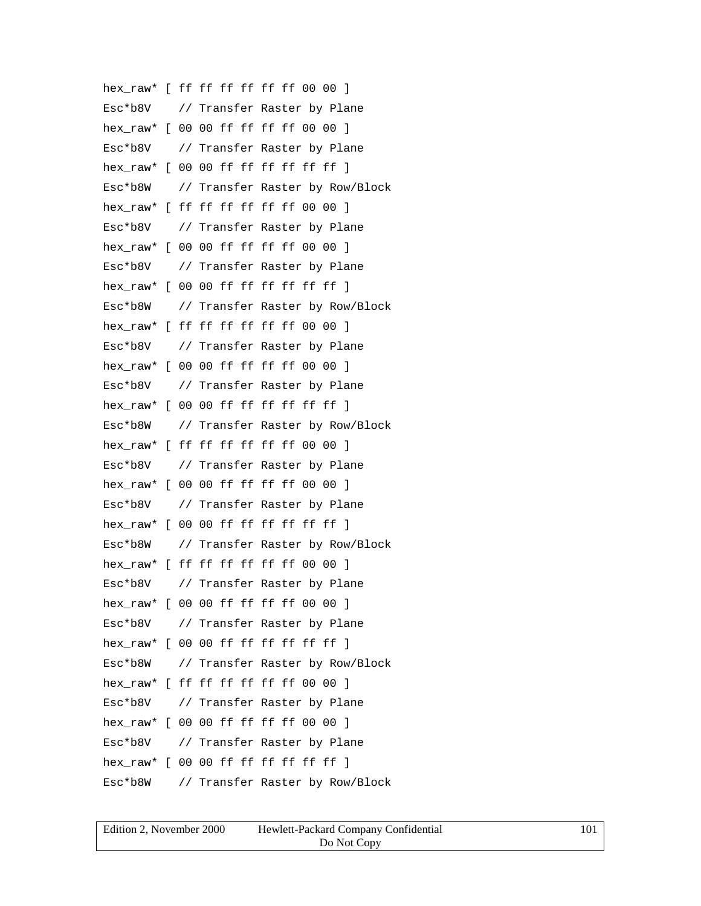```
hex_raw* [ ff ff ff ff ff ff 00 00 ]
Esc*b8V    // Transfer Raster by Plane
hex_raw* [ 00 00 ff ff ff ff 00 00 ]
Esc*b8V    // Transfer Raster by Plane
hex_raw* [ 00 00 ff ff ff ff ff ff ]
Esc*b8W    // Transfer Raster by Row/Block
hex_raw* [ ff ff ff ff ff ff 00 00 ]
Esc*b8V    // Transfer Raster by Plane
hex_raw* [ 00 00 ff ff ff ff 00 00 ]
Esc*b8V    // Transfer Raster by Plane
hex_raw* [ 00 00 ff ff ff ff ff ff ]
Esc*b8W    // Transfer Raster by Row/Block
hex_raw* [ ff ff ff ff ff ff 00 00 ]
Esc*b8V    // Transfer Raster by Plane
hex_raw* [ 00 00 ff ff ff ff 00 00 ]
Esc*b8V    // Transfer Raster by Plane
hex_raw* [ 00 00 ff ff ff ff ff ff ]
Esc*b8W    // Transfer Raster by Row/Block
hex_raw* [ ff ff ff ff ff ff 00 00 ]
Esc*b8V    // Transfer Raster by Plane
hex_raw* [ 00 00 ff ff ff ff 00 00 ]
Esc*b8V    // Transfer Raster by Plane
hex_raw* [ 00 00 ff ff ff ff ff ff ]
Esc*b8W    // Transfer Raster by Row/Block
hex_raw* [ ff ff ff ff ff ff 00 00 ]
Esc*b8V    // Transfer Raster by Plane
hex_raw* [ 00 00 ff ff ff ff 00 00 ]
Esc*b8V    // Transfer Raster by Plane
hex_raw* [ 00 00 ff ff ff ff ff ff ]
Esc*b8W    // Transfer Raster by Row/Block
hex_raw* [ ff ff ff ff ff ff 00 00 ]
Esc*b8V    // Transfer Raster by Plane
hex_raw* [ 00 00 ff ff ff ff 00 00 ]
Esc*b8V    // Transfer Raster by Plane
hex_raw* [ 00 00 ff ff ff ff ff ff ]
Esc*b8W    // Transfer Raster by Row/Block
```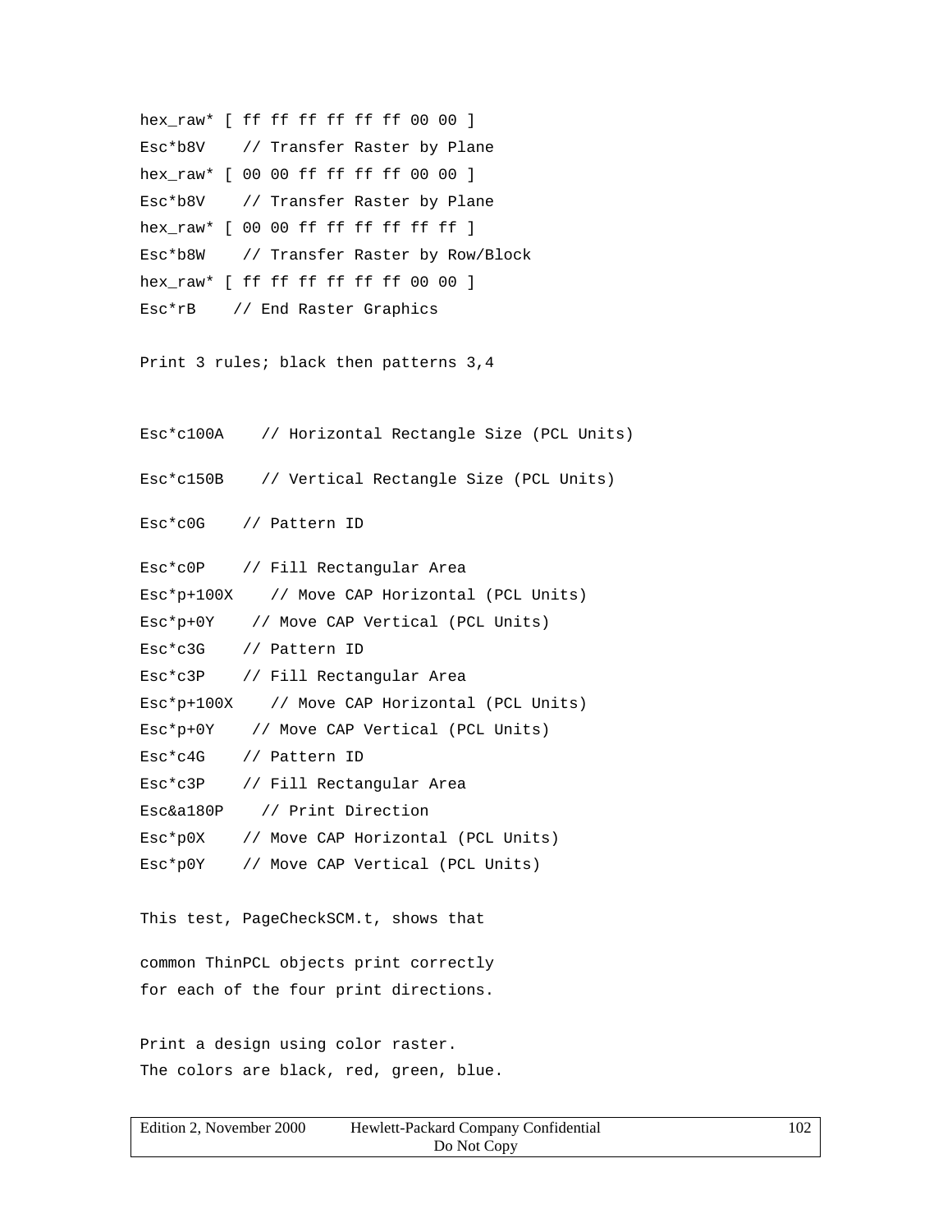```
hex_raw* [ ff ff ff ff ff ff 00 00 ]
Esc*b8V    // Transfer Raster by Plane
hex_raw* [ 00 00 ff ff ff ff 00 00 ]
Esc*b8V    // Transfer Raster by Plane
hex_raw* [ 00 00 ff ff ff ff ff ff ]
Esc*b8W    // Transfer Raster by Row/Block
hex_raw* [ ff ff ff ff ff ff 00 00 ]
Esc*rB    // End Raster Graphics
```

Print 3 rules; black then patterns 3,4

```
Esc*c100A    // Horizontal Rectangle Size (PCL Units)

Esc*c150B    // Vertical Rectangle Size (PCL Units)

Esc*c0G    // Pattern ID

Esc*c0P    // Fill Rectangular Area
Esc*p+100X    // Move CAP Horizontal (PCL Units)
Esc*p+0Y    // Move CAP Vertical (PCL Units)
Esc*c3G    // Pattern ID
Esc*c3P    // Fill Rectangular Area
Esc*p+100X    // Move CAP Horizontal (PCL Units)
Esc*p+0Y    // Move CAP Vertical (PCL Units)
Esc*c4G    // Pattern ID
Esc*c3P    // Fill Rectangular Area
Esc&a180P    // Print Direction
Esc*p0X    // Move CAP Horizontal (PCL Units)
Esc*p0Y    // Move CAP Vertical (PCL Units)
```

This test, PageCheckSCM.t, shows that

common ThinPCL objects print correctly
for each of the four print directions.

Print a design using color raster.
The colors are black, red, green, blue.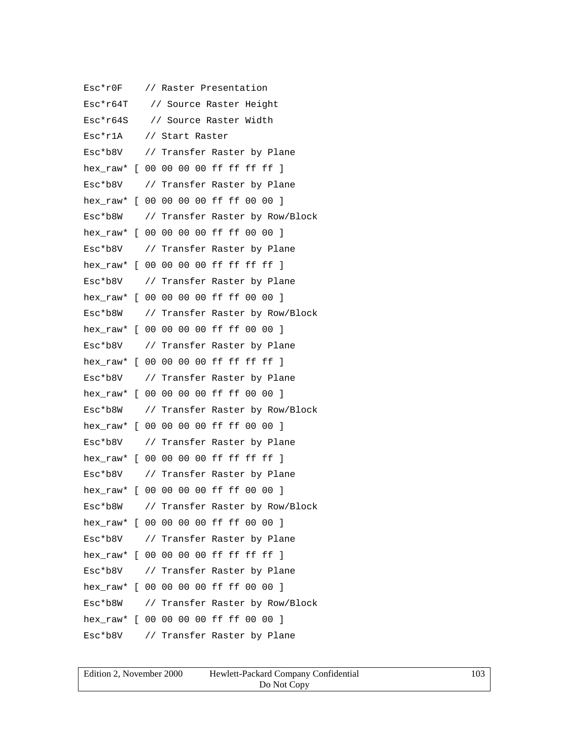```
Esc*r0F    // Raster Presentation
Esc*r64T    // Source Raster Height
Esc*r64S    // Source Raster Width
Esc*r1A    // Start Raster
Esc*b8V    // Transfer Raster by Plane
hex_raw* [ 00 00 00 00 ff ff ff ff ]
Esc*b8V    // Transfer Raster by Plane
hex_raw* [ 00 00 00 00 ff ff 00 00 ]
Esc*b8W    // Transfer Raster by Row/Block
hex_raw* [ 00 00 00 00 ff ff 00 00 ]
Esc*b8V    // Transfer Raster by Plane
hex_raw* [ 00 00 00 00 ff ff ff ff ]
Esc*b8V    // Transfer Raster by Plane
hex_raw* [ 00 00 00 00 ff ff 00 00 ]
Esc*b8W    // Transfer Raster by Row/Block
hex_raw* [ 00 00 00 00 ff ff 00 00 ]
Esc*b8V    // Transfer Raster by Plane
hex_raw* [ 00 00 00 00 ff ff ff ff ]
Esc*b8V    // Transfer Raster by Plane
hex_raw* [ 00 00 00 00 ff ff 00 00 ]
Esc*b8W    // Transfer Raster by Row/Block
hex_raw* [ 00 00 00 00 ff ff 00 00 ]
Esc*b8V    // Transfer Raster by Plane
hex_raw* [ 00 00 00 00 ff ff ff ff ]
Esc*b8V    // Transfer Raster by Plane
hex_raw* [ 00 00 00 00 ff ff 00 00 ]
Esc*b8W    // Transfer Raster by Row/Block
hex_raw* [ 00 00 00 00 ff ff 00 00 ]
Esc*b8V    // Transfer Raster by Plane
hex_raw* [ 00 00 00 00 ff ff ff ff ]
Esc*b8V    // Transfer Raster by Plane
hex_raw* [ 00 00 00 00 ff ff 00 00 ]
Esc*b8W    // Transfer Raster by Row/Block
hex_raw* [ 00 00 00 00 ff ff 00 00 ]
Esc*b8V    // Transfer Raster by Plane
```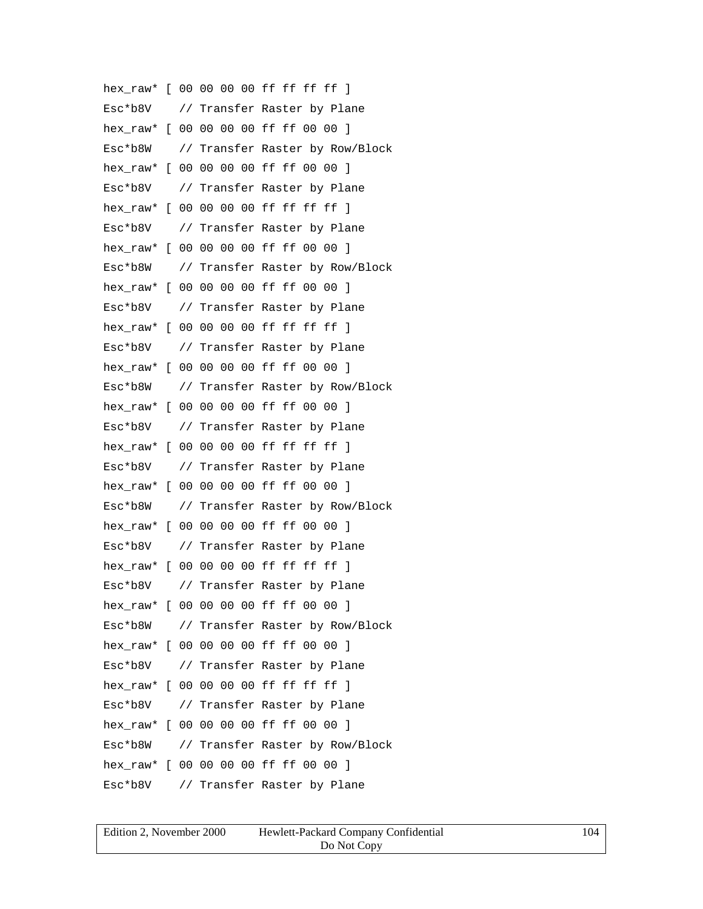```
hex_raw* [ 00 00 00 00 ff ff ff ff ]
Esc*b8V    // Transfer Raster by Plane
hex_raw* [ 00 00 00 00 ff ff 00 00 ]
Esc*b8W    // Transfer Raster by Row/Block
hex_raw* [ 00 00 00 00 ff ff 00 00 ]
Esc*b8V    // Transfer Raster by Plane
hex_raw* [ 00 00 00 00 ff ff ff ff ]
Esc*b8V    // Transfer Raster by Plane
hex_raw* [ 00 00 00 00 ff ff 00 00 ]
Esc*b8W    // Transfer Raster by Row/Block
hex_raw* [ 00 00 00 00 ff ff 00 00 ]
Esc*b8V    // Transfer Raster by Plane
hex_raw* [ 00 00 00 00 ff ff ff ff ]
Esc*b8V    // Transfer Raster by Plane
hex_raw* [ 00 00 00 00 ff ff 00 00 ]
Esc*b8W    // Transfer Raster by Row/Block
hex_raw* [ 00 00 00 00 ff ff 00 00 ]
Esc*b8V    // Transfer Raster by Plane
hex_raw* [ 00 00 00 00 ff ff ff ff ]
Esc*b8V    // Transfer Raster by Plane
hex_raw* [ 00 00 00 00 ff ff 00 00 ]
Esc*b8W    // Transfer Raster by Row/Block
hex_raw* [ 00 00 00 00 ff ff 00 00 ]
Esc*b8V    // Transfer Raster by Plane
hex_raw* [ 00 00 00 00 ff ff ff ff ]
Esc*b8V    // Transfer Raster by Plane
hex_raw* [ 00 00 00 00 ff ff 00 00 ]
Esc*b8W    // Transfer Raster by Row/Block
hex_raw* [ 00 00 00 00 ff ff 00 00 ]
Esc*b8V    // Transfer Raster by Plane
hex_raw* [ 00 00 00 00 ff ff ff ff ]
Esc*b8V    // Transfer Raster by Plane
hex_raw* [ 00 00 00 00 ff ff 00 00 ]
Esc*b8W    // Transfer Raster by Row/Block
hex_raw* [ 00 00 00 00 ff ff 00 00 ]
Esc*b8V    // Transfer Raster by Plane
```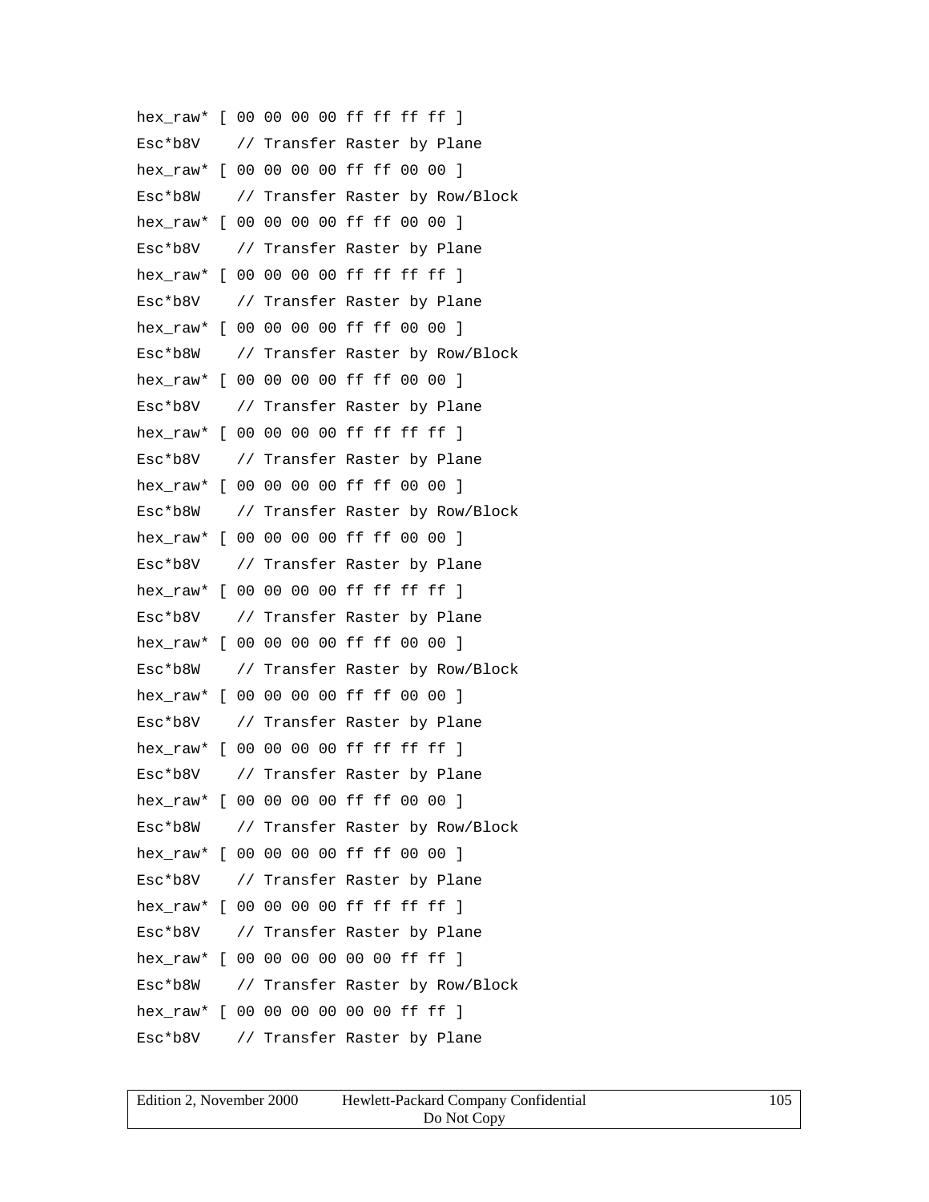```
hex_raw* [ 00 00 00 00 ff ff ff ff ]
Esc*b8V    // Transfer Raster by Plane
hex_raw* [ 00 00 00 00 ff ff 00 00 ]
Esc*b8W    // Transfer Raster by Row/Block
hex_raw* [ 00 00 00 00 ff ff 00 00 ]
Esc*b8V    // Transfer Raster by Plane
hex_raw* [ 00 00 00 00 ff ff ff ff ]
Esc*b8V    // Transfer Raster by Plane
hex_raw* [ 00 00 00 00 ff ff 00 00 ]
Esc*b8W    // Transfer Raster by Row/Block
hex_raw* [ 00 00 00 00 ff ff 00 00 ]
Esc*b8V    // Transfer Raster by Plane
hex_raw* [ 00 00 00 00 ff ff ff ff ]
Esc*b8V    // Transfer Raster by Plane
hex_raw* [ 00 00 00 00 ff ff 00 00 ]
Esc*b8W    // Transfer Raster by Row/Block
hex_raw* [ 00 00 00 00 ff ff 00 00 ]
Esc*b8V    // Transfer Raster by Plane
hex_raw* [ 00 00 00 00 ff ff ff ff ]
Esc*b8V    // Transfer Raster by Plane
hex_raw* [ 00 00 00 00 ff ff 00 00 ]
Esc*b8W    // Transfer Raster by Row/Block
hex_raw* [ 00 00 00 00 ff ff 00 00 ]
Esc*b8V    // Transfer Raster by Plane
hex_raw* [ 00 00 00 00 ff ff ff ff ]
Esc*b8V    // Transfer Raster by Plane
hex_raw* [ 00 00 00 00 ff ff 00 00 ]
Esc*b8W    // Transfer Raster by Row/Block
hex_raw* [ 00 00 00 00 ff ff 00 00 ]
Esc*b8V    // Transfer Raster by Plane
hex_raw* [ 00 00 00 00 ff ff ff ff ]
Esc*b8V    // Transfer Raster by Plane
hex_raw* [ 00 00 00 00 00 00 ff ff ]
Esc*b8W    // Transfer Raster by Row/Block
hex_raw* [ 00 00 00 00 00 00 ff ff ]
Esc*b8V    // Transfer Raster by Plane
```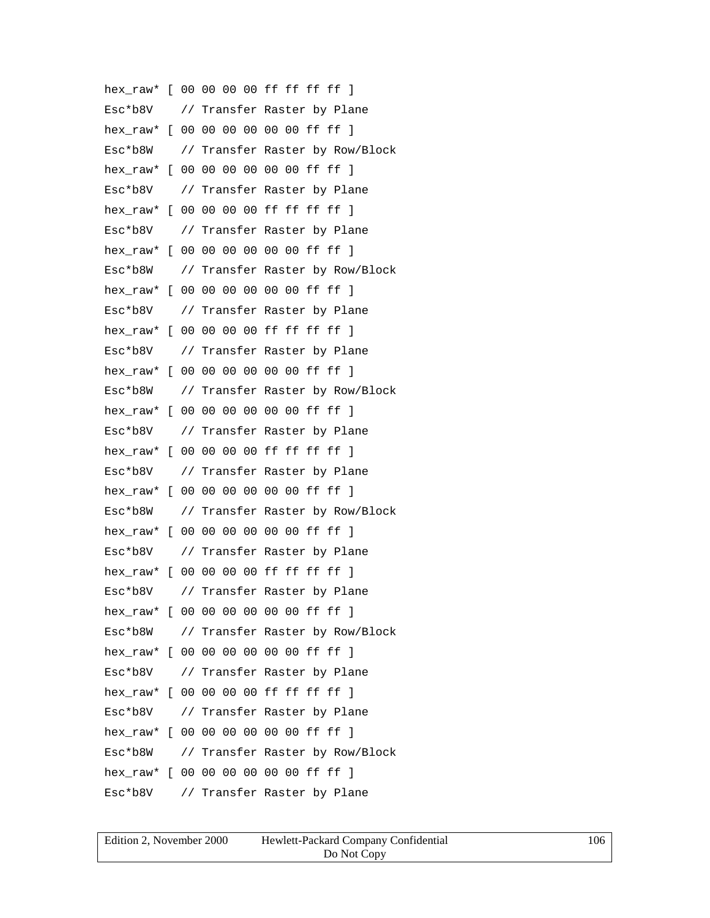```
hex_raw* [ 00 00 00 00 ff ff ff ff ]
Esc*b8V    // Transfer Raster by Plane
hex_raw* [ 00 00 00 00 00 00 ff ff ]
Esc*b8W    // Transfer Raster by Row/Block
hex_raw* [ 00 00 00 00 00 00 ff ff ]
Esc*b8V    // Transfer Raster by Plane
hex_raw* [ 00 00 00 00 ff ff ff ff ]
Esc*b8V    // Transfer Raster by Plane
hex_raw* [ 00 00 00 00 00 00 ff ff ]
Esc*b8W    // Transfer Raster by Row/Block
hex_raw* [ 00 00 00 00 00 00 ff ff ]
Esc*b8V    // Transfer Raster by Plane
hex_raw* [ 00 00 00 00 ff ff ff ff ]
Esc*b8V    // Transfer Raster by Plane
hex_raw* [ 00 00 00 00 00 00 ff ff ]
Esc*b8W    // Transfer Raster by Row/Block
hex_raw* [ 00 00 00 00 00 00 ff ff ]
Esc*b8V    // Transfer Raster by Plane
hex_raw* [ 00 00 00 00 ff ff ff ff ]
Esc*b8V    // Transfer Raster by Plane
hex_raw* [ 00 00 00 00 00 00 ff ff ]
Esc*b8W    // Transfer Raster by Row/Block
hex_raw* [ 00 00 00 00 00 00 ff ff ]
Esc*b8V    // Transfer Raster by Plane
hex_raw* [ 00 00 00 00 ff ff ff ff ]
Esc*b8V    // Transfer Raster by Plane
hex_raw* [ 00 00 00 00 00 00 ff ff ]
Esc*b8W    // Transfer Raster by Row/Block
hex_raw* [ 00 00 00 00 00 00 ff ff ]
Esc*b8V    // Transfer Raster by Plane
hex_raw* [ 00 00 00 00 ff ff ff ff ]
Esc*b8V    // Transfer Raster by Plane
hex_raw* [ 00 00 00 00 00 00 ff ff ]
Esc*b8W    // Transfer Raster by Row/Block
hex_raw* [ 00 00 00 00 00 00 ff ff ]
Esc*b8V    // Transfer Raster by Plane
```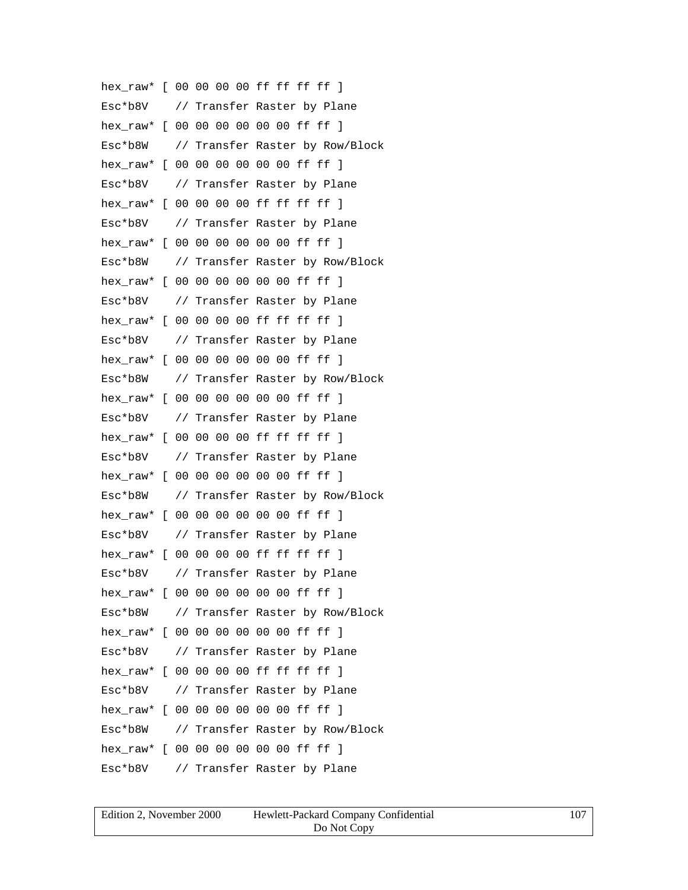```
hex_raw* [ 00 00 00 00 ff ff ff ff ]
Esc*b8V    // Transfer Raster by Plane
hex_raw* [ 00 00 00 00 00 00 ff ff ]
Esc*b8W    // Transfer Raster by Row/Block
hex_raw* [ 00 00 00 00 00 00 ff ff ]
Esc*b8V    // Transfer Raster by Plane
hex_raw* [ 00 00 00 00 ff ff ff ff ]
Esc*b8V    // Transfer Raster by Plane
hex_raw* [ 00 00 00 00 00 00 ff ff ]
Esc*b8W    // Transfer Raster by Row/Block
hex_raw* [ 00 00 00 00 00 00 ff ff ]
Esc*b8V    // Transfer Raster by Plane
hex_raw* [ 00 00 00 00 ff ff ff ff ]
Esc*b8V    // Transfer Raster by Plane
hex_raw* [ 00 00 00 00 00 00 ff ff ]
Esc*b8W    // Transfer Raster by Row/Block
hex_raw* [ 00 00 00 00 00 00 ff ff ]
Esc*b8V    // Transfer Raster by Plane
hex_raw* [ 00 00 00 00 ff ff ff ff ]
Esc*b8V    // Transfer Raster by Plane
hex_raw* [ 00 00 00 00 00 00 ff ff ]
Esc*b8W    // Transfer Raster by Row/Block
hex_raw* [ 00 00 00 00 00 00 ff ff ]
Esc*b8V    // Transfer Raster by Plane
hex_raw* [ 00 00 00 00 ff ff ff ff ]
Esc*b8V    // Transfer Raster by Plane
hex_raw* [ 00 00 00 00 00 00 ff ff ]
Esc*b8W    // Transfer Raster by Row/Block
hex_raw* [ 00 00 00 00 00 00 ff ff ]
Esc*b8V    // Transfer Raster by Plane
hex_raw* [ 00 00 00 00 ff ff ff ff ]
Esc*b8V    // Transfer Raster by Plane
hex_raw* [ 00 00 00 00 00 00 ff ff ]
Esc*b8W    // Transfer Raster by Row/Block
hex_raw* [ 00 00 00 00 00 00 ff ff ]
Esc*b8V    // Transfer Raster by Plane
```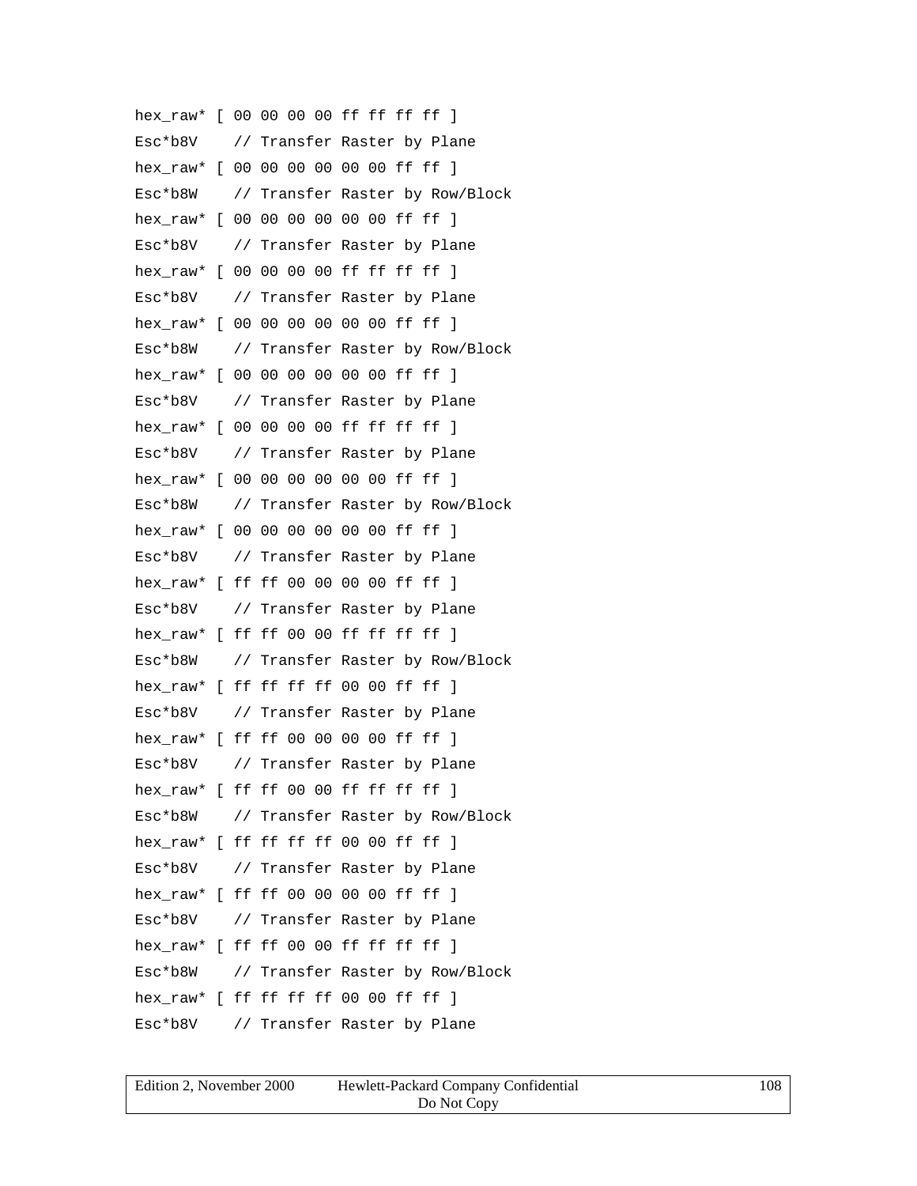```
hex_raw* [ 00 00 00 00 ff ff ff ff ]
Esc*b8V    // Transfer Raster by Plane
hex_raw* [ 00 00 00 00 00 00 ff ff ]
Esc*b8W    // Transfer Raster by Row/Block
hex_raw* [ 00 00 00 00 00 00 ff ff ]
Esc*b8V    // Transfer Raster by Plane
hex_raw* [ 00 00 00 00 ff ff ff ff ]
Esc*b8V    // Transfer Raster by Plane
hex_raw* [ 00 00 00 00 00 00 ff ff ]
Esc*b8W    // Transfer Raster by Row/Block
hex_raw* [ 00 00 00 00 00 00 ff ff ]
Esc*b8V    // Transfer Raster by Plane
hex_raw* [ 00 00 00 00 ff ff ff ff ]
Esc*b8V    // Transfer Raster by Plane
hex_raw* [ 00 00 00 00 00 00 ff ff ]
Esc*b8W    // Transfer Raster by Row/Block
hex_raw* [ 00 00 00 00 00 00 ff ff ]
Esc*b8V    // Transfer Raster by Plane
hex_raw* [ ff ff 00 00 00 00 ff ff ]
Esc*b8V    // Transfer Raster by Plane
hex_raw* [ ff ff 00 00 ff ff ff ff ]
Esc*b8W    // Transfer Raster by Row/Block
hex_raw* [ ff ff ff ff 00 00 ff ff ]
Esc*b8V    // Transfer Raster by Plane
hex_raw* [ ff ff 00 00 00 00 ff ff ]
Esc*b8V    // Transfer Raster by Plane
hex_raw* [ ff ff 00 00 ff ff ff ff ]
Esc*b8W    // Transfer Raster by Row/Block
hex_raw* [ ff ff ff ff 00 00 ff ff ]
Esc*b8V    // Transfer Raster by Plane
hex_raw* [ ff ff 00 00 00 00 ff ff ]
Esc*b8V    // Transfer Raster by Plane
hex_raw* [ ff ff 00 00 ff ff ff ff ]
Esc*b8W    // Transfer Raster by Row/Block
hex_raw* [ ff ff ff ff 00 00 ff ff ]
Esc*b8V    // Transfer Raster by Plane
```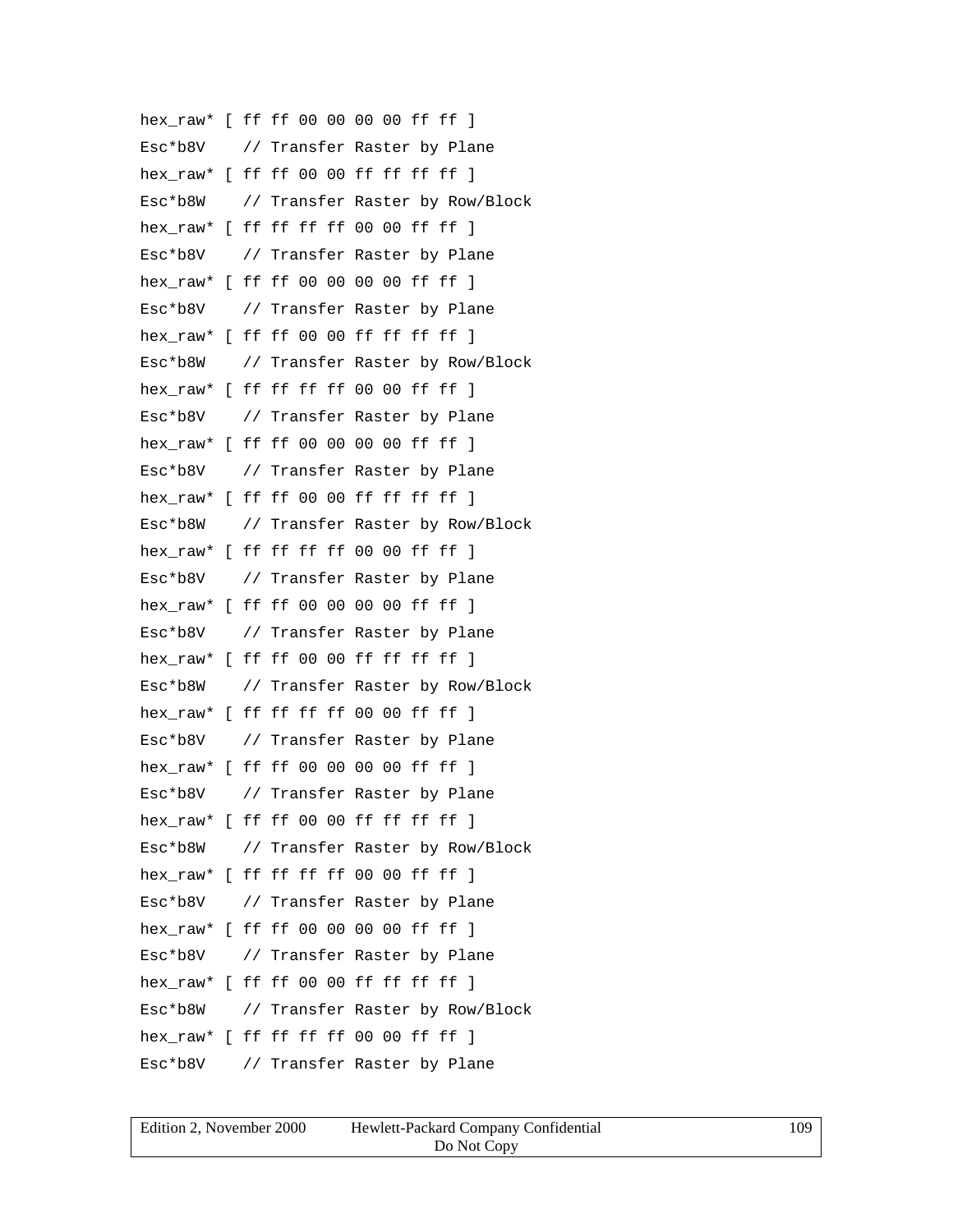```
hex_raw* [ ff ff 00 00 00 00 ff ff ]
Esc*b8V    // Transfer Raster by Plane
hex_raw* [ ff ff 00 00 ff ff ff ff ]
Esc*b8W    // Transfer Raster by Row/Block
hex_raw* [ ff ff ff ff 00 00 ff ff ]
Esc*b8V    // Transfer Raster by Plane
hex_raw* [ ff ff 00 00 00 00 ff ff ]
Esc*b8V    // Transfer Raster by Plane
hex_raw* [ ff ff 00 00 ff ff ff ff ]
Esc*b8W    // Transfer Raster by Row/Block
hex_raw* [ ff ff ff ff 00 00 ff ff ]
Esc*b8V    // Transfer Raster by Plane
hex_raw* [ ff ff 00 00 00 00 ff ff ]
Esc*b8V    // Transfer Raster by Plane
hex_raw* [ ff ff 00 00 ff ff ff ff ]
Esc*b8W    // Transfer Raster by Row/Block
hex_raw* [ ff ff ff ff 00 00 ff ff ]
Esc*b8V    // Transfer Raster by Plane
hex_raw* [ ff ff 00 00 00 00 ff ff ]
Esc*b8V    // Transfer Raster by Plane
hex_raw* [ ff ff 00 00 ff ff ff ff ]
Esc*b8W    // Transfer Raster by Row/Block
hex_raw* [ ff ff ff ff 00 00 ff ff ]
Esc*b8V    // Transfer Raster by Plane
hex_raw* [ ff ff 00 00 00 00 ff ff ]
Esc*b8V    // Transfer Raster by Plane
hex_raw* [ ff ff 00 00 ff ff ff ff ]
Esc*b8W    // Transfer Raster by Row/Block
hex_raw* [ ff ff ff ff 00 00 ff ff ]
Esc*b8V    // Transfer Raster by Plane
hex_raw* [ ff ff 00 00 00 00 ff ff ]
Esc*b8V    // Transfer Raster by Plane
hex_raw* [ ff ff 00 00 ff ff ff ff ]
Esc*b8W    // Transfer Raster by Row/Block
hex_raw* [ ff ff ff ff 00 00 ff ff ]
Esc*b8V    // Transfer Raster by Plane
```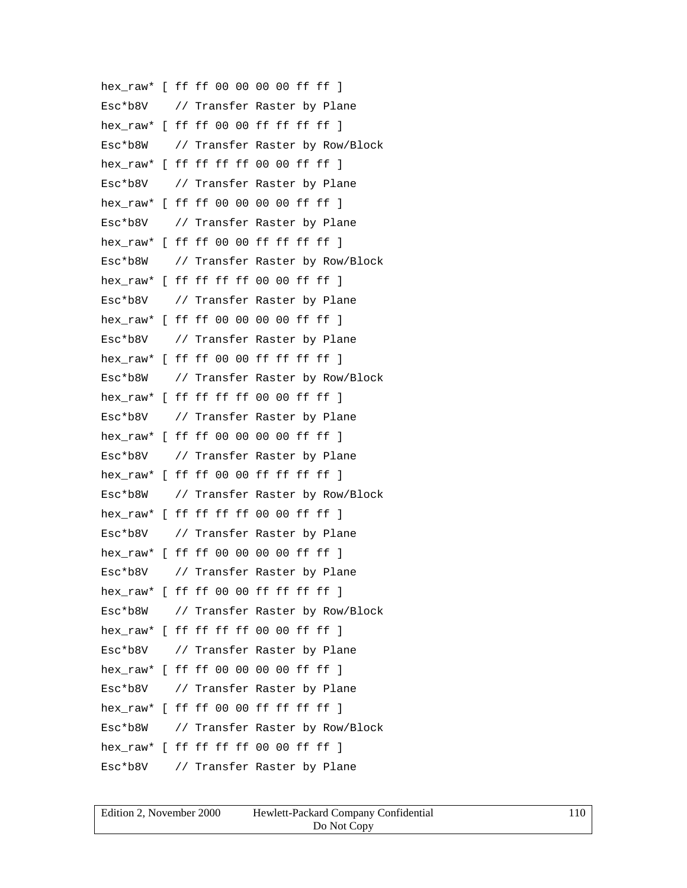```
hex_raw* [ ff ff 00 00 00 00 ff ff ]
Esc*b8V    // Transfer Raster by Plane
hex_raw* [ ff ff 00 00 ff ff ff ff ]
Esc*b8W    // Transfer Raster by Row/Block
hex_raw* [ ff ff ff ff 00 00 ff ff ]
Esc*b8V    // Transfer Raster by Plane
hex_raw* [ ff ff 00 00 00 00 ff ff ]
Esc*b8V    // Transfer Raster by Plane
hex_raw* [ ff ff 00 00 ff ff ff ff ]
Esc*b8W    // Transfer Raster by Row/Block
hex_raw* [ ff ff ff ff 00 00 ff ff ]
Esc*b8V    // Transfer Raster by Plane
hex_raw* [ ff ff 00 00 00 00 ff ff ]
Esc*b8V    // Transfer Raster by Plane
hex_raw* [ ff ff 00 00 ff ff ff ff ]
Esc*b8W    // Transfer Raster by Row/Block
hex_raw* [ ff ff ff ff 00 00 ff ff ]
Esc*b8V    // Transfer Raster by Plane
hex_raw* [ ff ff 00 00 00 00 ff ff ]
Esc*b8V    // Transfer Raster by Plane
hex_raw* [ ff ff 00 00 ff ff ff ff ]
Esc*b8W    // Transfer Raster by Row/Block
hex_raw* [ ff ff ff ff 00 00 ff ff ]
Esc*b8V    // Transfer Raster by Plane
hex_raw* [ ff ff 00 00 00 00 ff ff ]
Esc*b8V    // Transfer Raster by Plane
hex_raw* [ ff ff 00 00 ff ff ff ff ]
Esc*b8W    // Transfer Raster by Row/Block
hex_raw* [ ff ff ff ff 00 00 ff ff ]
Esc*b8V    // Transfer Raster by Plane
hex_raw* [ ff ff 00 00 00 00 ff ff ]
Esc*b8V    // Transfer Raster by Plane
hex_raw* [ ff ff 00 00 ff ff ff ff ]
Esc*b8W    // Transfer Raster by Row/Block
hex_raw* [ ff ff ff ff 00 00 ff ff ]
Esc*b8V    // Transfer Raster by Plane
```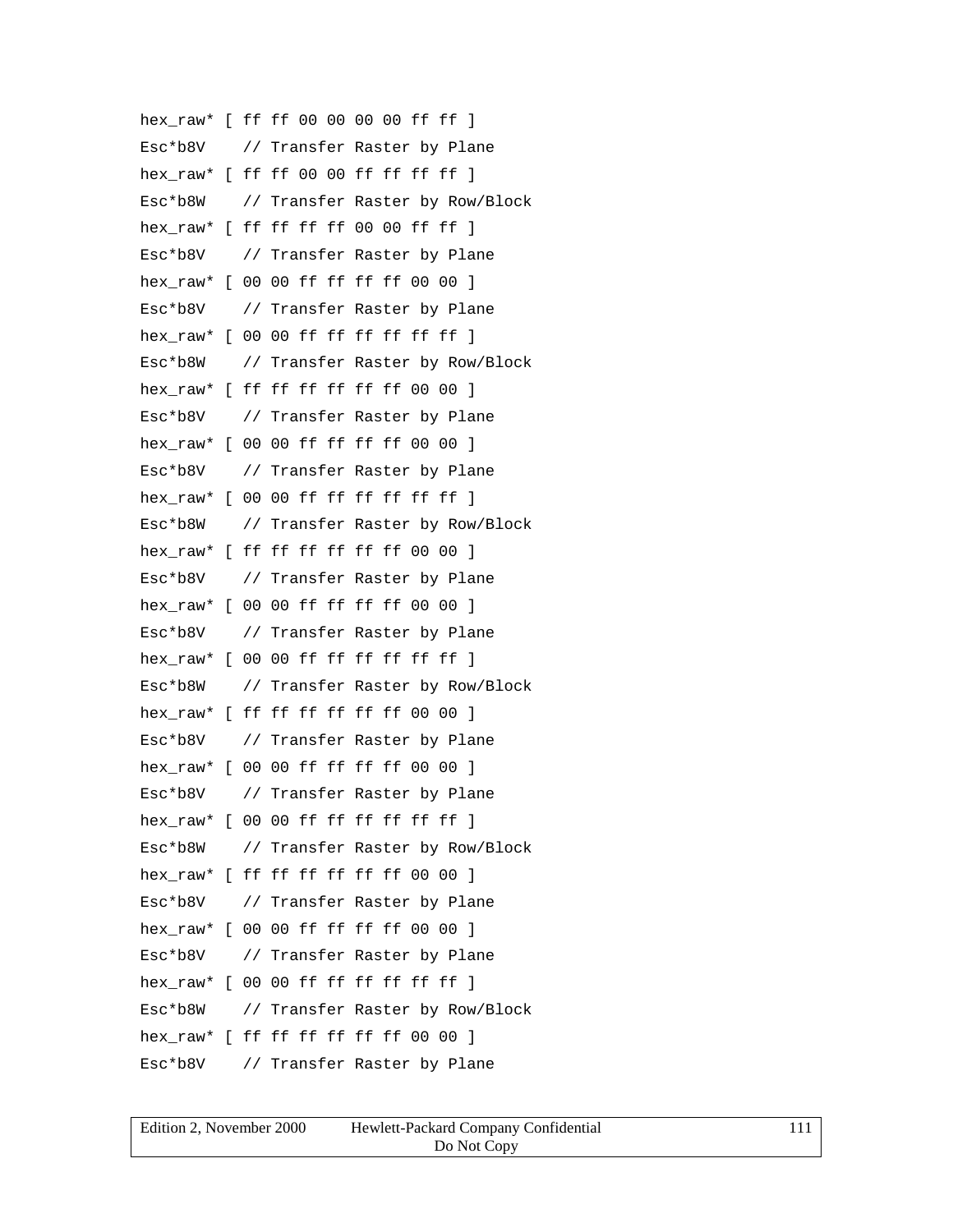```
hex_raw* [ ff ff 00 00 00 00 ff ff ]
Esc*b8V    // Transfer Raster by Plane
hex_raw* [ ff ff 00 00 ff ff ff ff ]
Esc*b8W    // Transfer Raster by Row/Block
hex_raw* [ ff ff ff ff 00 00 ff ff ]
Esc*b8V    // Transfer Raster by Plane
hex_raw* [ 00 00 ff ff ff ff 00 00 ]
Esc*b8V    // Transfer Raster by Plane
hex_raw* [ 00 00 ff ff ff ff ff ff ]
Esc*b8W    // Transfer Raster by Row/Block
hex_raw* [ ff ff ff ff ff ff 00 00 ]
Esc*b8V    // Transfer Raster by Plane
hex_raw* [ 00 00 ff ff ff ff 00 00 ]
Esc*b8V    // Transfer Raster by Plane
hex_raw* [ 00 00 ff ff ff ff ff ff ]
Esc*b8W    // Transfer Raster by Row/Block
hex_raw* [ ff ff ff ff ff ff 00 00 ]
Esc*b8V    // Transfer Raster by Plane
hex_raw* [ 00 00 ff ff ff ff 00 00 ]
Esc*b8V    // Transfer Raster by Plane
hex_raw* [ 00 00 ff ff ff ff ff ff ]
Esc*b8W    // Transfer Raster by Row/Block
hex_raw* [ ff ff ff ff ff ff 00 00 ]
Esc*b8V    // Transfer Raster by Plane
hex_raw* [ 00 00 ff ff ff ff 00 00 ]
Esc*b8V    // Transfer Raster by Plane
hex_raw* [ 00 00 ff ff ff ff ff ff ]
Esc*b8W    // Transfer Raster by Row/Block
hex_raw* [ ff ff ff ff ff ff 00 00 ]
Esc*b8V    // Transfer Raster by Plane
hex_raw* [ 00 00 ff ff ff ff 00 00 ]
Esc*b8V    // Transfer Raster by Plane
hex_raw* [ 00 00 ff ff ff ff ff ff ]
Esc*b8W    // Transfer Raster by Row/Block
hex_raw* [ ff ff ff ff ff ff 00 00 ]
Esc*b8V    // Transfer Raster by Plane
```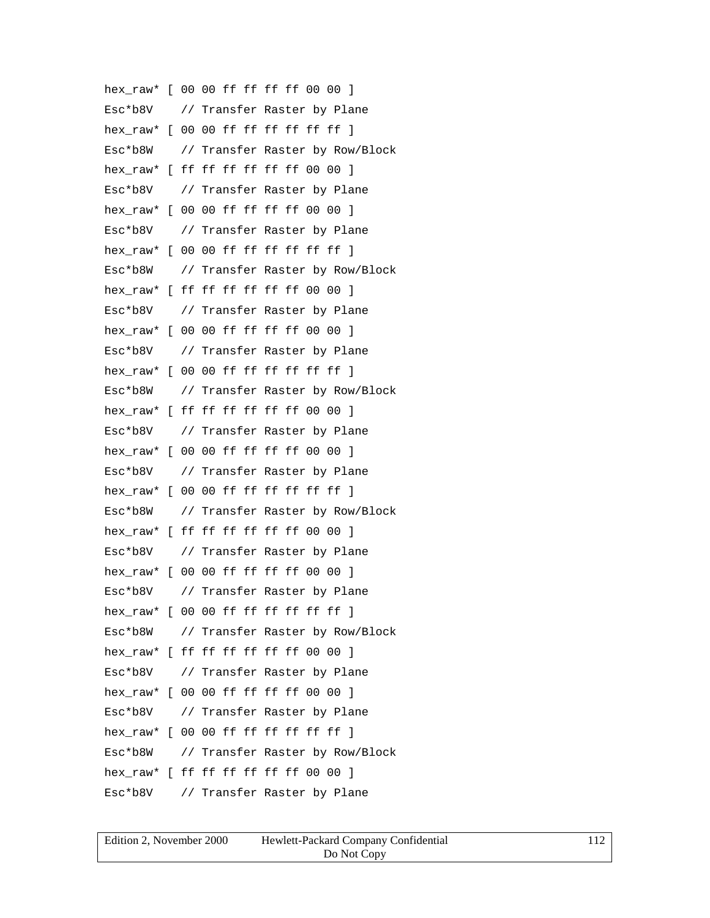```
hex_raw* [ 00 00 ff ff ff ff 00 00 ]
Esc*b8V    // Transfer Raster by Plane
hex_raw* [ 00 00 ff ff ff ff ff ff ]
Esc*b8W    // Transfer Raster by Row/Block
hex_raw* [ ff ff ff ff ff ff 00 00 ]
Esc*b8V    // Transfer Raster by Plane
hex_raw* [ 00 00 ff ff ff ff 00 00 ]
Esc*b8V    // Transfer Raster by Plane
hex_raw* [ 00 00 ff ff ff ff ff ff ]
Esc*b8W    // Transfer Raster by Row/Block
hex_raw* [ ff ff ff ff ff ff 00 00 ]
Esc*b8V    // Transfer Raster by Plane
hex_raw* [ 00 00 ff ff ff ff 00 00 ]
Esc*b8V    // Transfer Raster by Plane
hex_raw* [ 00 00 ff ff ff ff ff ff ]
Esc*b8W    // Transfer Raster by Row/Block
hex_raw* [ ff ff ff ff ff ff 00 00 ]
Esc*b8V    // Transfer Raster by Plane
hex_raw* [ 00 00 ff ff ff ff 00 00 ]
Esc*b8V    // Transfer Raster by Plane
hex_raw* [ 00 00 ff ff ff ff ff ff ]
Esc*b8W    // Transfer Raster by Row/Block
hex_raw* [ ff ff ff ff ff ff 00 00 ]
Esc*b8V    // Transfer Raster by Plane
hex_raw* [ 00 00 ff ff ff ff 00 00 ]
Esc*b8V    // Transfer Raster by Plane
hex_raw* [ 00 00 ff ff ff ff ff ff ]
Esc*b8W    // Transfer Raster by Row/Block
hex_raw* [ ff ff ff ff ff ff 00 00 ]
Esc*b8V    // Transfer Raster by Plane
hex_raw* [ 00 00 ff ff ff ff 00 00 ]
Esc*b8V    // Transfer Raster by Plane
hex_raw* [ 00 00 ff ff ff ff ff ff ]
Esc*b8W    // Transfer Raster by Row/Block
hex_raw* [ ff ff ff ff ff ff 00 00 ]
Esc*b8V    // Transfer Raster by Plane
```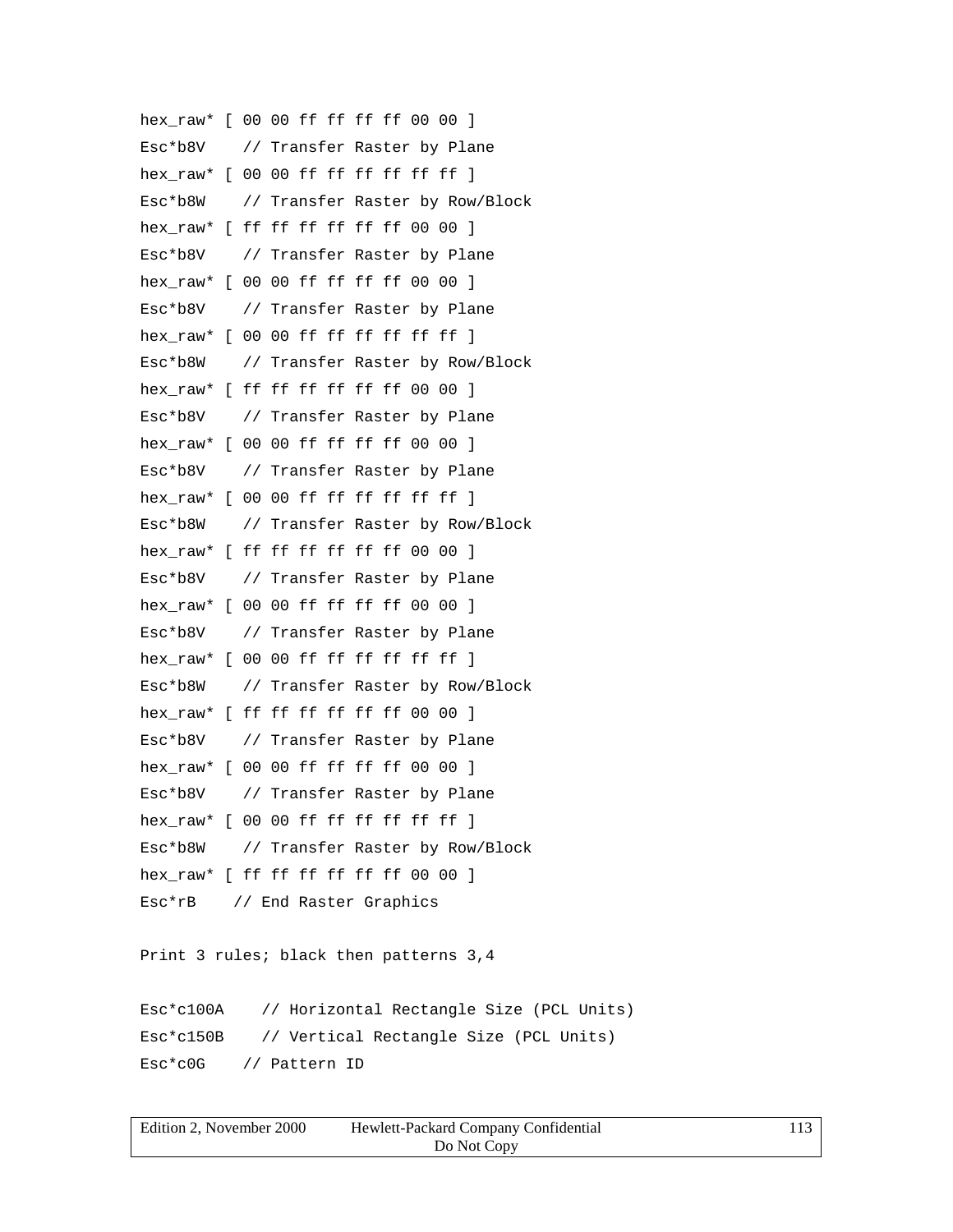```
hex_raw* [ 00 00 ff ff ff ff 00 00 ]
Esc*b8V    // Transfer Raster by Plane
hex_raw* [ 00 00 ff ff ff ff ff ff ]
Esc*b8W    // Transfer Raster by Row/Block
hex_raw* [ ff ff ff ff ff ff 00 00 ]
Esc*b8V    // Transfer Raster by Plane
hex_raw* [ 00 00 ff ff ff ff 00 00 ]
Esc*b8V    // Transfer Raster by Plane
hex_raw* [ 00 00 ff ff ff ff ff ff ]
Esc*b8W    // Transfer Raster by Row/Block
hex_raw* [ ff ff ff ff ff ff 00 00 ]
Esc*b8V    // Transfer Raster by Plane
hex_raw* [ 00 00 ff ff ff ff 00 00 ]
Esc*b8V    // Transfer Raster by Plane
hex_raw* [ 00 00 ff ff ff ff ff ff ]
Esc*b8W    // Transfer Raster by Row/Block
hex_raw* [ ff ff ff ff ff ff 00 00 ]
Esc*b8V    // Transfer Raster by Plane
hex_raw* [ 00 00 ff ff ff ff 00 00 ]
Esc*b8V    // Transfer Raster by Plane
hex_raw* [ 00 00 ff ff ff ff ff ff ]
Esc*b8W    // Transfer Raster by Row/Block
hex_raw* [ ff ff ff ff ff ff 00 00 ]
Esc*b8V    // Transfer Raster by Plane
hex_raw* [ 00 00 ff ff ff ff 00 00 ]
Esc*b8V    // Transfer Raster by Plane
hex_raw* [ 00 00 ff ff ff ff ff ff ]
Esc*b8W    // Transfer Raster by Row/Block
hex_raw* [ ff ff ff ff ff ff 00 00 ]
Esc*rB    // End Raster Graphics

Print 3 rules; black then patterns 3,4

Esc*c100A    // Horizontal Rectangle Size (PCL Units)
Esc*c150B    // Vertical Rectangle Size (PCL Units)
Esc*c0G    // Pattern ID
```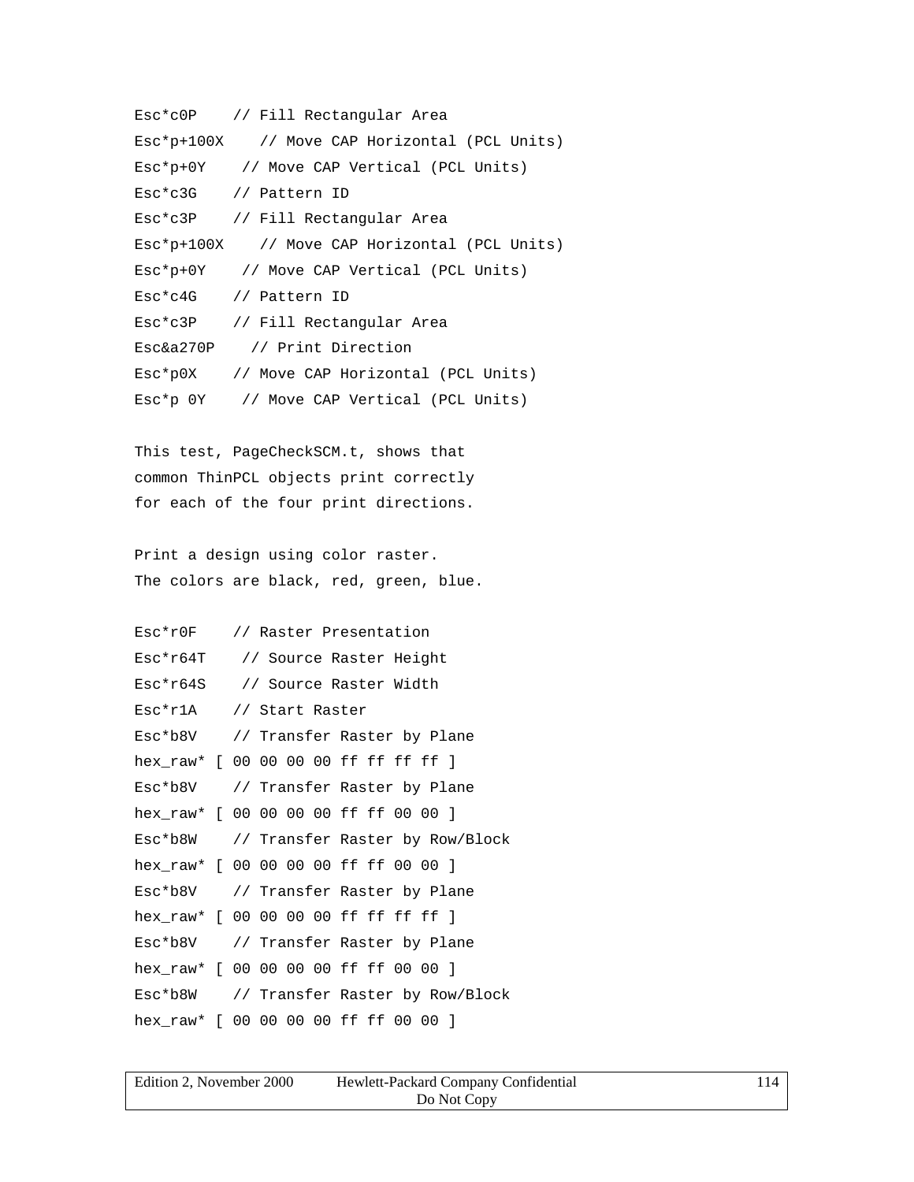```
Esc*c0P    // Fill Rectangular Area
Esc*p+100X    // Move CAP Horizontal (PCL Units)
Esc*p+0Y    // Move CAP Vertical (PCL Units)
Esc*c3G    // Pattern ID
Esc*c3P    // Fill Rectangular Area
Esc*p+100X    // Move CAP Horizontal (PCL Units)
Esc*p+0Y    // Move CAP Vertical (PCL Units)
Esc*c4G    // Pattern ID
Esc*c3P    // Fill Rectangular Area
Esc&a270P    // Print Direction
Esc*p0X    // Move CAP Horizontal (PCL Units)
Esc*p 0Y    // Move CAP Vertical (PCL Units)
```

This test, PageCheckSCM.t, shows that
common ThinPCL objects print correctly
for each of the four print directions.

Print a design using color raster.
The colors are black, red, green, blue.

```
Esc*r0F    // Raster Presentation
Esc*r64T    // Source Raster Height
Esc*r64S    // Source Raster Width
Esc*r1A    // Start Raster
Esc*b8V    // Transfer Raster by Plane
hex_raw* [ 00 00 00 00 ff ff ff ff ]
Esc*b8V    // Transfer Raster by Plane
hex_raw* [ 00 00 00 00 ff ff 00 00 ]
Esc*b8W    // Transfer Raster by Row/Block
hex_raw* [ 00 00 00 00 ff ff 00 00 ]
Esc*b8V    // Transfer Raster by Plane
hex_raw* [ 00 00 00 00 ff ff ff ff ]
Esc*b8V    // Transfer Raster by Plane
hex_raw* [ 00 00 00 00 ff ff 00 00 ]
Esc*b8W    // Transfer Raster by Row/Block
hex_raw* [ 00 00 00 00 ff ff 00 00 ]
```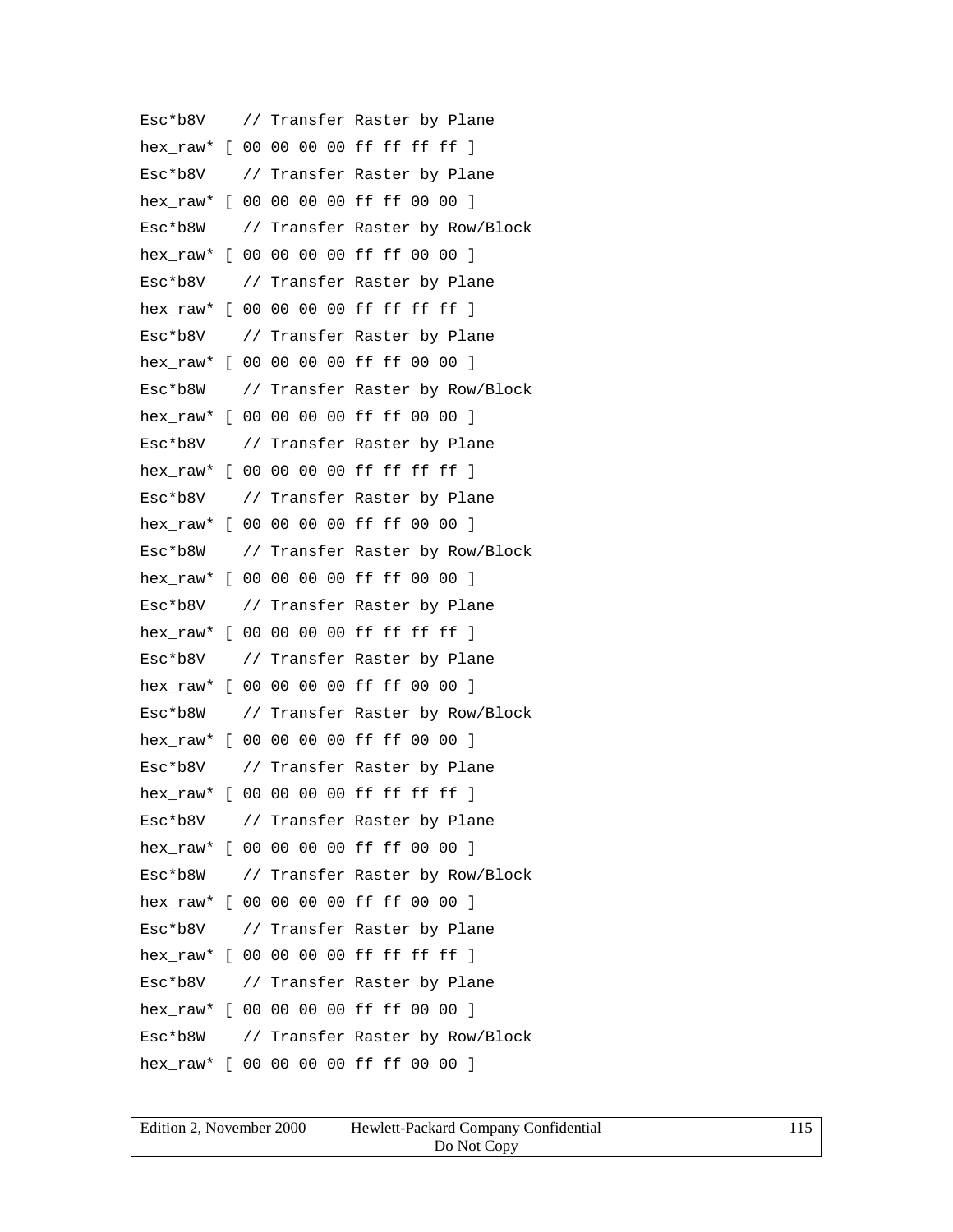```
Esc*b8V    // Transfer Raster by Plane
hex_raw* [ 00 00 00 00 ff ff ff ff ]
Esc*b8V    // Transfer Raster by Plane
hex_raw* [ 00 00 00 00 ff ff 00 00 ]
Esc*b8W    // Transfer Raster by Row/Block
hex_raw* [ 00 00 00 00 ff ff 00 00 ]
Esc*b8V    // Transfer Raster by Plane
hex_raw* [ 00 00 00 00 ff ff ff ff ]
Esc*b8V    // Transfer Raster by Plane
hex_raw* [ 00 00 00 00 ff ff 00 00 ]
Esc*b8W    // Transfer Raster by Row/Block
hex_raw* [ 00 00 00 00 ff ff 00 00 ]
Esc*b8V    // Transfer Raster by Plane
hex_raw* [ 00 00 00 00 ff ff ff ff ]
Esc*b8V    // Transfer Raster by Plane
hex_raw* [ 00 00 00 00 ff ff 00 00 ]
Esc*b8W    // Transfer Raster by Row/Block
hex_raw* [ 00 00 00 00 ff ff 00 00 ]
Esc*b8V    // Transfer Raster by Plane
hex_raw* [ 00 00 00 00 ff ff ff ff ]
Esc*b8V    // Transfer Raster by Plane
hex_raw* [ 00 00 00 00 ff ff 00 00 ]
Esc*b8W    // Transfer Raster by Row/Block
hex_raw* [ 00 00 00 00 ff ff 00 00 ]
Esc*b8V    // Transfer Raster by Plane
hex_raw* [ 00 00 00 00 ff ff ff ff ]
Esc*b8V    // Transfer Raster by Plane
hex_raw* [ 00 00 00 00 ff ff 00 00 ]
Esc*b8W    // Transfer Raster by Row/Block
hex_raw* [ 00 00 00 00 ff ff 00 00 ]
Esc*b8V    // Transfer Raster by Plane
hex_raw* [ 00 00 00 00 ff ff ff ff ]
Esc*b8V    // Transfer Raster by Plane
hex_raw* [ 00 00 00 00 ff ff 00 00 ]
Esc*b8W    // Transfer Raster by Row/Block
hex_raw* [ 00 00 00 00 ff ff 00 00 ]
```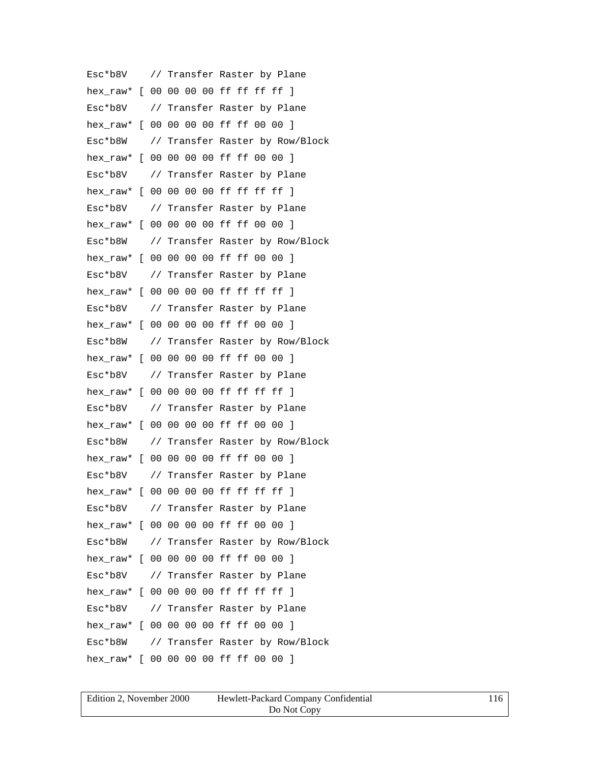```
Esc*b8V    // Transfer Raster by Plane
hex_raw* [ 00 00 00 00 ff ff ff ff ]
Esc*b8V    // Transfer Raster by Plane
hex_raw* [ 00 00 00 00 ff ff 00 00 ]
Esc*b8W    // Transfer Raster by Row/Block
hex_raw* [ 00 00 00 00 ff ff 00 00 ]
Esc*b8V    // Transfer Raster by Plane
hex_raw* [ 00 00 00 00 ff ff ff ff ]
Esc*b8V    // Transfer Raster by Plane
hex_raw* [ 00 00 00 00 ff ff 00 00 ]
Esc*b8W    // Transfer Raster by Row/Block
hex_raw* [ 00 00 00 00 ff ff 00 00 ]
Esc*b8V    // Transfer Raster by Plane
hex_raw* [ 00 00 00 00 ff ff ff ff ]
Esc*b8V    // Transfer Raster by Plane
hex_raw* [ 00 00 00 00 ff ff 00 00 ]
Esc*b8W    // Transfer Raster by Row/Block
hex_raw* [ 00 00 00 00 ff ff 00 00 ]
Esc*b8V    // Transfer Raster by Plane
hex_raw* [ 00 00 00 00 ff ff ff ff ]
Esc*b8V    // Transfer Raster by Plane
hex_raw* [ 00 00 00 00 ff ff 00 00 ]
Esc*b8W    // Transfer Raster by Row/Block
hex_raw* [ 00 00 00 00 ff ff 00 00 ]
Esc*b8V    // Transfer Raster by Plane
hex_raw* [ 00 00 00 00 ff ff ff ff ]
Esc*b8V    // Transfer Raster by Plane
hex_raw* [ 00 00 00 00 ff ff 00 00 ]
Esc*b8W    // Transfer Raster by Row/Block
hex_raw* [ 00 00 00 00 ff ff 00 00 ]
Esc*b8V    // Transfer Raster by Plane
hex_raw* [ 00 00 00 00 ff ff ff ff ]
Esc*b8V    // Transfer Raster by Plane
hex_raw* [ 00 00 00 00 ff ff 00 00 ]
Esc*b8W    // Transfer Raster by Row/Block
hex_raw* [ 00 00 00 00 ff ff 00 00 ]
```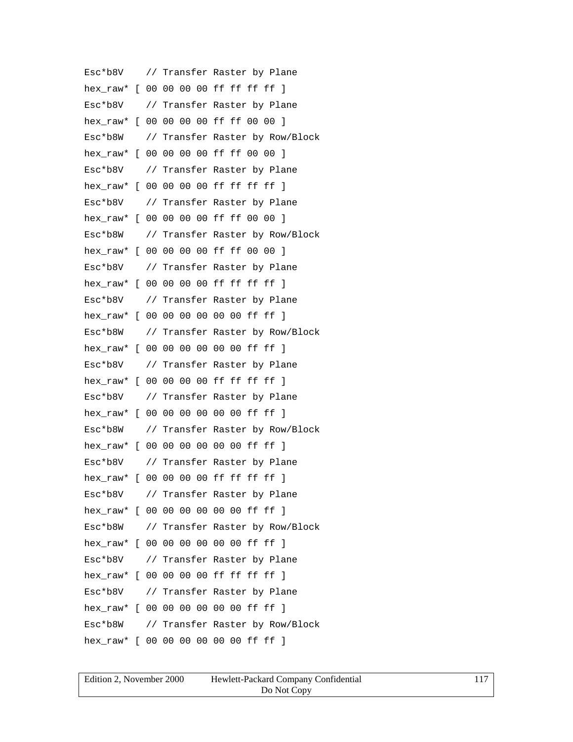```
Esc*b8V    // Transfer Raster by Plane
hex_raw* [ 00 00 00 00 ff ff ff ff ]
Esc*b8V    // Transfer Raster by Plane
hex_raw* [ 00 00 00 00 ff ff 00 00 ]
Esc*b8W    // Transfer Raster by Row/Block
hex_raw* [ 00 00 00 00 ff ff 00 00 ]
Esc*b8V    // Transfer Raster by Plane
hex_raw* [ 00 00 00 00 ff ff ff ff ]
Esc*b8V    // Transfer Raster by Plane
hex_raw* [ 00 00 00 00 ff ff 00 00 ]
Esc*b8W    // Transfer Raster by Row/Block
hex_raw* [ 00 00 00 00 ff ff 00 00 ]
Esc*b8V    // Transfer Raster by Plane
hex_raw* [ 00 00 00 00 ff ff ff ff ]
Esc*b8V    // Transfer Raster by Plane
hex_raw* [ 00 00 00 00 00 00 ff ff ]
Esc*b8W    // Transfer Raster by Row/Block
hex_raw* [ 00 00 00 00 00 00 ff ff ]
Esc*b8V    // Transfer Raster by Plane
hex_raw* [ 00 00 00 00 ff ff ff ff ]
Esc*b8V    // Transfer Raster by Plane
hex_raw* [ 00 00 00 00 00 00 ff ff ]
Esc*b8W    // Transfer Raster by Row/Block
hex_raw* [ 00 00 00 00 00 00 ff ff ]
Esc*b8V    // Transfer Raster by Plane
hex_raw* [ 00 00 00 00 ff ff ff ff ]
Esc*b8V    // Transfer Raster by Plane
hex_raw* [ 00 00 00 00 00 00 ff ff ]
Esc*b8W    // Transfer Raster by Row/Block
hex_raw* [ 00 00 00 00 00 00 ff ff ]
Esc*b8V    // Transfer Raster by Plane
hex_raw* [ 00 00 00 00 ff ff ff ff ]
Esc*b8V    // Transfer Raster by Plane
hex_raw* [ 00 00 00 00 00 00 ff ff ]
Esc*b8W    // Transfer Raster by Row/Block
hex_raw* [ 00 00 00 00 00 00 ff ff ]
```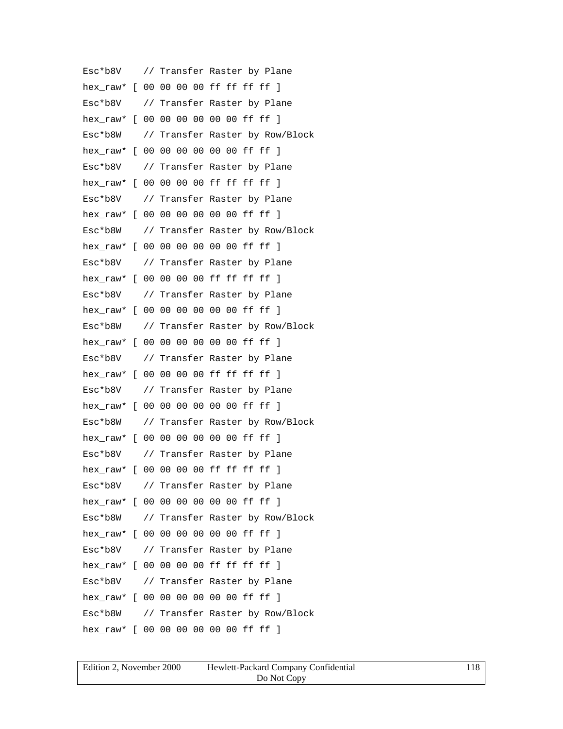```
Esc*b8V    // Transfer Raster by Plane
hex_raw* [ 00 00 00 00 ff ff ff ff ]
Esc*b8V    // Transfer Raster by Plane
hex_raw* [ 00 00 00 00 00 00 ff ff ]
Esc*b8W    // Transfer Raster by Row/Block
hex_raw* [ 00 00 00 00 00 00 ff ff ]
Esc*b8V    // Transfer Raster by Plane
hex_raw* [ 00 00 00 00 ff ff ff ff ]
Esc*b8V    // Transfer Raster by Plane
hex_raw* [ 00 00 00 00 00 00 ff ff ]
Esc*b8W    // Transfer Raster by Row/Block
hex_raw* [ 00 00 00 00 00 00 ff ff ]
Esc*b8V    // Transfer Raster by Plane
hex_raw* [ 00 00 00 00 ff ff ff ff ]
Esc*b8V    // Transfer Raster by Plane
hex_raw* [ 00 00 00 00 00 00 ff ff ]
Esc*b8W    // Transfer Raster by Row/Block
hex_raw* [ 00 00 00 00 00 00 ff ff ]
Esc*b8V    // Transfer Raster by Plane
hex_raw* [ 00 00 00 00 ff ff ff ff ]
Esc*b8V    // Transfer Raster by Plane
hex_raw* [ 00 00 00 00 00 00 ff ff ]
Esc*b8W    // Transfer Raster by Row/Block
hex_raw* [ 00 00 00 00 00 00 ff ff ]
Esc*b8V    // Transfer Raster by Plane
hex_raw* [ 00 00 00 00 ff ff ff ff ]
Esc*b8V    // Transfer Raster by Plane
hex_raw* [ 00 00 00 00 00 00 ff ff ]
Esc*b8W    // Transfer Raster by Row/Block
hex_raw* [ 00 00 00 00 00 00 ff ff ]
Esc*b8V    // Transfer Raster by Plane
hex_raw* [ 00 00 00 00 ff ff ff ff ]
Esc*b8V    // Transfer Raster by Plane
hex_raw* [ 00 00 00 00 00 00 ff ff ]
Esc*b8W    // Transfer Raster by Row/Block
hex_raw* [ 00 00 00 00 00 00 ff ff ]
```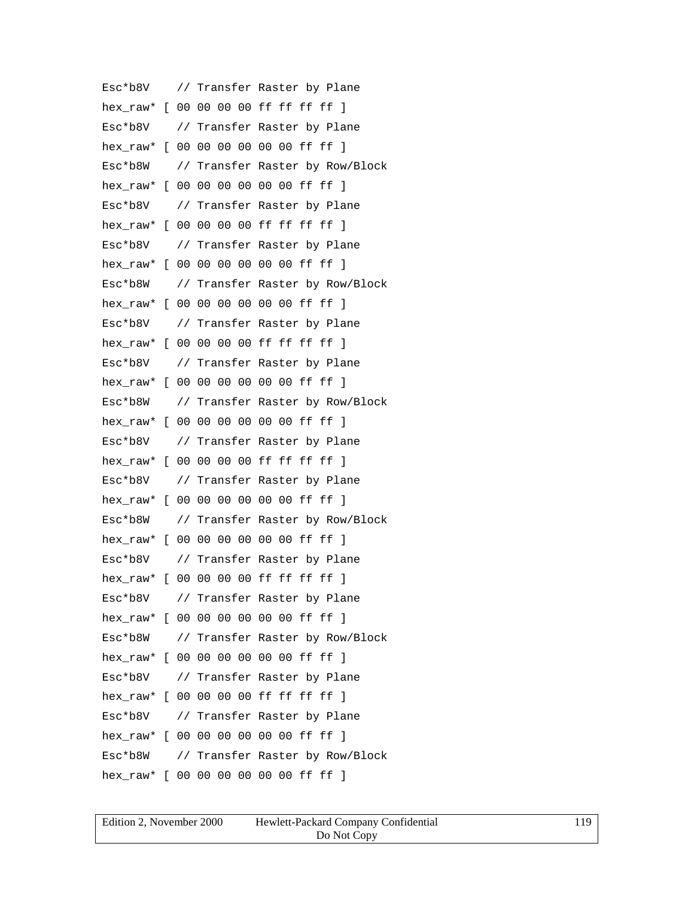```
Esc*b8V    // Transfer Raster by Plane
hex_raw* [ 00 00 00 00 ff ff ff ff ]
Esc*b8V    // Transfer Raster by Plane
hex_raw* [ 00 00 00 00 00 00 ff ff ]
Esc*b8W    // Transfer Raster by Row/Block
hex_raw* [ 00 00 00 00 00 00 ff ff ]
Esc*b8V    // Transfer Raster by Plane
hex_raw* [ 00 00 00 00 ff ff ff ff ]
Esc*b8V    // Transfer Raster by Plane
hex_raw* [ 00 00 00 00 00 00 ff ff ]
Esc*b8W    // Transfer Raster by Row/Block
hex_raw* [ 00 00 00 00 00 00 ff ff ]
Esc*b8V    // Transfer Raster by Plane
hex_raw* [ 00 00 00 00 ff ff ff ff ]
Esc*b8V    // Transfer Raster by Plane
hex_raw* [ 00 00 00 00 00 00 ff ff ]
Esc*b8W    // Transfer Raster by Row/Block
hex_raw* [ 00 00 00 00 00 00 ff ff ]
Esc*b8V    // Transfer Raster by Plane
hex_raw* [ 00 00 00 00 ff ff ff ff ]
Esc*b8V    // Transfer Raster by Plane
hex_raw* [ 00 00 00 00 00 00 ff ff ]
Esc*b8W    // Transfer Raster by Row/Block
hex_raw* [ 00 00 00 00 00 00 ff ff ]
Esc*b8V    // Transfer Raster by Plane
hex_raw* [ 00 00 00 00 ff ff ff ff ]
Esc*b8V    // Transfer Raster by Plane
hex_raw* [ 00 00 00 00 00 00 ff ff ]
Esc*b8W    // Transfer Raster by Row/Block
hex_raw* [ 00 00 00 00 00 00 ff ff ]
Esc*b8V    // Transfer Raster by Plane
hex_raw* [ 00 00 00 00 ff ff ff ff ]
Esc*b8V    // Transfer Raster by Plane
hex_raw* [ 00 00 00 00 00 00 ff ff ]
Esc*b8W    // Transfer Raster by Row/Block
hex_raw* [ 00 00 00 00 00 00 ff ff ]
```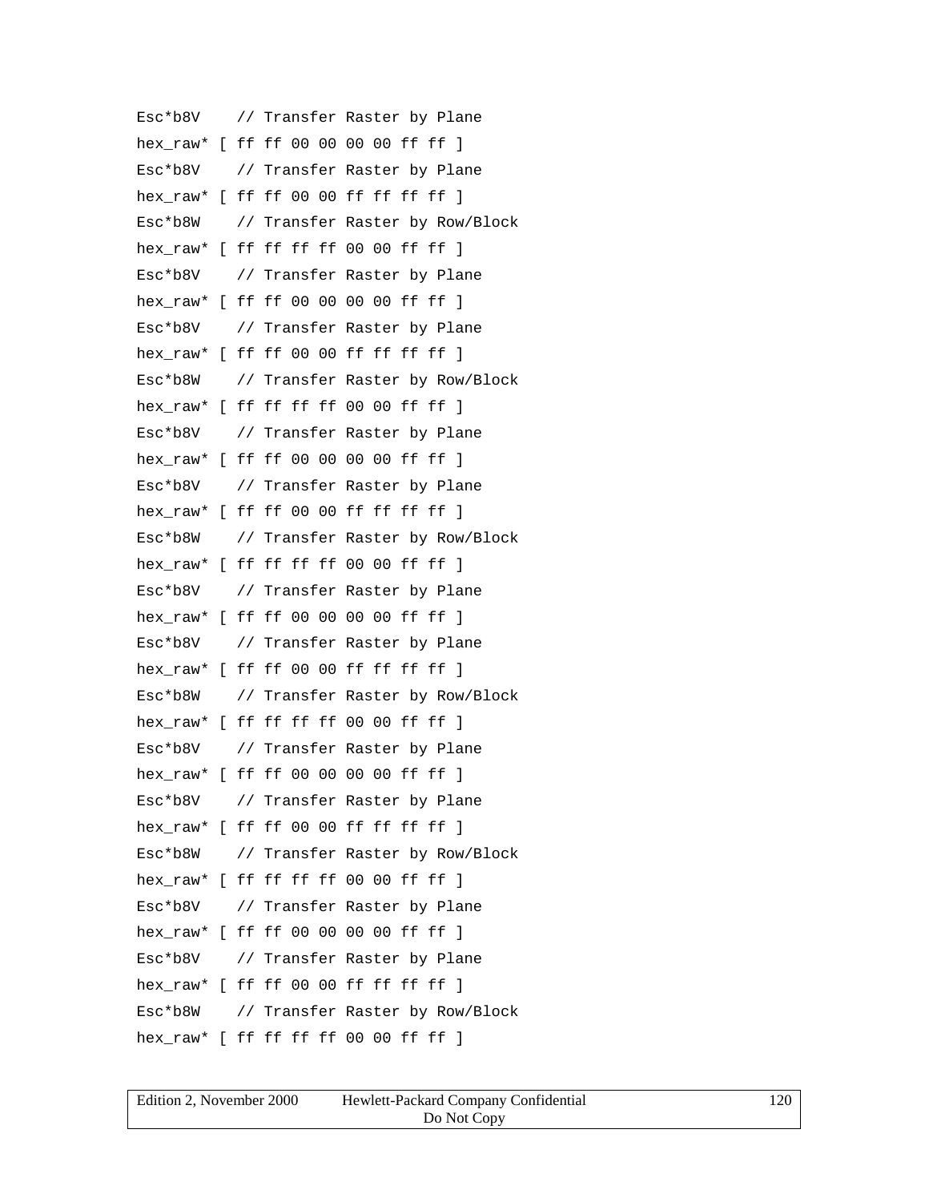```
Esc*b8V    // Transfer Raster by Plane
hex_raw* [ ff ff 00 00 00 00 ff ff ]
Esc*b8V    // Transfer Raster by Plane
hex_raw* [ ff ff 00 00 ff ff ff ff ]
Esc*b8W    // Transfer Raster by Row/Block
hex_raw* [ ff ff ff ff 00 00 ff ff ]
Esc*b8V    // Transfer Raster by Plane
hex_raw* [ ff ff 00 00 00 00 ff ff ]
Esc*b8V    // Transfer Raster by Plane
hex_raw* [ ff ff 00 00 ff ff ff ff ]
Esc*b8W    // Transfer Raster by Row/Block
hex_raw* [ ff ff ff ff 00 00 ff ff ]
Esc*b8V    // Transfer Raster by Plane
hex_raw* [ ff ff 00 00 00 00 ff ff ]
Esc*b8V    // Transfer Raster by Plane
hex_raw* [ ff ff 00 00 ff ff ff ff ]
Esc*b8W    // Transfer Raster by Row/Block
hex_raw* [ ff ff ff ff 00 00 ff ff ]
Esc*b8V    // Transfer Raster by Plane
hex_raw* [ ff ff 00 00 00 00 ff ff ]
Esc*b8V    // Transfer Raster by Plane
hex_raw* [ ff ff 00 00 ff ff ff ff ]
Esc*b8W    // Transfer Raster by Row/Block
hex_raw* [ ff ff ff ff 00 00 ff ff ]
Esc*b8V    // Transfer Raster by Plane
hex_raw* [ ff ff 00 00 00 00 ff ff ]
Esc*b8V    // Transfer Raster by Plane
hex_raw* [ ff ff 00 00 ff ff ff ff ]
Esc*b8W    // Transfer Raster by Row/Block
hex_raw* [ ff ff ff ff 00 00 ff ff ]
Esc*b8V    // Transfer Raster by Plane
hex_raw* [ ff ff 00 00 00 00 ff ff ]
Esc*b8V    // Transfer Raster by Plane
hex_raw* [ ff ff 00 00 ff ff ff ff ]
Esc*b8W    // Transfer Raster by Row/Block
hex_raw* [ ff ff ff ff 00 00 ff ff ]
```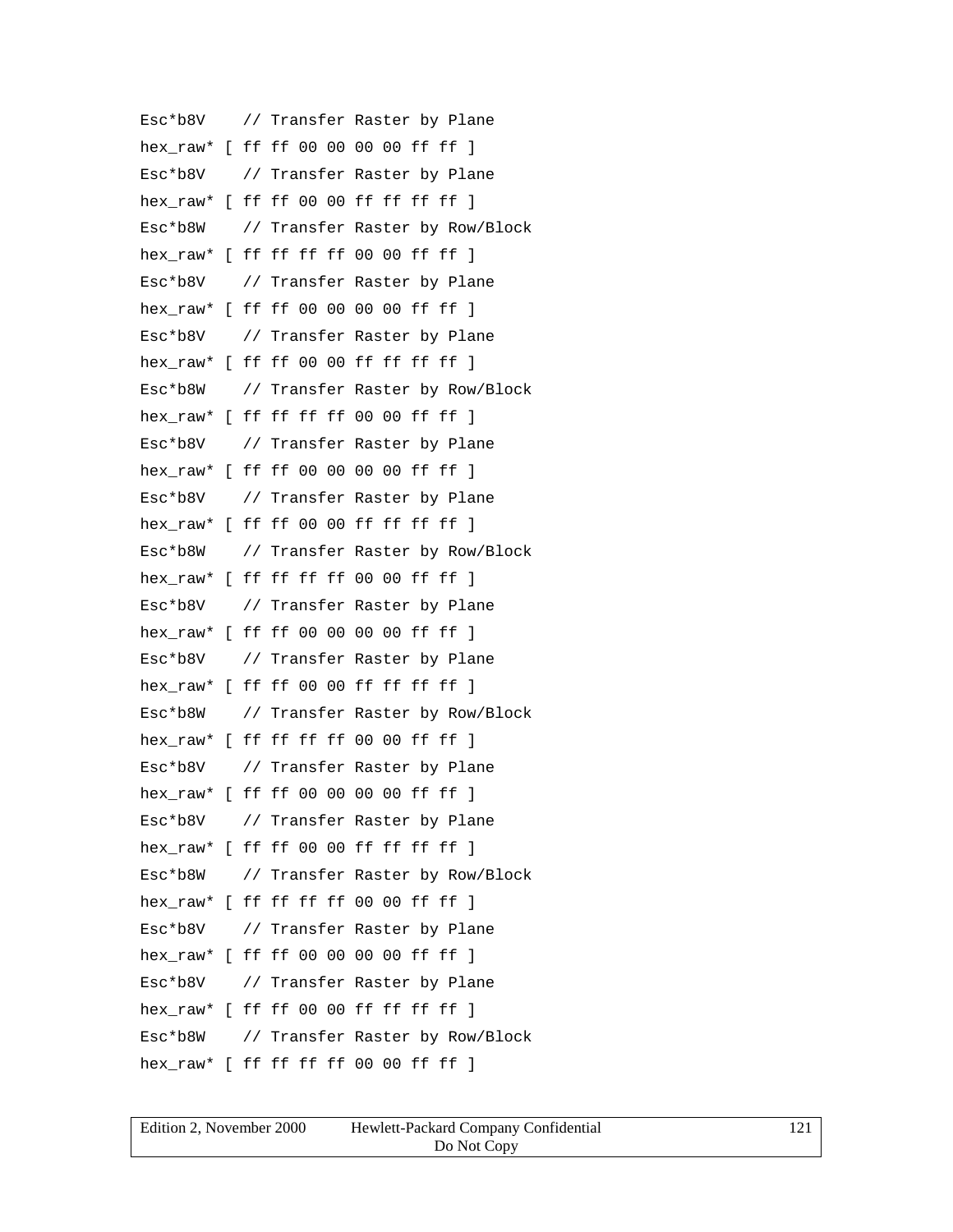```
Esc*b8V    // Transfer Raster by Plane
hex_raw* [ ff ff 00 00 00 00 ff ff ]
Esc*b8V    // Transfer Raster by Plane
hex_raw* [ ff ff 00 00 ff ff ff ff ]
Esc*b8W    // Transfer Raster by Row/Block
hex_raw* [ ff ff ff ff 00 00 ff ff ]
Esc*b8V    // Transfer Raster by Plane
hex_raw* [ ff ff 00 00 00 00 ff ff ]
Esc*b8V    // Transfer Raster by Plane
hex_raw* [ ff ff 00 00 ff ff ff ff ]
Esc*b8W    // Transfer Raster by Row/Block
hex_raw* [ ff ff ff ff 00 00 ff ff ]
Esc*b8V    // Transfer Raster by Plane
hex_raw* [ ff ff 00 00 00 00 ff ff ]
Esc*b8V    // Transfer Raster by Plane
hex_raw* [ ff ff 00 00 ff ff ff ff ]
Esc*b8W    // Transfer Raster by Row/Block
hex_raw* [ ff ff ff ff 00 00 ff ff ]
Esc*b8V    // Transfer Raster by Plane
hex_raw* [ ff ff 00 00 00 00 ff ff ]
Esc*b8V    // Transfer Raster by Plane
hex_raw* [ ff ff 00 00 ff ff ff ff ]
Esc*b8W    // Transfer Raster by Row/Block
hex_raw* [ ff ff ff ff 00 00 ff ff ]
Esc*b8V    // Transfer Raster by Plane
hex_raw* [ ff ff 00 00 00 00 ff ff ]
Esc*b8V    // Transfer Raster by Plane
hex_raw* [ ff ff 00 00 ff ff ff ff ]
Esc*b8W    // Transfer Raster by Row/Block
hex_raw* [ ff ff ff ff 00 00 ff ff ]
Esc*b8V    // Transfer Raster by Plane
hex_raw* [ ff ff 00 00 00 00 ff ff ]
Esc*b8V    // Transfer Raster by Plane
hex_raw* [ ff ff 00 00 ff ff ff ff ]
Esc*b8W    // Transfer Raster by Row/Block
hex_raw* [ ff ff ff ff 00 00 ff ff ]
```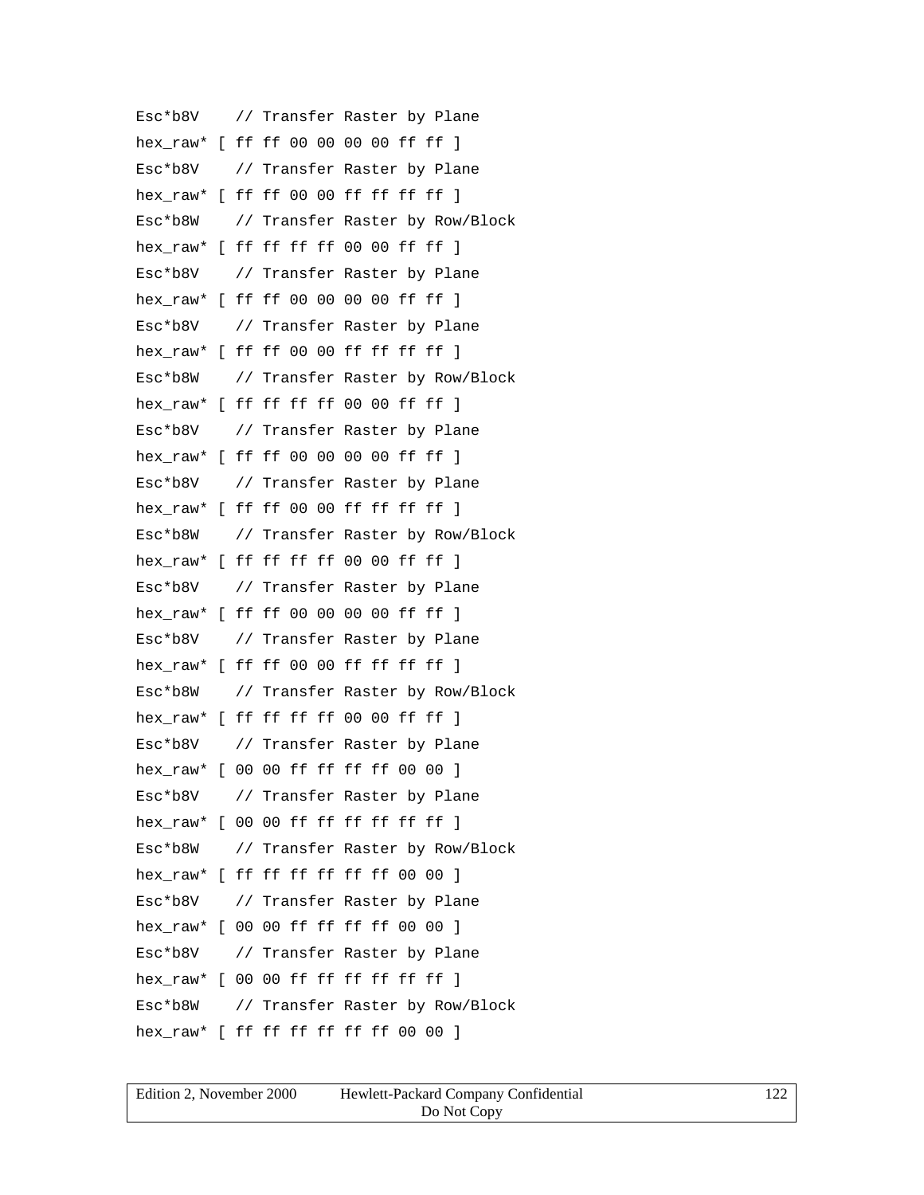```
Esc*b8V    // Transfer Raster by Plane
hex_raw* [ ff ff 00 00 00 00 ff ff ]
Esc*b8V    // Transfer Raster by Plane
hex_raw* [ ff ff 00 00 ff ff ff ff ]
Esc*b8W    // Transfer Raster by Row/Block
hex_raw* [ ff ff ff ff 00 00 ff ff ]
Esc*b8V    // Transfer Raster by Plane
hex_raw* [ ff ff 00 00 00 00 ff ff ]
Esc*b8V    // Transfer Raster by Plane
hex_raw* [ ff ff 00 00 ff ff ff ff ]
Esc*b8W    // Transfer Raster by Row/Block
hex_raw* [ ff ff ff ff 00 00 ff ff ]
Esc*b8V    // Transfer Raster by Plane
hex_raw* [ ff ff 00 00 00 00 ff ff ]
Esc*b8V    // Transfer Raster by Plane
hex_raw* [ ff ff 00 00 ff ff ff ff ]
Esc*b8W    // Transfer Raster by Row/Block
hex_raw* [ ff ff ff ff 00 00 ff ff ]
Esc*b8V    // Transfer Raster by Plane
hex_raw* [ ff ff 00 00 00 00 ff ff ]
Esc*b8V    // Transfer Raster by Plane
hex_raw* [ ff ff 00 00 ff ff ff ff ]
Esc*b8W    // Transfer Raster by Row/Block
hex_raw* [ ff ff ff ff 00 00 ff ff ]
Esc*b8V    // Transfer Raster by Plane
hex_raw* [ 00 00 ff ff ff ff 00 00 ]
Esc*b8V    // Transfer Raster by Plane
hex_raw* [ 00 00 ff ff ff ff ff ff ]
Esc*b8W    // Transfer Raster by Row/Block
hex_raw* [ ff ff ff ff ff ff 00 00 ]
Esc*b8V    // Transfer Raster by Plane
hex_raw* [ 00 00 ff ff ff ff 00 00 ]
Esc*b8V    // Transfer Raster by Plane
hex_raw* [ 00 00 ff ff ff ff ff ff ]
Esc*b8W    // Transfer Raster by Row/Block
hex_raw* [ ff ff ff ff ff ff 00 00 ]
```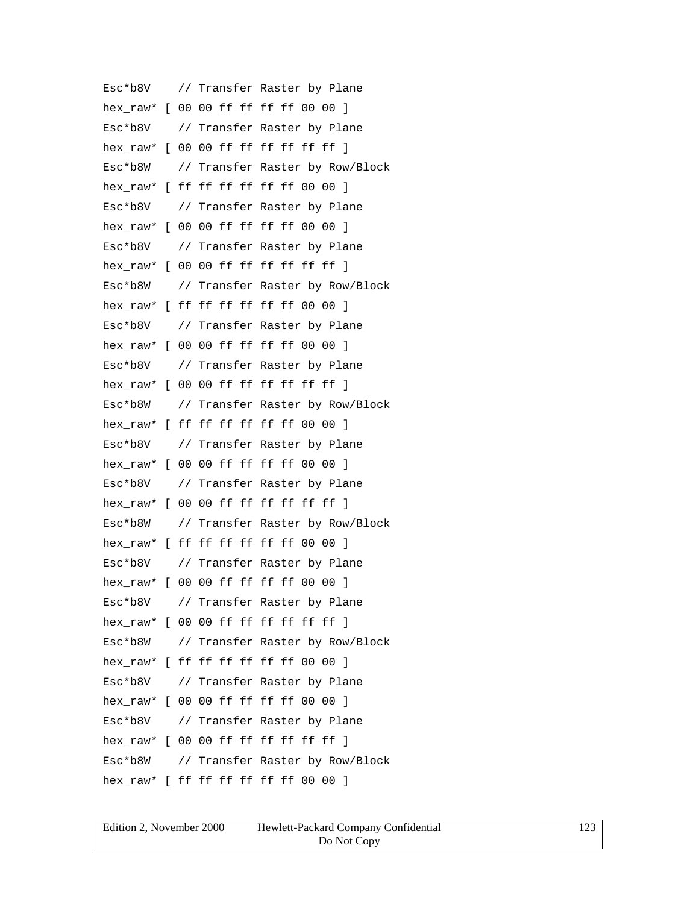```
Esc*b8V    // Transfer Raster by Plane
hex_raw* [ 00 00 ff ff ff ff 00 00 ]
Esc*b8V    // Transfer Raster by Plane
hex_raw* [ 00 00 ff ff ff ff ff ff ]
Esc*b8W    // Transfer Raster by Row/Block
hex_raw* [ ff ff ff ff ff ff 00 00 ]
Esc*b8V    // Transfer Raster by Plane
hex_raw* [ 00 00 ff ff ff ff 00 00 ]
Esc*b8V    // Transfer Raster by Plane
hex_raw* [ 00 00 ff ff ff ff ff ff ]
Esc*b8W    // Transfer Raster by Row/Block
hex_raw* [ ff ff ff ff ff ff 00 00 ]
Esc*b8V    // Transfer Raster by Plane
hex_raw* [ 00 00 ff ff ff ff 00 00 ]
Esc*b8V    // Transfer Raster by Plane
hex_raw* [ 00 00 ff ff ff ff ff ff ]
Esc*b8W    // Transfer Raster by Row/Block
hex_raw* [ ff ff ff ff ff ff 00 00 ]
Esc*b8V    // Transfer Raster by Plane
hex_raw* [ 00 00 ff ff ff ff 00 00 ]
Esc*b8V    // Transfer Raster by Plane
hex_raw* [ 00 00 ff ff ff ff ff ff ]
Esc*b8W    // Transfer Raster by Row/Block
hex_raw* [ ff ff ff ff ff ff 00 00 ]
Esc*b8V    // Transfer Raster by Plane
hex_raw* [ 00 00 ff ff ff ff 00 00 ]
Esc*b8V    // Transfer Raster by Plane
hex_raw* [ 00 00 ff ff ff ff ff ff ]
Esc*b8W    // Transfer Raster by Row/Block
hex_raw* [ ff ff ff ff ff ff 00 00 ]
Esc*b8V    // Transfer Raster by Plane
hex_raw* [ 00 00 ff ff ff ff 00 00 ]
Esc*b8V    // Transfer Raster by Plane
hex_raw* [ 00 00 ff ff ff ff ff ff ]
Esc*b8W    // Transfer Raster by Row/Block
hex_raw* [ ff ff ff ff ff ff 00 00 ]
```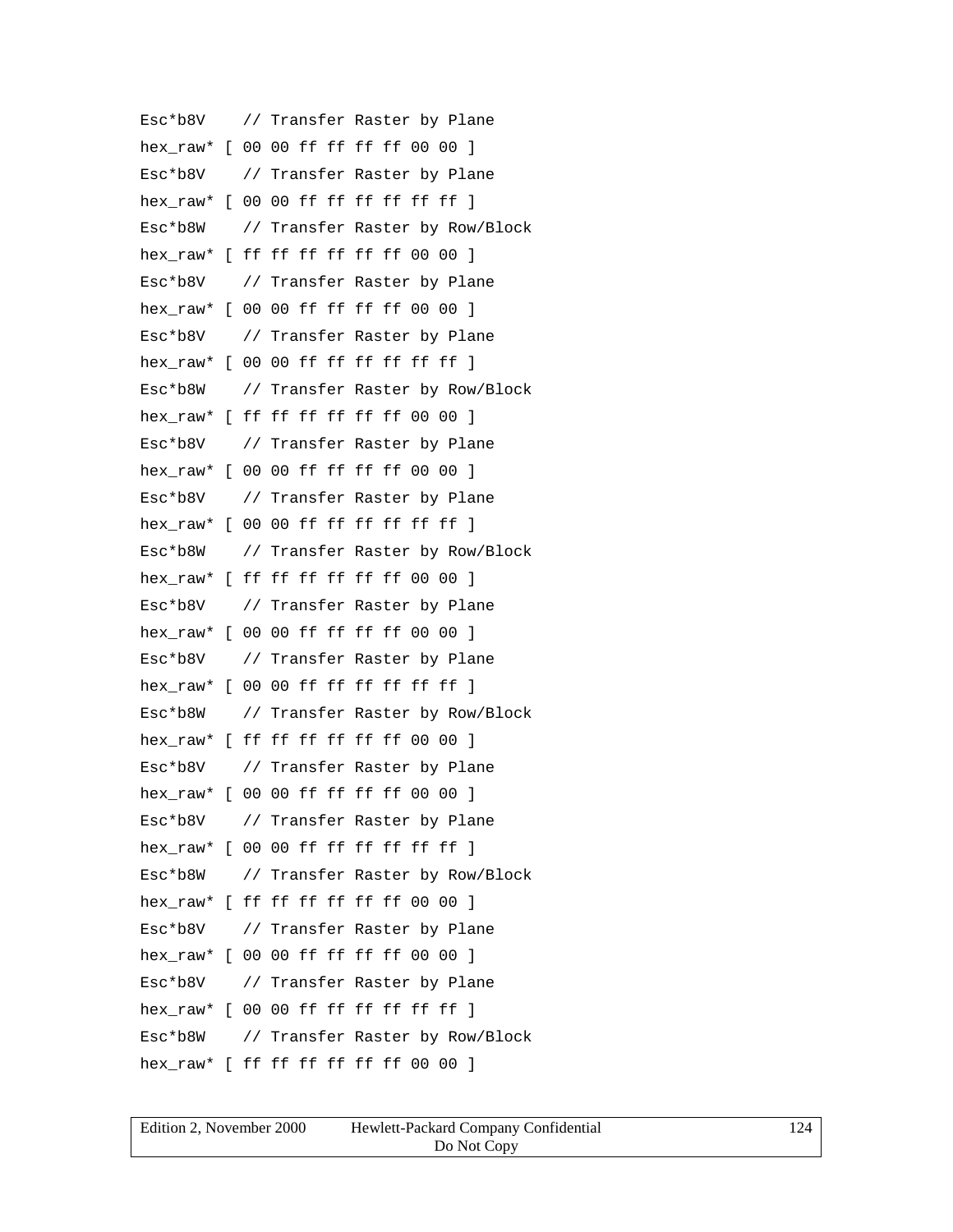```
Esc*b8V    // Transfer Raster by Plane
hex_raw* [ 00 00 ff ff ff ff 00 00 ]
Esc*b8V    // Transfer Raster by Plane
hex_raw* [ 00 00 ff ff ff ff ff ff ]
Esc*b8W    // Transfer Raster by Row/Block
hex_raw* [ ff ff ff ff ff ff 00 00 ]
Esc*b8V    // Transfer Raster by Plane
hex_raw* [ 00 00 ff ff ff ff 00 00 ]
Esc*b8V    // Transfer Raster by Plane
hex_raw* [ 00 00 ff ff ff ff ff ff ]
Esc*b8W    // Transfer Raster by Row/Block
hex_raw* [ ff ff ff ff ff ff 00 00 ]
Esc*b8V    // Transfer Raster by Plane
hex_raw* [ 00 00 ff ff ff ff 00 00 ]
Esc*b8V    // Transfer Raster by Plane
hex_raw* [ 00 00 ff ff ff ff ff ff ]
Esc*b8W    // Transfer Raster by Row/Block
hex_raw* [ ff ff ff ff ff ff 00 00 ]
Esc*b8V    // Transfer Raster by Plane
hex_raw* [ 00 00 ff ff ff ff 00 00 ]
Esc*b8V    // Transfer Raster by Plane
hex_raw* [ 00 00 ff ff ff ff ff ff ]
Esc*b8W    // Transfer Raster by Row/Block
hex_raw* [ ff ff ff ff ff ff 00 00 ]
Esc*b8V    // Transfer Raster by Plane
hex_raw* [ 00 00 ff ff ff ff 00 00 ]
Esc*b8V    // Transfer Raster by Plane
hex_raw* [ 00 00 ff ff ff ff ff ff ]
Esc*b8W    // Transfer Raster by Row/Block
hex_raw* [ ff ff ff ff ff ff 00 00 ]
Esc*b8V    // Transfer Raster by Plane
hex_raw* [ 00 00 ff ff ff ff 00 00 ]
Esc*b8V    // Transfer Raster by Plane
hex_raw* [ 00 00 ff ff ff ff ff ff ]
Esc*b8W    // Transfer Raster by Row/Block
hex_raw* [ ff ff ff ff ff ff 00 00 ]
```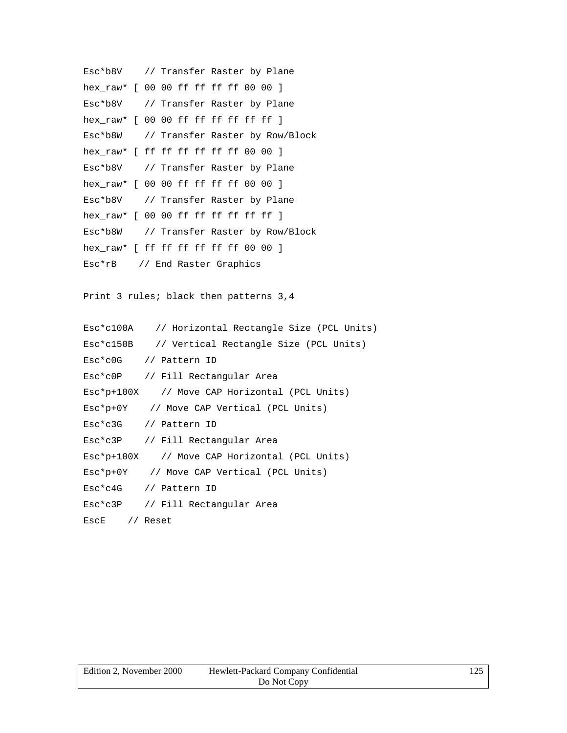```
Esc*b8V    // Transfer Raster by Plane
hex_raw* [ 00 00 ff ff ff ff 00 00 ]
Esc*b8V    // Transfer Raster by Plane
hex_raw* [ 00 00 ff ff ff ff ff ff ]
Esc*b8W    // Transfer Raster by Row/Block
hex_raw* [ ff ff ff ff ff ff 00 00 ]
Esc*b8V    // Transfer Raster by Plane
hex_raw* [ 00 00 ff ff ff ff 00 00 ]
Esc*b8V    // Transfer Raster by Plane
hex_raw* [ 00 00 ff ff ff ff ff ff ]
Esc*b8W    // Transfer Raster by Row/Block
hex_raw* [ ff ff ff ff ff ff 00 00 ]
Esc*rB    // End Raster Graphics
```

Print 3 rules; black then patterns 3,4

```
Esc*c100A    // Horizontal Rectangle Size (PCL Units)
Esc*c150B    // Vertical Rectangle Size (PCL Units)
Esc*c0G    // Pattern ID
Esc*c0P    // Fill Rectangular Area
Esc*p+100X    // Move CAP Horizontal (PCL Units)
Esc*p+0Y    // Move CAP Vertical (PCL Units)
Esc*c3G    // Pattern ID
Esc*c3P    // Fill Rectangular Area
Esc*p+100X    // Move CAP Horizontal (PCL Units)
Esc*p+0Y    // Move CAP Vertical (PCL Units)
Esc*c4G    // Pattern ID
Esc*c3P    // Fill Rectangular Area
EscE    // Reset
```